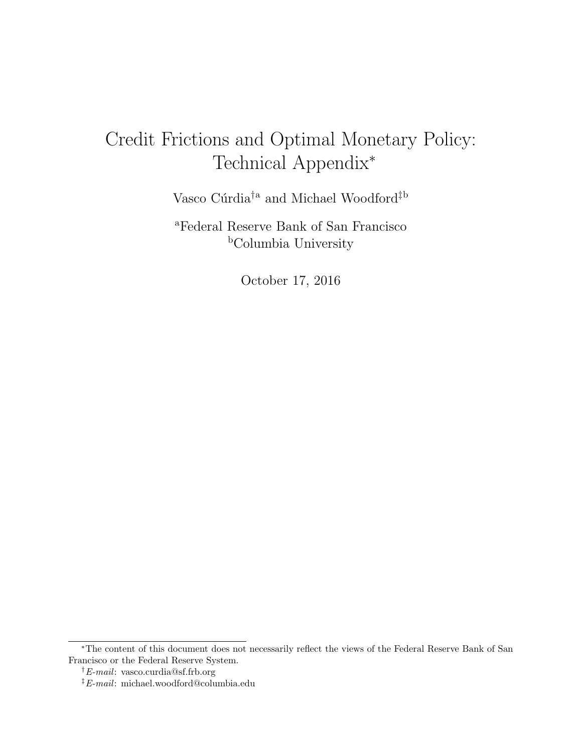# Credit Frictions and Optimal Monetary Policy: Technical Appendix[*]

Vasco Cúrdia[†a] and Michael Woodford[‡b]

[a]Federal Reserve Bank of San Francisco
[b]Columbia University

October 17, 2016

---

[*]The content of this document does not necessarily reflect the views of the Federal Reserve Bank of San Francisco or the Federal Reserve System.

[†]*E-mail*: vasco.curdia@sf.frb.org

[‡]*E-mail*: michael.woodford@columbia.edu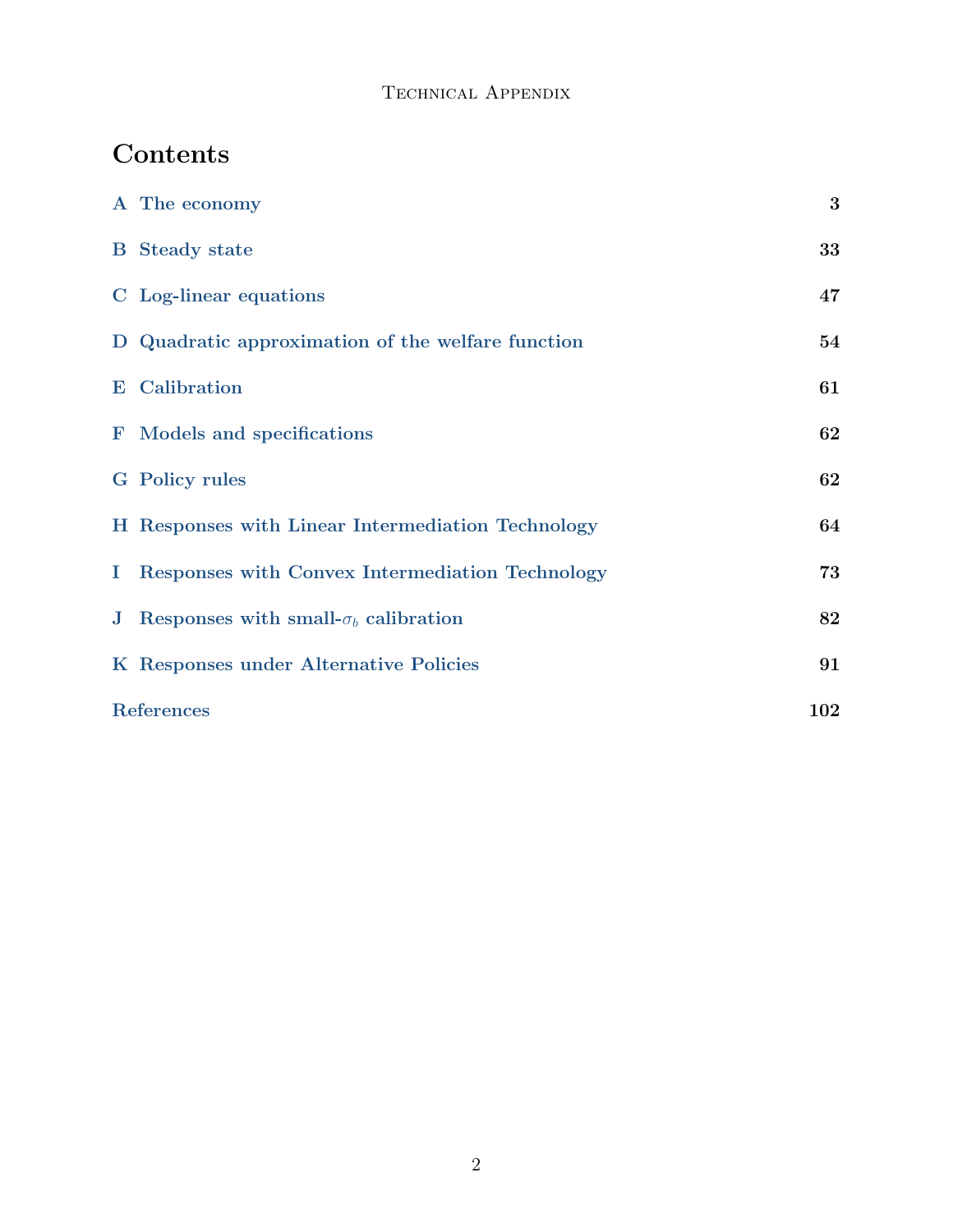# Contents

| | | |
|---|---|---|
| A | The economy | 3 |
| B | Steady state | 33 |
| C | Log-linear equations | 47 |
| D | Quadratic approximation of the welfare function | 54 |
| E | Calibration | 61 |
| F | Models and specifications | 62 |
| G | Policy rules | 62 |
| H | Responses with Linear Intermediation Technology | 64 |
| I | Responses with Convex Intermediation Technology | 73 |
| J | Responses with small-$\sigma_b$ calibration | 82 |
| K | Responses under Alternative Policies | 91 |
| | References | 102 |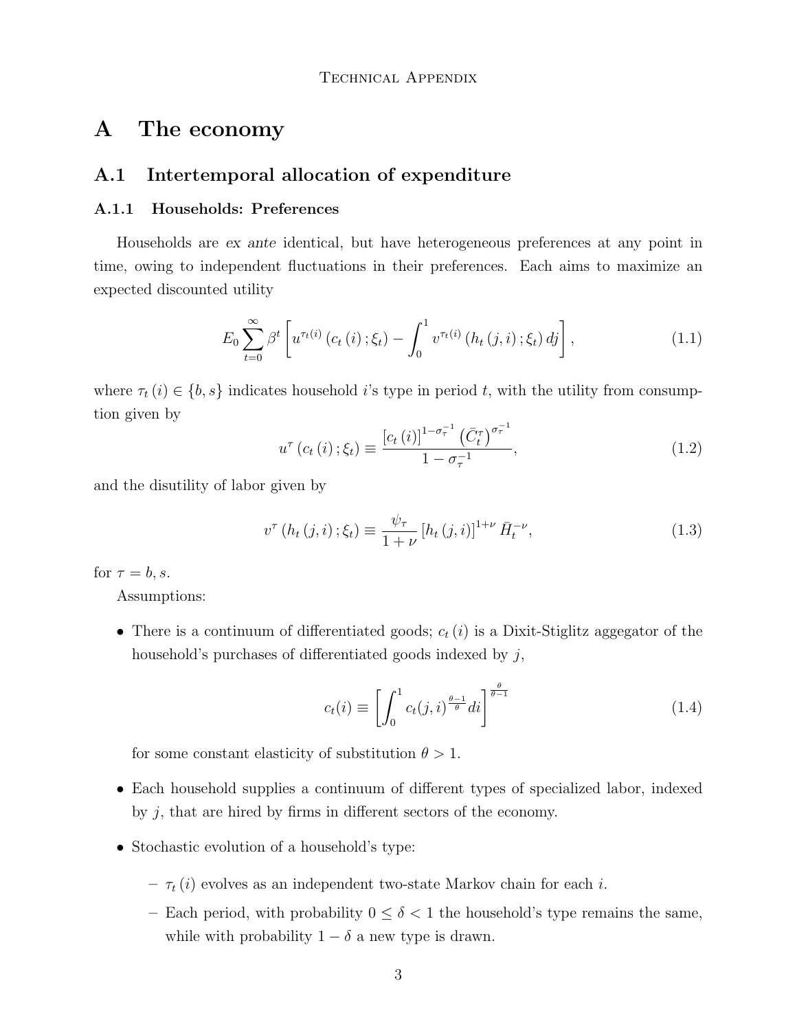# A The economy

## A.1 Intertemporal allocation of expenditure

### A.1.1 Households: Preferences

Households are *ex ante* identical, but have heterogeneous preferences at any point in time, owing to independent fluctuations in their preferences. Each aims to maximize an expected discounted utility

$$E_0 \sum_{t=0}^{\infty} \beta^t \left[ u^{\tau_t(i)} \left( c_t\left(i\right); \xi_t \right) - \int_0^1 v^{\tau_t(i)} \left( h_t\left(j, i\right); \xi_t \right) dj \right], \tag{1.1}$$

where $\tau_t(i) \in \{b, s\}$ indicates household $i$'s type in period $t$, with the utility from consumption given by

$$u^{\tau} \left( c_t\left(i\right); \xi_t \right) \equiv \frac{\left[c_t\left(i\right)\right]^{1-\sigma_\tau^{-1}} \left(\bar{C}_t^{\tau}\right)^{\sigma_\tau^{-1}}}{1-\sigma_\tau^{-1}}, \tag{1.2}$$

and the disutility of labor given by

$$v^{\tau} \left( h_t\left(j, i\right); \xi_t \right) \equiv \frac{\psi_\tau}{1+\nu} \left[h_t\left(j, i\right)\right]^{1+\nu} \bar{H}_t^{-\nu}, \tag{1.3}$$

for $\tau = b, s$.

Assumptions:

- There is a continuum of differentiated goods; $c_t(i)$ is a Dixit-Stiglitz aggegator of the household's purchases of differentiated goods indexed by $j$,

$$c_t(i) \equiv \left[ \int_0^1 c_t(j,i)^{\frac{\theta-1}{\theta}} di \right]^{\frac{\theta}{\theta-1}} \tag{1.4}$$

  for some constant elasticity of substitution $\theta > 1$.

- Each household supplies a continuum of different types of specialized labor, indexed by $j$, that are hired by firms in different sectors of the economy.

- Stochastic evolution of a household's type:
  - $\tau_t(i)$ evolves as an independent two-state Markov chain for each $i$.
  - Each period, with probability $0 \leq \delta < 1$ the household's type remains the same, while with probability $1 - \delta$ a new type is drawn.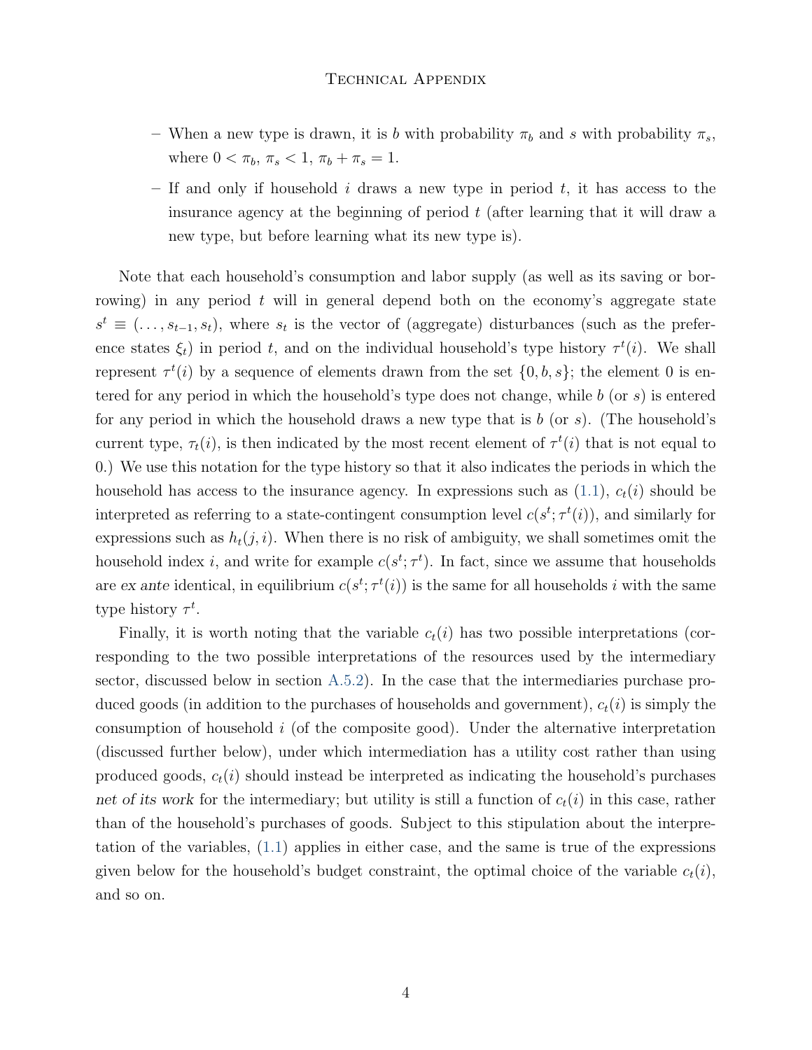- When a new type is drawn, it is $b$ with probability $\pi_b$ and $s$ with probability $\pi_s$, where $0 < \pi_b,\ \pi_s < 1,\ \pi_b + \pi_s = 1$.
- If and only if household $i$ draws a new type in period $t$, it has access to the insurance agency at the beginning of period $t$ (after learning that it will draw a new type, but before learning what its new type is).

Note that each household's consumption and labor supply (as well as its saving or borrowing) in any period $t$ will in general depend both on the economy's aggregate state $s^t \equiv (\ldots, s_{t-1}, s_t)$, where $s_t$ is the vector of (aggregate) disturbances (such as the preference states $\xi_t$) in period $t$, and on the individual household's type history $\tau^t(i)$. We shall represent $\tau^t(i)$ by a sequence of elements drawn from the set $\{0, b, s\}$; the element 0 is entered for any period in which the household's type does not change, while $b$ (or $s$) is entered for any period in which the household draws a new type that is $b$ (or $s$). (The household's current type, $\tau_t(i)$, is then indicated by the most recent element of $\tau^t(i)$ that is not equal to 0.) We use this notation for the type history so that it also indicates the periods in which the household has access to the insurance agency. In expressions such as (1.1), $c_t(i)$ should be interpreted as referring to a state-contingent consumption level $c(s^t; \tau^t(i))$, and similarly for expressions such as $h_t(j, i)$. When there is no risk of ambiguity, we shall sometimes omit the household index $i$, and write for example $c(s^t; \tau^t)$. In fact, since we assume that households are *ex ante* identical, in equilibrium $c(s^t; \tau^t(i))$ is the same for all households $i$ with the same type history $\tau^t$.

Finally, it is worth noting that the variable $c_t(i)$ has two possible interpretations (corresponding to the two possible interpretations of the resources used by the intermediary sector, discussed below in section A.5.2). In the case that the intermediaries purchase produced goods (in addition to the purchases of households and government), $c_t(i)$ is simply the consumption of household $i$ (of the composite good). Under the alternative interpretation (discussed further below), under which intermediation has a utility cost rather than using produced goods, $c_t(i)$ should instead be interpreted as indicating the household's purchases *net of its work* for the intermediary; but utility is still a function of $c_t(i)$ in this case, rather than of the household's purchases of goods. Subject to this stipulation about the interpretation of the variables, (1.1) applies in either case, and the same is true of the expressions given below for the household's budget constraint, the optimal choice of the variable $c_t(i)$, and so on.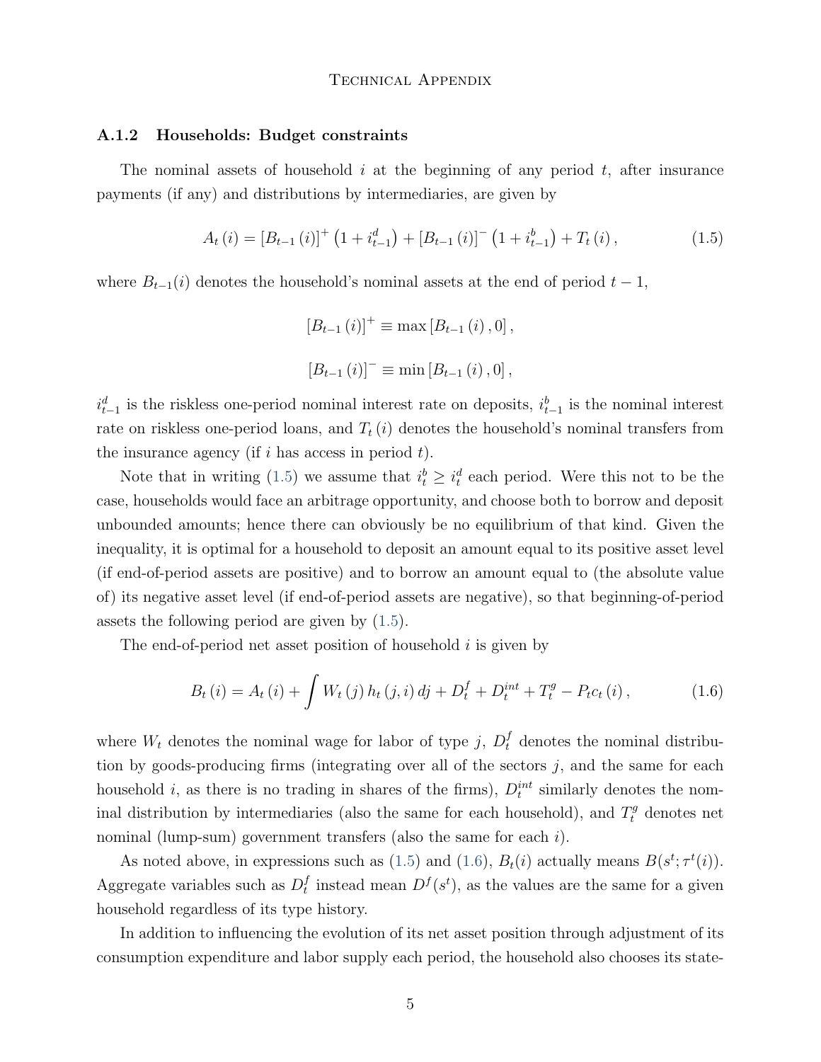### A.1.2 Households: Budget constraints

The nominal assets of household $i$ at the beginning of any period $t$, after insurance payments (if any) and distributions by intermediaries, are given by

$$A_t(i) = [B_{t-1}(i)]^+ \left(1 + i_{t-1}^d\right) + [B_{t-1}(i)]^- \left(1 + i_{t-1}^b\right) + T_t(i), \tag{1.5}$$

where $B_{t-1}(i)$ denotes the household's nominal assets at the end of period $t-1$,

$$[B_{t-1}(i)]^+ \equiv \max[B_{t-1}(i), 0],$$

$$[B_{t-1}(i)]^- \equiv \min[B_{t-1}(i), 0],$$

$i_{t-1}^d$ is the riskless one-period nominal interest rate on deposits, $i_{t-1}^b$ is the nominal interest rate on riskless one-period loans, and $T_t(i)$ denotes the household's nominal transfers from the insurance agency (if $i$ has access in period $t$).

Note that in writing (1.5) we assume that $i_t^b \geq i_t^d$ each period. Were this not to be the case, households would face an arbitrage opportunity, and choose both to borrow and deposit unbounded amounts; hence there can obviously be no equilibrium of that kind. Given the inequality, it is optimal for a household to deposit an amount equal to its positive asset level (if end-of-period assets are positive) and to borrow an amount equal to (the absolute value of) its negative asset level (if end-of-period assets are negative), so that beginning-of-period assets the following period are given by (1.5).

The end-of-period net asset position of household $i$ is given by

$$B_t(i) = A_t(i) + \int W_t(j) h_t(j,i)\, dj + D_t^f + D_t^{int} + T_t^g - P_t c_t(i), \tag{1.6}$$

where $W_t$ denotes the nominal wage for labor of type $j$, $D_t^f$ denotes the nominal distribution by goods-producing firms (integrating over all of the sectors $j$, and the same for each household $i$, as there is no trading in shares of the firms), $D_t^{int}$ similarly denotes the nominal distribution by intermediaries (also the same for each household), and $T_t^g$ denotes net nominal (lump-sum) government transfers (also the same for each $i$).

As noted above, in expressions such as (1.5) and (1.6), $B_t(i)$ actually means $B(s^t; \tau^t(i))$. Aggregate variables such as $D_t^f$ instead mean $D^f(s^t)$, as the values are the same for a given household regardless of its type history.

In addition to influencing the evolution of its net asset position through adjustment of its consumption expenditure and labor supply each period, the household also chooses its state-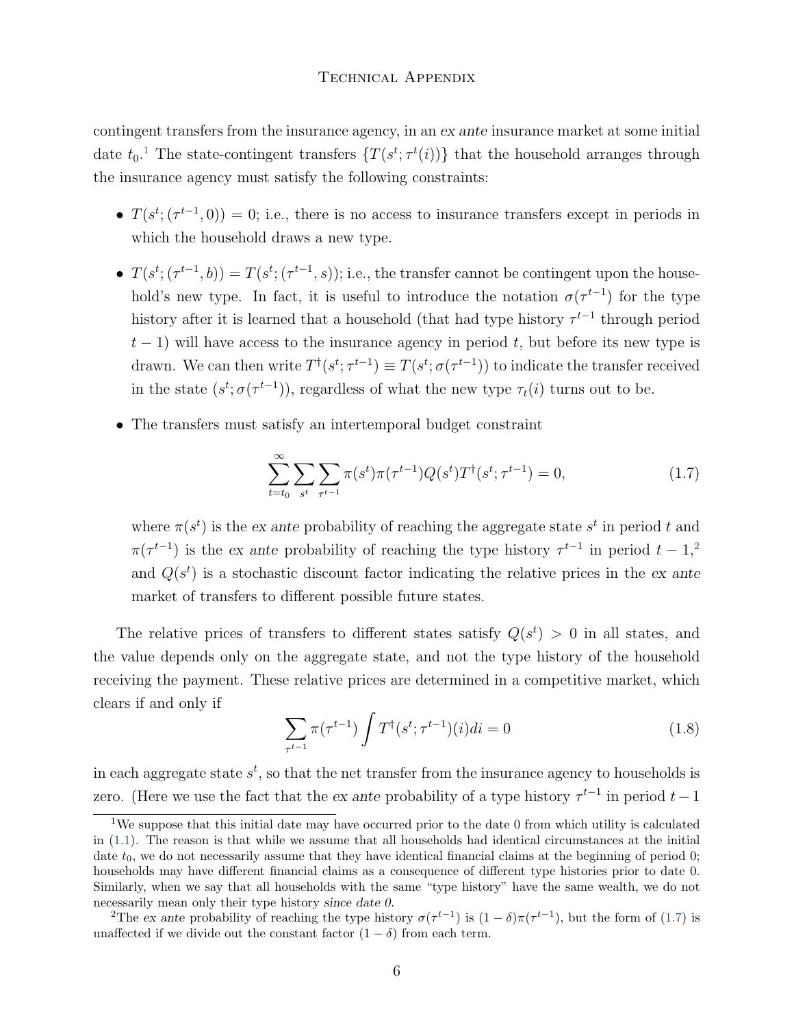contingent transfers from the insurance agency, in an *ex ante* insurance market at some initial date $t_0$.[1] The state-contingent transfers $\{T(s^t; \tau^t(i))\}$ that the household arranges through the insurance agency must satisfy the following constraints:

- $T(s^t; (\tau^{t-1}, 0)) = 0$; i.e., there is no access to insurance transfers except in periods in which the household draws a new type.

- $T(s^t; (\tau^{t-1}, b)) = T(s^t; (\tau^{t-1}, s))$; i.e., the transfer cannot be contingent upon the household's new type. In fact, it is useful to introduce the notation $\sigma(\tau^{t-1})$ for the type history after it is learned that a household (that had type history $\tau^{t-1}$ through period $t-1$) will have access to the insurance agency in period $t$, but before its new type is drawn. We can then write $T^\dagger(s^t; \tau^{t-1}) \equiv T(s^t; \sigma(\tau^{t-1}))$ to indicate the transfer received in the state $(s^t; \sigma(\tau^{t-1}))$, regardless of what the new type $\tau_t(i)$ turns out to be.

- The transfers must satisfy an intertemporal budget constraint

$$\sum_{t=t_0}^{\infty} \sum_{s^t} \sum_{\tau^{t-1}} \pi(s^t)\pi(\tau^{t-1})Q(s^t)T^\dagger(s^t; \tau^{t-1}) = 0, \tag{1.7}$$

  where $\pi(s^t)$ is the *ex ante* probability of reaching the aggregate state $s^t$ in period $t$ and $\pi(\tau^{t-1})$ is the *ex ante* probability of reaching the type history $\tau^{t-1}$ in period $t-1$,[2] and $Q(s^t)$ is a stochastic discount factor indicating the relative prices in the *ex ante* market of transfers to different possible future states.

The relative prices of transfers to different states satisfy $Q(s^t) > 0$ in all states, and the value depends only on the aggregate state, and not the type history of the household receiving the payment. These relative prices are determined in a competitive market, which clears if and only if

$$\sum_{\tau^{t-1}} \pi(\tau^{t-1}) \int T^\dagger(s^t; \tau^{t-1})(i)di = 0 \tag{1.8}$$

in each aggregate state $s^t$, so that the net transfer from the insurance agency to households is zero. (Here we use the fact that the *ex ante* probability of a type history $\tau^{t-1}$ in period $t-1$

---

[1] We suppose that this initial date may have occurred prior to the date 0 from which utility is calculated in (1.1). The reason is that while we assume that all households had identical circumstances at the initial date $t_0$, we do not necessarily assume that they have identical financial claims at the beginning of period 0; households may have different financial claims as a consequence of different type histories prior to date 0. Similarly, when we say that all households with the same "type history" have the same wealth, we do not necessarily mean only their type history *since date 0*.

[2] The *ex ante* probability of reaching the type history $\sigma(\tau^{t-1})$ is $(1-\delta)\pi(\tau^{t-1})$, but the form of (1.7) is unaffected if we divide out the constant factor $(1-\delta)$ from each term.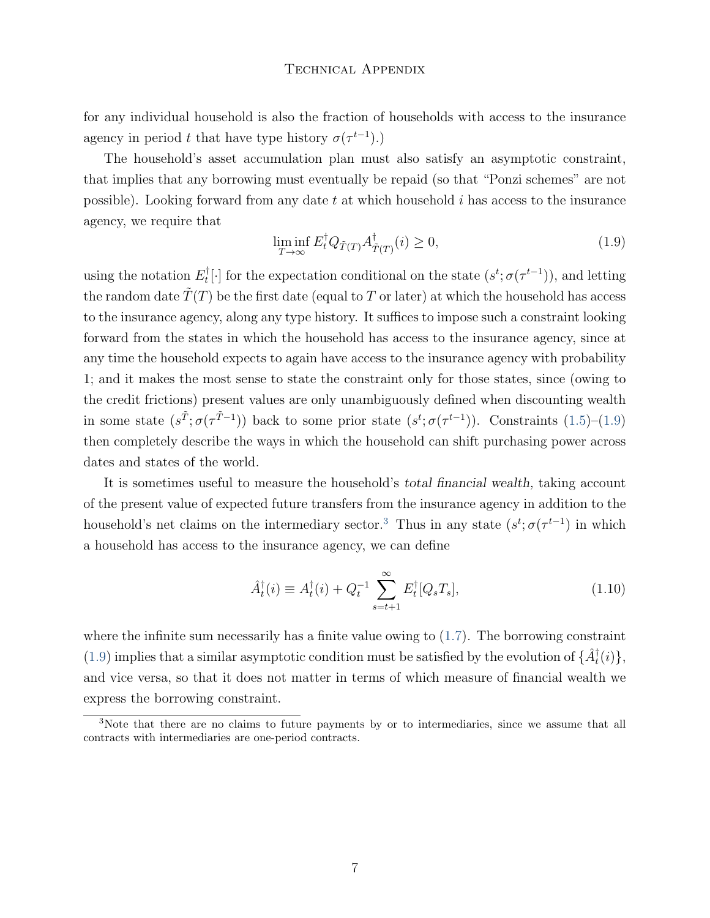for any individual household is also the fraction of households with access to the insurance agency in period $t$ that have type history $\sigma(\tau^{t-1})$.)

The household's asset accumulation plan must also satisfy an asymptotic constraint, that implies that any borrowing must eventually be repaid (so that "Ponzi schemes" are not possible). Looking forward from any date $t$ at which household $i$ has access to the insurance agency, we require that

$$\liminf_{T\to\infty} E_t^\dagger Q_{\tilde{T}(T)} A^\dagger_{\tilde{T}(T)}(i) \geq 0, \tag{1.9}$$

using the notation $E_t^\dagger[\cdot]$ for the expectation conditional on the state $(s^t; \sigma(\tau^{t-1}))$, and letting the random date $\tilde{T}(T)$ be the first date (equal to $T$ or later) at which the household has access to the insurance agency, along any type history. It suffices to impose such a constraint looking forward from the states in which the household has access to the insurance agency, since at any time the household expects to again have access to the insurance agency with probability 1; and it makes the most sense to state the constraint only for those states, since (owing to the credit frictions) present values are only unambiguously defined when discounting wealth in some state $(s^{\tilde{T}}; \sigma(\tau^{\tilde{T}-1}))$ back to some prior state $(s^t; \sigma(\tau^{t-1}))$. Constraints (1.5)–(1.9) then completely describe the ways in which the household can shift purchasing power across dates and states of the world.

It is sometimes useful to measure the household's *total financial wealth*, taking account of the present value of expected future transfers from the insurance agency in addition to the household's net claims on the intermediary sector.[3] Thus in any state $(s^t; \sigma(\tau^{t-1})$ in which a household has access to the insurance agency, we can define

$$\hat{A}_t^\dagger(i) \equiv A_t^\dagger(i) + Q_t^{-1} \sum_{s=t+1}^{\infty} E_t^\dagger[Q_s T_s], \tag{1.10}$$

where the infinite sum necessarily has a finite value owing to (1.7). The borrowing constraint (1.9) implies that a similar asymptotic condition must be satisfied by the evolution of $\{\hat{A}_t^\dagger(i)\}$, and vice versa, so that it does not matter in terms of which measure of financial wealth we express the borrowing constraint.

[3] Note that there are no claims to future payments by or to intermediaries, since we assume that all contracts with intermediaries are one-period contracts.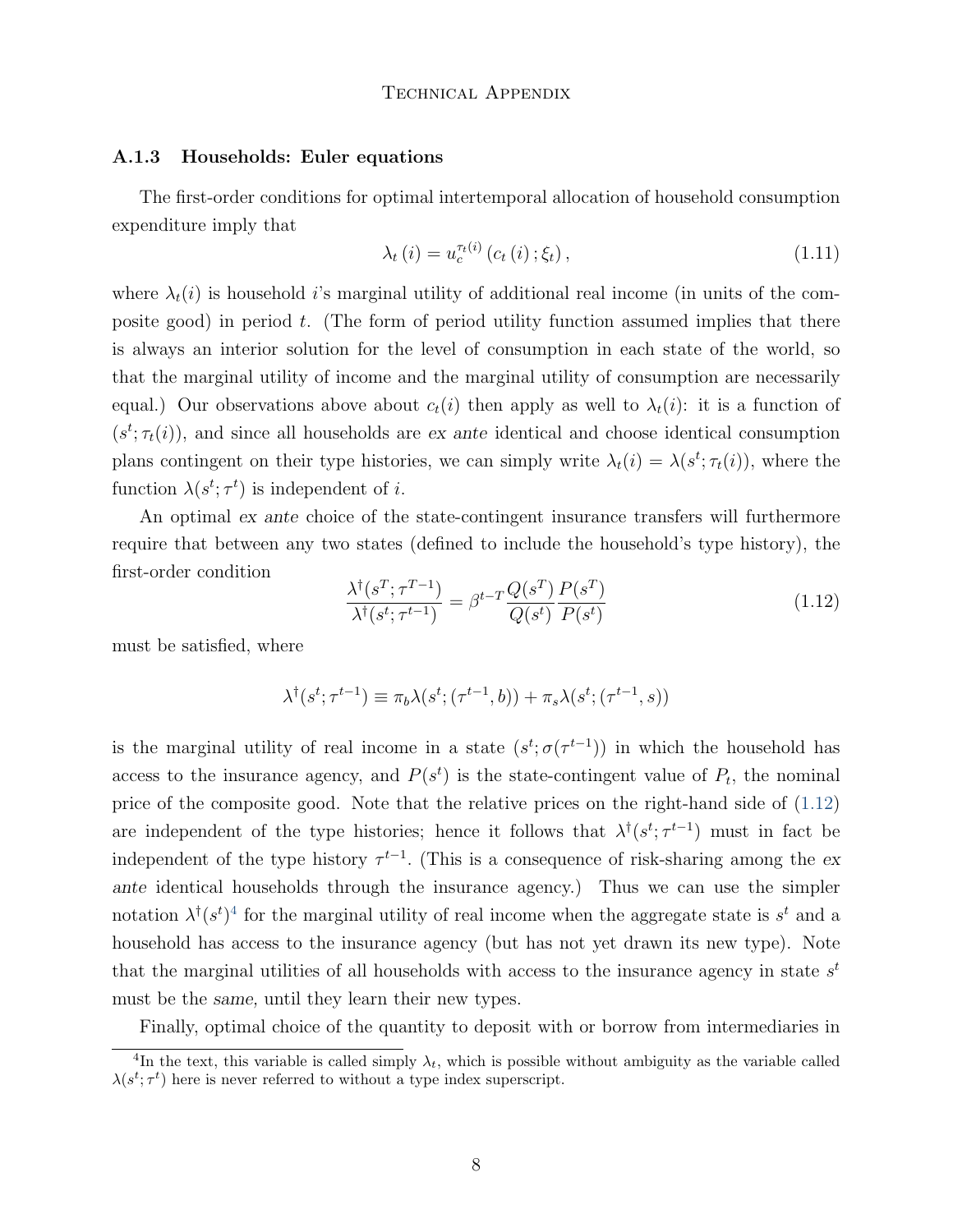### A.1.3 Households: Euler equations

The first-order conditions for optimal intertemporal allocation of household consumption expenditure imply that

$$\lambda_t(i) = u_c^{\tau_t(i)}(c_t(i); \xi_t), \tag{1.11}$$

where $\lambda_t(i)$ is household $i$'s marginal utility of additional real income (in units of the composite good) in period $t$. (The form of period utility function assumed implies that there is always an interior solution for the level of consumption in each state of the world, so that the marginal utility of income and the marginal utility of consumption are necessarily equal.) Our observations above about $c_t(i)$ then apply as well to $\lambda_t(i)$: it is a function of $(s^t; \tau_t(i))$, and since all households are *ex ante* identical and choose identical consumption plans contingent on their type histories, we can simply write $\lambda_t(i) = \lambda(s^t; \tau_t(i))$, where the function $\lambda(s^t; \tau^t)$ is independent of $i$.

An optimal *ex ante* choice of the state-contingent insurance transfers will furthermore require that between any two states (defined to include the household's type history), the first-order condition

$$\frac{\lambda^\dagger(s^T; \tau^{T-1})}{\lambda^\dagger(s^t; \tau^{t-1})} = \beta^{t-T} \frac{Q(s^T)}{Q(s^t)} \frac{P(s^T)}{P(s^t)} \tag{1.12}$$

must be satisfied, where

$$\lambda^\dagger(s^t; \tau^{t-1}) \equiv \pi_b \lambda(s^t; (\tau^{t-1}, b)) + \pi_s \lambda(s^t; (\tau^{t-1}, s))$$

is the marginal utility of real income in a state $(s^t; \sigma(\tau^{t-1}))$ in which the household has access to the insurance agency, and $P(s^t)$ is the state-contingent value of $P_t$, the nominal price of the composite good. Note that the relative prices on the right-hand side of (1.12) are independent of the type histories; hence it follows that $\lambda^\dagger(s^t; \tau^{t-1})$ must in fact be independent of the type history $\tau^{t-1}$. (This is a consequence of risk-sharing among the *ex ante* identical households through the insurance agency.) Thus we can use the simpler notation $\lambda^\dagger(s^t)$[4] for the marginal utility of real income when the aggregate state is $s^t$ and a household has access to the insurance agency (but has not yet drawn its new type). Note that the marginal utilities of all households with access to the insurance agency in state $s^t$ must be the *same,* until they learn their new types.

Finally, optimal choice of the quantity to deposit with or borrow from intermediaries in

[4] In the text, this variable is called simply $\lambda_t$, which is possible without ambiguity as the variable called $\lambda(s^t; \tau^t)$ here is never referred to without a type index superscript.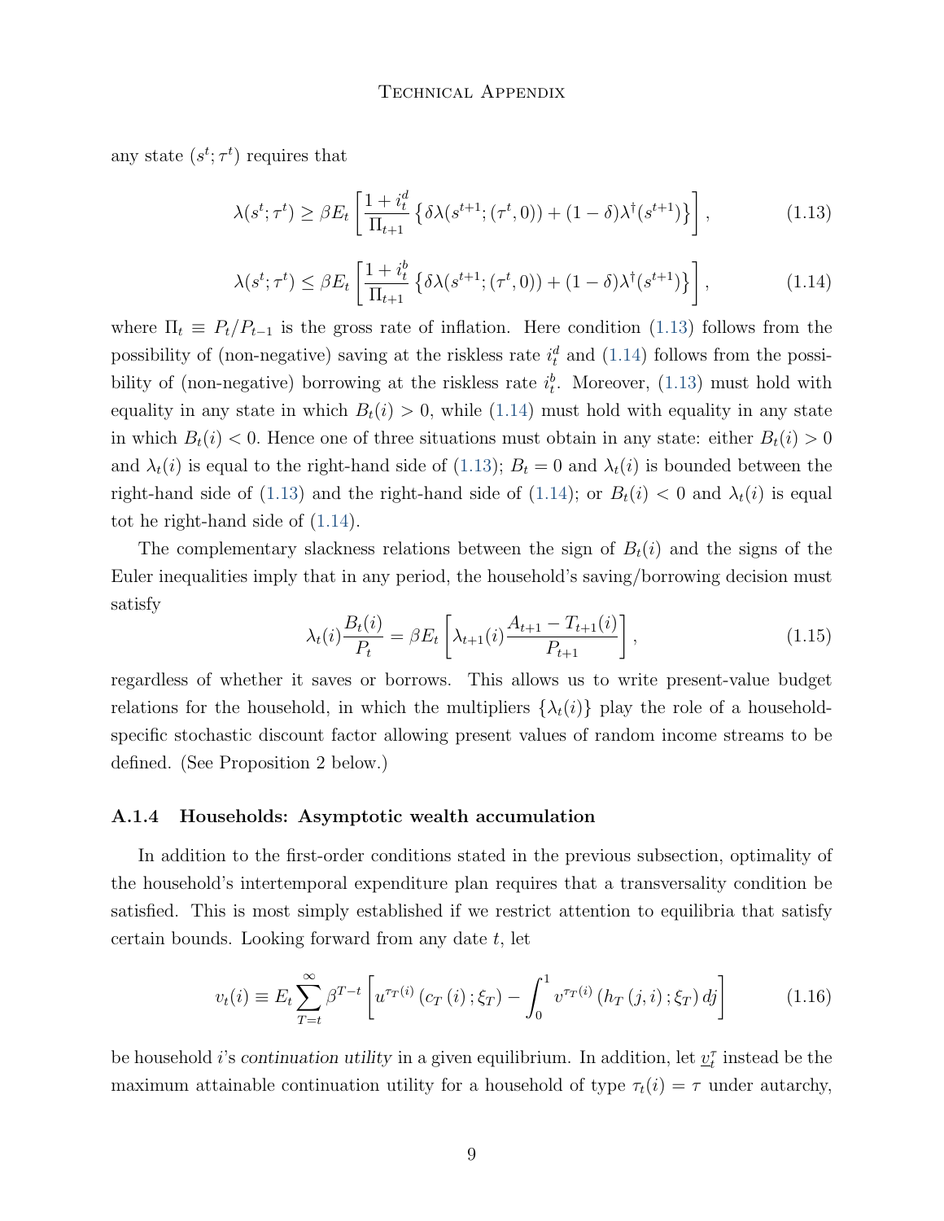any state $(s^t; \tau^t)$ requires that

$$\lambda(s^t; \tau^t) \geq \beta E_t \left[ \frac{1 + i_t^d}{\Pi_{t+1}} \left\{ \delta \lambda(s^{t+1}; (\tau^t, 0)) + (1 - \delta) \lambda^{\dagger}(s^{t+1}) \right\} \right], \tag{1.13}$$

$$\lambda(s^t; \tau^t) \leq \beta E_t \left[ \frac{1 + i_t^b}{\Pi_{t+1}} \left\{ \delta \lambda(s^{t+1}; (\tau^t, 0)) + (1 - \delta) \lambda^{\dagger}(s^{t+1}) \right\} \right], \tag{1.14}$$

where $\Pi_t \equiv P_t / P_{t-1}$ is the gross rate of inflation. Here condition (1.13) follows from the possibility of (non-negative) saving at the riskless rate $i_t^d$ and (1.14) follows from the possibility of (non-negative) borrowing at the riskless rate $i_t^b$. Moreover, (1.13) must hold with equality in any state in which $B_t(i) > 0$, while (1.14) must hold with equality in any state in which $B_t(i) < 0$. Hence one of three situations must obtain in any state: either $B_t(i) > 0$ and $\lambda_t(i)$ is equal to the right-hand side of (1.13); $B_t = 0$ and $\lambda_t(i)$ is bounded between the right-hand side of (1.13) and the right-hand side of (1.14); or $B_t(i) < 0$ and $\lambda_t(i)$ is equal tot he right-hand side of (1.14).

The complementary slackness relations between the sign of $B_t(i)$ and the signs of the Euler inequalities imply that in any period, the household's saving/borrowing decision must satisfy

$$\lambda_t(i) \frac{B_t(i)}{P_t} = \beta E_t \left[ \lambda_{t+1}(i) \frac{A_{t+1} - T_{t+1}(i)}{P_{t+1}} \right], \tag{1.15}$$

regardless of whether it saves or borrows. This allows us to write present-value budget relations for the household, in which the multipliers $\{\lambda_t(i)\}$ play the role of a household-specific stochastic discount factor allowing present values of random income streams to be defined. (See Proposition 2 below.)

### A.1.4 Households: Asymptotic wealth accumulation

In addition to the first-order conditions stated in the previous subsection, optimality of the household's intertemporal expenditure plan requires that a transversality condition be satisfied. This is most simply established if we restrict attention to equilibria that satisfy certain bounds. Looking forward from any date $t$, let

$$v_t(i) \equiv E_t \sum_{T=t}^{\infty} \beta^{T-t} \left[ u^{\tau_T(i)} \left( c_T(i); \xi_T \right) - \int_0^1 v^{\tau_T(i)} \left( h_T(j, i); \xi_T \right) dj \right] \tag{1.16}$$

be household $i$'s *continuation utility* in a given equilibrium. In addition, let $\underline{v}_t^{\tau}$ instead be the maximum attainable continuation utility for a household of type $\tau_t(i) = \tau$ under autarchy,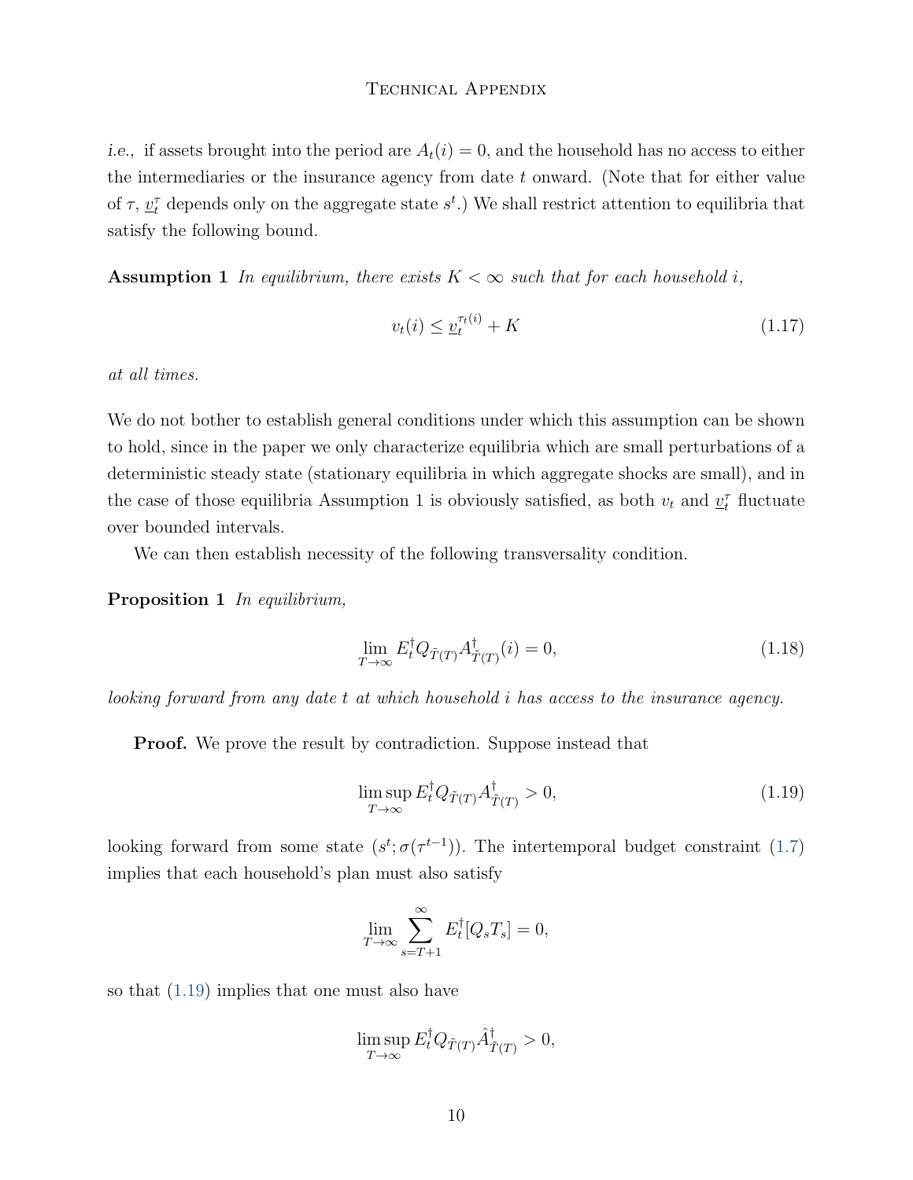*i.e.,* if assets brought into the period are $A_t(i) = 0$, and the household has no access to either the intermediaries or the insurance agency from date $t$ onward. (Note that for either value of $\tau$, $\underline{v}_t^\tau$ depends only on the aggregate state $s^t$.) We shall restrict attention to equilibria that satisfy the following bound.

**Assumption 1** *In equilibrium, there exists $K < \infty$ such that for each household $i$,*

$$v_t(i) \leq \underline{v}_t^{\tau_t(i)} + K \tag{1.17}$$

*at all times.*

We do not bother to establish general conditions under which this assumption can be shown to hold, since in the paper we only characterize equilibria which are small perturbations of a deterministic steady state (stationary equilibria in which aggregate shocks are small), and in the case of those equilibria Assumption 1 is obviously satisfied, as both $v_t$ and $\underline{v}_t^\tau$ fluctuate over bounded intervals.

We can then establish necessity of the following transversality condition.

**Proposition 1** *In equilibrium,*

$$\lim_{T\to\infty} E_t^\dagger Q_{\tilde{T}(T)} A_{\tilde{T}(T)}^\dagger(i) = 0, \tag{1.18}$$

*looking forward from any date $t$ at which household $i$ has access to the insurance agency.*

**Proof.** We prove the result by contradiction. Suppose instead that

$$\limsup_{T\to\infty} E_t^\dagger Q_{\tilde{T}(T)} A_{\tilde{T}(T)}^\dagger > 0, \tag{1.19}$$

looking forward from some state $(s^t; \sigma(\tau^{t-1}))$. The intertemporal budget constraint (1.7) implies that each household's plan must also satisfy

$$\lim_{T\to\infty} \sum_{s=T+1}^{\infty} E_t^\dagger [Q_s T_s] = 0,$$

so that (1.19) implies that one must also have

$$\limsup_{T\to\infty} E_t^\dagger Q_{\tilde{T}(T)} \hat{A}_{\tilde{T}(T)}^\dagger > 0,$$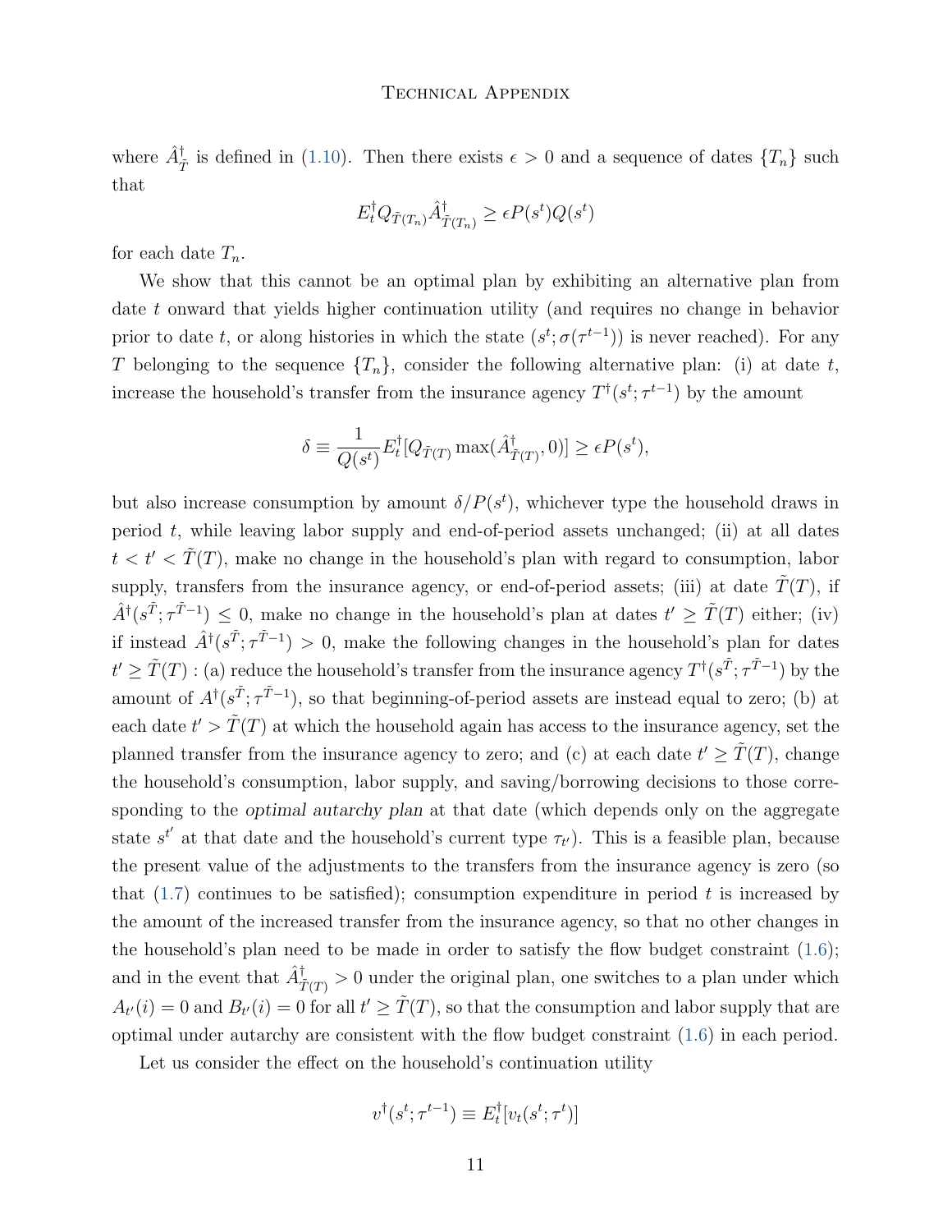where $\hat{A}^{\dagger}_{\tilde{T}}$ is defined in (1.10). Then there exists $\epsilon > 0$ and a sequence of dates $\{T_n\}$ such that

$$E^{\dagger}_t Q_{\tilde{T}(T_n)} \hat{A}^{\dagger}_{\tilde{T}(T_n)} \geq \epsilon P(s^t) Q(s^t)$$

for each date $T_n$.

We show that this cannot be an optimal plan by exhibiting an alternative plan from date $t$ onward that yields higher continuation utility (and requires no change in behavior prior to date $t$, or along histories in which the state $(s^t; \sigma(\tau^{t-1}))$ is never reached). For any $T$ belonging to the sequence $\{T_n\}$, consider the following alternative plan: (i) at date $t$, increase the household's transfer from the insurance agency $T^{\dagger}(s^t; \tau^{t-1})$ by the amount

$$\delta \equiv \frac{1}{Q(s^t)} E^{\dagger}_t [Q_{\tilde{T}(T)} \max(\hat{A}^{\dagger}_{\tilde{T}(T)}, 0)] \geq \epsilon P(s^t),$$

but also increase consumption by amount $\delta / P(s^t)$, whichever type the household draws in period $t$, while leaving labor supply and end-of-period assets unchanged; (ii) at all dates $t < t' < \tilde{T}(T)$, make no change in the household's plan with regard to consumption, labor supply, transfers from the insurance agency, or end-of-period assets; (iii) at date $\tilde{T}(T)$, if $\hat{A}^{\dagger}(s^{\tilde{T}}; \tau^{\tilde{T}-1}) \leq 0$, make no change in the household's plan at dates $t' \geq \tilde{T}(T)$ either; (iv) if instead $\hat{A}^{\dagger}(s^{\tilde{T}}; \tau^{\tilde{T}-1}) > 0$, make the following changes in the household's plan for dates $t' \geq \tilde{T}(T)$ : (a) reduce the household's transfer from the insurance agency $T^{\dagger}(s^{\tilde{T}}; \tau^{\tilde{T}-1})$ by the amount of $A^{\dagger}(s^{\tilde{T}}; \tau^{\tilde{T}-1})$, so that beginning-of-period assets are instead equal to zero; (b) at each date $t' > \tilde{T}(T)$ at which the household again has access to the insurance agency, set the planned transfer from the insurance agency to zero; and (c) at each date $t' \geq \tilde{T}(T)$, change the household's consumption, labor supply, and saving/borrowing decisions to those corresponding to the *optimal autarchy plan* at that date (which depends only on the aggregate state $s^{t'}$ at that date and the household's current type $\tau_{t'}$). This is a feasible plan, because the present value of the adjustments to the transfers from the insurance agency is zero (so that (1.7) continues to be satisfied); consumption expenditure in period $t$ is increased by the amount of the increased transfer from the insurance agency, so that no other changes in the household's plan need to be made in order to satisfy the flow budget constraint (1.6); and in the event that $\hat{A}^{\dagger}_{\tilde{T}(T)} > 0$ under the original plan, one switches to a plan under which $A_{t'}(i) = 0$ and $B_{t'}(i) = 0$ for all $t' \geq \tilde{T}(T)$, so that the consumption and labor supply that are optimal under autarchy are consistent with the flow budget constraint (1.6) in each period.

Let us consider the effect on the household's continuation utility

$$v^{\dagger}(s^t; \tau^{t-1}) \equiv E^{\dagger}_t [v_t(s^t; \tau^t)]$$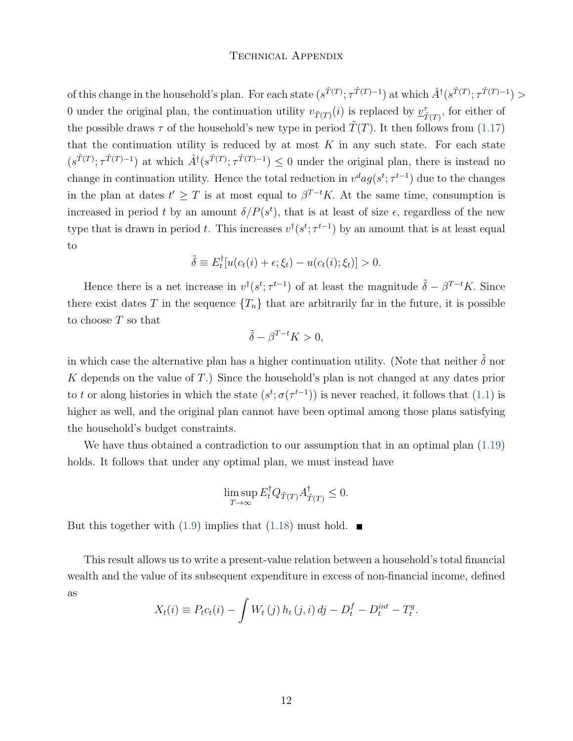of this change in the household's plan. For each state $(s^{\tilde{T}(T)}; \tau^{\tilde{T}(T)-1})$ at which $\hat{A}^{\dagger}(s^{\tilde{T}(T)}; \tau^{\tilde{T}(T)-1}) > 0$ under the original plan, the continuation utility $v_{\tilde{T}(T)}(i)$ is replaced by $\underline{v}^{\tau}_{\tilde{T}(T)}$, for either of the possible draws $\tau$ of the household's new type in period $\tilde{T}(T)$. It then follows from (1.17) that the continuation utility is reduced by at most $K$ in any such state. For each state $(s^{\tilde{T}(T)}; \tau^{\tilde{T}(T)-1})$ at which $\hat{A}^{\dagger}(s^{\tilde{T}(T)}; \tau^{\tilde{T}(T)-1}) \leq 0$ under the original plan, there is instead no change in continuation utility. Hence the total reduction in $v^d ag(s^t; \tau^{t-1})$ due to the changes in the plan at dates $t' \geq T$ is at most equal to $\beta^{T-t}K$. At the same time, consumption is increased in period $t$ by an amount $\delta / P(s^t)$, that is at least of size $\epsilon$, regardless of the new type that is drawn in period $t$. This increases $v^{\dagger}(s^t; \tau^{t-1})$ by an amount that is at least equal to

$$\tilde{\delta} \equiv E_t^{\dagger}[u(c_t(i) + \epsilon; \xi_t) - u(c_t(i); \xi_t)] > 0.$$

Hence there is a net increase in $v^{\dagger}(s^t; \tau^{t-1})$ of at least the magnitude $\tilde{\delta} - \beta^{T-t}K$. Since there exist dates $T$ in the sequence $\{T_n\}$ that are arbitrarily far in the future, it is possible to choose $T$ so that

$$\tilde{\delta} - \beta^{T-t}K > 0,$$

in which case the alternative plan has a higher continuation utility. (Note that neither $\tilde{\delta}$ nor $K$ depends on the value of $T$.) Since the household's plan is not changed at any dates prior to $t$ or along histories in which the state $(s^t; \sigma(\tau^{t-1}))$ is never reached, it follows that (1.1) is higher as well, and the original plan cannot have been optimal among those plans satisfying the household's budget constraints.

We have thus obtained a contradiction to our assumption that in an optimal plan (1.19) holds. It follows that under any optimal plan, we must instead have

$$\limsup_{T \to \infty} E_t^{\dagger} Q_{\tilde{T}(T)} A^{\dagger}_{\tilde{T}(T)} \leq 0.$$

But this together with (1.9) implies that (1.18) must hold. ∎

This result allows us to write a present-value relation between a household's total financial wealth and the value of its subsequent expenditure in excess of non-financial income, defined as

$$X_t(i) \equiv P_t c_t(i) - \int W_t(j) \, h_t(j, i) \, dj - D_t^f - D_t^{int} - T_t^g.$$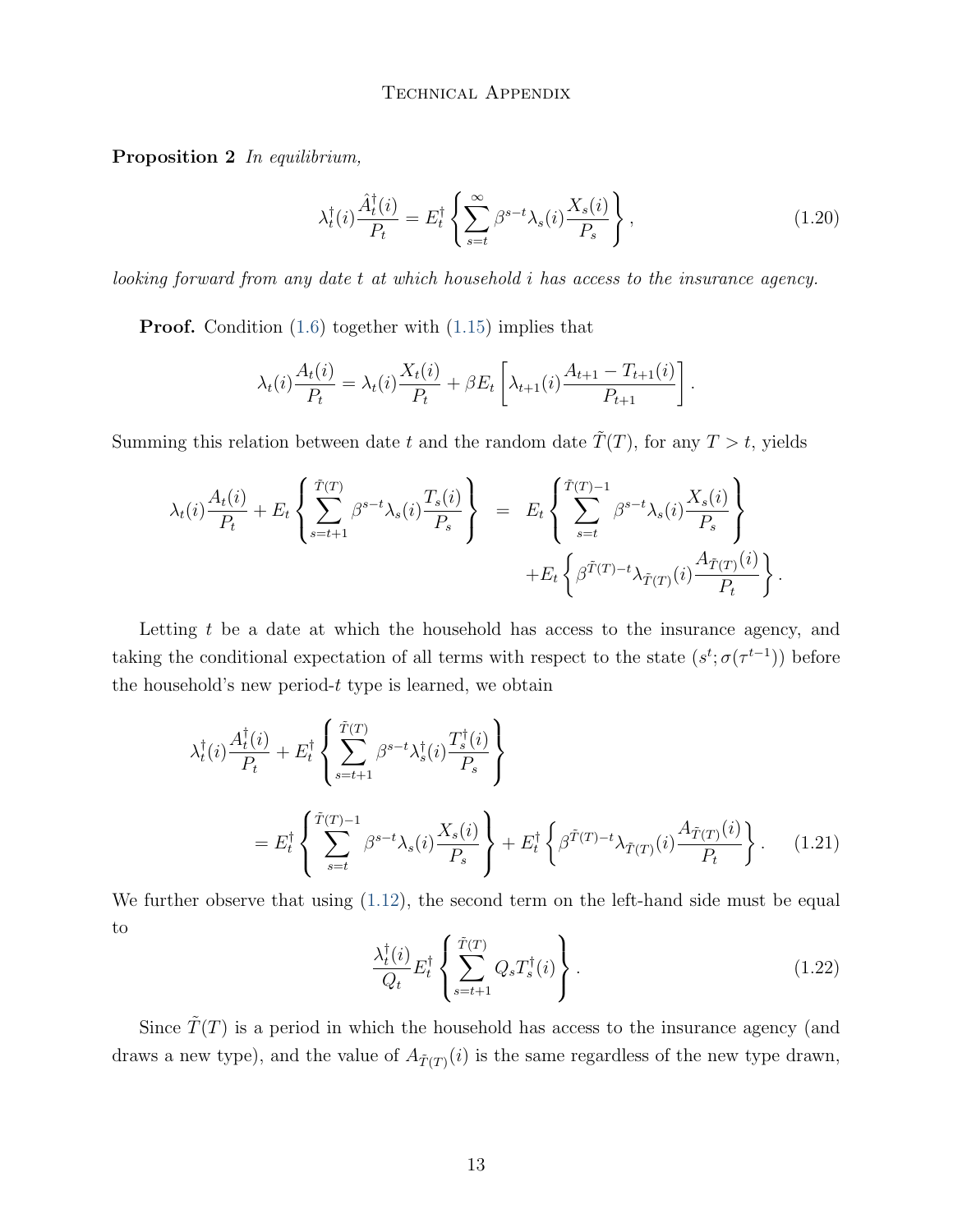**Proposition 2** *In equilibrium,*

$$\lambda_t^\dagger(i)\frac{\hat{A}_t^\dagger(i)}{P_t} = E_t^\dagger\left\{\sum_{s=t}^{\infty}\beta^{s-t}\lambda_s(i)\frac{X_s(i)}{P_s}\right\}, \tag{1.20}$$

*looking forward from any date $t$ at which household $i$ has access to the insurance agency.*

**Proof.** Condition (1.6) together with (1.15) implies that

$$\lambda_t(i)\frac{A_t(i)}{P_t} = \lambda_t(i)\frac{X_t(i)}{P_t} + \beta E_t\left[\lambda_{t+1}(i)\frac{A_{t+1} - T_{t+1}(i)}{P_{t+1}}\right].$$

Summing this relation between date $t$ and the random date $\tilde{T}(T)$, for any $T > t$, yields

$$\begin{aligned}\lambda_t(i)\frac{A_t(i)}{P_t} + E_t\left\{\sum_{s=t+1}^{\tilde{T}(T)}\beta^{s-t}\lambda_s(i)\frac{T_s(i)}{P_s}\right\} &= E_t\left\{\sum_{s=t}^{\tilde{T}(T)-1}\beta^{s-t}\lambda_s(i)\frac{X_s(i)}{P_s}\right\} \\ &\quad + E_t\left\{\beta^{\tilde{T}(T)-t}\lambda_{\tilde{T}(T)}(i)\frac{A_{\tilde{T}(T)}(i)}{P_t}\right\}.\end{aligned}$$

Letting $t$ be a date at which the household has access to the insurance agency, and taking the conditional expectation of all terms with respect to the state $(s^t; \sigma(\tau^{t-1}))$ before the household's new period-$t$ type is learned, we obtain

$$\begin{aligned}&\lambda_t^\dagger(i)\frac{A_t^\dagger(i)}{P_t} + E_t^\dagger\left\{\sum_{s=t+1}^{\tilde{T}(T)}\beta^{s-t}\lambda_s^\dagger(i)\frac{T_s^\dagger(i)}{P_s}\right\} \\ &\qquad = E_t^\dagger\left\{\sum_{s=t}^{\tilde{T}(T)-1}\beta^{s-t}\lambda_s(i)\frac{X_s(i)}{P_s}\right\} + E_t^\dagger\left\{\beta^{\tilde{T}(T)-t}\lambda_{\tilde{T}(T)}(i)\frac{A_{\tilde{T}(T)}(i)}{P_t}\right\}.\end{aligned} \tag{1.21}$$

We further observe that using (1.12), the second term on the left-hand side must be equal to

$$\frac{\lambda_t^\dagger(i)}{Q_t}E_t^\dagger\left\{\sum_{s=t+1}^{\tilde{T}(T)}Q_sT_s^\dagger(i)\right\}. \tag{1.22}$$

Since $\tilde{T}(T)$ is a period in which the household has access to the insurance agency (and draws a new type), and the value of $A_{\tilde{T}(T)}(i)$ is the same regardless of the new type drawn,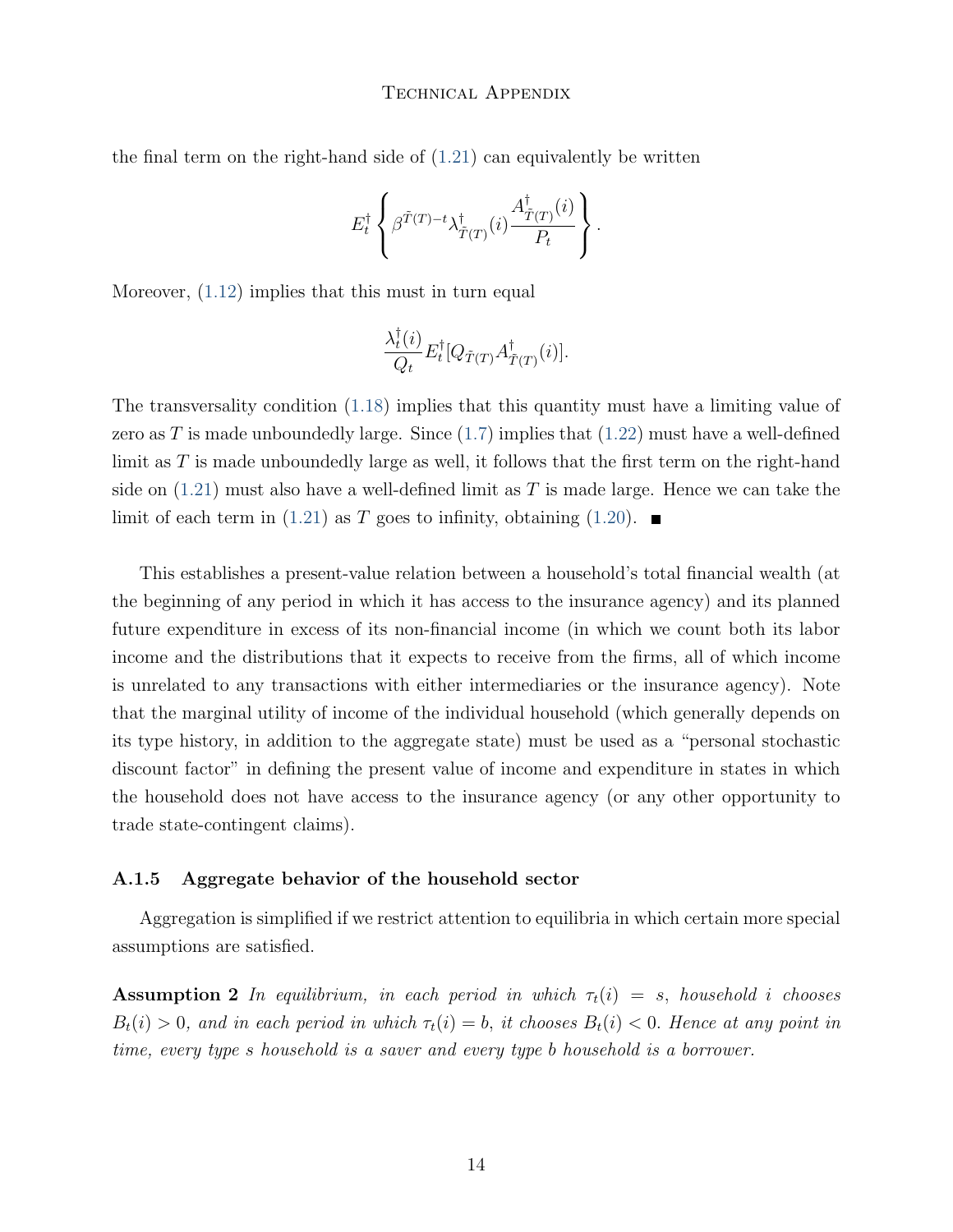the final term on the right-hand side of (1.21) can equivalently be written

$$E_t^\dagger \left\{ \beta^{\tilde{T}(T)-t} \lambda^\dagger_{\tilde{T}(T)}(i) \frac{A^\dagger_{\tilde{T}(T)}(i)}{P_t} \right\}.$$

Moreover, (1.12) implies that this must in turn equal

$$\frac{\lambda_t^\dagger(i)}{Q_t} E_t^\dagger [Q_{\tilde{T}(T)} A^\dagger_{\tilde{T}(T)}(i)].$$

The transversality condition (1.18) implies that this quantity must have a limiting value of zero as $T$ is made unboundedly large. Since (1.7) implies that (1.22) must have a well-defined limit as $T$ is made unboundedly large as well, it follows that the first term on the right-hand side on (1.21) must also have a well-defined limit as $T$ is made large. Hence we can take the limit of each term in (1.21) as $T$ goes to infinity, obtaining (1.20). ■

This establishes a present-value relation between a household's total financial wealth (at the beginning of any period in which it has access to the insurance agency) and its planned future expenditure in excess of its non-financial income (in which we count both its labor income and the distributions that it expects to receive from the firms, all of which income is unrelated to any transactions with either intermediaries or the insurance agency). Note that the marginal utility of income of the individual household (which generally depends on its type history, in addition to the aggregate state) must be used as a "personal stochastic discount factor" in defining the present value of income and expenditure in states in which the household does not have access to the insurance agency (or any other opportunity to trade state-contingent claims).

### A.1.5 Aggregate behavior of the household sector

Aggregation is simplified if we restrict attention to equilibria in which certain more special assumptions are satisfied.

**Assumption 2** *In equilibrium, in each period in which $\tau_t(i) = s$, household $i$ chooses $B_t(i) > 0$, and in each period in which $\tau_t(i) = b$, it chooses $B_t(i) < 0$. Hence at any point in time, every type $s$ household is a saver and every type $b$ household is a borrower.*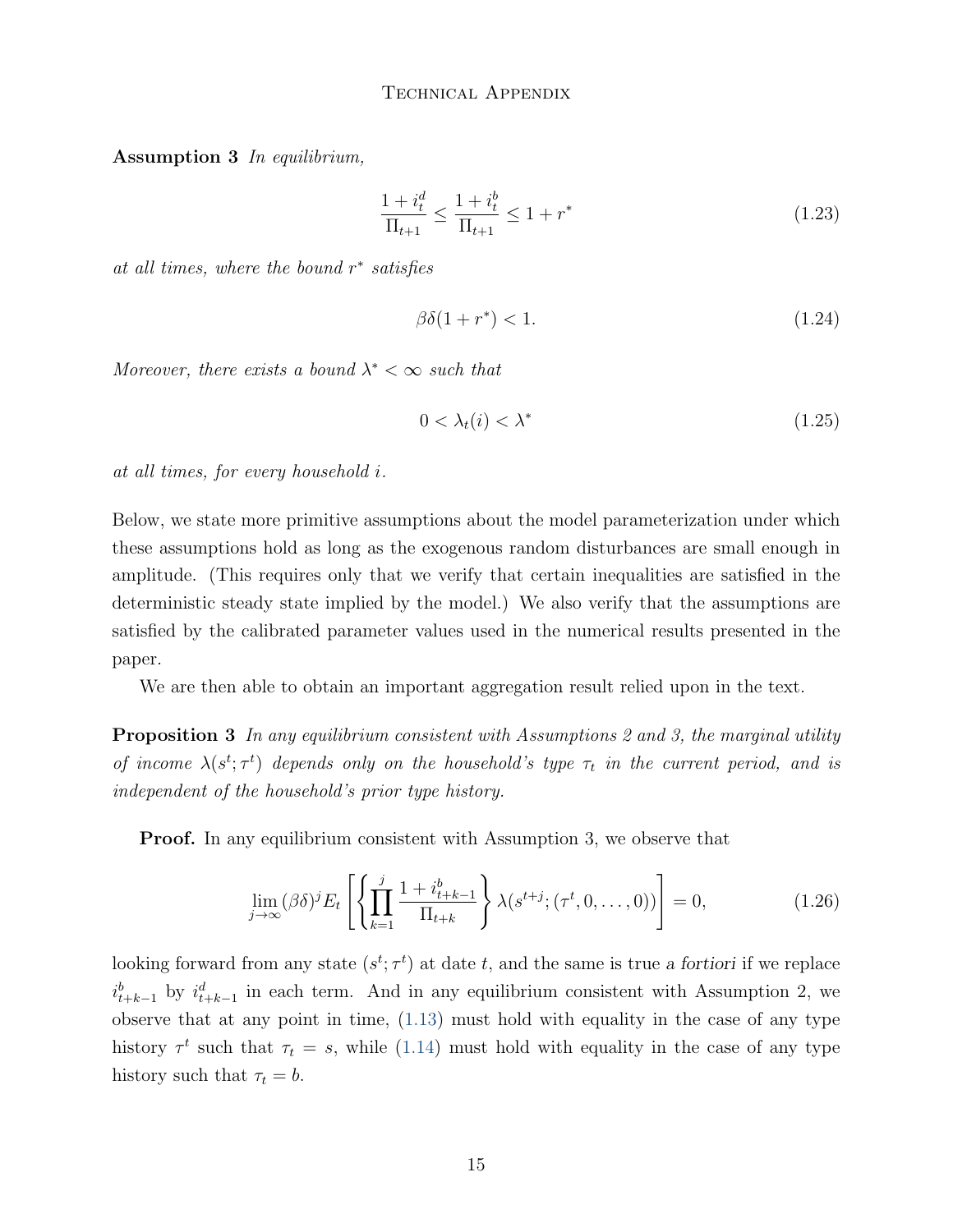**Assumption 3** *In equilibrium,*

$$\frac{1+i_t^d}{\Pi_{t+1}} \leq \frac{1+i_t^b}{\Pi_{t+1}} \leq 1+r^* \tag{1.23}$$

*at all times, where the bound $r^*$ satisfies*

$$\beta\delta(1+r^*) < 1. \tag{1.24}$$

*Moreover, there exists a bound $\lambda^* < \infty$ such that*

$$0 < \lambda_t(i) < \lambda^* \tag{1.25}$$

*at all times, for every household $i$.*

Below, we state more primitive assumptions about the model parameterization under which these assumptions hold as long as the exogenous random disturbances are small enough in amplitude. (This requires only that we verify that certain inequalities are satisfied in the deterministic steady state implied by the model.) We also verify that the assumptions are satisfied by the calibrated parameter values used in the numerical results presented in the paper.

We are then able to obtain an important aggregation result relied upon in the text.

**Proposition 3** *In any equilibrium consistent with Assumptions 2 and 3, the marginal utility of income $\lambda(s^t;\tau^t)$ depends only on the household's type $\tau_t$ in the current period, and is independent of the household's prior type history.*

**Proof.** In any equilibrium consistent with Assumption 3, we observe that

$$\lim_{j\to\infty} (\beta\delta)^j E_t \left[ \left\{ \prod_{k=1}^{j} \frac{1+i_{t+k-1}^b}{\Pi_{t+k}} \right\} \lambda(s^{t+j}; (\tau^t, 0, \ldots, 0)) \right] = 0, \tag{1.26}$$

looking forward from any state $(s^t;\tau^t)$ at date $t$, and the same is true *a fortiori* if we replace $i_{t+k-1}^b$ by $i_{t+k-1}^d$ in each term. And in any equilibrium consistent with Assumption 2, we observe that at any point in time, (1.13) must hold with equality in the case of any type history $\tau^t$ such that $\tau_t = s$, while (1.14) must hold with equality in the case of any type history such that $\tau_t = b$.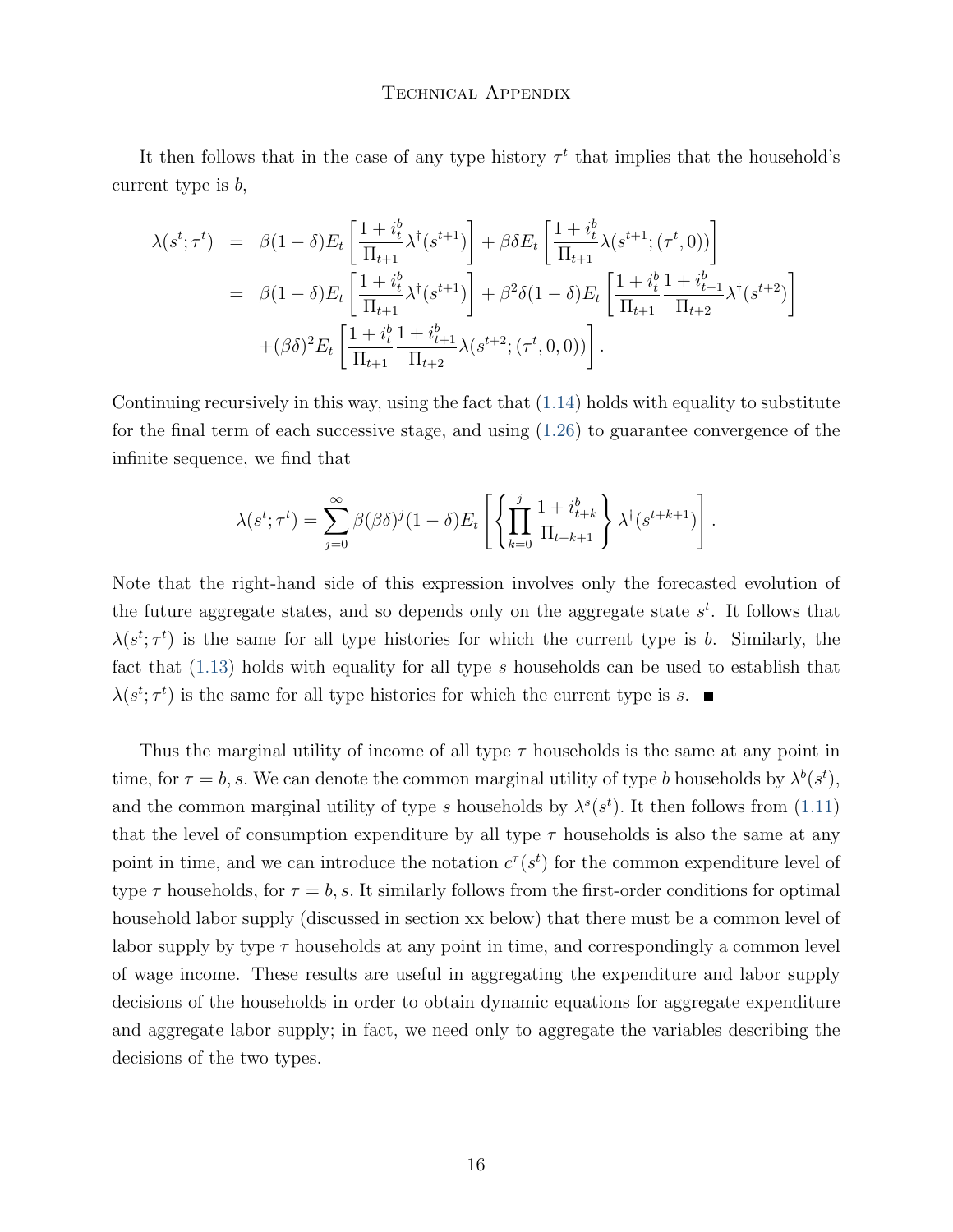It then follows that in the case of any type history $\tau^t$ that implies that the household's current type is $b$,

$$
\begin{aligned}
\lambda(s^t;\tau^t) &= \beta(1-\delta)E_t\left[\frac{1+i_t^b}{\Pi_{t+1}}\lambda^\dagger(s^{t+1})\right] + \beta\delta E_t\left[\frac{1+i_t^b}{\Pi_{t+1}}\lambda(s^{t+1};(\tau^t,0))\right] \\
&= \beta(1-\delta)E_t\left[\frac{1+i_t^b}{\Pi_{t+1}}\lambda^\dagger(s^{t+1})\right] + \beta^2\delta(1-\delta)E_t\left[\frac{1+i_t^b}{\Pi_{t+1}}\frac{1+i_{t+1}^b}{\Pi_{t+2}}\lambda^\dagger(s^{t+2})\right] \\
&\quad + (\beta\delta)^2 E_t\left[\frac{1+i_t^b}{\Pi_{t+1}}\frac{1+i_{t+1}^b}{\Pi_{t+2}}\lambda(s^{t+2};(\tau^t,0,0))\right].
\end{aligned}
$$

Continuing recursively in this way, using the fact that (1.14) holds with equality to substitute for the final term of each successive stage, and using (1.26) to guarantee convergence of the infinite sequence, we find that

$$
\lambda(s^t;\tau^t) = \sum_{j=0}^{\infty}\beta(\beta\delta)^j(1-\delta)E_t\left[\left\{\prod_{k=0}^{j}\frac{1+i_{t+k}^b}{\Pi_{t+k+1}}\right\}\lambda^\dagger(s^{t+k+1})\right].
$$

Note that the right-hand side of this expression involves only the forecasted evolution of the future aggregate states, and so depends only on the aggregate state $s^t$. It follows that $\lambda(s^t;\tau^t)$ is the same for all type histories for which the current type is $b$. Similarly, the fact that (1.13) holds with equality for all type $s$ households can be used to establish that $\lambda(s^t;\tau^t)$ is the same for all type histories for which the current type is $s$. ∎

Thus the marginal utility of income of all type $\tau$ households is the same at any point in time, for $\tau = b, s$. We can denote the common marginal utility of type $b$ households by $\lambda^b(s^t)$, and the common marginal utility of type $s$ households by $\lambda^s(s^t)$. It then follows from (1.11) that the level of consumption expenditure by all type $\tau$ households is also the same at any point in time, and we can introduce the notation $c^\tau(s^t)$ for the common expenditure level of type $\tau$ households, for $\tau = b, s$. It similarly follows from the first-order conditions for optimal household labor supply (discussed in section xx below) that there must be a common level of labor supply by type $\tau$ households at any point in time, and correspondingly a common level of wage income. These results are useful in aggregating the expenditure and labor supply decisions of the households in order to obtain dynamic equations for aggregate expenditure and aggregate labor supply; in fact, we need only to aggregate the variables describing the decisions of the two types.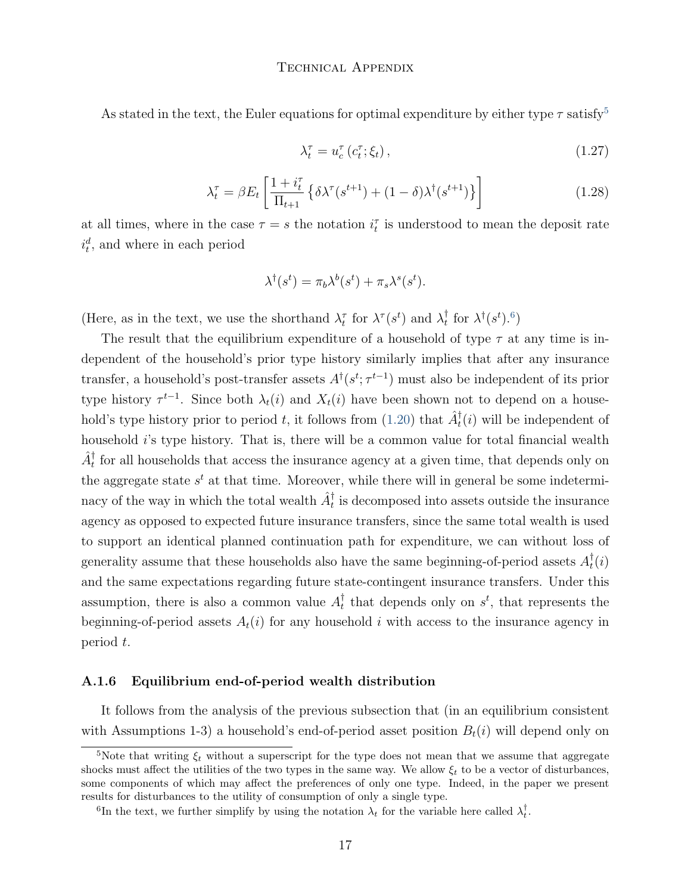As stated in the text, the Euler equations for optimal expenditure by either type $\tau$ satisfy[5]

$$\lambda_t^\tau = u_c^\tau\left(c_t^\tau;\xi_t\right), \tag{1.27}$$

$$\lambda_t^\tau = \beta E_t\left[\frac{1+i_t^\tau}{\Pi_{t+1}}\left\{\delta\lambda^\tau(s^{t+1}) + (1-\delta)\lambda^\dagger(s^{t+1})\right\}\right] \tag{1.28}$$

at all times, where in the case $\tau = s$ the notation $i_t^\tau$ is understood to mean the deposit rate $i_t^d$, and where in each period

$$\lambda^\dagger(s^t) = \pi_b\lambda^b(s^t) + \pi_s\lambda^s(s^t).$$

(Here, as in the text, we use the shorthand $\lambda_t^\tau$ for $\lambda^\tau(s^t)$ and $\lambda_t^\dagger$ for $\lambda^\dagger(s^t)$.[6])

The result that the equilibrium expenditure of a household of type $\tau$ at any time is independent of the household's prior type history similarly implies that after any insurance transfer, a household's post-transfer assets $A^\dagger(s^t;\tau^{t-1})$ must also be independent of its prior type history $\tau^{t-1}$. Since both $\lambda_t(i)$ and $X_t(i)$ have been shown not to depend on a household's type history prior to period $t$, it follows from (1.20) that $\hat{A}_t^\dagger(i)$ will be independent of household $i$'s type history. That is, there will be a common value for total financial wealth $\hat{A}_t^\dagger$ for all households that access the insurance agency at a given time, that depends only on the aggregate state $s^t$ at that time. Moreover, while there will in general be some indeterminacy of the way in which the total wealth $\hat{A}_t^\dagger$ is decomposed into assets outside the insurance agency as opposed to expected future insurance transfers, since the same total wealth is used to support an identical planned continuation path for expenditure, we can without loss of generality assume that these households also have the same beginning-of-period assets $A_t^\dagger(i)$ and the same expectations regarding future state-contingent insurance transfers. Under this assumption, there is also a common value $A_t^\dagger$ that depends only on $s^t$, that represents the beginning-of-period assets $A_t(i)$ for any household $i$ with access to the insurance agency in period $t$.

### A.1.6 Equilibrium end-of-period wealth distribution

It follows from the analysis of the previous subsection that (in an equilibrium consistent with Assumptions 1-3) a household's end-of-period asset position $B_t(i)$ will depend only on

[5] Note that writing $\xi_t$ without a superscript for the type does not mean that we assume that aggregate shocks must affect the utilities of the two types in the same way. We allow $\xi_t$ to be a vector of disturbances, some components of which may affect the preferences of only one type. Indeed, in the paper we present results for disturbances to the utility of consumption of only a single type.

[6] In the text, we further simplify by using the notation $\lambda_t$ for the variable here called $\lambda_t^\dagger$.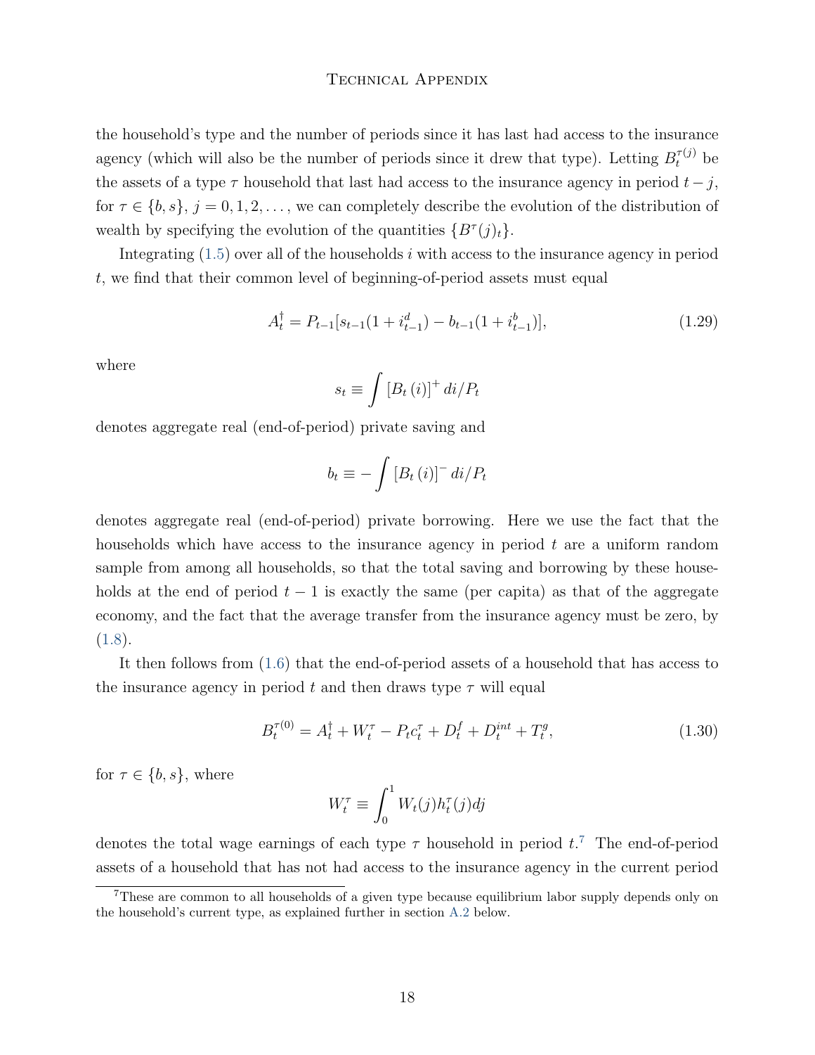the household's type and the number of periods since it has last had access to the insurance agency (which will also be the number of periods since it drew that type). Letting $B_t^{\tau(j)}$ be the assets of a type $\tau$ household that last had access to the insurance agency in period $t-j$, for $\tau \in \{b, s\}$, $j = 0, 1, 2, \ldots$, we can completely describe the evolution of the distribution of wealth by specifying the evolution of the quantities $\{B^\tau(j)_t\}$.

Integrating (1.5) over all of the households $i$ with access to the insurance agency in period $t$, we find that their common level of beginning-of-period assets must equal

$$A_t^\dagger = P_{t-1}[s_{t-1}(1 + i_{t-1}^d) - b_{t-1}(1 + i_{t-1}^b)], \tag{1.29}$$

where

$$s_t \equiv \int [B_t(i)]^+ \, di / P_t$$

denotes aggregate real (end-of-period) private saving and

$$b_t \equiv -\int [B_t(i)]^- \, di / P_t$$

denotes aggregate real (end-of-period) private borrowing. Here we use the fact that the households which have access to the insurance agency in period $t$ are a uniform random sample from among all households, so that the total saving and borrowing by these households at the end of period $t-1$ is exactly the same (per capita) as that of the aggregate economy, and the fact that the average transfer from the insurance agency must be zero, by (1.8).

It then follows from (1.6) that the end-of-period assets of a household that has access to the insurance agency in period $t$ and then draws type $\tau$ will equal

$$B_t^{\tau(0)} = A_t^\dagger + W_t^\tau - P_t c_t^\tau + D_t^f + D_t^{int} + T_t^g, \tag{1.30}$$

for $\tau \in \{b, s\}$, where

$$W_t^\tau \equiv \int_0^1 W_t(j) h_t^\tau(j) dj$$

denotes the total wage earnings of each type $\tau$ household in period $t$.[7] The end-of-period assets of a household that has not had access to the insurance agency in the current period

[7] These are common to all households of a given type because equilibrium labor supply depends only on the household's current type, as explained further in section A.2 below.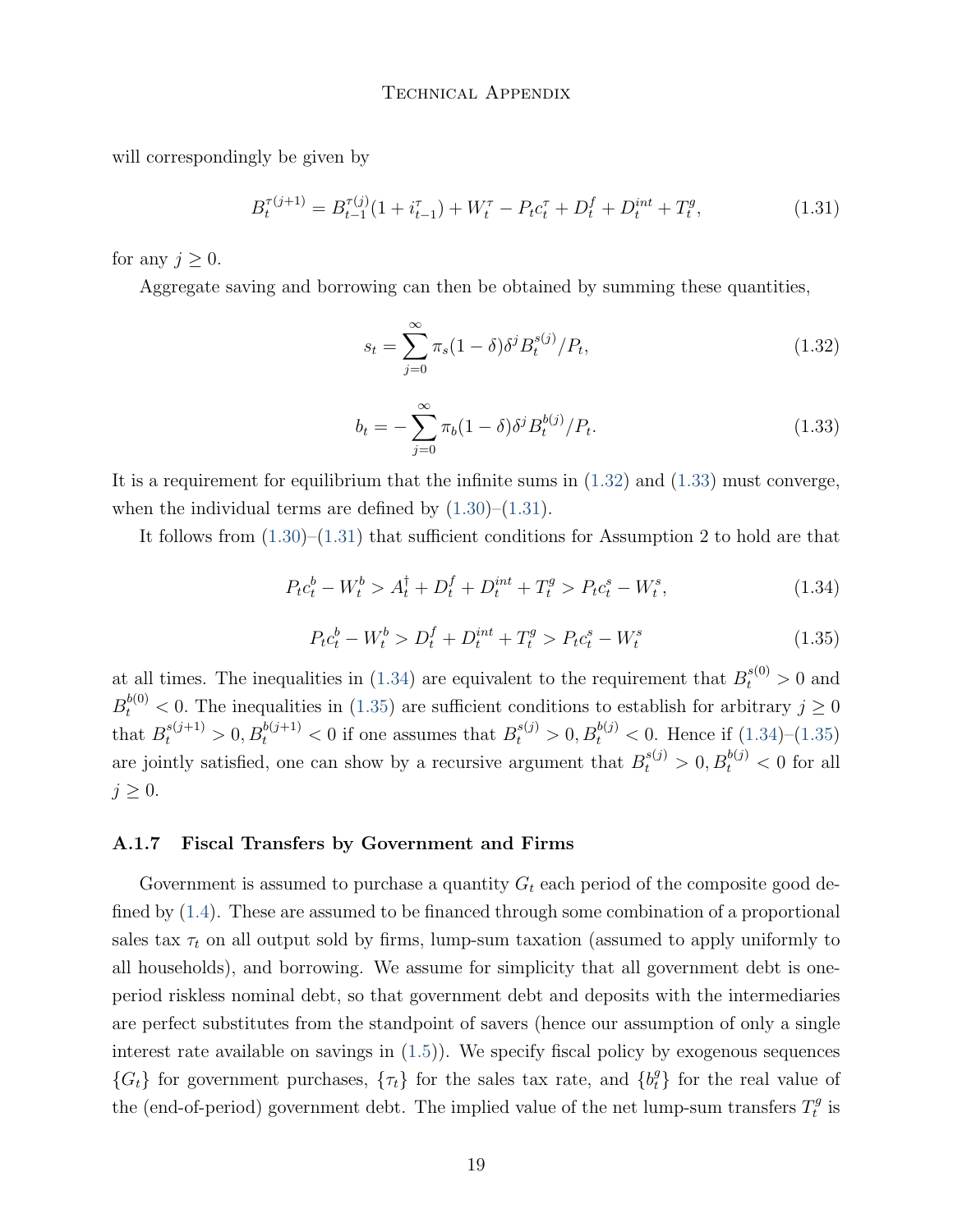will correspondingly be given by

$$B_t^{\tau(j+1)} = B_{t-1}^{\tau(j)}(1 + i_{t-1}^{\tau}) + W_t^{\tau} - P_t c_t^{\tau} + D_t^f + D_t^{int} + T_t^g, \tag{1.31}$$

for any $j \geq 0$.

Aggregate saving and borrowing can then be obtained by summing these quantities,

$$s_t = \sum_{j=0}^{\infty} \pi_s (1 - \delta) \delta^j B_t^{s(j)} / P_t, \tag{1.32}$$

$$b_t = -\sum_{j=0}^{\infty} \pi_b (1 - \delta) \delta^j B_t^{b(j)} / P_t. \tag{1.33}$$

It is a requirement for equilibrium that the infinite sums in (1.32) and (1.33) must converge, when the individual terms are defined by (1.30)–(1.31).

It follows from (1.30)–(1.31) that sufficient conditions for Assumption 2 to hold are that

$$P_t c_t^b - W_t^b > A_t^{\dagger} + D_t^f + D_t^{int} + T_t^g > P_t c_t^s - W_t^s, \tag{1.34}$$

$$P_t c_t^b - W_t^b > D_t^f + D_t^{int} + T_t^g > P_t c_t^s - W_t^s \tag{1.35}$$

at all times. The inequalities in (1.34) are equivalent to the requirement that $B_t^{s(0)} > 0$ and $B_t^{b(0)} < 0$. The inequalities in (1.35) are sufficient conditions to establish for arbitrary $j \geq 0$ that $B_t^{s(j+1)} > 0, B_t^{b(j+1)} < 0$ if one assumes that $B_t^{s(j)} > 0, B_t^{b(j)} < 0$. Hence if (1.34)–(1.35) are jointly satisfied, one can show by a recursive argument that $B_t^{s(j)} > 0, B_t^{b(j)} < 0$ for all $j \geq 0$.

### A.1.7 Fiscal Transfers by Government and Firms

Government is assumed to purchase a quantity $G_t$ each period of the composite good defined by (1.4). These are assumed to be financed through some combination of a proportional sales tax $\tau_t$ on all output sold by firms, lump-sum taxation (assumed to apply uniformly to all households), and borrowing. We assume for simplicity that all government debt is one-period riskless nominal debt, so that government debt and deposits with the intermediaries are perfect substitutes from the standpoint of savers (hence our assumption of only a single interest rate available on savings in (1.5)). We specify fiscal policy by exogenous sequences $\{G_t\}$ for government purchases, $\{\tau_t\}$ for the sales tax rate, and $\{b_t^g\}$ for the real value of the (end-of-period) government debt. The implied value of the net lump-sum transfers $T_t^g$ is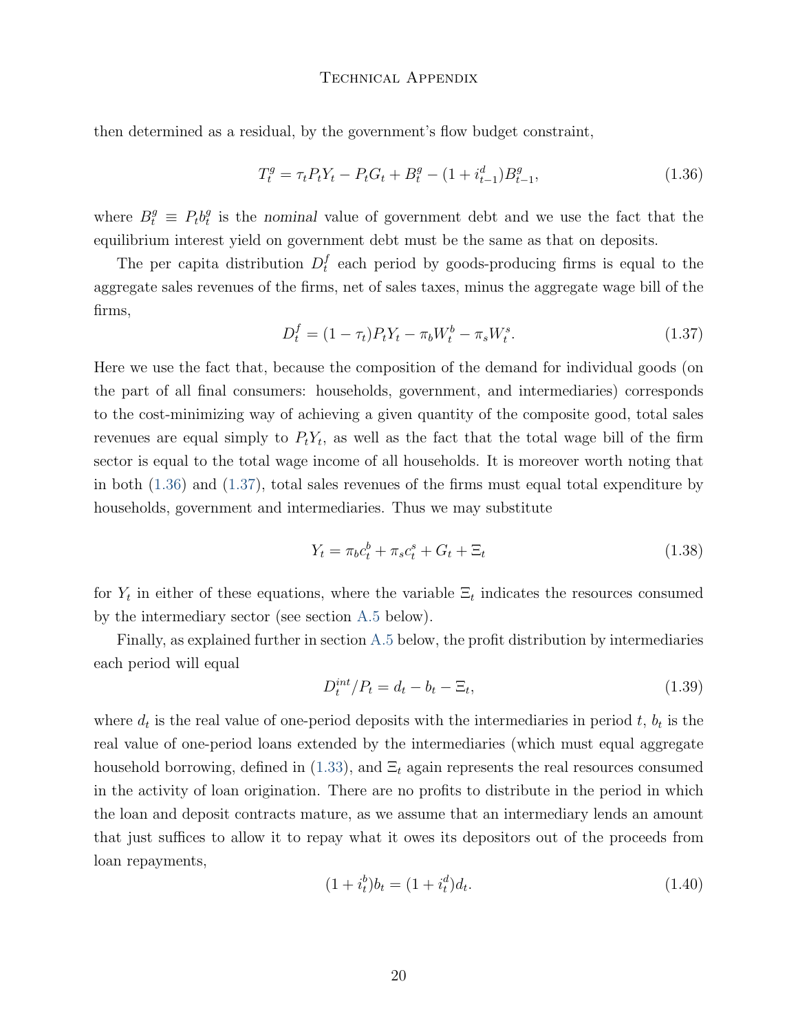then determined as a residual, by the government's flow budget constraint,

$$T_t^g = \tau_t P_t Y_t - P_t G_t + B_t^g - (1 + i_{t-1}^d) B_{t-1}^g, \tag{1.36}$$

where $B_t^g \equiv P_t b_t^g$ is the *nominal* value of government debt and we use the fact that the equilibrium interest yield on government debt must be the same as that on deposits.

The per capita distribution $D_t^f$ each period by goods-producing firms is equal to the aggregate sales revenues of the firms, net of sales taxes, minus the aggregate wage bill of the firms,

$$D_t^f = (1 - \tau_t) P_t Y_t - \pi_b W_t^b - \pi_s W_t^s. \tag{1.37}$$

Here we use the fact that, because the composition of the demand for individual goods (on the part of all final consumers: households, government, and intermediaries) corresponds to the cost-minimizing way of achieving a given quantity of the composite good, total sales revenues are equal simply to $P_t Y_t$, as well as the fact that the total wage bill of the firm sector is equal to the total wage income of all households. It is moreover worth noting that in both (1.36) and (1.37), total sales revenues of the firms must equal total expenditure by households, government and intermediaries. Thus we may substitute

$$Y_t = \pi_b c_t^b + \pi_s c_t^s + G_t + \Xi_t \tag{1.38}$$

for $Y_t$ in either of these equations, where the variable $\Xi_t$ indicates the resources consumed by the intermediary sector (see section A.5 below).

Finally, as explained further in section A.5 below, the profit distribution by intermediaries each period will equal

$$D_t^{int}/P_t = d_t - b_t - \Xi_t, \tag{1.39}$$

where $d_t$ is the real value of one-period deposits with the intermediaries in period $t$, $b_t$ is the real value of one-period loans extended by the intermediaries (which must equal aggregate household borrowing, defined in (1.33), and $\Xi_t$ again represents the real resources consumed in the activity of loan origination. There are no profits to distribute in the period in which the loan and deposit contracts mature, as we assume that an intermediary lends an amount that just suffices to allow it to repay what it owes its depositors out of the proceeds from loan repayments,

$$(1 + i_t^b) b_t = (1 + i_t^d) d_t. \tag{1.40}$$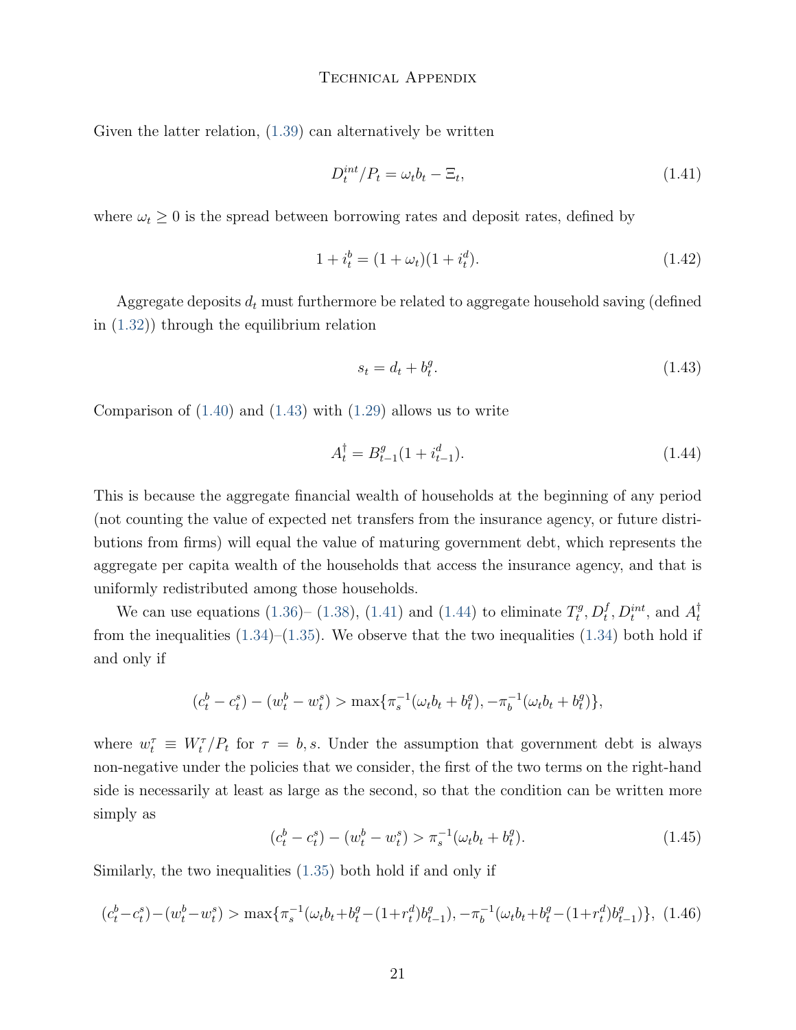Given the latter relation, (1.39) can alternatively be written

$$D_t^{int}/P_t = \omega_t b_t - \Xi_t, \tag{1.41}$$

where $\omega_t \geq 0$ is the spread between borrowing rates and deposit rates, defined by

$$1 + i_t^b = (1 + \omega_t)(1 + i_t^d). \tag{1.42}$$

Aggregate deposits $d_t$ must furthermore be related to aggregate household saving (defined in (1.32)) through the equilibrium relation

$$s_t = d_t + b_t^g. \tag{1.43}$$

Comparison of (1.40) and (1.43) with (1.29) allows us to write

$$A_t^\dagger = B_{t-1}^g (1 + i_{t-1}^d). \tag{1.44}$$

This is because the aggregate financial wealth of households at the beginning of any period (not counting the value of expected net transfers from the insurance agency, or future distributions from firms) will equal the value of maturing government debt, which represents the aggregate per capita wealth of the households that access the insurance agency, and that is uniformly redistributed among those households.

We can use equations (1.36)– (1.38), (1.41) and (1.44) to eliminate $T_t^g, D_t^f, D_t^{int}$, and $A_t^\dagger$ from the inequalities (1.34)–(1.35). We observe that the two inequalities (1.34) both hold if and only if

$$(c_t^b - c_t^s) - (w_t^b - w_t^s) > \max\{\pi_s^{-1}(\omega_t b_t + b_t^g), -\pi_b^{-1}(\omega_t b_t + b_t^g)\},$$

where $w_t^\tau \equiv W_t^\tau / P_t$ for $\tau = b, s$. Under the assumption that government debt is always non-negative under the policies that we consider, the first of the two terms on the right-hand side is necessarily at least as large as the second, so that the condition can be written more simply as

$$(c_t^b - c_t^s) - (w_t^b - w_t^s) > \pi_s^{-1}(\omega_t b_t + b_t^g). \tag{1.45}$$

Similarly, the two inequalities (1.35) both hold if and only if

$$(c_t^b - c_t^s) - (w_t^b - w_t^s) > \max\{\pi_s^{-1}(\omega_t b_t + b_t^g - (1 + r_t^d) b_{t-1}^g), -\pi_b^{-1}(\omega_t b_t + b_t^g - (1 + r_t^d) b_{t-1}^g)\}, \tag{1.46}$$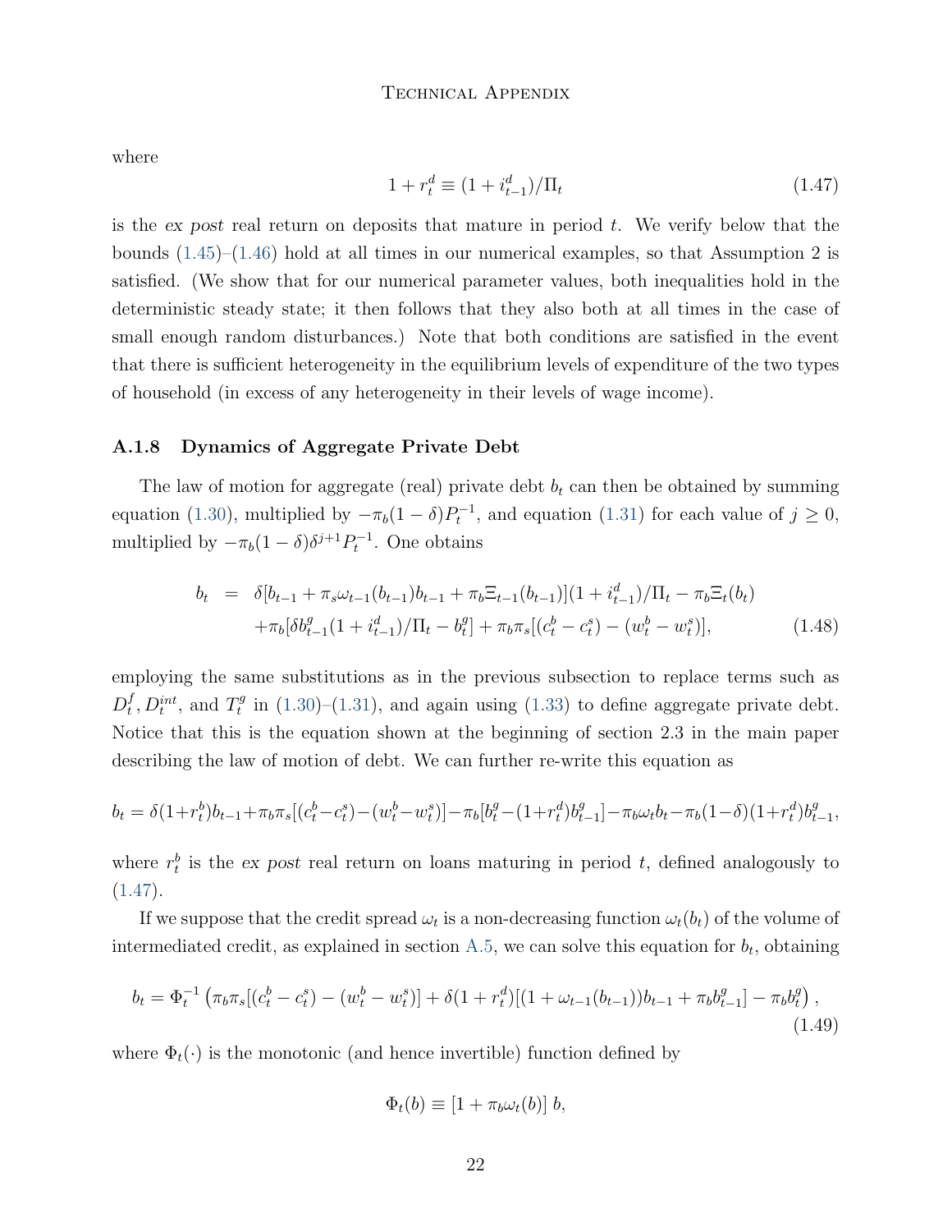where

$$1 + r_t^d \equiv (1 + i_{t-1}^d)/\Pi_t \tag{1.47}$$

is the *ex post* real return on deposits that mature in period $t$. We verify below that the bounds (1.45)–(1.46) hold at all times in our numerical examples, so that Assumption 2 is satisfied. (We show that for our numerical parameter values, both inequalities hold in the deterministic steady state; it then follows that they also both at all times in the case of small enough random disturbances.) Note that both conditions are satisfied in the event that there is sufficient heterogeneity in the equilibrium levels of expenditure of the two types of household (in excess of any heterogeneity in their levels of wage income).

### A.1.8 Dynamics of Aggregate Private Debt

The law of motion for aggregate (real) private debt $b_t$ can then be obtained by summing equation (1.30), multiplied by $-\pi_b(1-\delta)P_t^{-1}$, and equation (1.31) for each value of $j \geq 0$, multiplied by $-\pi_b(1-\delta)\delta^{j+1}P_t^{-1}$. One obtains

$$\begin{aligned} b_t &= \delta[b_{t-1} + \pi_s\omega_{t-1}(b_{t-1})b_{t-1} + \pi_b\Xi_{t-1}(b_{t-1})](1+i_{t-1}^d)/\Pi_t - \pi_b\Xi_t(b_t) \\ &\quad + \pi_b[\delta b_{t-1}^g(1+i_{t-1}^d)/\Pi_t - b_t^g] + \pi_b\pi_s[(c_t^b - c_t^s) - (w_t^b - w_t^s)], \end{aligned} \tag{1.48}$$

employing the same substitutions as in the previous subsection to replace terms such as $D_t^f, D_t^{int}$, and $T_t^g$ in (1.30)–(1.31), and again using (1.33) to define aggregate private debt. Notice that this is the equation shown at the beginning of section 2.3 in the main paper describing the law of motion of debt. We can further re-write this equation as

$$b_t = \delta(1+r_t^b)b_{t-1} + \pi_b\pi_s[(c_t^b - c_t^s) - (w_t^b - w_t^s)] - \pi_b[b_t^g - (1+r_t^d)b_{t-1}^g] - \pi_b\omega_t b_t - \pi_b(1-\delta)(1+r_t^d)b_{t-1}^g,$$

where $r_t^b$ is the *ex post* real return on loans maturing in period $t$, defined analogously to (1.47).

If we suppose that the credit spread $\omega_t$ is a non-decreasing function $\omega_t(b_t)$ of the volume of intermediated credit, as explained in section A.5, we can solve this equation for $b_t$, obtaining

$$b_t = \Phi_t^{-1}\left(\pi_b\pi_s[(c_t^b - c_t^s) - (w_t^b - w_t^s)] + \delta(1+r_t^d)[(1+\omega_{t-1}(b_{t-1}))b_{t-1} + \pi_b b_{t-1}^g] - \pi_b b_t^g\right), \tag{1.49}$$

where $\Phi_t(\cdot)$ is the monotonic (and hence invertible) function defined by

$$\Phi_t(b) \equiv [1 + \pi_b\omega_t(b)]\, b,$$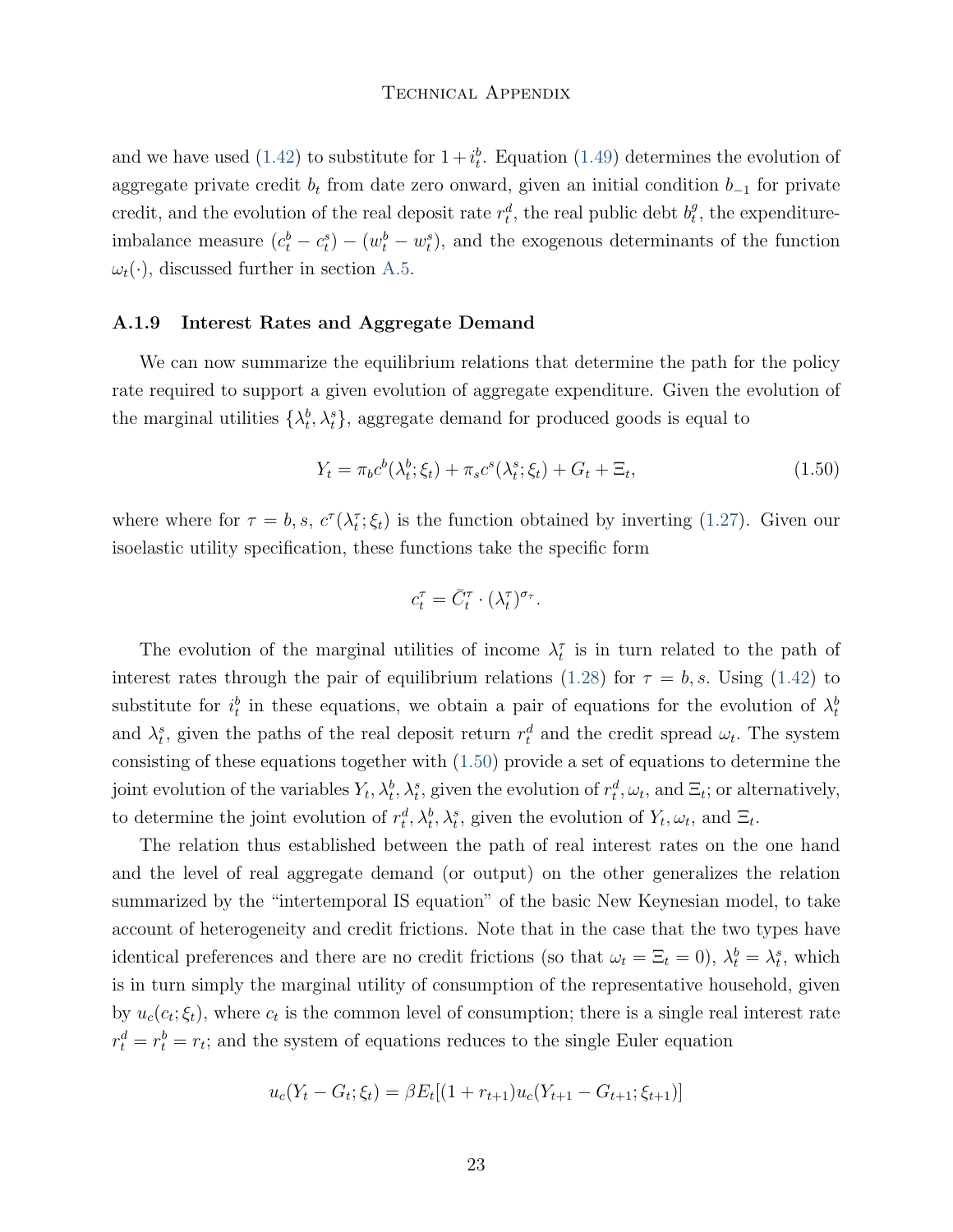and we have used (1.42) to substitute for $1 + i_t^b$. Equation (1.49) determines the evolution of aggregate private credit $b_t$ from date zero onward, given an initial condition $b_{-1}$ for private credit, and the evolution of the real deposit rate $r_t^d$, the real public debt $b_t^g$, the expenditure-imbalance measure $(c_t^b - c_t^s) - (w_t^b - w_t^s)$, and the exogenous determinants of the function $\omega_t(\cdot)$, discussed further in section A.5.

### A.1.9 Interest Rates and Aggregate Demand

We can now summarize the equilibrium relations that determine the path for the policy rate required to support a given evolution of aggregate expenditure. Given the evolution of the marginal utilities $\{\lambda_t^b, \lambda_t^s\}$, aggregate demand for produced goods is equal to

$$Y_t = \pi_b c^b(\lambda_t^b; \xi_t) + \pi_s c^s(\lambda_t^s; \xi_t) + G_t + \Xi_t, \tag{1.50}$$

where where for $\tau = b, s$, $c^\tau(\lambda_t^\tau; \xi_t)$ is the function obtained by inverting (1.27). Given our isoelastic utility specification, these functions take the specific form

$$c_t^\tau = \bar{C}_t^\tau \cdot (\lambda_t^\tau)^{\sigma_\tau}.$$

The evolution of the marginal utilities of income $\lambda_t^\tau$ is in turn related to the path of interest rates through the pair of equilibrium relations (1.28) for $\tau = b, s$. Using (1.42) to substitute for $i_t^b$ in these equations, we obtain a pair of equations for the evolution of $\lambda_t^b$ and $\lambda_t^s$, given the paths of the real deposit return $r_t^d$ and the credit spread $\omega_t$. The system consisting of these equations together with (1.50) provide a set of equations to determine the joint evolution of the variables $Y_t, \lambda_t^b, \lambda_t^s$, given the evolution of $r_t^d, \omega_t$, and $\Xi_t$; or alternatively, to determine the joint evolution of $r_t^d, \lambda_t^b, \lambda_t^s$, given the evolution of $Y_t, \omega_t$, and $\Xi_t$.

The relation thus established between the path of real interest rates on the one hand and the level of real aggregate demand (or output) on the other generalizes the relation summarized by the "intertemporal IS equation" of the basic New Keynesian model, to take account of heterogeneity and credit frictions. Note that in the case that the two types have identical preferences and there are no credit frictions (so that $\omega_t = \Xi_t = 0$), $\lambda_t^b = \lambda_t^s$, which is in turn simply the marginal utility of consumption of the representative household, given by $u_c(c_t; \xi_t)$, where $c_t$ is the common level of consumption; there is a single real interest rate $r_t^d = r_t^b = r_t$; and the system of equations reduces to the single Euler equation

$$u_c(Y_t - G_t; \xi_t) = \beta E_t[(1 + r_{t+1}) u_c(Y_{t+1} - G_{t+1}; \xi_{t+1})]$$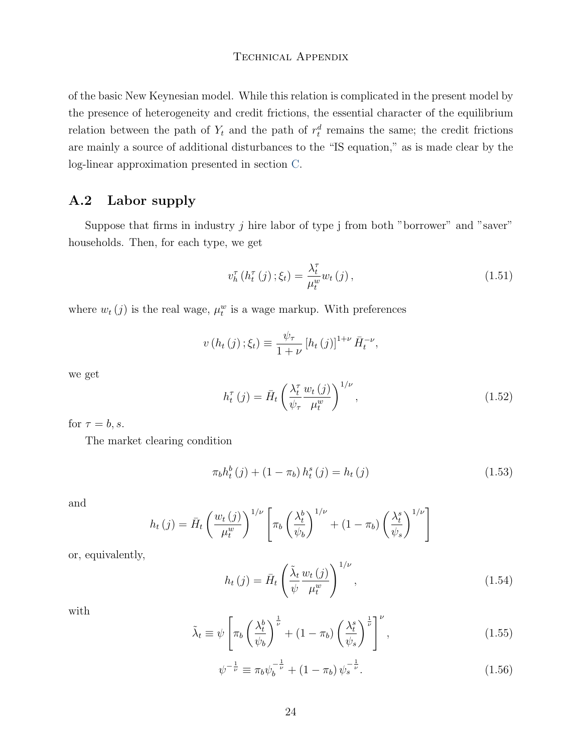of the basic New Keynesian model. While this relation is complicated in the present model by the presence of heterogeneity and credit frictions, the essential character of the equilibrium relation between the path of $Y_t$ and the path of $r_t^d$ remains the same; the credit frictions are mainly a source of additional disturbances to the "IS equation," as is made clear by the log-linear approximation presented in section C.

## A.2 Labor supply

Suppose that firms in industry $j$ hire labor of type j from both "borrower" and "saver" households. Then, for each type, we get

$$v_h^\tau \left(h_t^\tau (j) ; \xi_t\right) = \frac{\lambda_t^\tau}{\mu_t^w} w_t (j) , \tag{1.51}$$

where $w_t (j)$ is the real wage, $\mu_t^w$ is a wage markup. With preferences

$$v \left(h_t (j) ; \xi_t\right) \equiv \frac{\psi_\tau}{1+\nu} \left[h_t (j)\right]^{1+\nu} \bar{H}_t^{-\nu},$$

we get

$$h_t^\tau (j) = \bar{H}_t \left(\frac{\lambda_t^\tau}{\psi_\tau} \frac{w_t (j)}{\mu_t^w}\right)^{1/\nu}, \tag{1.52}$$

for $\tau = b, s$.

The market clearing condition

$$\pi_b h_t^b (j) + (1-\pi_b) h_t^s (j) = h_t (j) \tag{1.53}$$

and

$$h_t (j) = \bar{H}_t \left(\frac{w_t (j)}{\mu_t^w}\right)^{1/\nu} \left[\pi_b \left(\frac{\lambda_t^b}{\psi_b}\right)^{1/\nu} + (1-\pi_b) \left(\frac{\lambda_t^s}{\psi_s}\right)^{1/\nu}\right]$$

or, equivalently,

$$h_t (j) = \bar{H}_t \left(\frac{\tilde{\lambda}_t}{\psi} \frac{w_t (j)}{\mu_t^w}\right)^{1/\nu}, \tag{1.54}$$

with

$$\tilde{\lambda}_t \equiv \psi \left[\pi_b \left(\frac{\lambda_t^b}{\psi_b}\right)^{\frac{1}{\nu}} + (1-\pi_b) \left(\frac{\lambda_t^s}{\psi_s}\right)^{\frac{1}{\nu}}\right]^\nu, \tag{1.55}$$

$$\psi^{-\frac{1}{\nu}} \equiv \pi_b \psi_b^{-\frac{1}{\nu}} + (1-\pi_b) \psi_s^{-\frac{1}{\nu}}. \tag{1.56}$$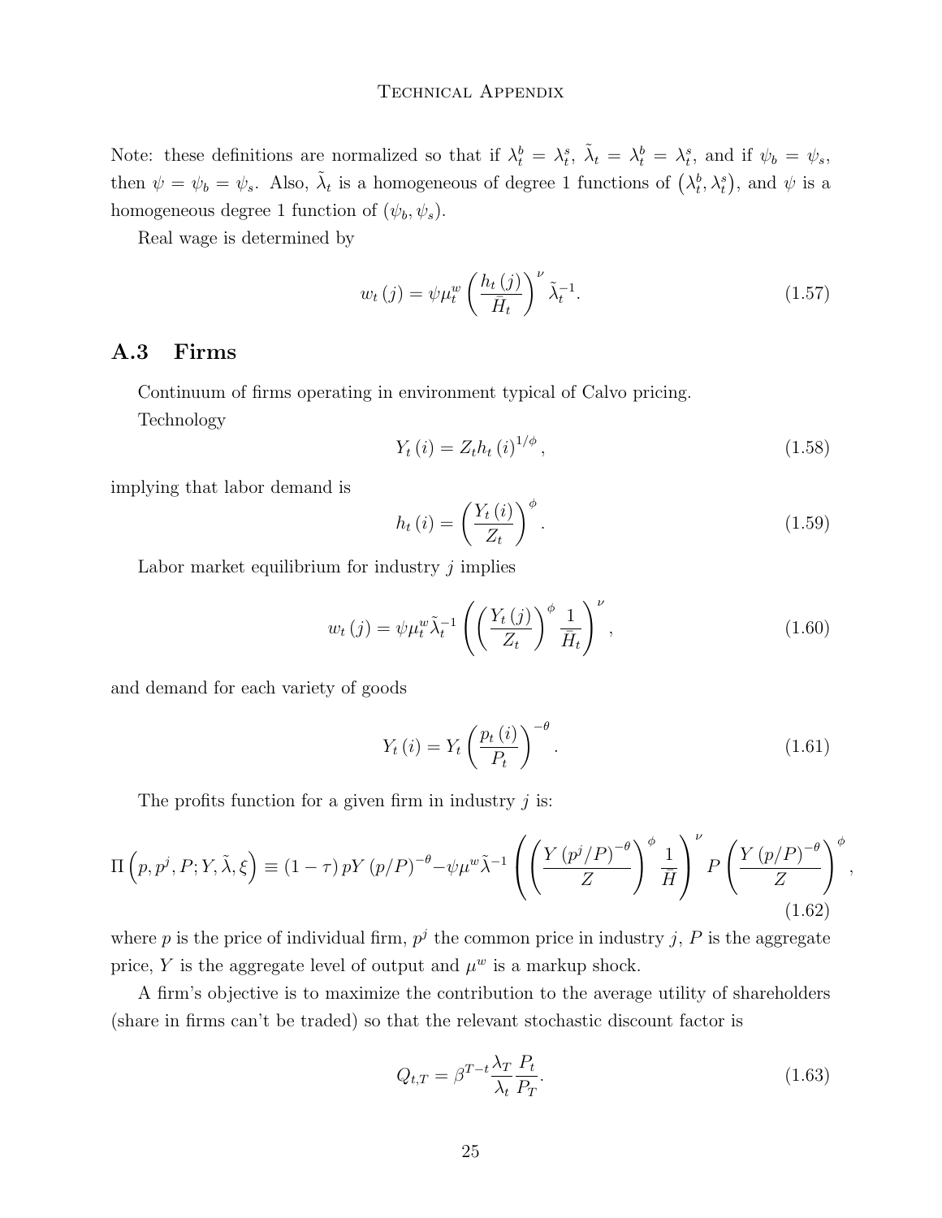Note: these definitions are normalized so that if $\lambda_t^b = \lambda_t^s$, $\tilde{\lambda}_t = \lambda_t^b = \lambda_t^s$, and if $\psi_b = \psi_s$, then $\psi = \psi_b = \psi_s$. Also, $\tilde{\lambda}_t$ is a homogeneous of degree 1 functions of $(\lambda_t^b, \lambda_t^s)$, and $\psi$ is a homogeneous degree 1 function of $(\psi_b, \psi_s)$.

Real wage is determined by

$$w_t(j) = \psi \mu_t^w \left( \frac{h_t(j)}{\bar{H}_t} \right)^{\nu} \tilde{\lambda}_t^{-1}. \tag{1.57}$$

## A.3 Firms

Continuum of firms operating in environment typical of Calvo pricing.

Technology

$$Y_t(i) = Z_t h_t(i)^{1/\phi}, \tag{1.58}$$

implying that labor demand is

$$h_t(i) = \left( \frac{Y_t(i)}{Z_t} \right)^{\phi}. \tag{1.59}$$

Labor market equilibrium for industry $j$ implies

$$w_t(j) = \psi \mu_t^w \tilde{\lambda}_t^{-1} \left( \left( \frac{Y_t(j)}{Z_t} \right)^{\phi} \frac{1}{\bar{H}_t} \right)^{\nu}, \tag{1.60}$$

and demand for each variety of goods

$$Y_t(i) = Y_t \left( \frac{p_t(i)}{P_t} \right)^{-\theta}. \tag{1.61}$$

The profits function for a given firm in industry $j$ is:

$$\Pi\left(p, p^j, P; Y, \tilde{\lambda}, \xi\right) \equiv (1-\tau) p Y (p/P)^{-\theta} - \psi \mu^w \tilde{\lambda}^{-1} \left( \left( \frac{Y (p^j/P)^{-\theta}}{Z} \right)^{\phi} \frac{1}{\bar{H}} \right)^{\nu} P \left( \frac{Y (p/P)^{-\theta}}{Z} \right)^{\phi}, \tag{1.62}$$

where $p$ is the price of individual firm, $p^j$ the common price in industry $j$, $P$ is the aggregate price, $Y$ is the aggregate level of output and $\mu^w$ is a markup shock.

A firm's objective is to maximize the contribution to the average utility of shareholders (share in firms can't be traded) so that the relevant stochastic discount factor is

$$Q_{t,T} = \beta^{T-t} \frac{\lambda_T}{\lambda_t} \frac{P_t}{P_T}. \tag{1.63}$$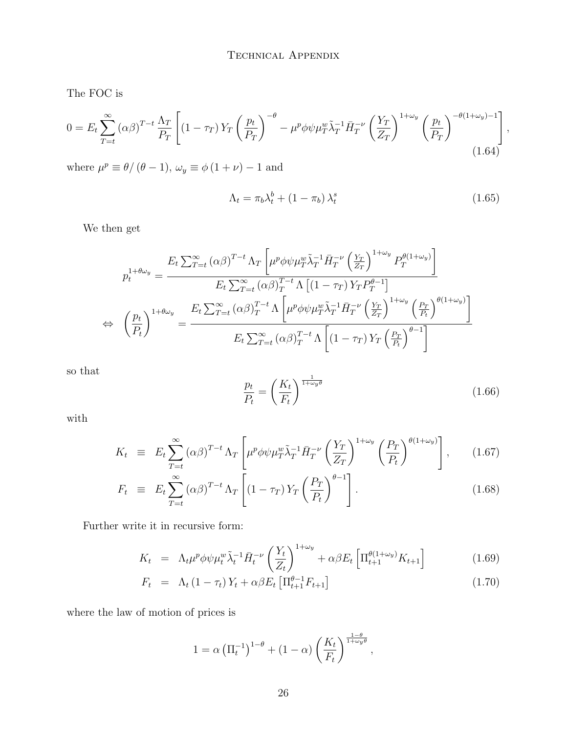The FOC is

$$0 = E_t \sum_{T=t}^{\infty} (\alpha\beta)^{T-t} \frac{\Lambda_T}{P_T} \left[ (1-\tau_T) Y_T \left( \frac{p_t}{P_T} \right)^{-\theta} - \mu^p \phi \psi \mu_T^w \tilde{\lambda}_T^{-1} \bar{H}_T^{-\nu} \left( \frac{Y_T}{Z_T} \right)^{1+\omega_y} \left( \frac{p_t}{P_T} \right)^{-\theta(1+\omega_y)-1} \right], \tag{1.64}$$

where $\mu^p \equiv \theta/(\theta-1)$, $\omega_y \equiv \phi(1+\nu) - 1$ and

$$\Lambda_t = \pi_b \lambda_t^b + (1-\pi_b) \lambda_t^s \tag{1.65}$$

We then get

$$p_t^{1+\theta\omega_y} = \frac{E_t \sum_{T=t}^{\infty} (\alpha\beta)^{T-t} \Lambda_T \left[ \mu^p \phi \psi \mu_T^w \tilde{\lambda}_T^{-1} \bar{H}_T^{-\nu} \left( \frac{Y_T}{Z_T} \right)^{1+\omega_y} P_T^{\theta(1+\omega_y)} \right]}{E_t \sum_{T=t}^{\infty} (\alpha\beta)_T^{T-t} \Lambda \left[ (1-\tau_T) Y_T P_T^{\theta-1} \right]}$$

$$\Leftrightarrow \quad \left( \frac{p_t}{P_t} \right)^{1+\theta\omega_y} = \frac{E_t \sum_{T=t}^{\infty} (\alpha\beta)_T^{T-t} \Lambda \left[ \mu^p \phi \psi \mu_T^w \tilde{\lambda}_T^{-1} \bar{H}_T^{-\nu} \left( \frac{Y_T}{Z_T} \right)^{1+\omega_y} \left( \frac{P_T}{P_t} \right)^{\theta(1+\omega_y)} \right]}{E_t \sum_{T=t}^{\infty} (\alpha\beta)_T^{T-t} \Lambda \left[ (1-\tau_T) Y_T \left( \frac{P_T}{P_t} \right)^{\theta-1} \right]}$$

so that

$$\frac{p_t}{P_t} = \left( \frac{K_t}{F_t} \right)^{\frac{1}{1+\omega_y\theta}} \tag{1.66}$$

with

$$K_t \equiv E_t \sum_{T=t}^{\infty} (\alpha\beta)^{T-t} \Lambda_T \left[ \mu^p \phi \psi \mu_T^w \tilde{\lambda}_T^{-1} \bar{H}_T^{-\nu} \left( \frac{Y_T}{Z_T} \right)^{1+\omega_y} \left( \frac{P_T}{P_t} \right)^{\theta(1+\omega_y)} \right], \tag{1.67}$$

$$F_t \equiv E_t \sum_{T=t}^{\infty} (\alpha\beta)^{T-t} \Lambda_T \left[ (1-\tau_T) Y_T \left( \frac{P_T}{P_t} \right)^{\theta-1} \right]. \tag{1.68}$$

Further write it in recursive form:

$$K_t = \Lambda_t \mu^p \phi \psi \mu_t^w \tilde{\lambda}_t^{-1} \bar{H}_t^{-\nu} \left( \frac{Y_t}{Z_t} \right)^{1+\omega_y} + \alpha\beta E_t \left[ \Pi_{t+1}^{\theta(1+\omega_y)} K_{t+1} \right] \tag{1.69}$$

$$F_t = \Lambda_t (1-\tau_t) Y_t + \alpha\beta E_t \left[ \Pi_{t+1}^{\theta-1} F_{t+1} \right] \tag{1.70}$$

where the law of motion of prices is

$$1 = \alpha \left( \Pi_t^{-1} \right)^{1-\theta} + (1-\alpha) \left( \frac{K_t}{F_t} \right)^{\frac{1-\theta}{1+\omega_y\theta}},$$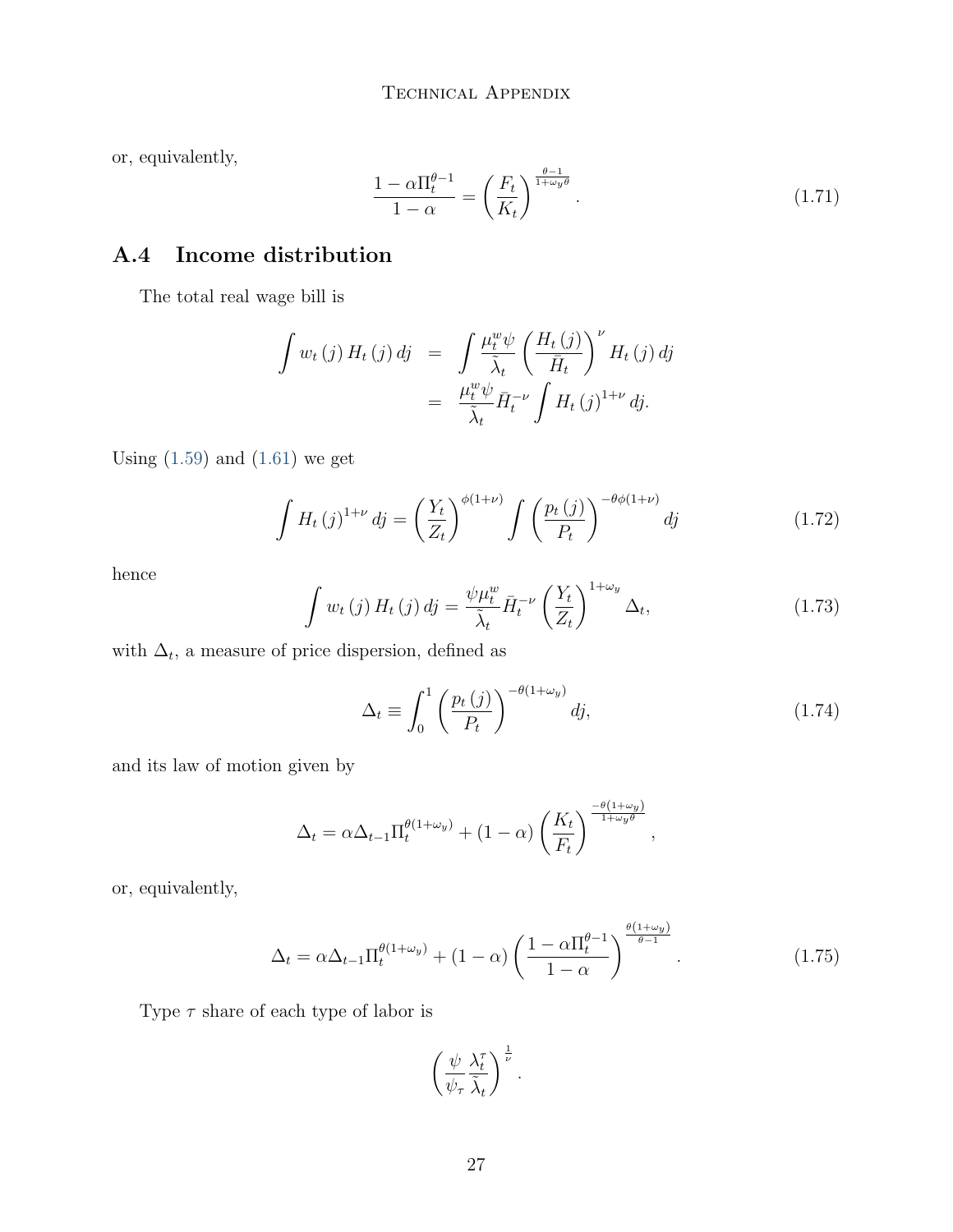or, equivalently,

$$\frac{1-\alpha\Pi_t^{\theta-1}}{1-\alpha} = \left(\frac{F_t}{K_t}\right)^{\frac{\theta-1}{1+\omega_y\theta}}. \tag{1.71}$$

## A.4 Income distribution

The total real wage bill is

$$\begin{aligned} \int w_t(j) H_t(j)\, dj &= \int \frac{\mu_t^w \psi}{\tilde{\lambda}_t}\left(\frac{H_t(j)}{\bar{H}_t}\right)^{\nu} H_t(j)\, dj \\ &= \frac{\mu_t^w \psi}{\tilde{\lambda}_t}\bar{H}_t^{-\nu}\int H_t(j)^{1+\nu}\, dj. \end{aligned}$$

Using (1.59) and (1.61) we get

$$\int H_t(j)^{1+\nu}\, dj = \left(\frac{Y_t}{Z_t}\right)^{\phi(1+\nu)}\int\left(\frac{p_t(j)}{P_t}\right)^{-\theta\phi(1+\nu)} dj \tag{1.72}$$

hence

$$\int w_t(j) H_t(j)\, dj = \frac{\psi\mu_t^w}{\tilde{\lambda}_t}\bar{H}_t^{-\nu}\left(\frac{Y_t}{Z_t}\right)^{1+\omega_y}\Delta_t, \tag{1.73}$$

with $\Delta_t$, a measure of price dispersion, defined as

$$\Delta_t \equiv \int_0^1\left(\frac{p_t(j)}{P_t}\right)^{-\theta(1+\omega_y)} dj, \tag{1.74}$$

and its law of motion given by

$$\Delta_t = \alpha\Delta_{t-1}\Pi_t^{\theta(1+\omega_y)} + (1-\alpha)\left(\frac{K_t}{F_t}\right)^{\frac{-\theta(1+\omega_y)}{1+\omega_y\theta}},$$

or, equivalently,

$$\Delta_t = \alpha\Delta_{t-1}\Pi_t^{\theta(1+\omega_y)} + (1-\alpha)\left(\frac{1-\alpha\Pi_t^{\theta-1}}{1-\alpha}\right)^{\frac{\theta(1+\omega_y)}{\theta-1}}. \tag{1.75}$$

Type $\tau$ share of each type of labor is

$$\left(\frac{\psi}{\psi_\tau}\frac{\lambda_t^\tau}{\tilde{\lambda}_t}\right)^{\frac{1}{\nu}}.$$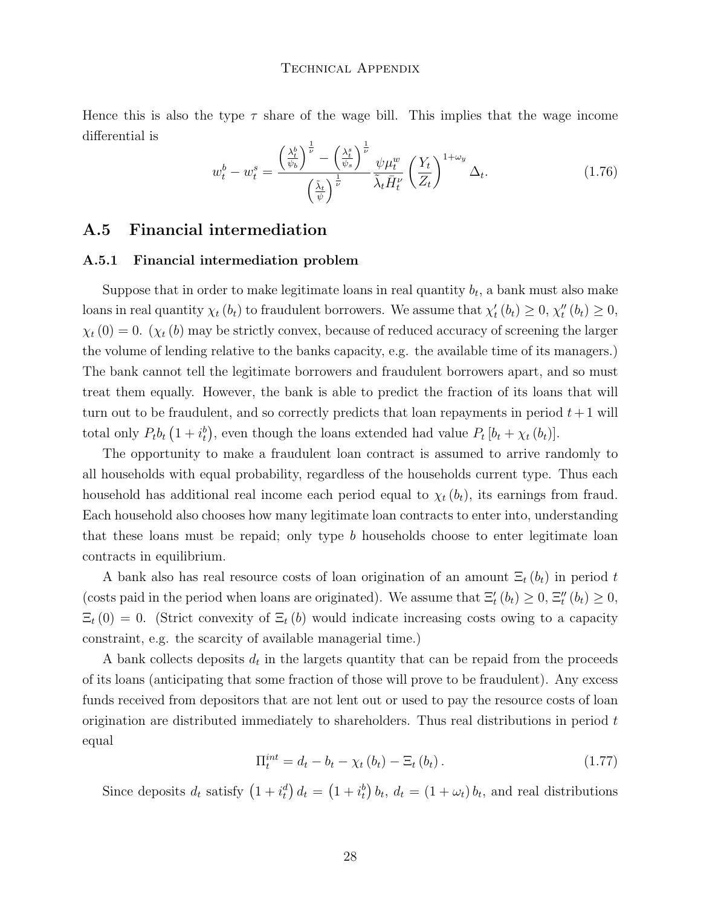Hence this is also the type $\tau$ share of the wage bill. This implies that the wage income differential is

$$w_t^b - w_t^s = \frac{\left(\frac{\lambda_t^b}{\psi_b}\right)^{\frac{1}{\nu}} - \left(\frac{\lambda_t^s}{\psi_s}\right)^{\frac{1}{\nu}}}{\left(\frac{\tilde{\lambda}_t}{\psi}\right)^{\frac{1}{\nu}}} \frac{\psi \mu_t^w}{\tilde{\lambda}_t \bar{H}_t^\nu} \left(\frac{Y_t}{Z_t}\right)^{1+\omega_y} \Delta_t. \tag{1.76}$$

## A.5 Financial intermediation

### A.5.1 Financial intermediation problem

Suppose that in order to make legitimate loans in real quantity $b_t$, a bank must also make loans in real quantity $\chi_t(b_t)$ to fraudulent borrowers. We assume that $\chi_t'(b_t) \geq 0$, $\chi_t''(b_t) \geq 0$, $\chi_t(0) = 0$. ($\chi_t(b)$ may be strictly convex, because of reduced accuracy of screening the larger the volume of lending relative to the banks capacity, e.g. the available time of its managers.) The bank cannot tell the legitimate borrowers and fraudulent borrowers apart, and so must treat them equally. However, the bank is able to predict the fraction of its loans that will turn out to be fraudulent, and so correctly predicts that loan repayments in period $t+1$ will total only $P_t b_t \left(1 + i_t^b\right)$, even though the loans extended had value $P_t \left[b_t + \chi_t(b_t)\right]$.

The opportunity to make a fraudulent loan contract is assumed to arrive randomly to all households with equal probability, regardless of the households current type. Thus each household has additional real income each period equal to $\chi_t(b_t)$, its earnings from fraud. Each household also chooses how many legitimate loan contracts to enter into, understanding that these loans must be repaid; only type $b$ households choose to enter legitimate loan contracts in equilibrium.

A bank also has real resource costs of loan origination of an amount $\Xi_t(b_t)$ in period $t$ (costs paid in the period when loans are originated). We assume that $\Xi_t'(b_t) \geq 0$, $\Xi_t''(b_t) \geq 0$, $\Xi_t(0) = 0$. (Strict convexity of $\Xi_t(b)$ would indicate increasing costs owing to a capacity constraint, e.g. the scarcity of available managerial time.)

A bank collects deposits $d_t$ in the largets quantity that can be repaid from the proceeds of its loans (anticipating that some fraction of those will prove to be fraudulent). Any excess funds received from depositors that are not lent out or used to pay the resource costs of loan origination are distributed immediately to shareholders. Thus real distributions in period $t$ equal

$$\Pi_t^{int} = d_t - b_t - \chi_t(b_t) - \Xi_t(b_t). \tag{1.77}$$

Since deposits $d_t$ satisfy $\left(1 + i_t^d\right) d_t = \left(1 + i_t^b\right) b_t$, $d_t = (1 + \omega_t) b_t$, and real distributions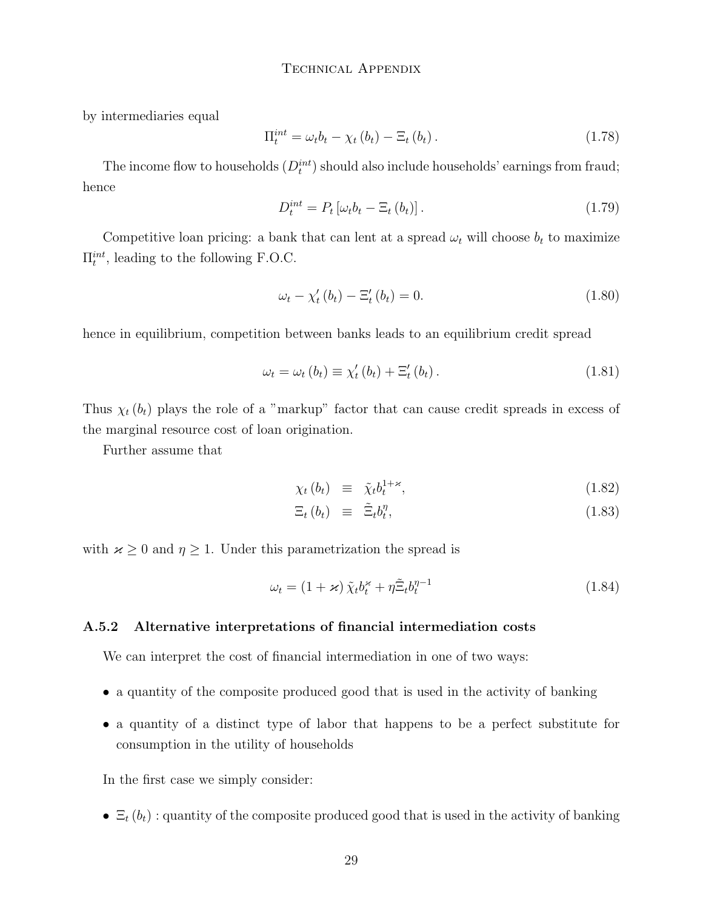by intermediaries equal

$$\Pi_t^{int} = \omega_t b_t - \chi_t (b_t) - \Xi_t (b_t) . \tag{1.78}$$

The income flow to households ($D_t^{int}$) should also include households' earnings from fraud; hence

$$D_t^{int} = P_t \left[\omega_t b_t - \Xi_t (b_t)\right] . \tag{1.79}$$

Competitive loan pricing: a bank that can lent at a spread $\omega_t$ will choose $b_t$ to maximize $\Pi_t^{int}$, leading to the following F.O.C.

$$\omega_t - \chi_t' (b_t) - \Xi_t' (b_t) = 0. \tag{1.80}$$

hence in equilibrium, competition between banks leads to an equilibrium credit spread

$$\omega_t = \omega_t (b_t) \equiv \chi_t' (b_t) + \Xi_t' (b_t) . \tag{1.81}$$

Thus $\chi_t (b_t)$ plays the role of a "markup" factor that can cause credit spreads in excess of the marginal resource cost of loan origination.

Further assume that

$$\chi_t (b_t) \equiv \tilde{\chi}_t b_t^{1+\varkappa}, \tag{1.82}$$

$$\Xi_t (b_t) \equiv \tilde{\Xi}_t b_t^{\eta}, \tag{1.83}$$

with $\varkappa \geq 0$ and $\eta \geq 1$. Under this parametrization the spread is

$$\omega_t = (1 + \varkappa) \tilde{\chi}_t b_t^{\varkappa} + \eta \tilde{\Xi}_t b_t^{\eta - 1} \tag{1.84}$$

### A.5.2 Alternative interpretations of financial intermediation costs

We can interpret the cost of financial intermediation in one of two ways:

- a quantity of the composite produced good that is used in the activity of banking
- a quantity of a distinct type of labor that happens to be a perfect substitute for consumption in the utility of households

In the first case we simply consider:

- $\Xi_t (b_t)$ : quantity of the composite produced good that is used in the activity of banking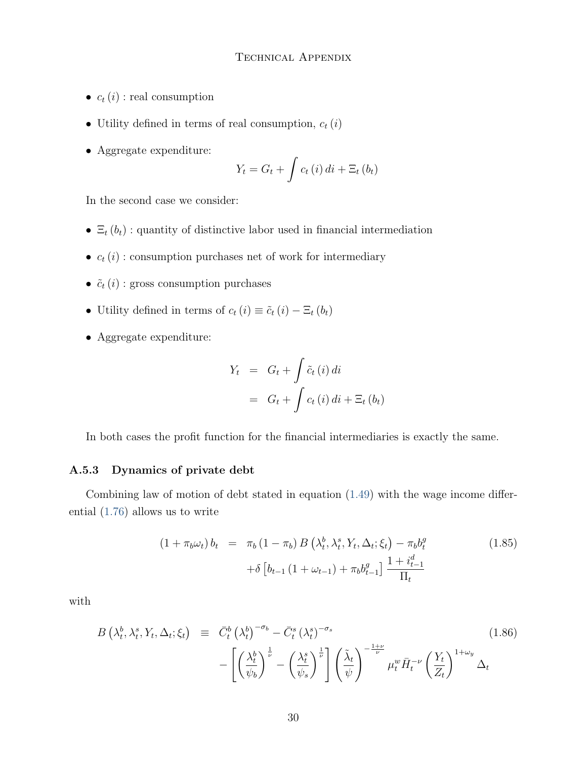- $c_t(i)$ : real consumption
- Utility defined in terms of real consumption, $c_t(i)$
- Aggregate expenditure:

$$Y_t = G_t + \int c_t(i)\,di + \Xi_t(b_t)$$

In the second case we consider:

- $\Xi_t(b_t)$ : quantity of distinctive labor used in financial intermediation
- $c_t(i)$ : consumption purchases net of work for intermediary
- $\tilde{c}_t(i)$ : gross consumption purchases
- Utility defined in terms of $c_t(i) \equiv \tilde{c}_t(i) - \Xi_t(b_t)$
- Aggregate expenditure:

$$\begin{aligned} Y_t &= G_t + \int \tilde{c}_t(i)\,di \\ &= G_t + \int c_t(i)\,di + \Xi_t(b_t) \end{aligned}$$

In both cases the profit function for the financial intermediaries is exactly the same.

### A.5.3 Dynamics of private debt

Combining law of motion of debt stated in equation (1.49) with the wage income differential (1.76) allows us to write

$$\begin{aligned} (1+\pi_b\omega_t)\,b_t &= \pi_b(1-\pi_b)\,B\left(\lambda_t^b, \lambda_t^s, Y_t, \Delta_t; \xi_t\right) - \pi_b b_t^g \\ &\quad + \delta\left[b_{t-1}(1+\omega_{t-1}) + \pi_b b_{t-1}^g\right]\frac{1+i_{t-1}^d}{\Pi_t} \end{aligned} \tag{1.85}$$

with

$$\begin{aligned} B\left(\lambda_t^b, \lambda_t^s, Y_t, \Delta_t; \xi_t\right) &\equiv \bar{C}_t^b\left(\lambda_t^b\right)^{-\sigma_b} - \bar{C}_t^s\left(\lambda_t^s\right)^{-\sigma_s} \\ &\quad - \left[\left(\frac{\lambda_t^b}{\psi_b}\right)^{\frac{1}{\nu}} - \left(\frac{\lambda_t^s}{\psi_s}\right)^{\frac{1}{\nu}}\right]\left(\frac{\tilde{\lambda}_t}{\psi}\right)^{-\frac{1+\nu}{\nu}} \mu_t^w \bar{H}_t^{-\nu}\left(\frac{Y_t}{Z_t}\right)^{1+\omega_y}\Delta_t \end{aligned} \tag{1.86}$$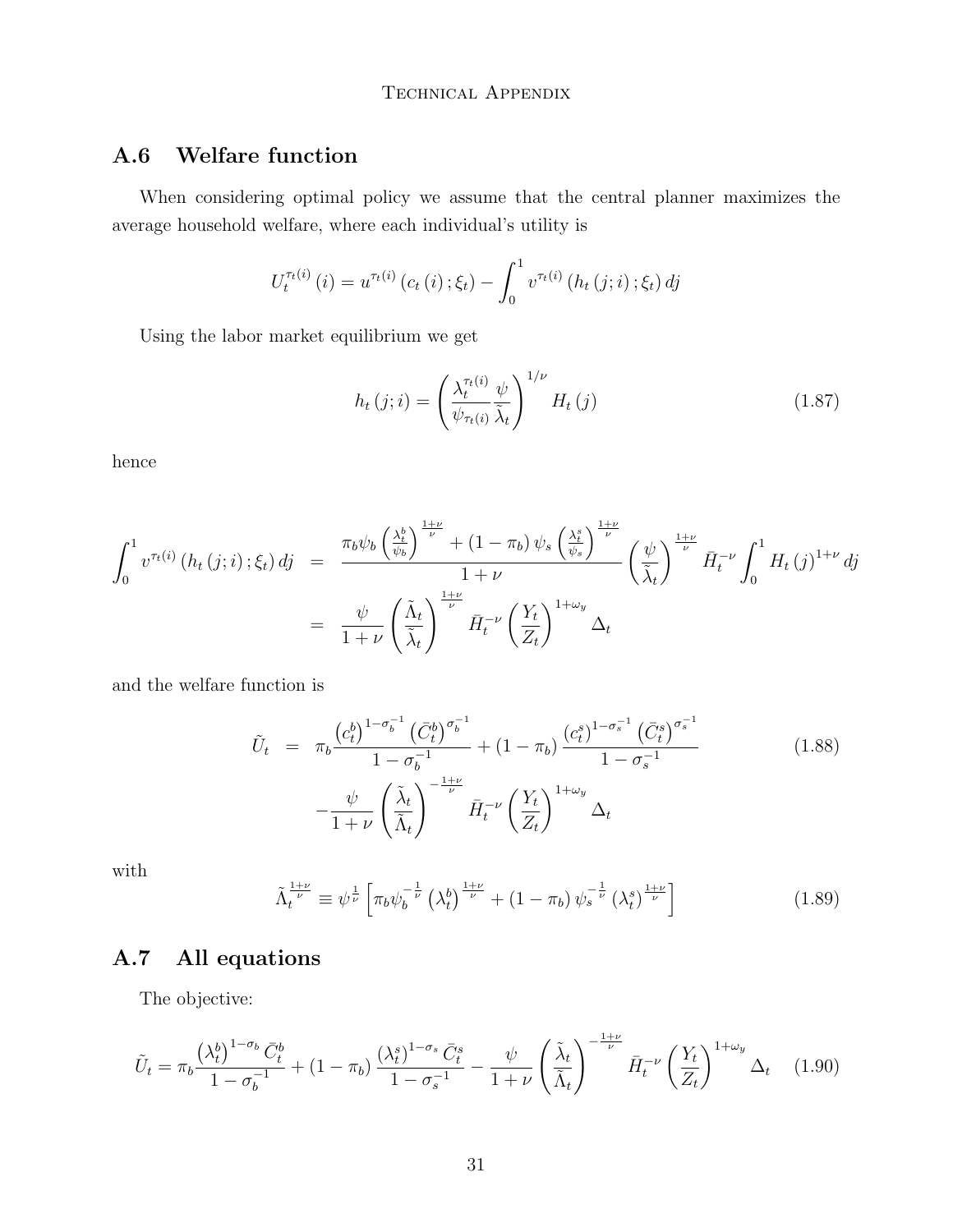## A.6 Welfare function

When considering optimal policy we assume that the central planner maximizes the average household welfare, where each individual's utility is

$$U_t^{\tau_t(i)}(i) = u^{\tau_t(i)}(c_t(i);\xi_t) - \int_0^1 v^{\tau_t(i)}(h_t(j;i);\xi_t)\,dj$$

Using the labor market equilibrium we get

$$h_t(j;i) = \left(\frac{\lambda_t^{\tau_t(i)}}{\psi_{\tau_t(i)}}\frac{\psi}{\tilde{\lambda}_t}\right)^{1/\nu} H_t(j) \tag{1.87}$$

hence

$$\begin{aligned}
\int_0^1 v^{\tau_t(i)}(h_t(j;i);\xi_t)\,dj &= \frac{\pi_b\psi_b\left(\frac{\lambda_t^b}{\psi_b}\right)^{\frac{1+\nu}{\nu}} + (1-\pi_b)\,\psi_s\left(\frac{\lambda_t^s}{\psi_s}\right)^{\frac{1+\nu}{\nu}}}{1+\nu}\left(\frac{\psi}{\tilde{\lambda}_t}\right)^{\frac{1+\nu}{\nu}}\bar{H}_t^{-\nu}\int_0^1 H_t(j)^{1+\nu}\,dj \\
&= \frac{\psi}{1+\nu}\left(\frac{\tilde{\Lambda}_t}{\tilde{\lambda}_t}\right)^{\frac{1+\nu}{\nu}}\bar{H}_t^{-\nu}\left(\frac{Y_t}{Z_t}\right)^{1+\omega_y}\Delta_t
\end{aligned}$$

and the welfare function is

$$\begin{aligned}
\tilde{U}_t &= \pi_b\frac{\left(c_t^b\right)^{1-\sigma_b^{-1}}\left(\bar{C}_t^b\right)^{\sigma_b^{-1}}}{1-\sigma_b^{-1}} + (1-\pi_b)\frac{\left(c_t^s\right)^{1-\sigma_s^{-1}}\left(\bar{C}_t^s\right)^{\sigma_s^{-1}}}{1-\sigma_s^{-1}} \\
&\quad -\frac{\psi}{1+\nu}\left(\frac{\tilde{\lambda}_t}{\tilde{\Lambda}_t}\right)^{-\frac{1+\nu}{\nu}}\bar{H}_t^{-\nu}\left(\frac{Y_t}{Z_t}\right)^{1+\omega_y}\Delta_t
\end{aligned} \tag{1.88}$$

with

$$\tilde{\Lambda}_t^{\frac{1+\nu}{\nu}} \equiv \psi^{\frac{1}{\nu}}\left[\pi_b\psi_b^{-\frac{1}{\nu}}\left(\lambda_t^b\right)^{\frac{1+\nu}{\nu}} + (1-\pi_b)\,\psi_s^{-\frac{1}{\nu}}\left(\lambda_t^s\right)^{\frac{1+\nu}{\nu}}\right] \tag{1.89}$$

## A.7 All equations

The objective:

$$\tilde{U}_t = \pi_b\frac{\left(\lambda_t^b\right)^{1-\sigma_b}\bar{C}_t^b}{1-\sigma_b^{-1}} + (1-\pi_b)\frac{\left(\lambda_t^s\right)^{1-\sigma_s}\bar{C}_t^s}{1-\sigma_s^{-1}} - \frac{\psi}{1+\nu}\left(\frac{\tilde{\lambda}_t}{\tilde{\Lambda}_t}\right)^{-\frac{1+\nu}{\nu}}\bar{H}_t^{-\nu}\left(\frac{Y_t}{Z_t}\right)^{1+\omega_y}\Delta_t \tag{1.90}$$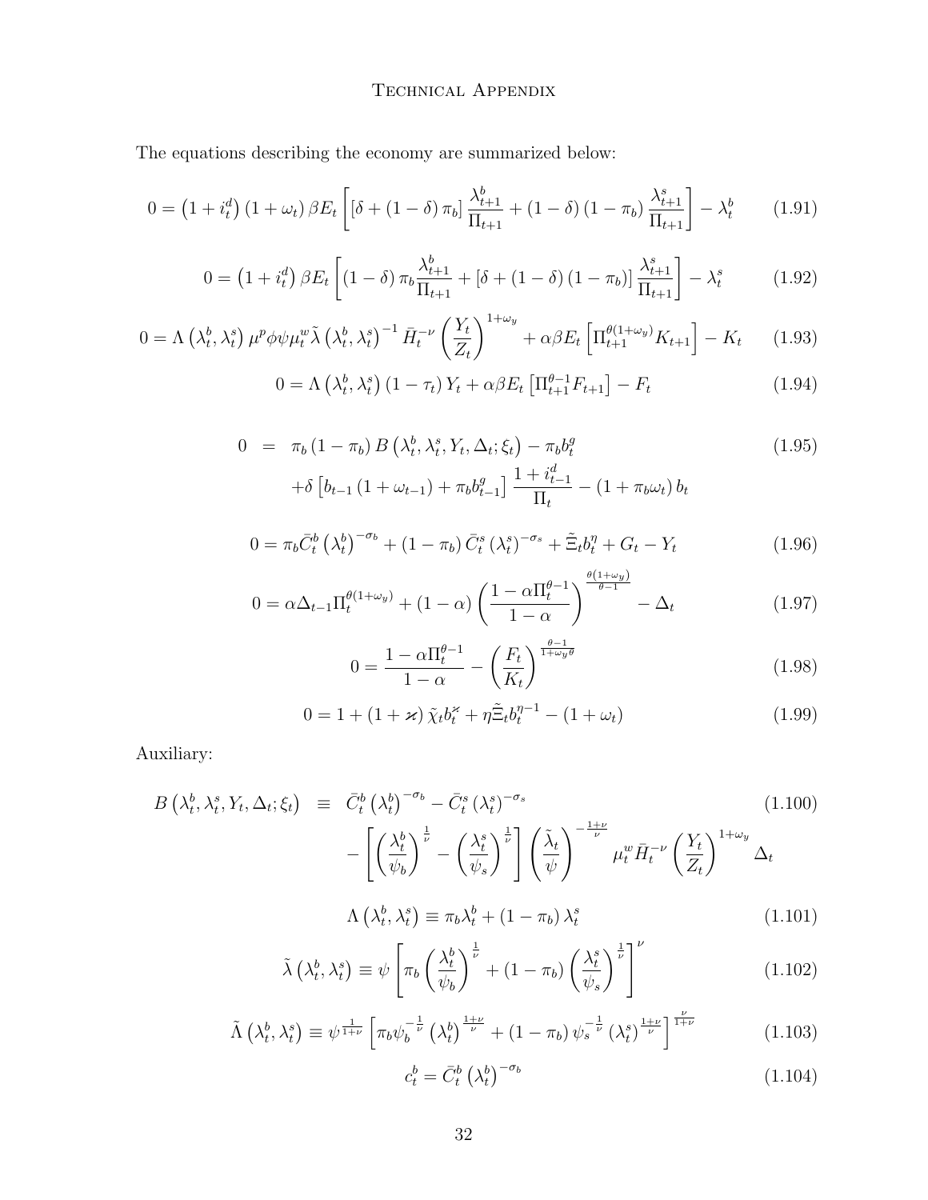# Technical Appendix

The equations describing the economy are summarized below:

$$0 = \left(1+i_t^d\right)\left(1+\omega_t\right)\beta E_t\left[\left[\delta+(1-\delta)\pi_b\right]\frac{\lambda_{t+1}^b}{\Pi_{t+1}}+(1-\delta)(1-\pi_b)\frac{\lambda_{t+1}^s}{\Pi_{t+1}}\right]-\lambda_t^b \tag{1.91}$$

$$0 = \left(1+i_t^d\right)\beta E_t\left[(1-\delta)\pi_b\frac{\lambda_{t+1}^b}{\Pi_{t+1}}+\left[\delta+(1-\delta)(1-\pi_b)\right]\frac{\lambda_{t+1}^s}{\Pi_{t+1}}\right]-\lambda_t^s \tag{1.92}$$

$$0 = \Lambda\left(\lambda_t^b,\lambda_t^s\right)\mu^p\phi\psi\mu_t^w\tilde{\lambda}\left(\lambda_t^b,\lambda_t^s\right)^{-1}\bar{H}_t^{-\nu}\left(\frac{Y_t}{Z_t}\right)^{1+\omega_y}+\alpha\beta E_t\left[\Pi_{t+1}^{\theta(1+\omega_y)}K_{t+1}\right]-K_t \tag{1.93}$$

$$0 = \Lambda\left(\lambda_t^b,\lambda_t^s\right)(1-\tau_t)Y_t+\alpha\beta E_t\left[\Pi_{t+1}^{\theta-1}F_{t+1}\right]-F_t \tag{1.94}$$

$$\begin{aligned} 0 \;=\;& \pi_b(1-\pi_b)B\left(\lambda_t^b,\lambda_t^s,Y_t,\Delta_t;\xi_t\right)-\pi_b b_t^g \\ &+\delta\left[b_{t-1}(1+\omega_{t-1})+\pi_b b_{t-1}^g\right]\frac{1+i_{t-1}^d}{\Pi_t}-(1+\pi_b\omega_t)b_t \end{aligned} \tag{1.95}$$

$$0 = \pi_b\bar{C}_t^b\left(\lambda_t^b\right)^{-\sigma_b}+(1-\pi_b)\bar{C}_t^s\left(\lambda_t^s\right)^{-\sigma_s}+\tilde{\Xi}_t b_t^{\eta}+G_t-Y_t \tag{1.96}$$

$$0 = \alpha\Delta_{t-1}\Pi_t^{\theta(1+\omega_y)}+(1-\alpha)\left(\frac{1-\alpha\Pi_t^{\theta-1}}{1-\alpha}\right)^{\frac{\theta(1+\omega_y)}{\theta-1}}-\Delta_t \tag{1.97}$$

$$0 = \frac{1-\alpha\Pi_t^{\theta-1}}{1-\alpha}-\left(\frac{F_t}{K_t}\right)^{\frac{\theta-1}{1+\omega_y\theta}} \tag{1.98}$$

$$0 = 1+(1+\varkappa)\tilde{\chi}_t b_t^{\varkappa}+\eta\tilde{\Xi}_t b_t^{\eta-1}-(1+\omega_t) \tag{1.99}$$

Auxiliary:

$$\begin{aligned} B\left(\lambda_t^b,\lambda_t^s,Y_t,\Delta_t;\xi_t\right) \;\equiv\;& \bar{C}_t^b\left(\lambda_t^b\right)^{-\sigma_b}-\bar{C}_t^s\left(\lambda_t^s\right)^{-\sigma_s} \\ &-\left[\left(\frac{\lambda_t^b}{\psi_b}\right)^{\frac{1}{\nu}}-\left(\frac{\lambda_t^s}{\psi_s}\right)^{\frac{1}{\nu}}\right]\left(\frac{\tilde{\lambda}_t}{\psi}\right)^{-\frac{1+\nu}{\nu}}\mu_t^w\bar{H}_t^{-\nu}\left(\frac{Y_t}{Z_t}\right)^{1+\omega_y}\Delta_t \end{aligned} \tag{1.100}$$

$$\Lambda\left(\lambda_t^b,\lambda_t^s\right)\equiv\pi_b\lambda_t^b+(1-\pi_b)\lambda_t^s \tag{1.101}$$

$$\tilde{\lambda}\left(\lambda_t^b,\lambda_t^s\right)\equiv\psi\left[\pi_b\left(\frac{\lambda_t^b}{\psi_b}\right)^{\frac{1}{\nu}}+(1-\pi_b)\left(\frac{\lambda_t^s}{\psi_s}\right)^{\frac{1}{\nu}}\right]^{\nu} \tag{1.102}$$

$$\tilde{\Lambda}\left(\lambda_t^b,\lambda_t^s\right)\equiv\psi^{\frac{1}{1+\nu}}\left[\pi_b\psi_b^{-\frac{1}{\nu}}\left(\lambda_t^b\right)^{\frac{1+\nu}{\nu}}+(1-\pi_b)\psi_s^{-\frac{1}{\nu}}\left(\lambda_t^s\right)^{\frac{1+\nu}{\nu}}\right]^{\frac{\nu}{1+\nu}} \tag{1.103}$$

$$c_t^b=\bar{C}_t^b\left(\lambda_t^b\right)^{-\sigma_b} \tag{1.104}$$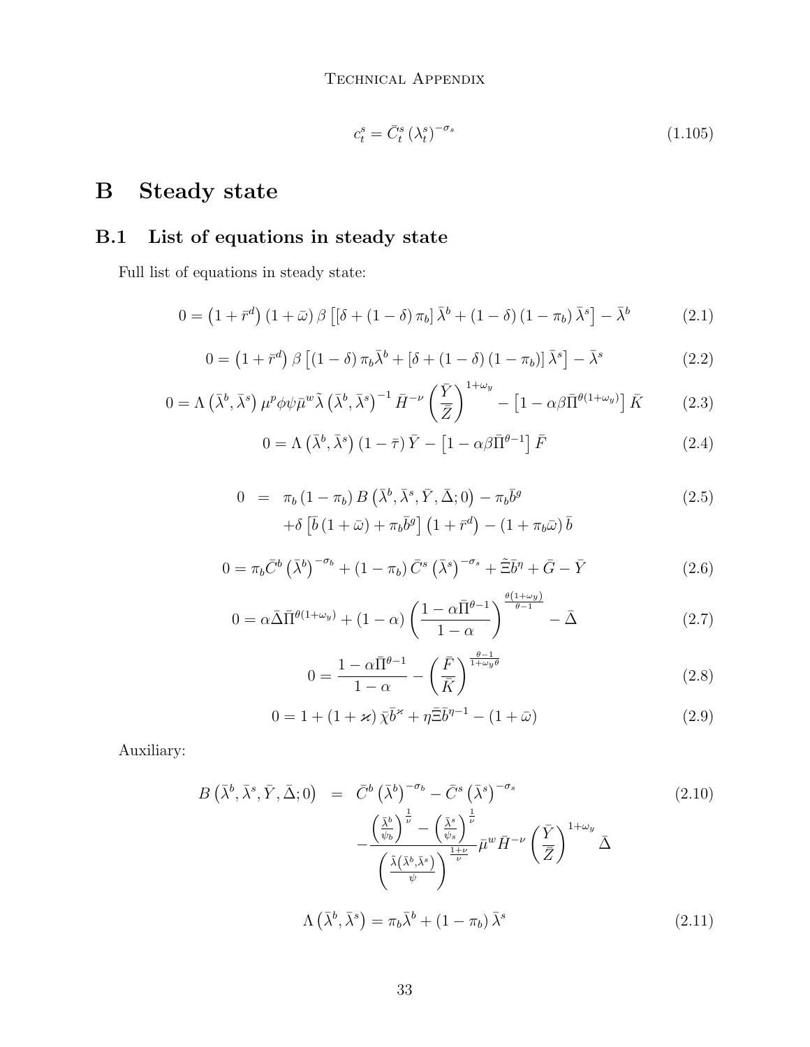$$c_t^s = \bar{C}_t^s \left(\lambda_t^s\right)^{-\sigma_s} \tag{1.105}$$

# B Steady state

## B.1 List of equations in steady state

Full list of equations in steady state:

$$0 = \left(1+\bar{r}^d\right)\left(1+\bar{\omega}\right)\beta\left[\left[\delta+\left(1-\delta\right)\pi_b\right]\bar{\lambda}^b + \left(1-\delta\right)\left(1-\pi_b\right)\bar{\lambda}^s\right] - \bar{\lambda}^b \tag{2.1}$$

$$0 = \left(1+\bar{r}^d\right)\beta\left[\left(1-\delta\right)\pi_b\bar{\lambda}^b + \left[\delta+\left(1-\delta\right)\left(1-\pi_b\right)\right]\bar{\lambda}^s\right] - \bar{\lambda}^s \tag{2.2}$$

$$0 = \Lambda\left(\bar{\lambda}^b,\bar{\lambda}^s\right)\mu^p\phi\psi\bar{\mu}^w\tilde{\lambda}\left(\bar{\lambda}^b,\bar{\lambda}^s\right)^{-1}\bar{H}^{-\nu}\left(\frac{\bar{Y}}{\bar{Z}}\right)^{1+\omega_y} - \left[1-\alpha\beta\bar{\Pi}^{\theta(1+\omega_y)}\right]\bar{K} \tag{2.3}$$

$$0 = \Lambda\left(\bar{\lambda}^b,\bar{\lambda}^s\right)\left(1-\bar{\tau}\right)\bar{Y} - \left[1-\alpha\beta\bar{\Pi}^{\theta-1}\right]\bar{F} \tag{2.4}$$

$$\begin{aligned} 0 \;=\;& \pi_b\left(1-\pi_b\right)B\left(\bar{\lambda}^b,\bar{\lambda}^s,\bar{Y},\bar{\Delta};0\right) - \pi_b\bar{b}^g \\ &+\delta\left[\bar{b}\left(1+\bar{\omega}\right)+\pi_b\bar{b}^g\right]\left(1+\bar{r}^d\right) - \left(1+\pi_b\bar{\omega}\right)\bar{b} \end{aligned} \tag{2.5}$$

$$0 = \pi_b\bar{C}^b\left(\bar{\lambda}^b\right)^{-\sigma_b} + \left(1-\pi_b\right)\bar{C}^s\left(\bar{\lambda}^s\right)^{-\sigma_s} + \tilde{\Xi}\bar{b}^\eta + \bar{G} - \bar{Y} \tag{2.6}$$

$$0 = \alpha\bar{\Delta}\bar{\Pi}^{\theta(1+\omega_y)} + \left(1-\alpha\right)\left(\frac{1-\alpha\bar{\Pi}^{\theta-1}}{1-\alpha}\right)^{\frac{\theta(1+\omega_y)}{\theta-1}} - \bar{\Delta} \tag{2.7}$$

$$0 = \frac{1-\alpha\bar{\Pi}^{\theta-1}}{1-\alpha} - \left(\frac{\bar{F}}{\bar{K}}\right)^{\frac{\theta-1}{1+\omega_y\theta}} \tag{2.8}$$

$$0 = 1 + \left(1+\varkappa\right)\bar{\chi}\bar{b}^{\varkappa} + \eta\bar{\Xi}\bar{b}^{\eta-1} - \left(1+\bar{\omega}\right) \tag{2.9}$$

Auxiliary:

$$\begin{aligned} B\left(\bar{\lambda}^b,\bar{\lambda}^s,\bar{Y},\bar{\Delta};0\right) \;=\;& \bar{C}^b\left(\bar{\lambda}^b\right)^{-\sigma_b} - \bar{C}^s\left(\bar{\lambda}^s\right)^{-\sigma_s} \\ &-\frac{\left(\frac{\bar{\lambda}^b}{\psi_b}\right)^{\frac{1}{\nu}} - \left(\frac{\bar{\lambda}^s}{\psi_s}\right)^{\frac{1}{\nu}}}{\left(\frac{\tilde{\lambda}\left(\bar{\lambda}^b,\bar{\lambda}^s\right)}{\psi}\right)^{\frac{1+\nu}{\nu}}}\bar{\mu}^w\bar{H}^{-\nu}\left(\frac{\bar{Y}}{\bar{Z}}\right)^{1+\omega_y}\bar{\Delta} \end{aligned} \tag{2.10}$$

$$\Lambda\left(\bar{\lambda}^b,\bar{\lambda}^s\right) = \pi_b\bar{\lambda}^b + \left(1-\pi_b\right)\bar{\lambda}^s \tag{2.11}$$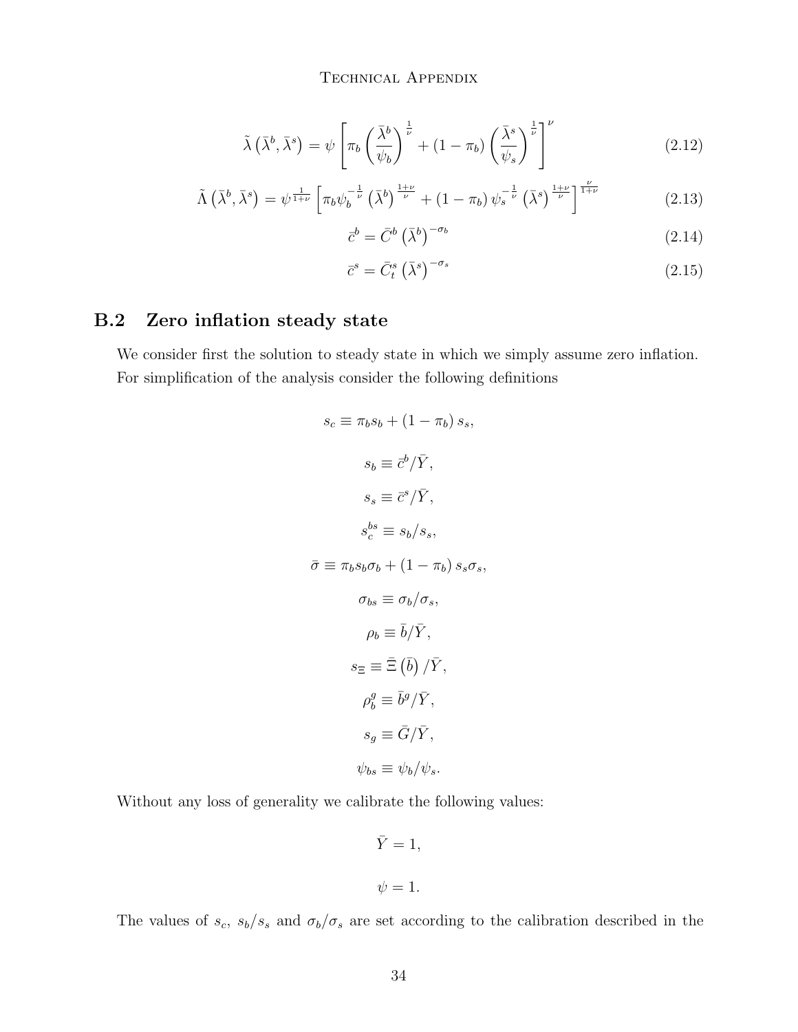$$\tilde{\lambda}\left(\bar{\lambda}^b, \bar{\lambda}^s\right) = \psi\left[\pi_b\left(\frac{\bar{\lambda}^b}{\psi_b}\right)^{\frac{1}{\nu}} + (1-\pi_b)\left(\frac{\bar{\lambda}^s}{\psi_s}\right)^{\frac{1}{\nu}}\right]^{\nu} \tag{2.12}$$

$$\tilde{\Lambda}\left(\bar{\lambda}^b, \bar{\lambda}^s\right) = \psi^{\frac{1}{1+\nu}}\left[\pi_b\psi_b^{-\frac{1}{\nu}}\left(\bar{\lambda}^b\right)^{\frac{1+\nu}{\nu}} + (1-\pi_b)\,\psi_s^{-\frac{1}{\nu}}\left(\bar{\lambda}^s\right)^{\frac{1+\nu}{\nu}}\right]^{\frac{\nu}{1+\nu}} \tag{2.13}$$

$$\bar{c}^b = \bar{C}^b\left(\bar{\lambda}^b\right)^{-\sigma_b} \tag{2.14}$$

$$\bar{c}^s = \bar{C}^s_t\left(\bar{\lambda}^s\right)^{-\sigma_s} \tag{2.15}$$

## B.2 Zero inflation steady state

We consider first the solution to steady state in which we simply assume zero inflation. For simplification of the analysis consider the following definitions

$$s_c \equiv \pi_b s_b + (1-\pi_b)\, s_s,$$

$$s_b \equiv \bar{c}^b/\bar{Y},$$

$$s_s \equiv \bar{c}^s/\bar{Y},$$

$$s_c^{bs} \equiv s_b/s_s,$$

$$\bar{\sigma} \equiv \pi_b s_b \sigma_b + (1-\pi_b)\, s_s \sigma_s,$$

$$\sigma_{bs} \equiv \sigma_b/\sigma_s,$$

$$\rho_b \equiv \bar{b}/\bar{Y},$$

$$s_\Xi \equiv \bar{\Xi}\left(\bar{b}\right)/\bar{Y},$$

$$\rho_b^g \equiv \bar{b}^g/\bar{Y},$$

$$s_g \equiv \bar{G}/\bar{Y},$$

$$\psi_{bs} \equiv \psi_b/\psi_s.$$

Without any loss of generality we calibrate the following values:

$$\bar{Y} = 1,$$

$$\psi = 1.$$

The values of $s_c$, $s_b/s_s$ and $\sigma_b/\sigma_s$ are set according to the calibration described in the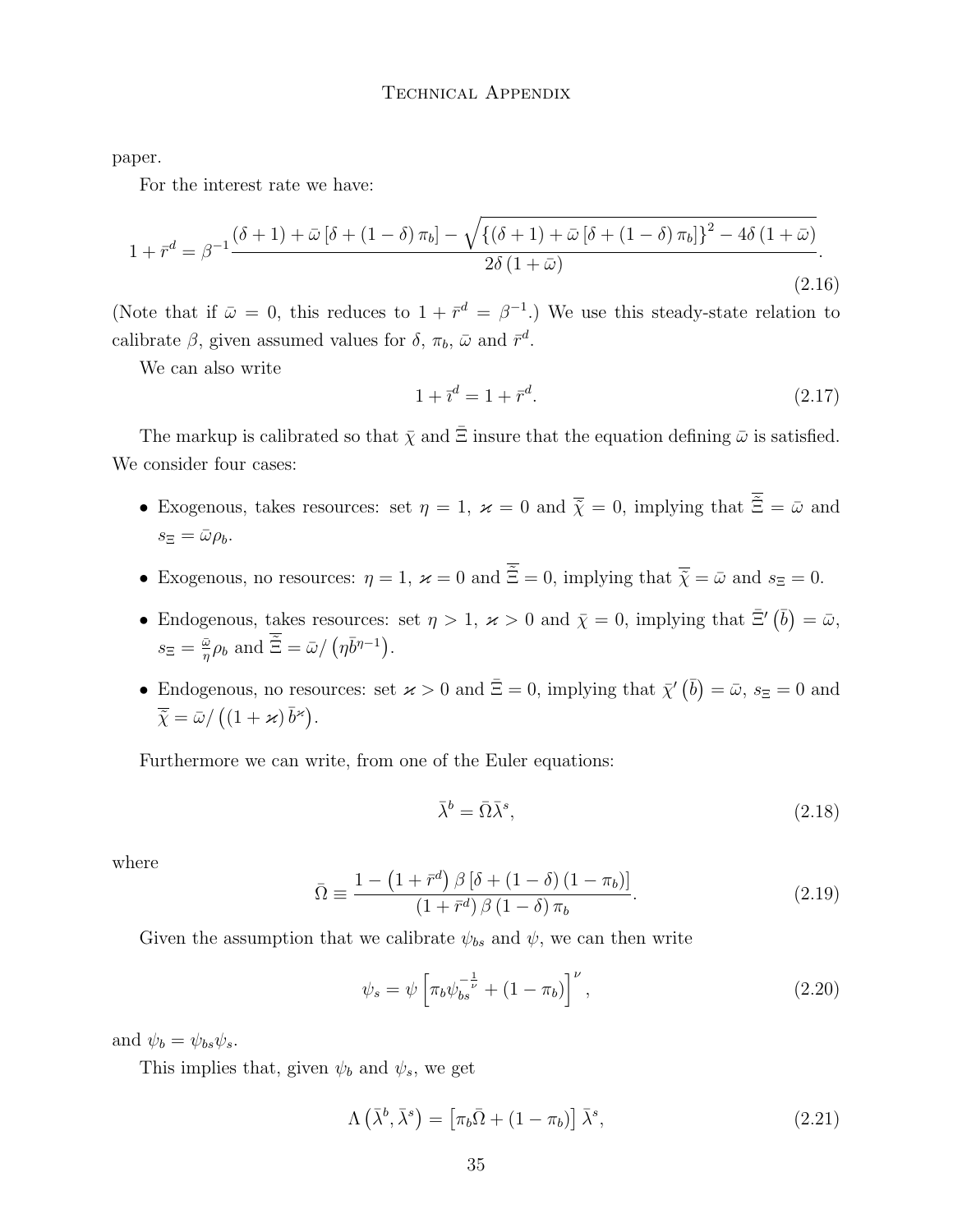paper.

For the interest rate we have:

$$1+\bar{r}^d = \beta^{-1}\frac{(\delta+1)+\bar{\omega}\left[\delta+(1-\delta)\pi_b\right]-\sqrt{\left\{(\delta+1)+\bar{\omega}\left[\delta+(1-\delta)\pi_b\right]\right\}^2-4\delta\left(1+\bar{\omega}\right)}}{2\delta\left(1+\bar{\omega}\right)}. \tag{2.16}$$

(Note that if $\bar{\omega}=0$, this reduces to $1+\bar{r}^d=\beta^{-1}$.) We use this steady-state relation to calibrate $\beta$, given assumed values for $\delta$, $\pi_b$, $\bar{\omega}$ and $\bar{r}^d$.

We can also write

$$1+\bar{\imath}^d = 1+\bar{r}^d. \tag{2.17}$$

The markup is calibrated so that $\bar{\chi}$ and $\bar{\Xi}$ insure that the equation defining $\bar{\omega}$ is satisfied. We consider four cases:

- Exogenous, takes resources: set $\eta=1$, $\varkappa=0$ and $\bar{\tilde{\chi}}=0$, implying that $\bar{\tilde{\Xi}}=\bar{\omega}$ and $s_\Xi=\bar{\omega}\rho_b$.
- Exogenous, no resources: $\eta=1$, $\varkappa=0$ and $\bar{\tilde{\Xi}}=0$, implying that $\bar{\tilde{\chi}}=\bar{\omega}$ and $s_\Xi=0$.
- Endogenous, takes resources: set $\eta>1$, $\varkappa>0$ and $\bar{\chi}=0$, implying that $\bar{\Xi}'\left(\bar{b}\right)=\bar{\omega}$, $s_\Xi=\frac{\bar{\omega}}{\eta}\rho_b$ and $\bar{\tilde{\Xi}}=\bar{\omega}/\left(\eta\bar{b}^{\eta-1}\right)$.
- Endogenous, no resources: set $\varkappa>0$ and $\bar{\Xi}=0$, implying that $\bar{\chi}'\left(\bar{b}\right)=\bar{\omega}$, $s_\Xi=0$ and $\bar{\tilde{\chi}}=\bar{\omega}/\left((1+\varkappa)\,\bar{b}^{\varkappa}\right)$.

Furthermore we can write, from one of the Euler equations:

$$\bar{\lambda}^b=\bar{\Omega}\bar{\lambda}^s, \tag{2.18}$$

where

$$\bar{\Omega}\equiv\frac{1-\left(1+\bar{r}^d\right)\beta\left[\delta+(1-\delta)\left(1-\pi_b\right)\right]}{\left(1+\bar{r}^d\right)\beta\left(1-\delta\right)\pi_b}. \tag{2.19}$$

Given the assumption that we calibrate $\psi_{bs}$ and $\psi$, we can then write

$$\psi_s=\psi\left[\pi_b\psi_{bs}^{-\frac{1}{\nu}}+\left(1-\pi_b\right)\right]^{\nu}, \tag{2.20}$$

and $\psi_b=\psi_{bs}\psi_s$.

This implies that, given $\psi_b$ and $\psi_s$, we get

$$\Lambda\left(\bar{\lambda}^b,\bar{\lambda}^s\right)=\left[\pi_b\bar{\Omega}+\left(1-\pi_b\right)\right]\bar{\lambda}^s, \tag{2.21}$$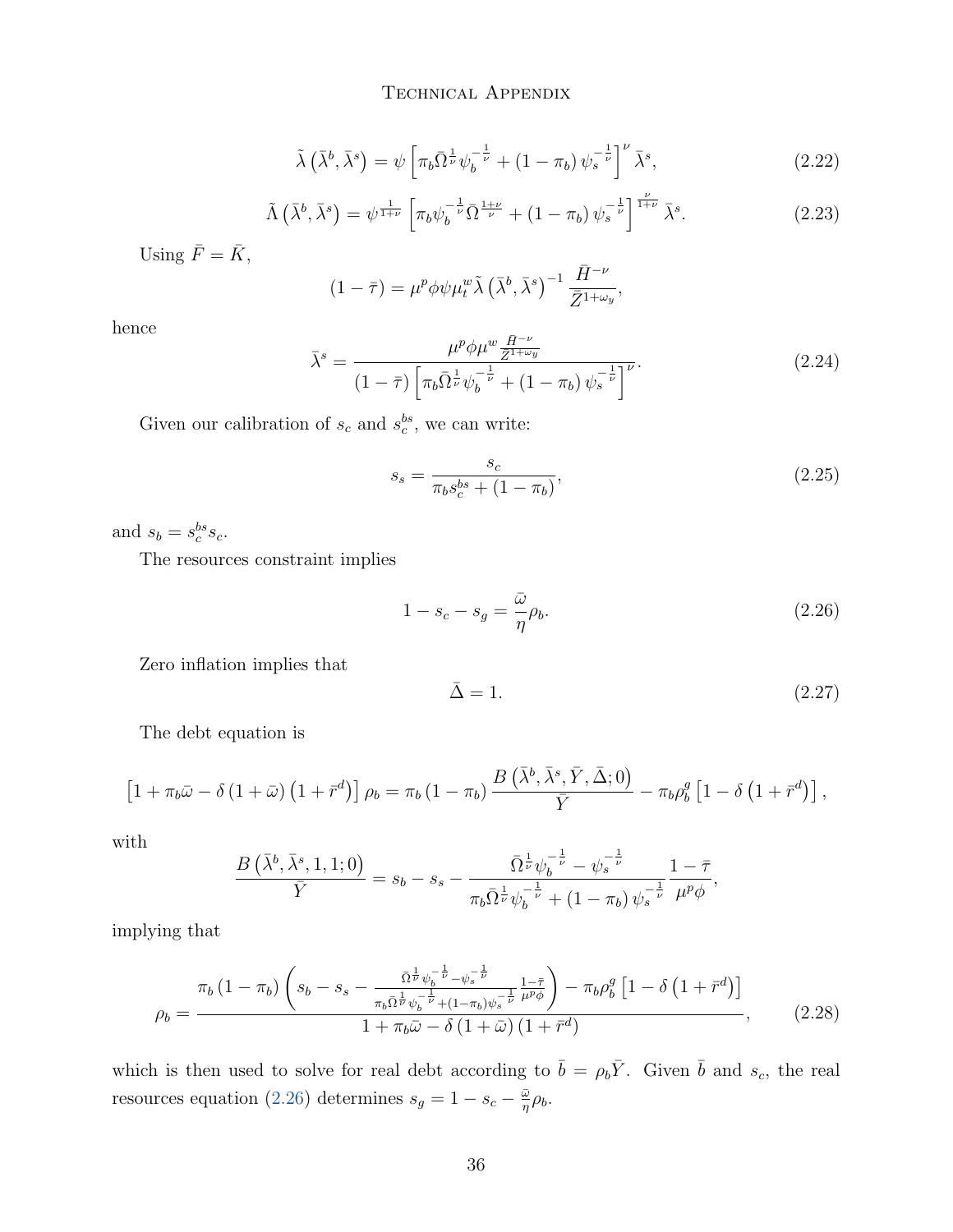$$\tilde{\lambda}\left(\bar{\lambda}^b, \bar{\lambda}^s\right) = \psi \left[\pi_b \bar{\Omega}^{\frac{1}{\nu}} \psi_b^{-\frac{1}{\nu}} + (1-\pi_b)\, \psi_s^{-\frac{1}{\nu}}\right]^{\nu} \bar{\lambda}^s, \tag{2.22}$$

$$\tilde{\Lambda}\left(\bar{\lambda}^b, \bar{\lambda}^s\right) = \psi^{\frac{1}{1+\nu}} \left[\pi_b \psi_b^{-\frac{1}{\nu}} \bar{\Omega}^{\frac{1+\nu}{\nu}} + (1-\pi_b)\, \psi_s^{-\frac{1}{\nu}}\right]^{\frac{\nu}{1+\nu}} \bar{\lambda}^s. \tag{2.23}$$

Using $\bar{F} = \bar{K}$,

$$(1-\bar{\tau}) = \mu^p \phi \psi \mu_t^w \tilde{\lambda}\left(\bar{\lambda}^b, \bar{\lambda}^s\right)^{-1} \frac{\bar{H}^{-\nu}}{\bar{Z}^{1+\omega_y}},$$

hence

$$\bar{\lambda}^s = \frac{\mu^p \phi \mu^w \frac{\bar{H}^{-\nu}}{\bar{Z}^{1+\omega_y}}}{(1-\bar{\tau}) \left[\pi_b \bar{\Omega}^{\frac{1}{\nu}} \psi_b^{-\frac{1}{\nu}} + (1-\pi_b)\, \psi_s^{-\frac{1}{\nu}}\right]^{\nu}}. \tag{2.24}$$

Given our calibration of $s_c$ and $s_c^{bs}$, we can write:

$$s_s = \frac{s_c}{\pi_b s_c^{bs} + (1-\pi_b)}, \tag{2.25}$$

and $s_b = s_c^{bs} s_c$.

The resources constraint implies

$$1 - s_c - s_g = \frac{\bar{\omega}}{\eta} \rho_b. \tag{2.26}$$

Zero inflation implies that

$$\bar{\Delta} = 1. \tag{2.27}$$

The debt equation is

$$\left[1 + \pi_b \bar{\omega} - \delta\left(1+\bar{\omega}\right)\left(1+\bar{r}^d\right)\right] \rho_b = \pi_b\left(1-\pi_b\right) \frac{B\left(\bar{\lambda}^b, \bar{\lambda}^s, \bar{Y}, \bar{\Delta}; 0\right)}{\bar{Y}} - \pi_b \rho_b^g \left[1 - \delta\left(1+\bar{r}^d\right)\right],$$

with

$$\frac{B\left(\bar{\lambda}^b, \bar{\lambda}^s, 1, 1; 0\right)}{\bar{Y}} = s_b - s_s - \frac{\bar{\Omega}^{\frac{1}{\nu}} \psi_b^{-\frac{1}{\nu}} - \psi_s^{-\frac{1}{\nu}}}{\pi_b \bar{\Omega}^{\frac{1}{\nu}} \psi_b^{-\frac{1}{\nu}} + (1-\pi_b)\, \psi_s^{-\frac{1}{\nu}}} \frac{1-\bar{\tau}}{\mu^p \phi},$$

implying that

$$\rho_b = \frac{\pi_b\left(1-\pi_b\right)\left(s_b - s_s - \frac{\bar{\Omega}^{\frac{1}{\nu}} \psi_b^{-\frac{1}{\nu}} - \psi_s^{-\frac{1}{\nu}}}{\pi_b \bar{\Omega}^{\frac{1}{\nu}} \psi_b^{-\frac{1}{\nu}} + (1-\pi_b)\psi_s^{-\frac{1}{\nu}}} \frac{1-\bar{\tau}}{\mu^p \phi}\right) - \pi_b \rho_b^g \left[1 - \delta\left(1+\bar{r}^d\right)\right]}{1 + \pi_b \bar{\omega} - \delta\left(1+\bar{\omega}\right)\left(1+\bar{r}^d\right)}, \tag{2.28}$$

which is then used to solve for real debt according to $\bar{b} = \rho_b \bar{Y}$. Given $\bar{b}$ and $s_c$, the real resources equation (2.26) determines $s_g = 1 - s_c - \frac{\bar{\omega}}{\eta} \rho_b$.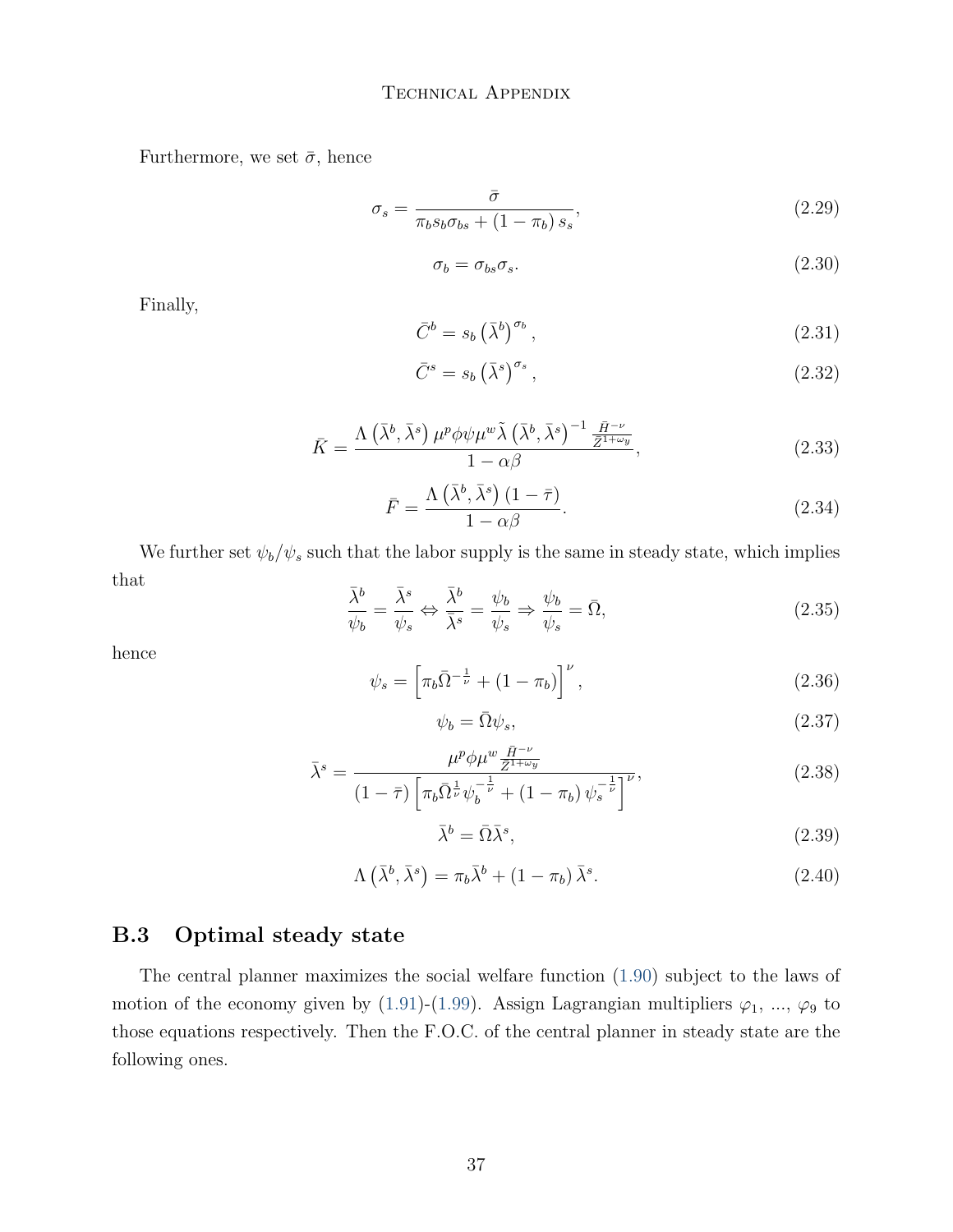Furthermore, we set $\bar{\sigma}$, hence

$$\sigma_s = \frac{\bar{\sigma}}{\pi_b s_b \sigma_{bs} + (1 - \pi_b) s_s}, \tag{2.29}$$

$$\sigma_b = \sigma_{bs} \sigma_s. \tag{2.30}$$

Finally,

$$\bar{C}^b = s_b \left(\bar{\lambda}^b\right)^{\sigma_b}, \tag{2.31}$$

$$\bar{C}^s = s_b \left(\bar{\lambda}^s\right)^{\sigma_s}, \tag{2.32}$$

$$\bar{K} = \frac{\Lambda\left(\bar{\lambda}^b, \bar{\lambda}^s\right) \mu^p \phi \psi \mu^w \tilde{\lambda}\left(\bar{\lambda}^b, \bar{\lambda}^s\right)^{-1} \frac{\bar{H}^{-\nu}}{\bar{Z}^{1+\omega_y}}}{1 - \alpha\beta}, \tag{2.33}$$

$$\bar{F} = \frac{\Lambda\left(\bar{\lambda}^b, \bar{\lambda}^s\right)(1 - \bar{\tau})}{1 - \alpha\beta}. \tag{2.34}$$

We further set $\psi_b / \psi_s$ such that the labor supply is the same in steady state, which implies that

$$\frac{\bar{\lambda}^b}{\psi_b} = \frac{\bar{\lambda}^s}{\psi_s} \Leftrightarrow \frac{\bar{\lambda}^b}{\bar{\lambda}^s} = \frac{\psi_b}{\psi_s} \Rightarrow \frac{\psi_b}{\psi_s} = \bar{\Omega}, \tag{2.35}$$

hence

$$\psi_s = \left[\pi_b \bar{\Omega}^{-\frac{1}{\nu}} + (1 - \pi_b)\right]^{\nu}, \tag{2.36}$$

$$\psi_b = \bar{\Omega} \psi_s, \tag{2.37}$$

$$\bar{\lambda}^s = \frac{\mu^p \phi \mu^w \frac{\bar{H}^{-\nu}}{\bar{Z}^{1+\omega_y}}}{(1 - \bar{\tau}) \left[\pi_b \bar{\Omega}^{\frac{1}{\nu}} \psi_b^{-\frac{1}{\nu}} + (1 - \pi_b) \psi_s^{-\frac{1}{\nu}}\right]^{\nu}}, \tag{2.38}$$

$$\bar{\lambda}^b = \bar{\Omega} \bar{\lambda}^s, \tag{2.39}$$

$$\Lambda\left(\bar{\lambda}^b, \bar{\lambda}^s\right) = \pi_b \bar{\lambda}^b + (1 - \pi_b) \bar{\lambda}^s. \tag{2.40}$$

## B.3 Optimal steady state

The central planner maximizes the social welfare function (1.90) subject to the laws of motion of the economy given by (1.91)-(1.99). Assign Lagrangian multipliers $\varphi_1$, ..., $\varphi_9$ to those equations respectively. Then the F.O.C. of the central planner in steady state are the following ones.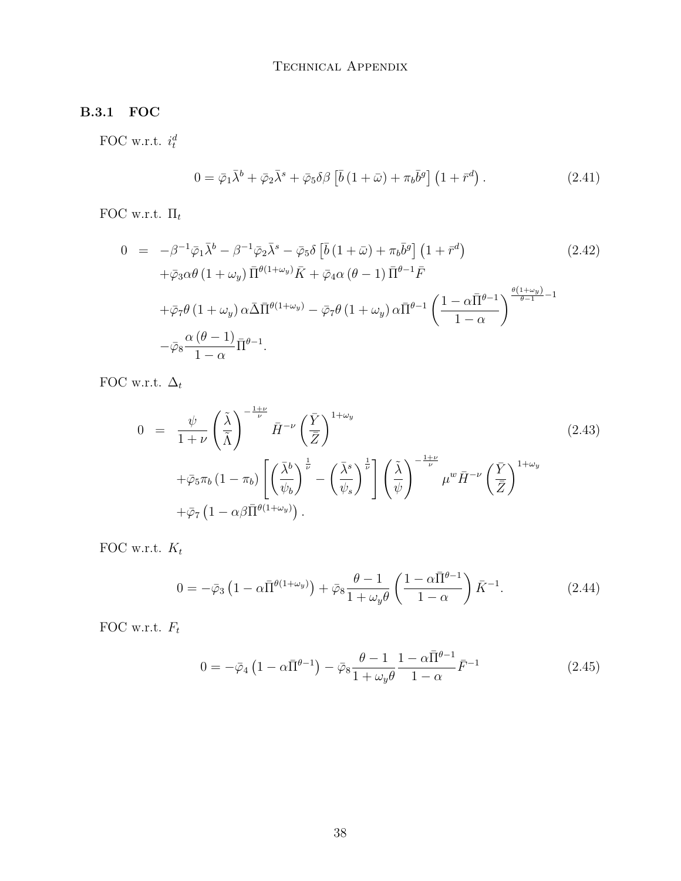### B.3.1 FOC

FOC w.r.t. $i_t^d$

$$0 = \bar{\varphi}_1 \bar{\lambda}^b + \bar{\varphi}_2 \bar{\lambda}^s + \bar{\varphi}_5 \delta \beta \left[ \bar{b} \left(1 + \bar{\omega}\right) + \pi_b \bar{b}^g \right] \left(1 + \bar{r}^d\right). \tag{2.41}$$

FOC w.r.t. $\Pi_t$

$$\begin{aligned} 0 \;=\; & -\beta^{-1} \bar{\varphi}_1 \bar{\lambda}^b - \beta^{-1} \bar{\varphi}_2 \bar{\lambda}^s - \bar{\varphi}_5 \delta \left[ \bar{b} \left(1 + \bar{\omega}\right) + \pi_b \bar{b}^g \right] \left(1 + \bar{r}^d\right) \\ & + \bar{\varphi}_3 \alpha \theta \left(1 + \omega_y\right) \bar{\Pi}^{\theta(1+\omega_y)} \bar{K} + \bar{\varphi}_4 \alpha \left(\theta - 1\right) \bar{\Pi}^{\theta - 1} \bar{F} \\ & + \bar{\varphi}_7 \theta \left(1 + \omega_y\right) \alpha \bar{\Delta} \bar{\Pi}^{\theta(1+\omega_y)} - \bar{\varphi}_7 \theta \left(1 + \omega_y\right) \alpha \bar{\Pi}^{\theta - 1} \left( \frac{1 - \alpha \bar{\Pi}^{\theta - 1}}{1 - \alpha} \right)^{\frac{\theta(1+\omega_y)}{\theta - 1} - 1} \\ & - \bar{\varphi}_8 \frac{\alpha \left(\theta - 1\right)}{1 - \alpha} \bar{\Pi}^{\theta - 1}. \end{aligned} \tag{2.42}$$

FOC w.r.t. $\Delta_t$

$$\begin{aligned} 0 \;=\; & \frac{\psi}{1 + \nu} \left( \frac{\tilde{\lambda}}{\tilde{\Lambda}} \right)^{-\frac{1+\nu}{\nu}} \bar{H}^{-\nu} \left( \frac{\bar{Y}}{\bar{Z}} \right)^{1+\omega_y} \\ & + \bar{\varphi}_5 \pi_b \left(1 - \pi_b\right) \left[ \left( \frac{\bar{\lambda}^b}{\psi_b} \right)^{\frac{1}{\nu}} - \left( \frac{\bar{\lambda}^s}{\psi_s} \right)^{\frac{1}{\nu}} \right] \left( \frac{\tilde{\lambda}}{\psi} \right)^{-\frac{1+\nu}{\nu}} \mu^w \bar{H}^{-\nu} \left( \frac{\bar{Y}}{\bar{Z}} \right)^{1+\omega_y} \\ & + \bar{\varphi}_7 \left(1 - \alpha \beta \bar{\Pi}^{\theta(1+\omega_y)}\right). \end{aligned} \tag{2.43}$$

FOC w.r.t. $K_t$

$$0 = -\bar{\varphi}_3 \left(1 - \alpha \bar{\Pi}^{\theta(1+\omega_y)}\right) + \bar{\varphi}_8 \frac{\theta - 1}{1 + \omega_y \theta} \left( \frac{1 - \alpha \bar{\Pi}^{\theta - 1}}{1 - \alpha} \right) \bar{K}^{-1}. \tag{2.44}$$

FOC w.r.t. $F_t$

$$0 = -\bar{\varphi}_4 \left(1 - \alpha \bar{\Pi}^{\theta - 1}\right) - \bar{\varphi}_8 \frac{\theta - 1}{1 + \omega_y \theta} \frac{1 - \alpha \bar{\Pi}^{\theta - 1}}{1 - \alpha} \bar{F}^{-1} \tag{2.45}$$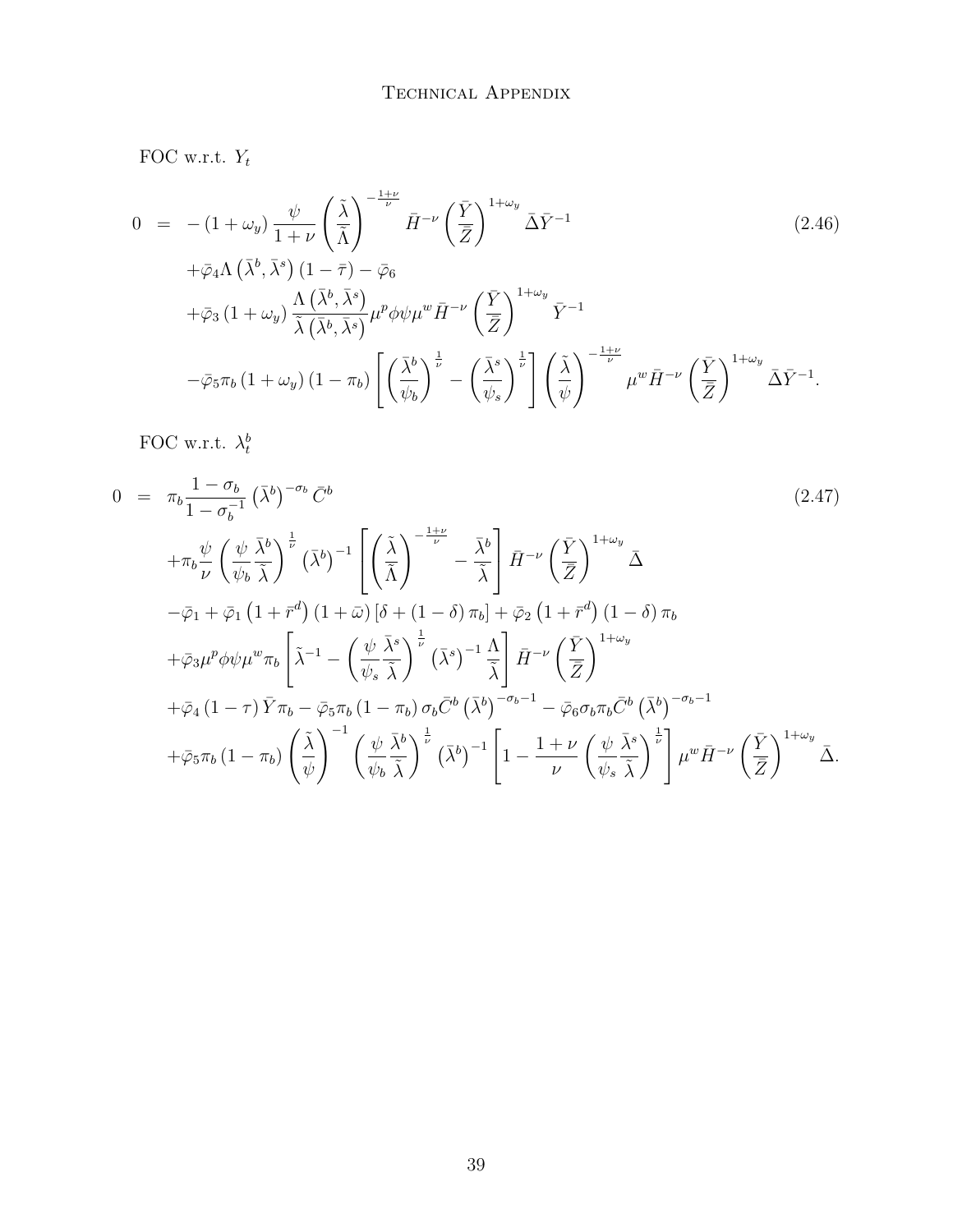FOC w.r.t. $Y_t$

$$
\begin{aligned}
0 &= -\left(1+\omega_y\right)\frac{\psi}{1+\nu}\left(\frac{\tilde{\lambda}}{\tilde{\Lambda}}\right)^{-\frac{1+\nu}{\nu}}\bar{H}^{-\nu}\left(\frac{\bar{Y}}{\bar{Z}}\right)^{1+\omega_y}\bar{\Delta}\bar{Y}^{-1} \\
&\quad +\bar{\varphi}_4\Lambda\left(\bar{\lambda}^b,\bar{\lambda}^s\right)\left(1-\bar{\tau}\right)-\bar{\varphi}_6 \\
&\quad +\bar{\varphi}_3\left(1+\omega_y\right)\frac{\Lambda\left(\bar{\lambda}^b,\bar{\lambda}^s\right)}{\tilde{\lambda}\left(\bar{\lambda}^b,\bar{\lambda}^s\right)}\mu^p\phi\psi\mu^w\bar{H}^{-\nu}\left(\frac{\bar{Y}}{\bar{Z}}\right)^{1+\omega_y}\bar{Y}^{-1} \\
&\quad -\bar{\varphi}_5\pi_b\left(1+\omega_y\right)\left(1-\pi_b\right)\left[\left(\frac{\bar{\lambda}^b}{\psi_b}\right)^{\frac{1}{\nu}}-\left(\frac{\bar{\lambda}^s}{\psi_s}\right)^{\frac{1}{\nu}}\right]\left(\frac{\tilde{\lambda}}{\psi}\right)^{-\frac{1+\nu}{\nu}}\mu^w\bar{H}^{-\nu}\left(\frac{\bar{Y}}{\bar{Z}}\right)^{1+\omega_y}\bar{\Delta}\bar{Y}^{-1}.
\end{aligned}
\tag{2.46}
$$

FOC w.r.t. $\lambda_t^b$

$$
\begin{aligned}
0 &= \pi_b\frac{1-\sigma_b}{1-\sigma_b^{-1}}\left(\bar{\lambda}^b\right)^{-\sigma_b}\bar{C}^b \\
&\quad +\pi_b\frac{\psi}{\nu}\left(\frac{\psi}{\psi_b}\frac{\bar{\lambda}^b}{\tilde{\lambda}}\right)^{\frac{1}{\nu}}\left(\bar{\lambda}^b\right)^{-1}\left[\left(\frac{\tilde{\lambda}}{\tilde{\Lambda}}\right)^{-\frac{1+\nu}{\nu}}-\frac{\bar{\lambda}^b}{\tilde{\lambda}}\right]\bar{H}^{-\nu}\left(\frac{\bar{Y}}{\bar{Z}}\right)^{1+\omega_y}\bar{\Delta} \\
&\quad -\bar{\varphi}_1+\bar{\varphi}_1\left(1+\bar{r}^d\right)\left(1+\bar{\omega}\right)\left[\delta+\left(1-\delta\right)\pi_b\right]+\bar{\varphi}_2\left(1+\bar{r}^d\right)\left(1-\delta\right)\pi_b \\
&\quad +\bar{\varphi}_3\mu^p\phi\psi\mu^w\pi_b\left[\tilde{\lambda}^{-1}-\left(\frac{\psi}{\psi_s}\frac{\bar{\lambda}^s}{\tilde{\lambda}}\right)^{\frac{1}{\nu}}\left(\bar{\lambda}^s\right)^{-1}\frac{\Lambda}{\tilde{\lambda}}\right]\bar{H}^{-\nu}\left(\frac{\bar{Y}}{\bar{Z}}\right)^{1+\omega_y} \\
&\quad +\bar{\varphi}_4\left(1-\tau\right)\bar{Y}\pi_b-\bar{\varphi}_5\pi_b\left(1-\pi_b\right)\sigma_b\bar{C}^b\left(\bar{\lambda}^b\right)^{-\sigma_b-1}-\bar{\varphi}_6\sigma_b\pi_b\bar{C}^b\left(\bar{\lambda}^b\right)^{-\sigma_b-1} \\
&\quad +\bar{\varphi}_5\pi_b\left(1-\pi_b\right)\left(\frac{\tilde{\lambda}}{\psi}\right)^{-1}\left(\frac{\psi}{\psi_b}\frac{\bar{\lambda}^b}{\tilde{\lambda}}\right)^{\frac{1}{\nu}}\left(\bar{\lambda}^b\right)^{-1}\left[1-\frac{1+\nu}{\nu}\left(\frac{\psi}{\psi_s}\frac{\bar{\lambda}^s}{\tilde{\lambda}}\right)^{\frac{1}{\nu}}\right]\mu^w\bar{H}^{-\nu}\left(\frac{\bar{Y}}{\bar{Z}}\right)^{1+\omega_y}\bar{\Delta}.
\end{aligned}
\tag{2.47}
$$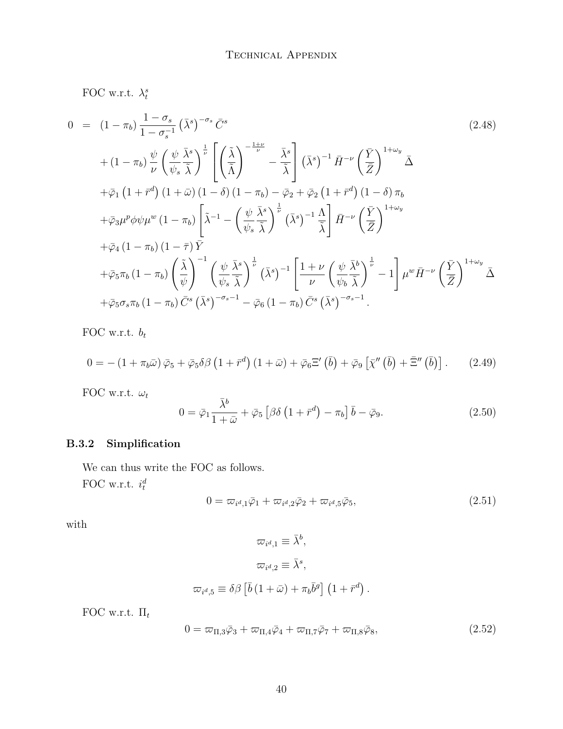FOC w.r.t. $\lambda_t^s$

$$
\begin{aligned}
0 \;=\;& (1-\pi_b)\frac{1-\sigma_s}{1-\sigma_s^{-1}}\left(\bar{\lambda}^s\right)^{-\sigma_s}\bar{C}^s \\
&+(1-\pi_b)\frac{\psi}{\nu}\left(\frac{\psi}{\psi_s}\frac{\bar{\lambda}^s}{\tilde{\lambda}}\right)^{\frac{1}{\nu}}\left[\left(\frac{\tilde{\lambda}}{\tilde{\Lambda}}\right)^{-\frac{1+\nu}{\nu}}-\frac{\bar{\lambda}^s}{\tilde{\lambda}}\right]\left(\bar{\lambda}^s\right)^{-1}\bar{H}^{-\nu}\left(\frac{\bar{Y}}{\bar{Z}}\right)^{1+\omega_y}\bar{\Delta} \\
&+\bar{\varphi}_1\left(1+\bar{r}^d\right)(1+\bar{\omega})(1-\delta)(1-\pi_b)-\bar{\varphi}_2+\bar{\varphi}_2\left(1+\bar{r}^d\right)(1-\delta)\pi_b \\
&+\bar{\varphi}_3\mu^p\phi\psi\mu^w(1-\pi_b)\left[\tilde{\lambda}^{-1}-\left(\frac{\psi}{\psi_s}\frac{\bar{\lambda}^s}{\tilde{\lambda}}\right)^{\frac{1}{\nu}}\left(\bar{\lambda}^s\right)^{-1}\frac{\Lambda}{\tilde{\lambda}}\right]\bar{H}^{-\nu}\left(\frac{\bar{Y}}{\bar{Z}}\right)^{1+\omega_y} \\
&+\bar{\varphi}_4(1-\pi_b)(1-\bar{\tau})\bar{Y} \\
&+\bar{\varphi}_5\pi_b(1-\pi_b)\left(\frac{\tilde{\lambda}}{\psi}\right)^{-1}\left(\frac{\psi}{\psi_s}\frac{\bar{\lambda}^s}{\tilde{\lambda}}\right)^{\frac{1}{\nu}}\left(\bar{\lambda}^s\right)^{-1}\left[\frac{1+\nu}{\nu}\left(\frac{\psi}{\psi_b}\frac{\bar{\lambda}^b}{\tilde{\lambda}}\right)^{\frac{1}{\nu}}-1\right]\mu^w\bar{H}^{-\nu}\left(\frac{\bar{Y}}{\bar{Z}}\right)^{1+\omega_y}\bar{\Delta} \\
&+\bar{\varphi}_5\sigma_s\pi_b(1-\pi_b)\bar{C}^s\left(\bar{\lambda}^s\right)^{-\sigma_s-1}-\bar{\varphi}_6(1-\pi_b)\bar{C}^s\left(\bar{\lambda}^s\right)^{-\sigma_s-1}.
\end{aligned}
\tag{2.48}
$$

FOC w.r.t. $b_t$

$$
0=-(1+\pi_b\bar{\omega})\bar{\varphi}_5+\bar{\varphi}_5\delta\beta\left(1+\bar{r}^d\right)(1+\bar{\omega})+\bar{\varphi}_6\Xi'\left(\bar{b}\right)+\bar{\varphi}_9\left[\bar{\chi}''\left(\bar{b}\right)+\bar{\Xi}''\left(\bar{b}\right)\right]. \tag{2.49}
$$

FOC w.r.t. $\omega_t$

$$
0=\bar{\varphi}_1\frac{\bar{\lambda}^b}{1+\bar{\omega}}+\bar{\varphi}_5\left[\beta\delta\left(1+\bar{r}^d\right)-\pi_b\right]\bar{b}-\bar{\varphi}_9. \tag{2.50}
$$

### B.3.2 Simplification

We can thus write the FOC as follows.

FOC w.r.t. $i_t^d$

$$
0=\varpi_{i^d,1}\bar{\varphi}_1+\varpi_{i^d,2}\bar{\varphi}_2+\varpi_{i^d,5}\bar{\varphi}_5, \tag{2.51}
$$

with

$$
\varpi_{i^d,1}\equiv\bar{\lambda}^b,
$$

$$
\varpi_{i^d,2}\equiv\bar{\lambda}^s,
$$

$$
\varpi_{i^d,5}\equiv\delta\beta\left[\bar{b}(1+\bar{\omega})+\pi_b\bar{b}^g\right]\left(1+\bar{r}^d\right).
$$

FOC w.r.t. $\Pi_t$

$$
0=\varpi_{\Pi,3}\bar{\varphi}_3+\varpi_{\Pi,4}\bar{\varphi}_4+\varpi_{\Pi,7}\bar{\varphi}_7+\varpi_{\Pi,8}\bar{\varphi}_8, \tag{2.52}
$$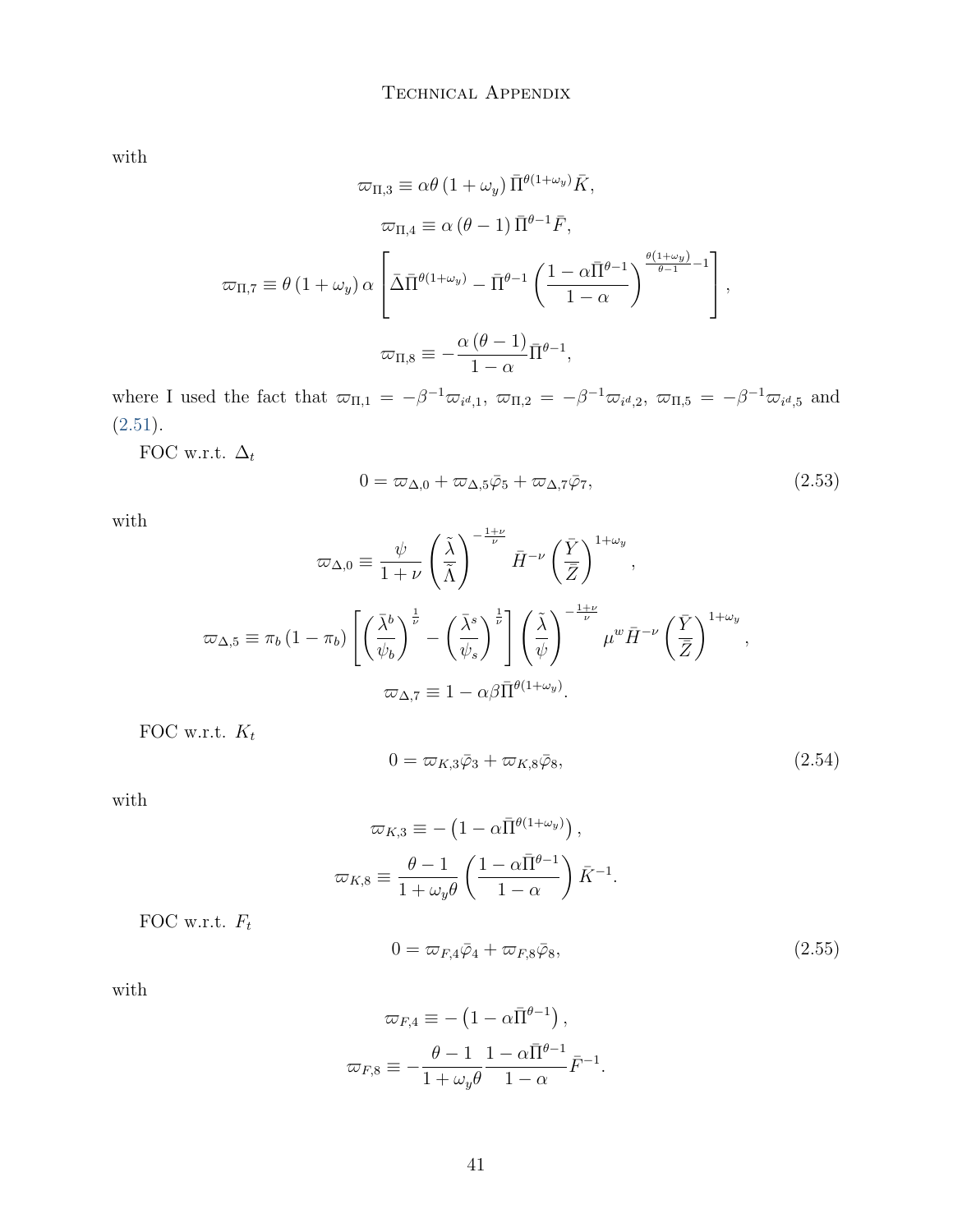with

$$\varpi_{\Pi,3} \equiv \alpha\theta\left(1+\omega_y\right)\bar{\Pi}^{\theta(1+\omega_y)}\bar{K},$$

$$\varpi_{\Pi,4} \equiv \alpha\left(\theta-1\right)\bar{\Pi}^{\theta-1}\bar{F},$$

$$\varpi_{\Pi,7} \equiv \theta\left(1+\omega_y\right)\alpha\left[\bar{\Delta}\bar{\Pi}^{\theta(1+\omega_y)} - \bar{\Pi}^{\theta-1}\left(\frac{1-\alpha\bar{\Pi}^{\theta-1}}{1-\alpha}\right)^{\frac{\theta(1+\omega_y)}{\theta-1}-1}\right],$$

$$\varpi_{\Pi,8} \equiv -\frac{\alpha\left(\theta-1\right)}{1-\alpha}\bar{\Pi}^{\theta-1},$$

where I used the fact that $\varpi_{\Pi,1} = -\beta^{-1}\varpi_{i^d,1}$, $\varpi_{\Pi,2} = -\beta^{-1}\varpi_{i^d,2}$, $\varpi_{\Pi,5} = -\beta^{-1}\varpi_{i^d,5}$ and (2.51).

FOC w.r.t. $\Delta_t$

$$0 = \varpi_{\Delta,0} + \varpi_{\Delta,5}\bar{\varphi}_5 + \varpi_{\Delta,7}\bar{\varphi}_7, \tag{2.53}$$

with

$$\varpi_{\Delta,0} \equiv \frac{\psi}{1+\nu}\left(\frac{\tilde{\lambda}}{\bar{\tilde{\Lambda}}}\right)^{-\frac{1+\nu}{\nu}}\bar{H}^{-\nu}\left(\frac{\bar{Y}}{\bar{Z}}\right)^{1+\omega_y},$$

$$\varpi_{\Delta,5} \equiv \pi_b\left(1-\pi_b\right)\left[\left(\frac{\bar{\lambda}^b}{\psi_b}\right)^{\frac{1}{\nu}} - \left(\frac{\bar{\lambda}^s}{\psi_s}\right)^{\frac{1}{\nu}}\right]\left(\frac{\tilde{\lambda}}{\psi}\right)^{-\frac{1+\nu}{\nu}}\mu^w\bar{H}^{-\nu}\left(\frac{\bar{Y}}{\bar{Z}}\right)^{1+\omega_y},$$

$$\varpi_{\Delta,7} \equiv 1-\alpha\beta\bar{\Pi}^{\theta(1+\omega_y)}.$$

FOC w.r.t. $K_t$

$$0 = \varpi_{K,3}\bar{\varphi}_3 + \varpi_{K,8}\bar{\varphi}_8, \tag{2.54}$$

with

$$\varpi_{K,3} \equiv -\left(1-\alpha\bar{\Pi}^{\theta(1+\omega_y)}\right),$$

$$\varpi_{K,8} \equiv \frac{\theta-1}{1+\omega_y\theta}\left(\frac{1-\alpha\bar{\Pi}^{\theta-1}}{1-\alpha}\right)\bar{K}^{-1}.$$

FOC w.r.t. $F_t$

$$0 = \varpi_{F,4}\bar{\varphi}_4 + \varpi_{F,8}\bar{\varphi}_8, \tag{2.55}$$

with

$$\varpi_{F,4} \equiv -\left(1-\alpha\bar{\Pi}^{\theta-1}\right),$$

$$\varpi_{F,8} \equiv -\frac{\theta-1}{1+\omega_y\theta}\frac{1-\alpha\bar{\Pi}^{\theta-1}}{1-\alpha}\bar{F}^{-1}.$$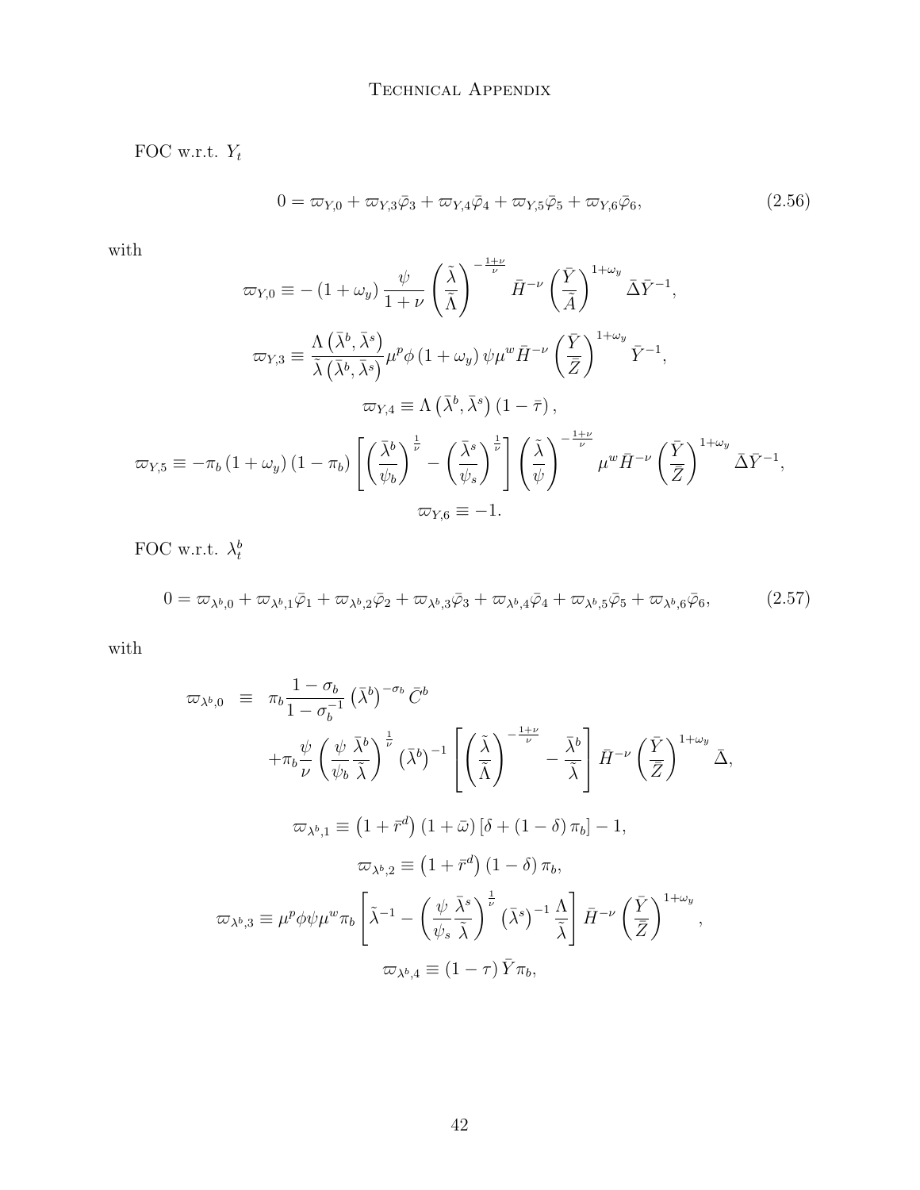FOC w.r.t. $Y_t$

$$0 = \varpi_{Y,0} + \varpi_{Y,3}\bar{\varphi}_3 + \varpi_{Y,4}\bar{\varphi}_4 + \varpi_{Y,5}\bar{\varphi}_5 + \varpi_{Y,6}\bar{\varphi}_6, \tag{2.56}$$

with

$$\varpi_{Y,0} \equiv -\left(1+\omega_y\right)\frac{\psi}{1+\nu}\left(\frac{\tilde{\lambda}}{\tilde{\Lambda}}\right)^{-\frac{1+\nu}{\nu}}\bar{H}^{-\nu}\left(\frac{\bar{Y}}{\bar{A}}\right)^{1+\omega_y}\bar{\Delta}\bar{Y}^{-1},$$

$$\varpi_{Y,3} \equiv \frac{\Lambda\left(\bar{\lambda}^b,\bar{\lambda}^s\right)}{\tilde{\lambda}\left(\bar{\lambda}^b,\bar{\lambda}^s\right)}\mu^p\phi\left(1+\omega_y\right)\psi\mu^w\bar{H}^{-\nu}\left(\frac{\bar{Y}}{\bar{Z}}\right)^{1+\omega_y}\bar{Y}^{-1},$$

$$\varpi_{Y,4} \equiv \Lambda\left(\bar{\lambda}^b,\bar{\lambda}^s\right)\left(1-\bar{\tau}\right),$$

$$\varpi_{Y,5} \equiv -\pi_b\left(1+\omega_y\right)\left(1-\pi_b\right)\left[\left(\frac{\bar{\lambda}^b}{\psi_b}\right)^{\frac{1}{\nu}} - \left(\frac{\bar{\lambda}^s}{\psi_s}\right)^{\frac{1}{\nu}}\right]\left(\frac{\tilde{\lambda}}{\psi}\right)^{-\frac{1+\nu}{\nu}}\mu^w\bar{H}^{-\nu}\left(\frac{\bar{Y}}{\bar{Z}}\right)^{1+\omega_y}\bar{\Delta}\bar{Y}^{-1},$$

$$\varpi_{Y,6} \equiv -1.$$

FOC w.r.t. $\lambda_t^b$

$$0 = \varpi_{\lambda^b,0} + \varpi_{\lambda^b,1}\bar{\varphi}_1 + \varpi_{\lambda^b,2}\bar{\varphi}_2 + \varpi_{\lambda^b,3}\bar{\varphi}_3 + \varpi_{\lambda^b,4}\bar{\varphi}_4 + \varpi_{\lambda^b,5}\bar{\varphi}_5 + \varpi_{\lambda^b,6}\bar{\varphi}_6, \tag{2.57}$$

with

$$\begin{aligned}
\varpi_{\lambda^b,0} \equiv\ & \pi_b\frac{1-\sigma_b}{1-\sigma_b^{-1}}\left(\bar{\lambda}^b\right)^{-\sigma_b}\bar{C}^b \\
& +\pi_b\frac{\psi}{\nu}\left(\frac{\psi}{\psi_b}\frac{\bar{\lambda}^b}{\tilde{\lambda}}\right)^{\frac{1}{\nu}}\left(\bar{\lambda}^b\right)^{-1}\left[\left(\frac{\tilde{\lambda}}{\tilde{\Lambda}}\right)^{-\frac{1+\nu}{\nu}} - \frac{\bar{\lambda}^b}{\tilde{\lambda}}\right]\bar{H}^{-\nu}\left(\frac{\bar{Y}}{\bar{Z}}\right)^{1+\omega_y}\bar{\Delta},
\end{aligned}$$

$$\varpi_{\lambda^b,1} \equiv \left(1+\bar{r}^d\right)\left(1+\bar{\omega}\right)\left[\delta + \left(1-\delta\right)\pi_b\right] - 1,$$

$$\varpi_{\lambda^b,2} \equiv \left(1+\bar{r}^d\right)\left(1-\delta\right)\pi_b,$$

$$\varpi_{\lambda^b,3} \equiv \mu^p\phi\psi\mu^w\pi_b\left[\tilde{\lambda}^{-1} - \left(\frac{\psi}{\psi_s}\frac{\bar{\lambda}^s}{\tilde{\lambda}}\right)^{\frac{1}{\nu}}\left(\bar{\lambda}^s\right)^{-1}\frac{\Lambda}{\tilde{\lambda}}\right]\bar{H}^{-\nu}\left(\frac{\bar{Y}}{\bar{Z}}\right)^{1+\omega_y},$$

$$\varpi_{\lambda^b,4} \equiv \left(1-\tau\right)\bar{Y}\pi_b,$$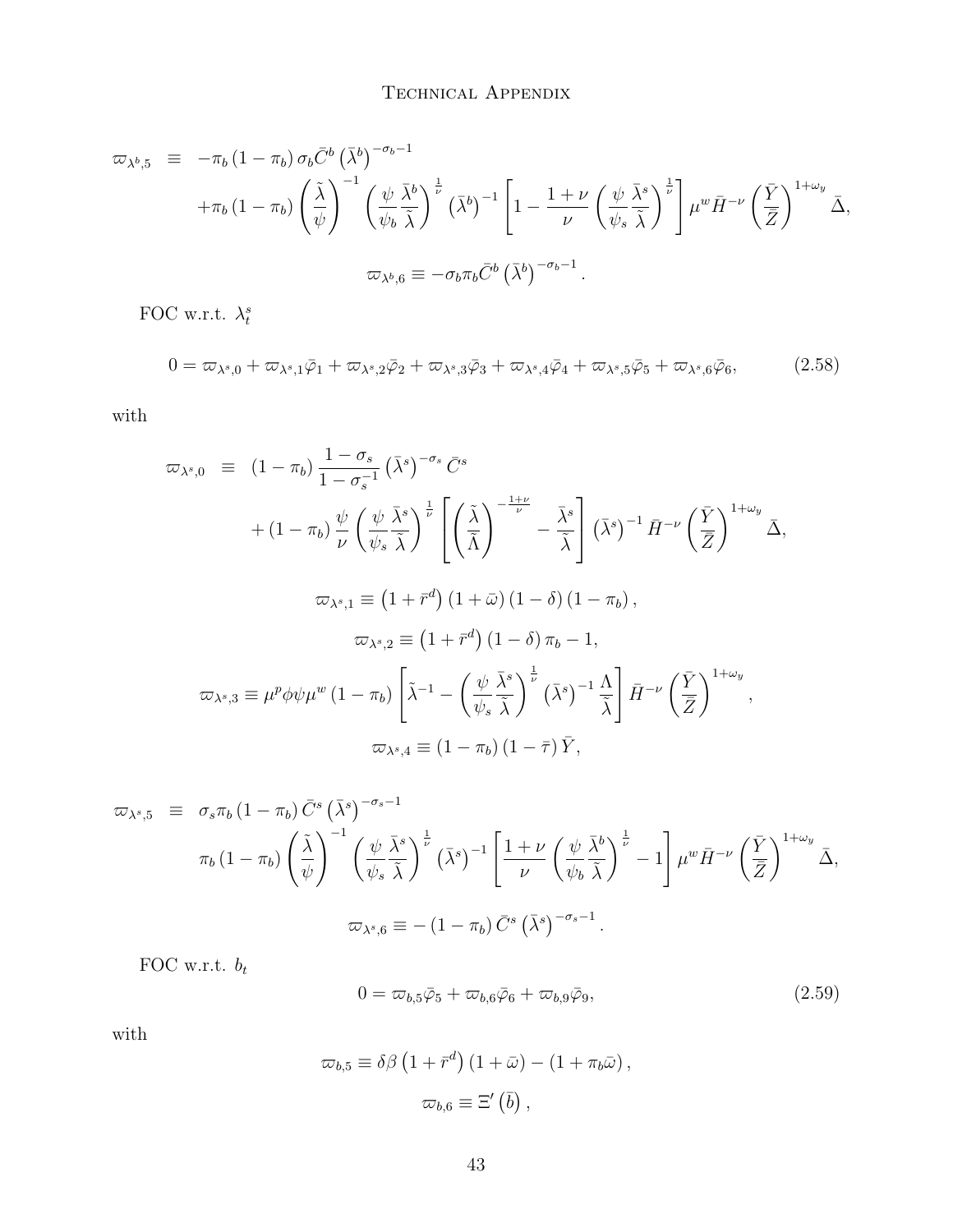$$
\begin{aligned}
\varpi_{\lambda^b,5} \equiv & -\pi_b (1-\pi_b) \sigma_b \bar{C}^b \left(\bar{\lambda}^b\right)^{-\sigma_b - 1} \\
& + \pi_b (1-\pi_b) \left(\frac{\tilde{\lambda}}{\psi}\right)^{-1} \left(\frac{\psi}{\psi_b} \frac{\bar{\lambda}^b}{\tilde{\lambda}}\right)^{\frac{1}{\nu}} \left(\bar{\lambda}^b\right)^{-1} \left[1 - \frac{1+\nu}{\nu} \left(\frac{\psi}{\psi_s} \frac{\bar{\lambda}^s}{\tilde{\lambda}}\right)^{\frac{1}{\nu}}\right] \mu^w \bar{H}^{-\nu} \left(\frac{\bar{Y}}{\bar{Z}}\right)^{1+\omega_y} \bar{\Delta},
\end{aligned}
$$

$$
\varpi_{\lambda^b,6} \equiv -\sigma_b \pi_b \bar{C}^b \left(\bar{\lambda}^b\right)^{-\sigma_b - 1}.
$$

FOC w.r.t. $\lambda_t^s$

$$
0 = \varpi_{\lambda^s,0} + \varpi_{\lambda^s,1} \bar{\varphi}_1 + \varpi_{\lambda^s,2} \bar{\varphi}_2 + \varpi_{\lambda^s,3} \bar{\varphi}_3 + \varpi_{\lambda^s,4} \bar{\varphi}_4 + \varpi_{\lambda^s,5} \bar{\varphi}_5 + \varpi_{\lambda^s,6} \bar{\varphi}_6, \tag{2.58}
$$

with

$$
\begin{aligned}
\varpi_{\lambda^s,0} \equiv & (1-\pi_b) \frac{1-\sigma_s}{1-\sigma_s^{-1}} \left(\bar{\lambda}^s\right)^{-\sigma_s} \bar{C}^s \\
& + (1-\pi_b) \frac{\psi}{\nu} \left(\frac{\psi}{\psi_s} \frac{\bar{\lambda}^s}{\tilde{\lambda}}\right)^{\frac{1}{\nu}} \left[\left(\frac{\tilde{\lambda}}{\bar{\Lambda}}\right)^{-\frac{1+\nu}{\nu}} - \frac{\bar{\lambda}^s}{\tilde{\lambda}}\right] \left(\bar{\lambda}^s\right)^{-1} \bar{H}^{-\nu} \left(\frac{\bar{Y}}{\bar{Z}}\right)^{1+\omega_y} \bar{\Delta},
\end{aligned}
$$

$$
\varpi_{\lambda^s,1} \equiv \left(1+\bar{r}^d\right) (1+\bar{\omega}) (1-\delta) (1-\pi_b),
$$

$$
\varpi_{\lambda^s,2} \equiv \left(1+\bar{r}^d\right) (1-\delta) \pi_b - 1,
$$

$$
\varpi_{\lambda^s,3} \equiv \mu^p \phi \psi \mu^w (1-\pi_b) \left[\tilde{\lambda}^{-1} - \left(\frac{\psi}{\psi_s} \frac{\bar{\lambda}^s}{\tilde{\lambda}}\right)^{\frac{1}{\nu}} \left(\bar{\lambda}^s\right)^{-1} \frac{\Lambda}{\tilde{\lambda}}\right] \bar{H}^{-\nu} \left(\frac{\bar{Y}}{\bar{Z}}\right)^{1+\omega_y},
$$

$$
\varpi_{\lambda^s,4} \equiv (1-\pi_b) (1-\bar{\tau}) \bar{Y},
$$

$$
\begin{aligned}
\varpi_{\lambda^s,5} \equiv & \ \sigma_s \pi_b (1-\pi_b) \bar{C}^s \left(\bar{\lambda}^s\right)^{-\sigma_s - 1} \\
& \pi_b (1-\pi_b) \left(\frac{\tilde{\lambda}}{\psi}\right)^{-1} \left(\frac{\psi}{\psi_s} \frac{\bar{\lambda}^s}{\tilde{\lambda}}\right)^{\frac{1}{\nu}} \left(\bar{\lambda}^s\right)^{-1} \left[\frac{1+\nu}{\nu} \left(\frac{\psi}{\psi_b} \frac{\bar{\lambda}^b}{\tilde{\lambda}}\right)^{\frac{1}{\nu}} - 1\right] \mu^w \bar{H}^{-\nu} \left(\frac{\bar{Y}}{\bar{Z}}\right)^{1+\omega_y} \bar{\Delta},
\end{aligned}
$$

$$
\varpi_{\lambda^s,6} \equiv -(1-\pi_b) \bar{C}^s \left(\bar{\lambda}^s\right)^{-\sigma_s - 1}.
$$

FOC w.r.t. $b_t$

$$
0 = \varpi_{b,5} \bar{\varphi}_5 + \varpi_{b,6} \bar{\varphi}_6 + \varpi_{b,9} \bar{\varphi}_9, \tag{2.59}
$$

with

$$
\varpi_{b,5} \equiv \delta \beta \left(1+\bar{r}^d\right) (1+\bar{\omega}) - (1+\pi_b \bar{\omega}),
$$

$$
\varpi_{b,6} \equiv \Xi' \left(\bar{b}\right),
$$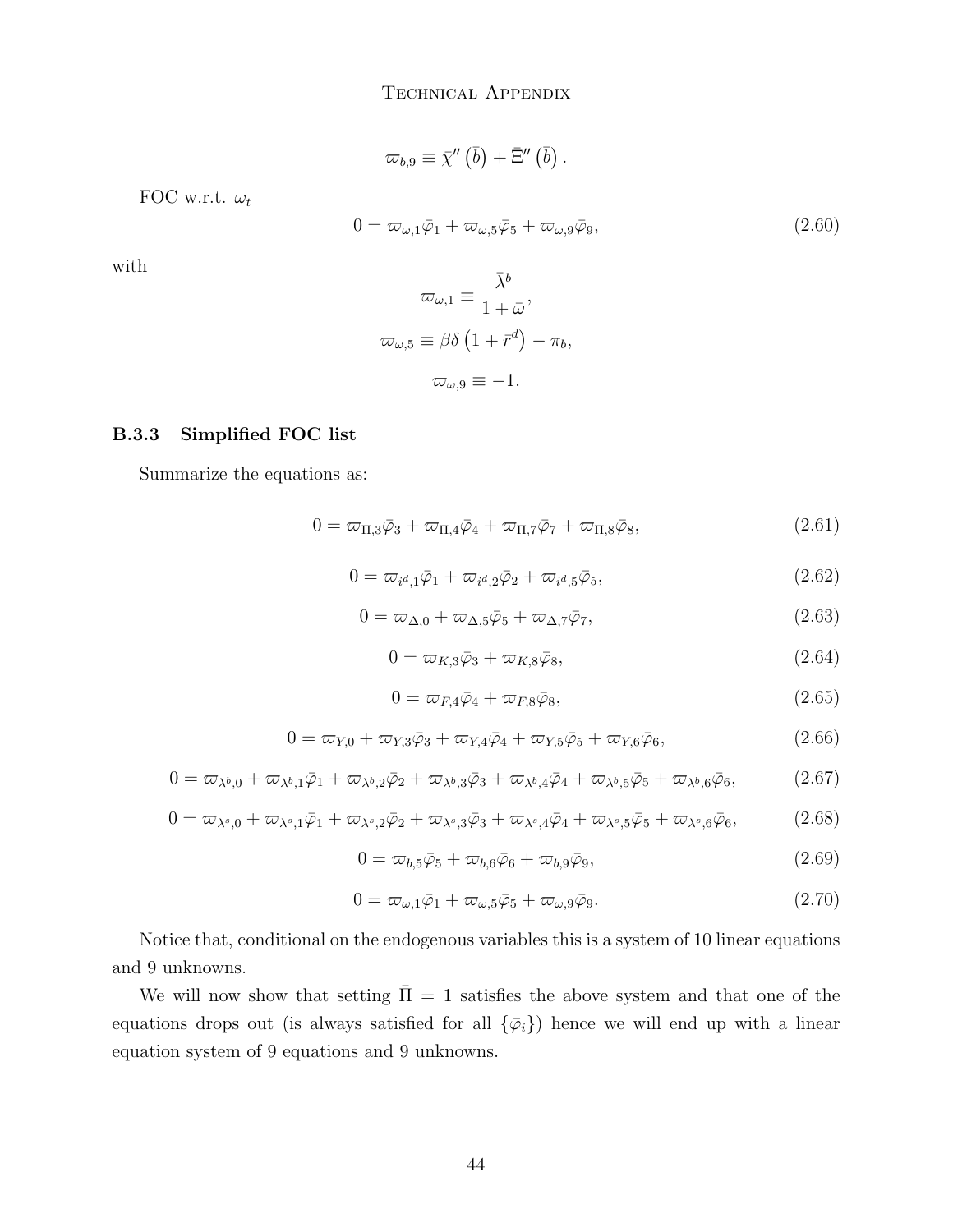$$\varpi_{b,9} \equiv \bar{\chi}''\left(\bar{b}\right) + \bar{\Xi}''\left(\bar{b}\right).$$

FOC w.r.t. $\omega_t$

$$0 = \varpi_{\omega,1}\bar{\varphi}_1 + \varpi_{\omega,5}\bar{\varphi}_5 + \varpi_{\omega,9}\bar{\varphi}_9, \tag{2.60}$$

with

$$\varpi_{\omega,1} \equiv \frac{\bar{\lambda}^b}{1+\bar{\omega}},$$

$$\varpi_{\omega,5} \equiv \beta\delta\left(1+\bar{r}^d\right) - \pi_b,$$

$$\varpi_{\omega,9} \equiv -1.$$

### B.3.3 Simplified FOC list

Summarize the equations as:

$$0 = \varpi_{\Pi,3}\bar{\varphi}_3 + \varpi_{\Pi,4}\bar{\varphi}_4 + \varpi_{\Pi,7}\bar{\varphi}_7 + \varpi_{\Pi,8}\bar{\varphi}_8, \tag{2.61}$$

$$0 = \varpi_{i^d,1}\bar{\varphi}_1 + \varpi_{i^d,2}\bar{\varphi}_2 + \varpi_{i^d,5}\bar{\varphi}_5, \tag{2.62}$$

$$0 = \varpi_{\Delta,0} + \varpi_{\Delta,5}\bar{\varphi}_5 + \varpi_{\Delta,7}\bar{\varphi}_7, \tag{2.63}$$

$$0 = \varpi_{K,3}\bar{\varphi}_3 + \varpi_{K,8}\bar{\varphi}_8, \tag{2.64}$$

$$0 = \varpi_{F,4}\bar{\varphi}_4 + \varpi_{F,8}\bar{\varphi}_8, \tag{2.65}$$

$$0 = \varpi_{Y,0} + \varpi_{Y,3}\bar{\varphi}_3 + \varpi_{Y,4}\bar{\varphi}_4 + \varpi_{Y,5}\bar{\varphi}_5 + \varpi_{Y,6}\bar{\varphi}_6, \tag{2.66}$$

$$0 = \varpi_{\lambda^b,0} + \varpi_{\lambda^b,1}\bar{\varphi}_1 + \varpi_{\lambda^b,2}\bar{\varphi}_2 + \varpi_{\lambda^b,3}\bar{\varphi}_3 + \varpi_{\lambda^b,4}\bar{\varphi}_4 + \varpi_{\lambda^b,5}\bar{\varphi}_5 + \varpi_{\lambda^b,6}\bar{\varphi}_6, \tag{2.67}$$

$$0 = \varpi_{\lambda^s,0} + \varpi_{\lambda^s,1}\bar{\varphi}_1 + \varpi_{\lambda^s,2}\bar{\varphi}_2 + \varpi_{\lambda^s,3}\bar{\varphi}_3 + \varpi_{\lambda^s,4}\bar{\varphi}_4 + \varpi_{\lambda^s,5}\bar{\varphi}_5 + \varpi_{\lambda^s,6}\bar{\varphi}_6, \tag{2.68}$$

$$0 = \varpi_{b,5}\bar{\varphi}_5 + \varpi_{b,6}\bar{\varphi}_6 + \varpi_{b,9}\bar{\varphi}_9, \tag{2.69}$$

$$0 = \varpi_{\omega,1}\bar{\varphi}_1 + \varpi_{\omega,5}\bar{\varphi}_5 + \varpi_{\omega,9}\bar{\varphi}_9. \tag{2.70}$$

Notice that, conditional on the endogenous variables this is a system of 10 linear equations and 9 unknowns.

We will now show that setting $\bar{\Pi} = 1$ satisfies the above system and that one of the equations drops out (is always satisfied for all $\{\bar{\varphi}_i\}$) hence we will end up with a linear equation system of 9 equations and 9 unknowns.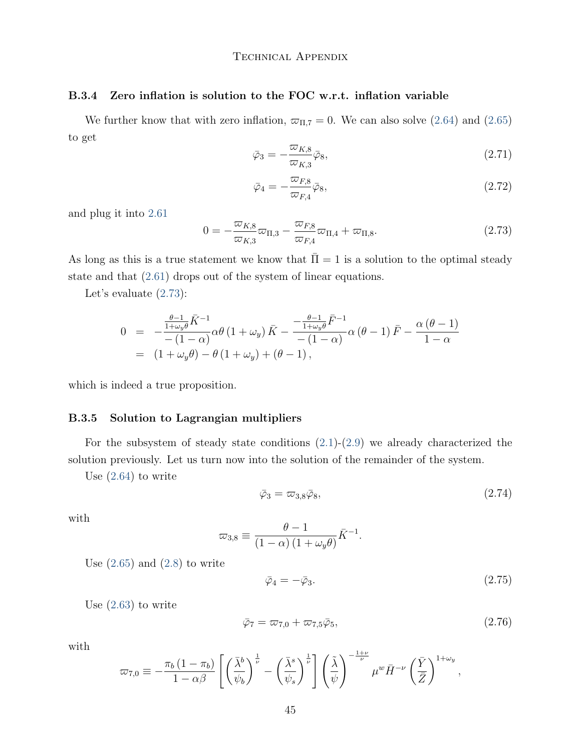### B.3.4 Zero inflation is solution to the FOC w.r.t. inflation variable

We further know that with zero inflation, $\varpi_{\Pi,7} = 0$. We can also solve (2.64) and (2.65) to get

$$\bar{\varphi}_3 = -\frac{\varpi_{K,8}}{\varpi_{K,3}}\bar{\varphi}_8, \tag{2.71}$$

$$\bar{\varphi}_4 = -\frac{\varpi_{F,8}}{\varpi_{F,4}}\bar{\varphi}_8, \tag{2.72}$$

and plug it into 2.61

$$0 = -\frac{\varpi_{K,8}}{\varpi_{K,3}}\varpi_{\Pi,3} - \frac{\varpi_{F,8}}{\varpi_{F,4}}\varpi_{\Pi,4} + \varpi_{\Pi,8}. \tag{2.73}$$

As long as this is a true statement we know that $\bar{\Pi} = 1$ is a solution to the optimal steady state and that (2.61) drops out of the system of linear equations.

Let's evaluate (2.73):

$$\begin{aligned}
0 &= -\frac{\frac{\theta-1}{1+\omega_y\theta}\bar{K}^{-1}}{-(1-\alpha)}\alpha\theta\left(1+\omega_y\right)\bar{K} - \frac{-\frac{\theta-1}{1+\omega_y\theta}\bar{F}^{-1}}{-(1-\alpha)}\alpha\left(\theta-1\right)\bar{F} - \frac{\alpha\left(\theta-1\right)}{1-\alpha} \\
&= \left(1+\omega_y\theta\right) - \theta\left(1+\omega_y\right) + \left(\theta-1\right),
\end{aligned}$$

which is indeed a true proposition.

### B.3.5 Solution to Lagrangian multipliers

For the subsystem of steady state conditions (2.1)-(2.9) we already characterized the solution previously. Let us turn now into the solution of the remainder of the system.

Use (2.64) to write

$$\bar{\varphi}_3 = \varpi_{3,8}\bar{\varphi}_8, \tag{2.74}$$

with

$$\varpi_{3,8} \equiv \frac{\theta-1}{(1-\alpha)\left(1+\omega_y\theta\right)}\bar{K}^{-1}.$$

Use (2.65) and (2.8) to write

$$\bar{\varphi}_4 = -\bar{\varphi}_3. \tag{2.75}$$

Use (2.63) to write

$$\bar{\varphi}_7 = \varpi_{7,0} + \varpi_{7,5}\bar{\varphi}_5, \tag{2.76}$$

with

$$\varpi_{7,0} \equiv -\frac{\pi_b\left(1-\pi_b\right)}{1-\alpha\beta}\left[\left(\frac{\bar{\lambda}^b}{\psi_b}\right)^{\frac{1}{\nu}} - \left(\frac{\bar{\lambda}^s}{\psi_s}\right)^{\frac{1}{\nu}}\right]\left(\frac{\tilde{\lambda}}{\psi}\right)^{-\frac{1+\nu}{\nu}}\mu^w\bar{H}^{-\nu}\left(\frac{\bar{Y}}{\bar{Z}}\right)^{1+\omega_y},$$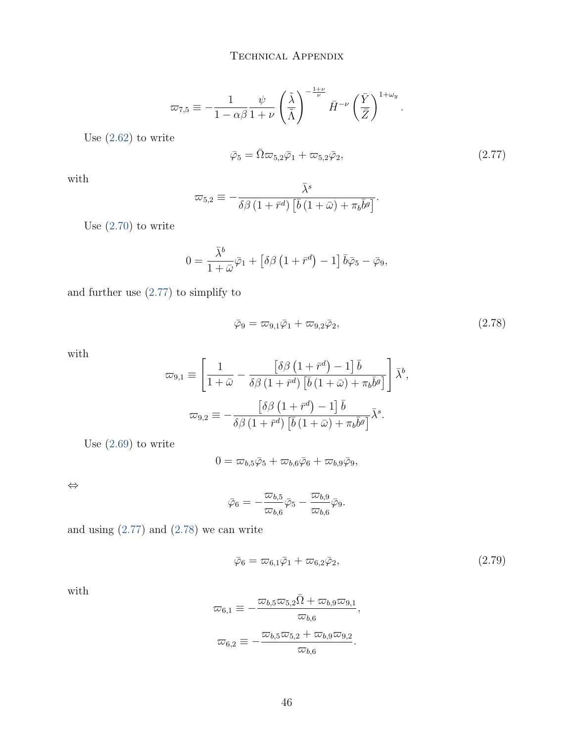$$\varpi_{7,5} \equiv -\frac{1}{1-\alpha\beta}\frac{\psi}{1+\nu}\left(\frac{\tilde{\lambda}}{\tilde{\Lambda}}\right)^{-\frac{1+\nu}{\nu}}\bar{H}^{-\nu}\left(\frac{\bar{Y}}{\bar{Z}}\right)^{1+\omega_y}.$$

Use (2.62) to write

$$\bar{\varphi}_5 = \bar{\Omega}\varpi_{5,2}\bar{\varphi}_1 + \varpi_{5,2}\bar{\varphi}_2, \tag{2.77}$$

with

$$\varpi_{5,2} \equiv -\frac{\bar{\lambda}^s}{\delta\beta\left(1+\bar{r}^d\right)\left[\bar{b}\left(1+\bar{\omega}\right)+\pi_b\bar{b}^g\right]}.$$

Use (2.70) to write

$$0 = \frac{\bar{\lambda}^b}{1+\bar{\omega}}\bar{\varphi}_1 + \left[\delta\beta\left(1+\bar{r}^d\right)-1\right]\bar{b}\bar{\varphi}_5 - \bar{\varphi}_9,$$

and further use (2.77) to simplify to

$$\bar{\varphi}_9 = \varpi_{9,1}\bar{\varphi}_1 + \varpi_{9,2}\bar{\varphi}_2, \tag{2.78}$$

with

$$\varpi_{9,1} \equiv \left[\frac{1}{1+\bar{\omega}} - \frac{\left[\delta\beta\left(1+\bar{r}^d\right)-1\right]\bar{b}}{\delta\beta\left(1+\bar{r}^d\right)\left[\bar{b}\left(1+\bar{\omega}\right)+\pi_b\bar{b}^g\right]}\right]\bar{\lambda}^b,$$

$$\varpi_{9,2} \equiv -\frac{\left[\delta\beta\left(1+\bar{r}^d\right)-1\right]\bar{b}}{\delta\beta\left(1+\bar{r}^d\right)\left[\bar{b}\left(1+\bar{\omega}\right)+\pi_b\bar{b}^g\right]}\bar{\lambda}^s.$$

Use (2.69) to write

$$0 = \varpi_{b,5}\bar{\varphi}_5 + \varpi_{b,6}\bar{\varphi}_6 + \varpi_{b,9}\bar{\varphi}_9,$$

$\Leftrightarrow$

$$\bar{\varphi}_6 = -\frac{\varpi_{b,5}}{\varpi_{b,6}}\bar{\varphi}_5 - \frac{\varpi_{b,9}}{\varpi_{b,6}}\bar{\varphi}_9.$$

and using (2.77) and (2.78) we can write

$$\bar{\varphi}_6 = \varpi_{6,1}\bar{\varphi}_1 + \varpi_{6,2}\bar{\varphi}_2, \tag{2.79}$$

with

$$\varpi_{6,1} \equiv -\frac{\varpi_{b,5}\varpi_{5,2}\bar{\Omega} + \varpi_{b,9}\varpi_{9,1}}{\varpi_{b,6}},$$

$$\varpi_{6,2} \equiv -\frac{\varpi_{b,5}\varpi_{5,2} + \varpi_{b,9}\varpi_{9,2}}{\varpi_{b,6}}.$$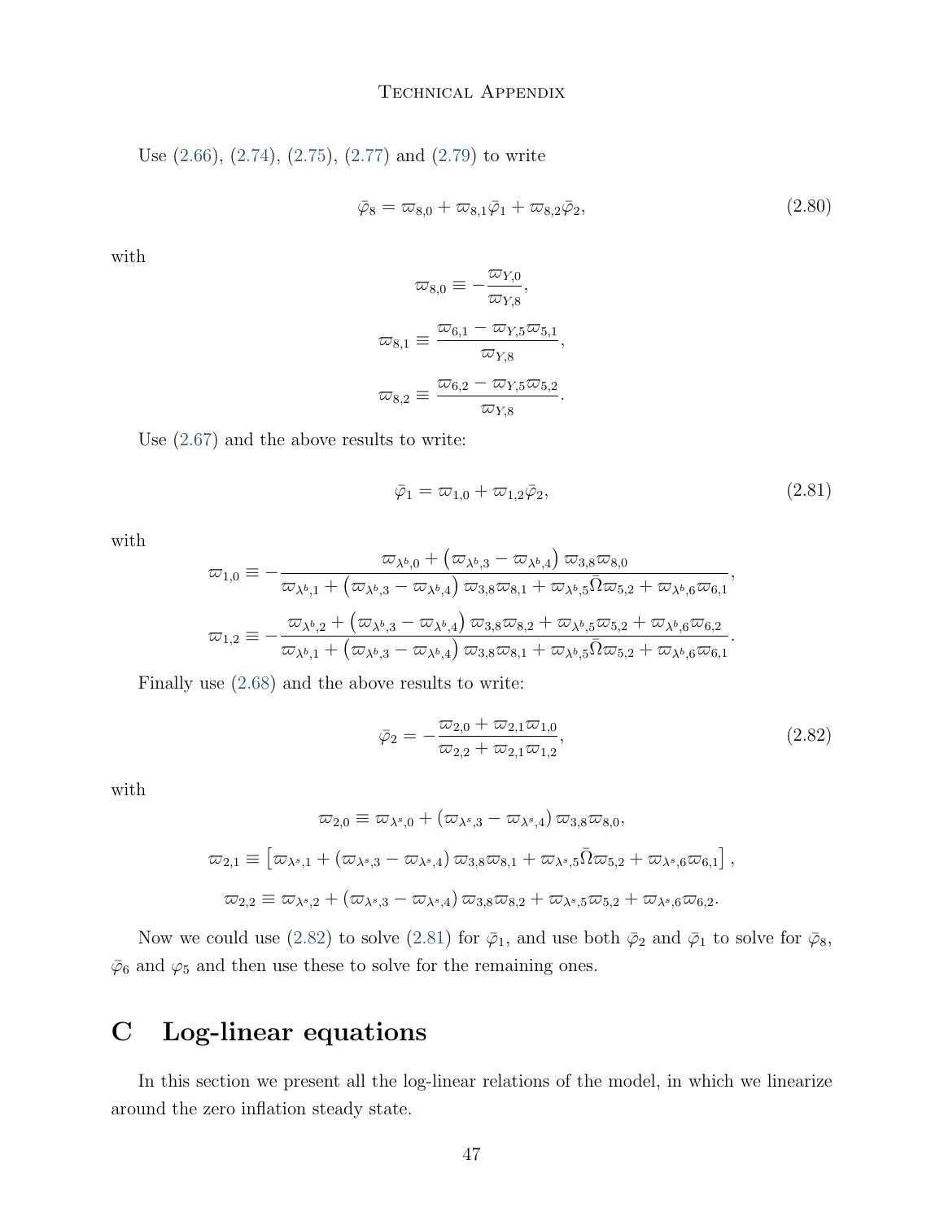Use (2.66), (2.74), (2.75), (2.77) and (2.79) to write

$$\bar{\varphi}_8 = \varpi_{8,0} + \varpi_{8,1}\bar{\varphi}_1 + \varpi_{8,2}\bar{\varphi}_2, \tag{2.80}$$

with

$$\varpi_{8,0} \equiv -\frac{\varpi_{Y,0}}{\varpi_{Y,8}},$$

$$\varpi_{8,1} \equiv \frac{\varpi_{6,1} - \varpi_{Y,5}\varpi_{5,1}}{\varpi_{Y,8}},$$

$$\varpi_{8,2} \equiv \frac{\varpi_{6,2} - \varpi_{Y,5}\varpi_{5,2}}{\varpi_{Y,8}}.$$

Use (2.67) and the above results to write:

$$\bar{\varphi}_1 = \varpi_{1,0} + \varpi_{1,2}\bar{\varphi}_2, \tag{2.81}$$

with

$$\varpi_{1,0} \equiv -\frac{\varpi_{\lambda^b,0} + \left(\varpi_{\lambda^b,3} - \varpi_{\lambda^b,4}\right)\varpi_{3,8}\varpi_{8,0}}{\varpi_{\lambda^b,1} + \left(\varpi_{\lambda^b,3} - \varpi_{\lambda^b,4}\right)\varpi_{3,8}\varpi_{8,1} + \varpi_{\lambda^b,5}\bar{\Omega}\varpi_{5,2} + \varpi_{\lambda^b,6}\varpi_{6,1}},$$

$$\varpi_{1,2} \equiv -\frac{\varpi_{\lambda^b,2} + \left(\varpi_{\lambda^b,3} - \varpi_{\lambda^b,4}\right)\varpi_{3,8}\varpi_{8,2} + \varpi_{\lambda^b,5}\varpi_{5,2} + \varpi_{\lambda^b,6}\varpi_{6,2}}{\varpi_{\lambda^b,1} + \left(\varpi_{\lambda^b,3} - \varpi_{\lambda^b,4}\right)\varpi_{3,8}\varpi_{8,1} + \varpi_{\lambda^b,5}\bar{\Omega}\varpi_{5,2} + \varpi_{\lambda^b,6}\varpi_{6,1}}.$$

Finally use (2.68) and the above results to write:

$$\bar{\varphi}_2 = -\frac{\varpi_{2,0} + \varpi_{2,1}\varpi_{1,0}}{\varpi_{2,2} + \varpi_{2,1}\varpi_{1,2}}, \tag{2.82}$$

with

$$\varpi_{2,0} \equiv \varpi_{\lambda^s,0} + \left(\varpi_{\lambda^s,3} - \varpi_{\lambda^s,4}\right)\varpi_{3,8}\varpi_{8,0},$$

$$\varpi_{2,1} \equiv \left[\varpi_{\lambda^s,1} + \left(\varpi_{\lambda^s,3} - \varpi_{\lambda^s,4}\right)\varpi_{3,8}\varpi_{8,1} + \varpi_{\lambda^s,5}\bar{\Omega}\varpi_{5,2} + \varpi_{\lambda^s,6}\varpi_{6,1}\right],$$

$$\varpi_{2,2} \equiv \varpi_{\lambda^s,2} + \left(\varpi_{\lambda^s,3} - \varpi_{\lambda^s,4}\right)\varpi_{3,8}\varpi_{8,2} + \varpi_{\lambda^s,5}\varpi_{5,2} + \varpi_{\lambda^s,6}\varpi_{6,2}.$$

Now we could use (2.82) to solve (2.81) for $\bar{\varphi}_1$, and use both $\bar{\varphi}_2$ and $\bar{\varphi}_1$ to solve for $\bar{\varphi}_8$, $\bar{\varphi}_6$ and $\varphi_5$ and then use these to solve for the remaining ones.

# C Log-linear equations

In this section we present all the log-linear relations of the model, in which we linearize around the zero inflation steady state.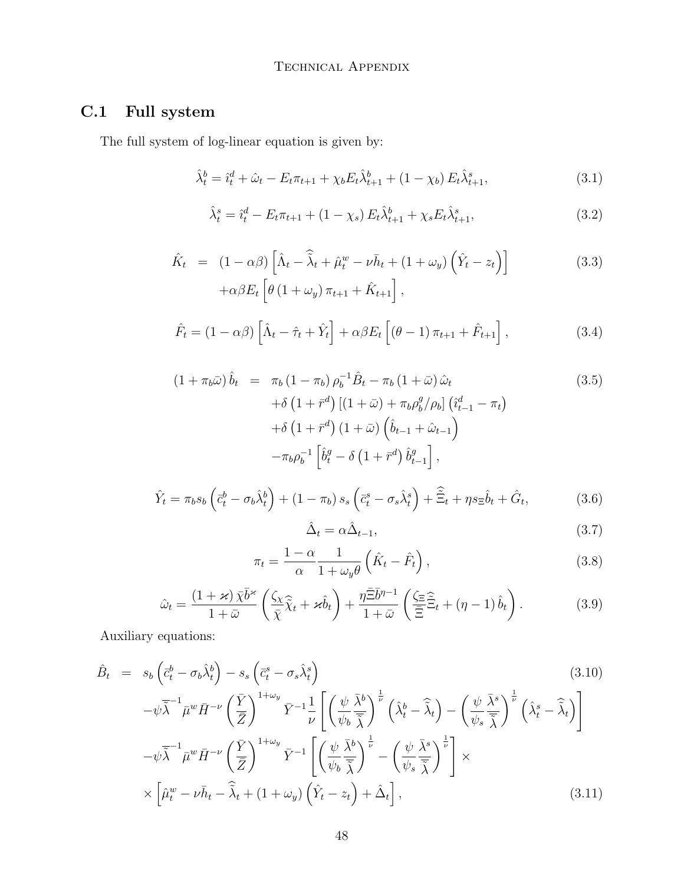## C.1 Full system

The full system of log-linear equation is given by:

$$\hat{\lambda}_t^b = \hat{\imath}_t^d + \hat{\omega}_t - E_t\pi_{t+1} + \chi_b E_t\hat{\lambda}_{t+1}^b + (1-\chi_b) E_t\hat{\lambda}_{t+1}^s, \tag{3.1}$$

$$\hat{\lambda}_t^s = \hat{\imath}_t^d - E_t\pi_{t+1} + (1-\chi_s) E_t\hat{\lambda}_{t+1}^b + \chi_s E_t\hat{\lambda}_{t+1}^s, \tag{3.2}$$

$$\begin{aligned}\hat{K}_t &= (1-\alpha\beta)\left[\hat{\Lambda}_t - \hat{\bar{\lambda}}_t + \hat{\mu}_t^w - \nu\bar{h}_t + (1+\omega_y)\left(\hat{Y}_t - z_t\right)\right] \\ &\quad + \alpha\beta E_t\left[\theta(1+\omega_y)\pi_{t+1} + \hat{K}_{t+1}\right],\end{aligned} \tag{3.3}$$

$$\hat{F}_t = (1-\alpha\beta)\left[\hat{\Lambda}_t - \hat{\tau}_t + \hat{Y}_t\right] + \alpha\beta E_t\left[(\theta-1)\pi_{t+1} + \hat{F}_{t+1}\right], \tag{3.4}$$

$$\begin{aligned}(1+\pi_b\bar{\omega})\hat{b}_t &= \pi_b(1-\pi_b)\rho_b^{-1}\hat{B}_t - \pi_b(1+\bar{\omega})\hat{\omega}_t \\ &\quad + \delta\left(1+\bar{r}^d\right)\left[(1+\bar{\omega}) + \pi_b\rho_b^g/\rho_b\right]\left(\hat{\imath}_{t-1}^d - \pi_t\right) \\ &\quad + \delta\left(1+\bar{r}^d\right)(1+\bar{\omega})\left(\hat{b}_{t-1} + \hat{\omega}_{t-1}\right) \\ &\quad - \pi_b\rho_b^{-1}\left[\hat{b}_t^g - \delta\left(1+\bar{r}^d\right)\hat{b}_{t-1}^g\right],\end{aligned} \tag{3.5}$$

$$\hat{Y}_t = \pi_b s_b\left(\bar{c}_t^b - \sigma_b\hat{\lambda}_t^b\right) + (1-\pi_b)s_s\left(\bar{c}_t^s - \sigma_s\hat{\lambda}_t^s\right) + \hat{\bar{\Xi}}_t + \eta s_\Xi\hat{b}_t + \hat{G}_t, \tag{3.6}$$

$$\hat{\Delta}_t = \alpha\hat{\Delta}_{t-1}, \tag{3.7}$$

$$\pi_t = \frac{1-\alpha}{\alpha}\frac{1}{1+\omega_y\theta}\left(\hat{K}_t - \hat{F}_t\right), \tag{3.8}$$

$$\hat{\omega}_t = \frac{(1+\varkappa)\bar{\chi}\bar{b}^{\varkappa}}{1+\bar{\omega}}\left(\frac{\zeta_\chi}{\bar{\chi}}\hat{\bar{\chi}}_t + \varkappa\hat{b}_t\right) + \frac{\eta\bar{\Xi}\bar{b}^{\eta-1}}{1+\bar{\omega}}\left(\frac{\zeta_\Xi}{\bar{\Xi}}\hat{\bar{\Xi}}_t + (\eta-1)\hat{b}_t\right). \tag{3.9}$$

Auxiliary equations:

$$\begin{aligned}\hat{B}_t &= s_b\left(\bar{c}_t^b - \sigma_b\hat{\lambda}_t^b\right) - s_s\left(\bar{c}_t^s - \sigma_s\hat{\lambda}_t^s\right) \\ &\quad - \psi\bar{\tilde{\lambda}}^{-1}\bar{\mu}^w\bar{H}^{-\nu}\left(\frac{\bar{Y}}{\bar{Z}}\right)^{1+\omega_y}\bar{Y}^{-1}\frac{1}{\nu}\left[\left(\frac{\psi}{\psi_b}\frac{\bar{\lambda}^b}{\bar{\tilde{\lambda}}}\right)^{\frac{1}{\nu}}\left(\hat{\lambda}_t^b - \hat{\tilde{\lambda}}_t\right) - \left(\frac{\psi}{\psi_s}\frac{\bar{\lambda}^s}{\bar{\tilde{\lambda}}}\right)^{\frac{1}{\nu}}\left(\hat{\lambda}_t^s - \hat{\tilde{\lambda}}_t\right)\right] \\ &\quad - \psi\bar{\tilde{\lambda}}^{-1}\bar{\mu}^w\bar{H}^{-\nu}\left(\frac{\bar{Y}}{\bar{Z}}\right)^{1+\omega_y}\bar{Y}^{-1}\left[\left(\frac{\psi}{\psi_b}\frac{\bar{\lambda}^b}{\bar{\tilde{\lambda}}}\right)^{\frac{1}{\nu}} - \left(\frac{\psi}{\psi_s}\frac{\bar{\lambda}^s}{\bar{\tilde{\lambda}}}\right)^{\frac{1}{\nu}}\right] \times \\ &\quad \times\left[\hat{\mu}_t^w - \nu\bar{h}_t - \hat{\tilde{\lambda}}_t + (1+\omega_y)\left(\hat{Y}_t - z_t\right) + \hat{\Delta}_t\right],\end{aligned} \tag{3.10, 3.11}$$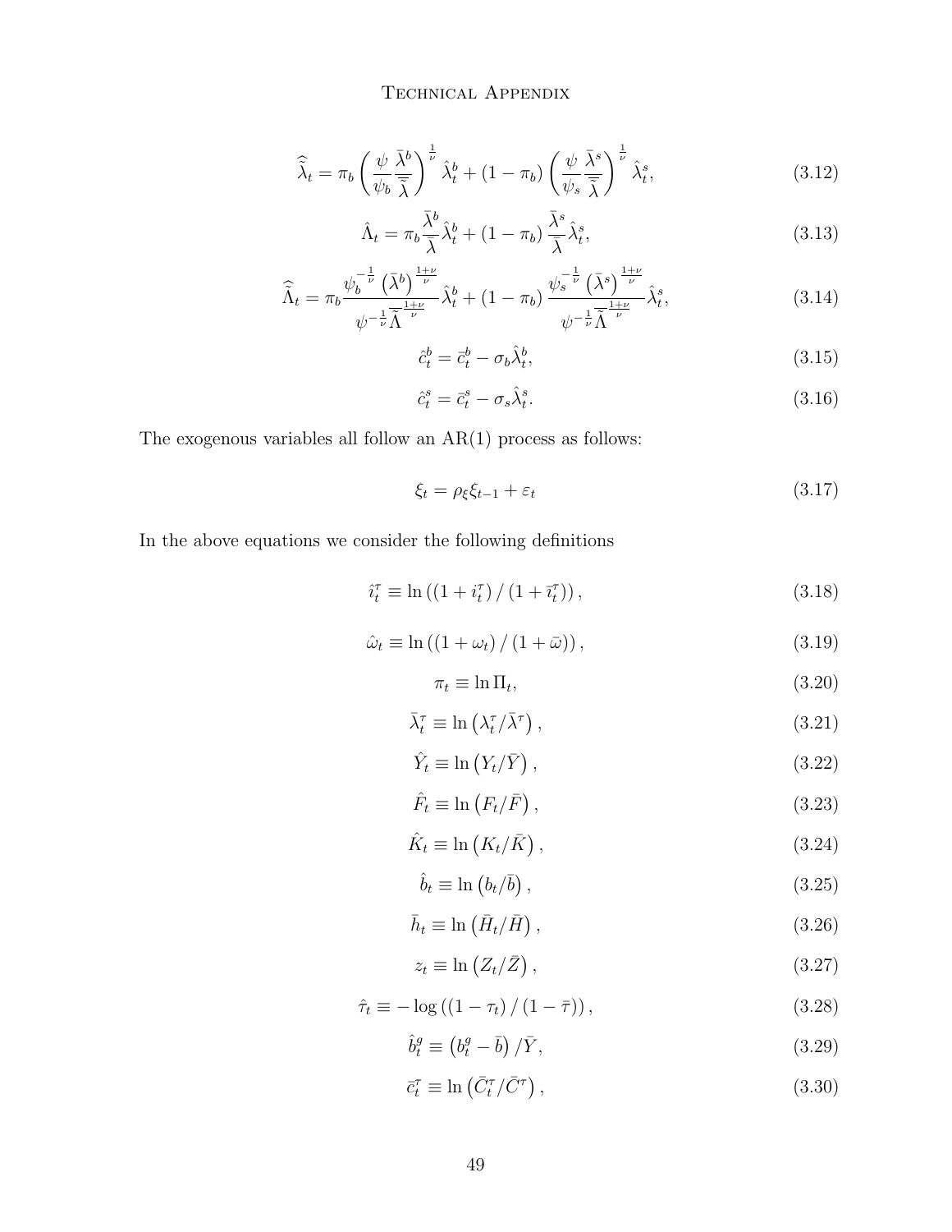$$\hat{\tilde{\lambda}}_t = \pi_b \left( \frac{\psi}{\psi_b} \frac{\bar{\lambda}^b}{\bar{\tilde{\lambda}}} \right)^{\frac{1}{\nu}} \hat{\lambda}_t^b + (1 - \pi_b) \left( \frac{\psi}{\psi_s} \frac{\bar{\lambda}^s}{\bar{\tilde{\lambda}}} \right)^{\frac{1}{\nu}} \hat{\lambda}_t^s, \tag{3.12}$$

$$\hat{\Lambda}_t = \pi_b \frac{\bar{\lambda}^b}{\bar{\lambda}} \hat{\lambda}_t^b + (1 - \pi_b) \frac{\bar{\lambda}^s}{\bar{\lambda}} \hat{\lambda}_t^s, \tag{3.13}$$

$$\hat{\tilde{\Lambda}}_t = \pi_b \frac{\psi_b^{-\frac{1}{\nu}} \left(\bar{\lambda}^b\right)^{\frac{1+\nu}{\nu}}}{\psi^{-\frac{1}{\nu}} \bar{\tilde{\Lambda}}^{\frac{1+\nu}{\nu}}} \hat{\lambda}_t^b + (1 - \pi_b) \frac{\psi_s^{-\frac{1}{\nu}} \left(\bar{\lambda}^s\right)^{\frac{1+\nu}{\nu}}}{\psi^{-\frac{1}{\nu}} \bar{\tilde{\Lambda}}^{\frac{1+\nu}{\nu}}} \hat{\lambda}_t^s, \tag{3.14}$$

$$\hat{c}_t^b = \bar{c}_t^b - \sigma_b \hat{\lambda}_t^b, \tag{3.15}$$

$$\hat{c}_t^s = \bar{c}_t^s - \sigma_s \hat{\lambda}_t^s. \tag{3.16}$$

The exogenous variables all follow an AR(1) process as follows:

$$\xi_t = \rho_\xi \xi_{t-1} + \varepsilon_t \tag{3.17}$$

In the above equations we consider the following definitions

$$\hat{\imath}_t^\tau \equiv \ln\left( (1 + i_t^\tau) / (1 + \bar{\imath}_t^\tau) \right), \tag{3.18}$$

$$\hat{\omega}_t \equiv \ln\left( (1 + \omega_t) / (1 + \bar{\omega}) \right), \tag{3.19}$$

$$\pi_t \equiv \ln \Pi_t, \tag{3.20}$$

$$\bar{\lambda}_t^\tau \equiv \ln\left( \lambda_t^\tau / \bar{\lambda}^\tau \right), \tag{3.21}$$

$$\hat{Y}_t \equiv \ln\left( Y_t / \bar{Y} \right), \tag{3.22}$$

$$\hat{F}_t \equiv \ln\left( F_t / \bar{F} \right), \tag{3.23}$$

$$\hat{K}_t \equiv \ln\left( K_t / \bar{K} \right), \tag{3.24}$$

$$\hat{b}_t \equiv \ln\left( b_t / \bar{b} \right), \tag{3.25}$$

$$\bar{h}_t \equiv \ln\left( \bar{H}_t / \bar{H} \right), \tag{3.26}$$

$$z_t \equiv \ln\left( Z_t / \bar{Z} \right), \tag{3.27}$$

$$\hat{\tau}_t \equiv -\log\left( (1 - \tau_t) / (1 - \bar{\tau}) \right), \tag{3.28}$$

$$\hat{b}_t^g \equiv \left( b_t^g - \bar{b} \right) / \bar{Y}, \tag{3.29}$$

$$\bar{c}_t^\tau \equiv \ln\left( \bar{C}_t^\tau / \bar{C}^\tau \right), \tag{3.30}$$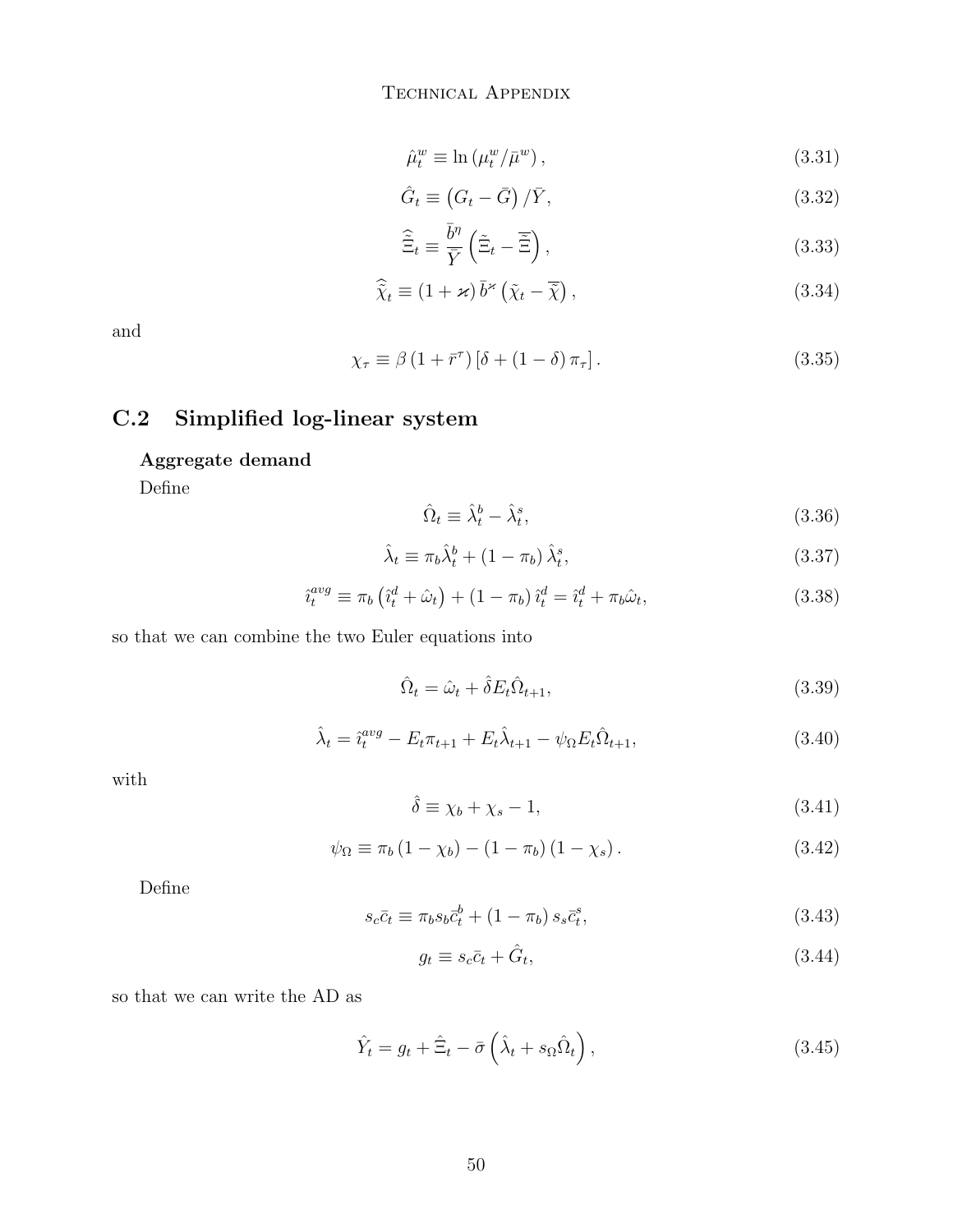$$\hat{\mu}_t^w \equiv \ln\left(\mu_t^w/\bar{\mu}^w\right), \tag{3.31}$$

$$\hat{G}_t \equiv \left(G_t - \bar{G}\right)/\bar{Y}, \tag{3.32}$$

$$\hat{\tilde{\Xi}}_t \equiv \frac{\bar{b}^\eta}{\bar{Y}}\left(\tilde{\Xi}_t - \bar{\tilde{\Xi}}\right), \tag{3.33}$$

$$\hat{\tilde{\chi}}_t \equiv (1+\varkappa)\,\bar{b}^\varkappa\left(\tilde{\chi}_t - \bar{\tilde{\chi}}\right), \tag{3.34}$$

and

$$\chi_\tau \equiv \beta\left(1+\bar{r}^\tau\right)\left[\delta + (1-\delta)\,\pi_\tau\right]. \tag{3.35}$$

## C.2 Simplified log-linear system

**Aggregate demand**

Define

$$\hat{\Omega}_t \equiv \hat{\lambda}_t^b - \hat{\lambda}_t^s, \tag{3.36}$$

$$\hat{\lambda}_t \equiv \pi_b \hat{\lambda}_t^b + (1-\pi_b)\,\hat{\lambda}_t^s, \tag{3.37}$$

$$\hat{\imath}_t^{avg} \equiv \pi_b\left(\hat{\imath}_t^d + \hat{\omega}_t\right) + (1-\pi_b)\,\hat{\imath}_t^d = \hat{\imath}_t^d + \pi_b\hat{\omega}_t, \tag{3.38}$$

so that we can combine the two Euler equations into

$$\hat{\Omega}_t = \hat{\omega}_t + \hat{\delta} E_t \hat{\Omega}_{t+1}, \tag{3.39}$$

$$\hat{\lambda}_t = \hat{\imath}_t^{avg} - E_t\pi_{t+1} + E_t\hat{\lambda}_{t+1} - \psi_\Omega E_t\hat{\Omega}_{t+1}, \tag{3.40}$$

with

$$\hat{\delta} \equiv \chi_b + \chi_s - 1, \tag{3.41}$$

$$\psi_\Omega \equiv \pi_b\left(1-\chi_b\right) - (1-\pi_b)\left(1-\chi_s\right). \tag{3.42}$$

Define

$$s_c\bar{c}_t \equiv \pi_b s_b \bar{c}_t^b + (1-\pi_b)\, s_s \bar{c}_t^s, \tag{3.43}$$

$$g_t \equiv s_c\bar{c}_t + \hat{G}_t, \tag{3.44}$$

so that we can write the AD as

$$\hat{Y}_t = g_t + \hat{\Xi}_t - \bar{\sigma}\left(\hat{\lambda}_t + s_\Omega\hat{\Omega}_t\right), \tag{3.45}$$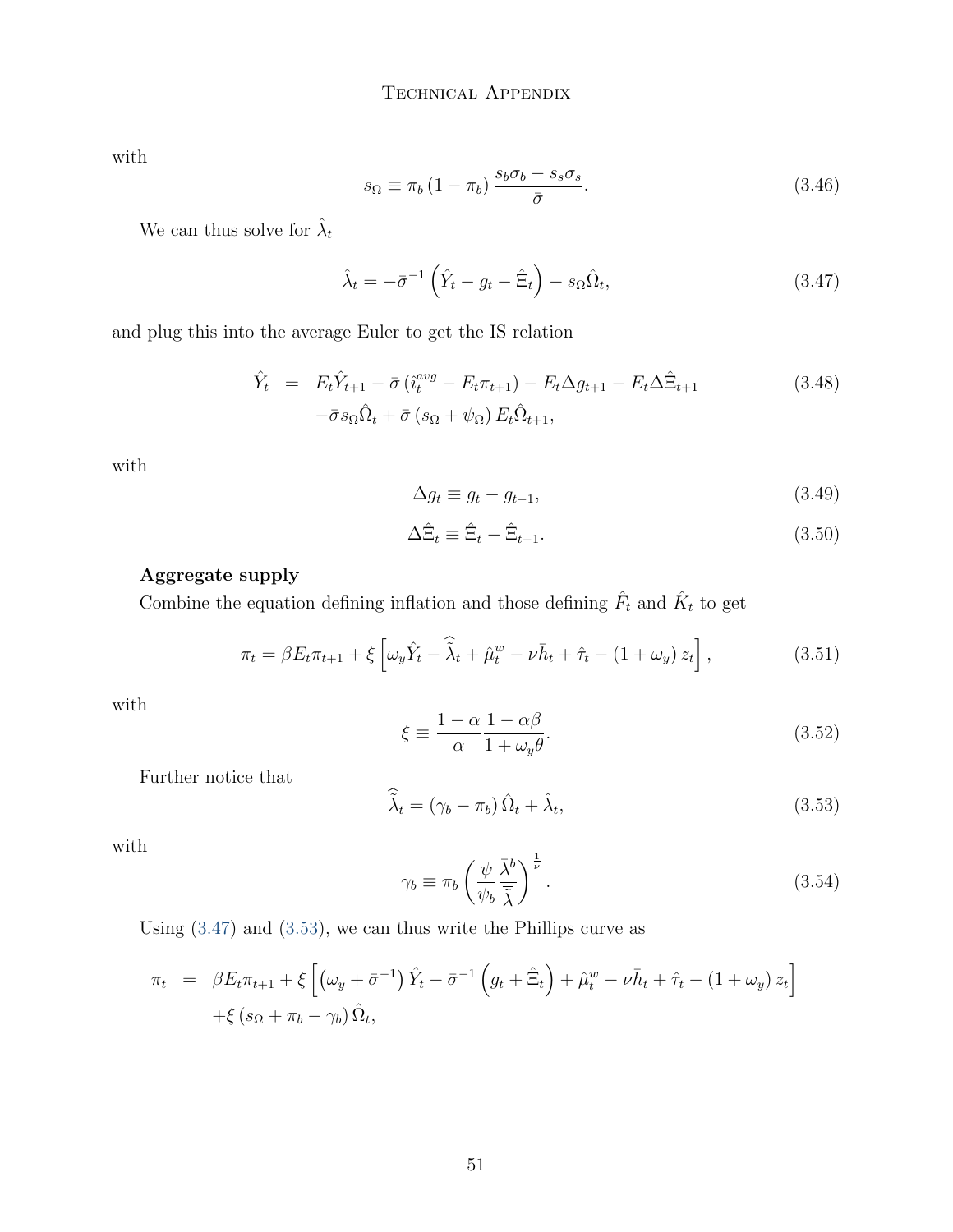with

$$s_{\Omega} \equiv \pi_b (1 - \pi_b) \frac{s_b \sigma_b - s_s \sigma_s}{\bar{\sigma}}. \tag{3.46}$$

We can thus solve for $\hat{\lambda}_t$

$$\hat{\lambda}_t = -\bar{\sigma}^{-1} \left( \hat{Y}_t - g_t - \hat{\Xi}_t \right) - s_{\Omega} \hat{\Omega}_t, \tag{3.47}$$

and plug this into the average Euler to get the IS relation

$$\begin{aligned} \hat{Y}_t \;=\;& E_t \hat{Y}_{t+1} - \bar{\sigma} \left( \hat{\imath}_t^{avg} - E_t \pi_{t+1} \right) - E_t \Delta g_{t+1} - E_t \Delta \hat{\Xi}_{t+1} \\ & - \bar{\sigma} s_{\Omega} \hat{\Omega}_t + \bar{\sigma} \left( s_{\Omega} + \psi_{\Omega} \right) E_t \hat{\Omega}_{t+1}, \end{aligned} \tag{3.48}$$

with

$$\Delta g_t \equiv g_t - g_{t-1}, \tag{3.49}$$

$$\Delta \hat{\Xi}_t \equiv \hat{\Xi}_t - \hat{\Xi}_{t-1}. \tag{3.50}$$

**Aggregate supply**

Combine the equation defining inflation and those defining $\hat{F}_t$ and $\hat{K}_t$ to get

$$\pi_t = \beta E_t \pi_{t+1} + \xi \left[ \omega_y \hat{Y}_t - \hat{\bar{\bar{\lambda}}}_t + \hat{\mu}_t^w - \nu \bar{h}_t + \hat{\tau}_t - (1 + \omega_y) z_t \right], \tag{3.51}$$

with

$$\xi \equiv \frac{1 - \alpha}{\alpha} \frac{1 - \alpha \beta}{1 + \omega_y \theta}. \tag{3.52}$$

Further notice that

$$\hat{\bar{\bar{\lambda}}}_t = (\gamma_b - \pi_b) \hat{\Omega}_t + \hat{\lambda}_t, \tag{3.53}$$

with

$$\gamma_b \equiv \pi_b \left( \frac{\psi}{\psi_b} \frac{\bar{\lambda}^b}{\bar{\bar{\lambda}}} \right)^{\frac{1}{\nu}}. \tag{3.54}$$

Using (3.47) and (3.53), we can thus write the Phillips curve as

$$\begin{aligned} \pi_t \;=\;& \beta E_t \pi_{t+1} + \xi \left[ \left( \omega_y + \bar{\sigma}^{-1} \right) \hat{Y}_t - \bar{\sigma}^{-1} \left( g_t + \hat{\Xi}_t \right) + \hat{\mu}_t^w - \nu \bar{h}_t + \hat{\tau}_t - (1 + \omega_y) z_t \right] \\ & + \xi \left( s_{\Omega} + \pi_b - \gamma_b \right) \hat{\Omega}_t, \end{aligned}$$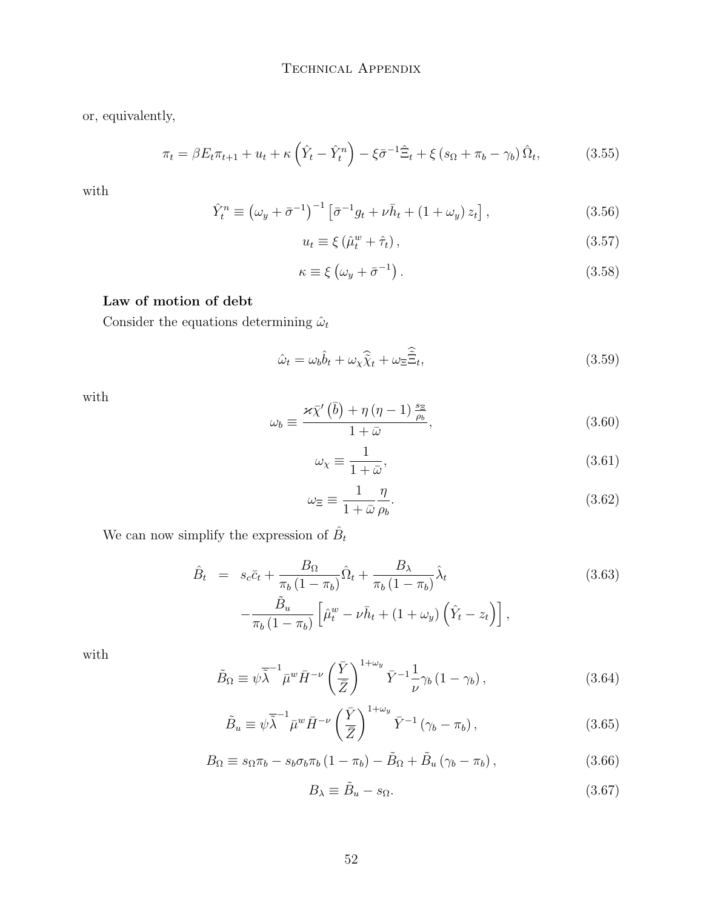or, equivalently,

$$\pi_t = \beta E_t \pi_{t+1} + u_t + \kappa \left( \hat{Y}_t - \hat{Y}_t^n \right) - \xi \bar{\sigma}^{-1} \hat{\Xi}_t + \xi \left( s_\Omega + \pi_b - \gamma_b \right) \hat{\Omega}_t, \tag{3.55}$$

with

$$\hat{Y}_t^n \equiv \left( \omega_y + \bar{\sigma}^{-1} \right)^{-1} \left[ \bar{\sigma}^{-1} g_t + \nu \bar{h}_t + (1 + \omega_y) z_t \right], \tag{3.56}$$

$$u_t \equiv \xi \left( \hat{\mu}_t^w + \hat{\tau}_t \right), \tag{3.57}$$

$$\kappa \equiv \xi \left( \omega_y + \bar{\sigma}^{-1} \right). \tag{3.58}$$

**Law of motion of debt**

Consider the equations determining $\hat{\omega}_t$

$$\hat{\omega}_t = \omega_b \hat{b}_t + \omega_\chi \widehat{\bar{\chi}}_t + \omega_\Xi \widehat{\bar{\Xi}}_t, \tag{3.59}$$

with

$$\omega_b \equiv \frac{\varkappa \bar{\chi}' \left( \bar{b} \right) + \eta \left( \eta - 1 \right) \frac{s_\Xi}{\rho_b}}{1 + \bar{\omega}}, \tag{3.60}$$

$$\omega_\chi \equiv \frac{1}{1 + \bar{\omega}}, \tag{3.61}$$

$$\omega_\Xi \equiv \frac{1}{1 + \bar{\omega}} \frac{\eta}{\rho_b}. \tag{3.62}$$

We can now simplify the expression of $\hat{B}_t$

$$\begin{aligned} \hat{B}_t &= s_c \bar{c}_t + \frac{B_\Omega}{\pi_b \left( 1 - \pi_b \right)} \hat{\Omega}_t + \frac{B_\lambda}{\pi_b \left( 1 - \pi_b \right)} \hat{\lambda}_t \\ &\quad - \frac{\tilde{B}_u}{\pi_b \left( 1 - \pi_b \right)} \left[ \hat{\mu}_t^w - \nu \bar{h}_t + (1 + \omega_y) \left( \hat{Y}_t - z_t \right) \right], \end{aligned} \tag{3.63}$$

with

$$\tilde{B}_\Omega \equiv \psi \bar{\tilde{\lambda}}^{-1} \bar{\mu}^w \bar{H}^{-\nu} \left( \frac{\bar{Y}}{\bar{Z}} \right)^{1+\omega_y} \bar{Y}^{-1} \frac{1}{\nu} \gamma_b \left( 1 - \gamma_b \right), \tag{3.64}$$

$$\tilde{B}_u \equiv \psi \bar{\tilde{\lambda}}^{-1} \bar{\mu}^w \bar{H}^{-\nu} \left( \frac{\bar{Y}}{\bar{Z}} \right)^{1+\omega_y} \bar{Y}^{-1} \left( \gamma_b - \pi_b \right), \tag{3.65}$$

$$B_\Omega \equiv s_\Omega \pi_b - s_b \sigma_b \pi_b \left( 1 - \pi_b \right) - \tilde{B}_\Omega + \tilde{B}_u \left( \gamma_b - \pi_b \right), \tag{3.66}$$

$$B_\lambda \equiv \tilde{B}_u - s_\Omega. \tag{3.67}$$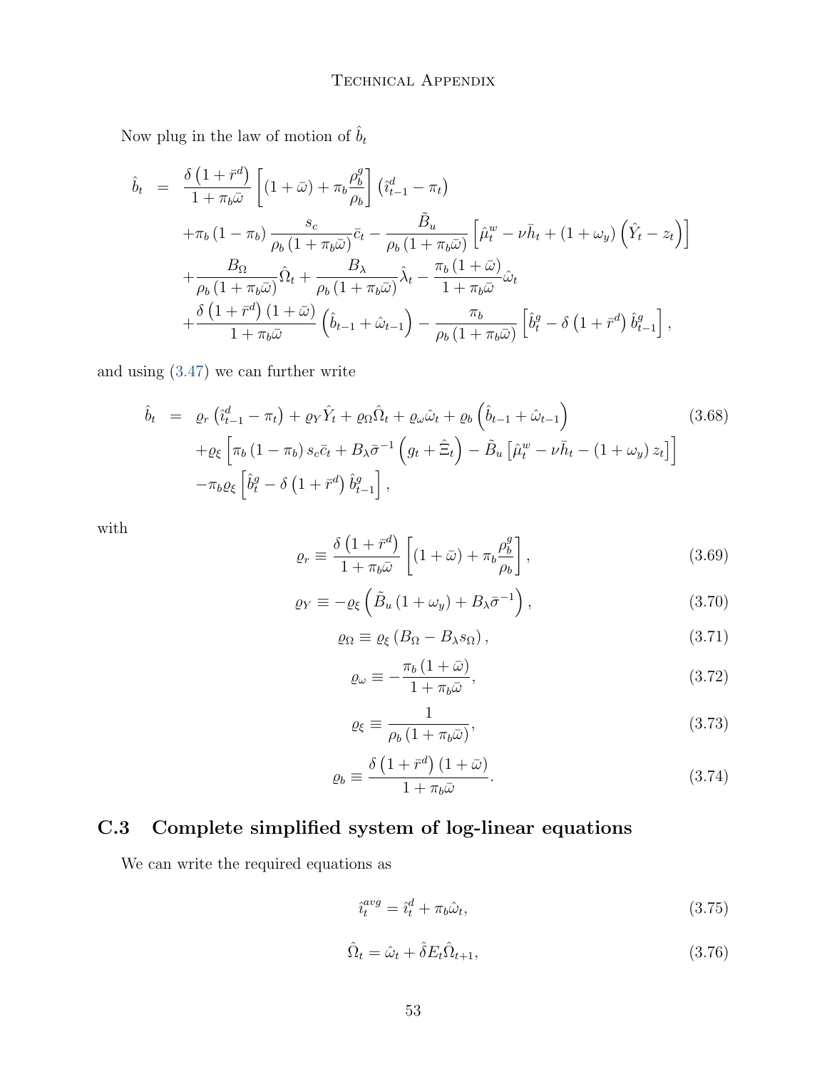Now plug in the law of motion of $\hat{b}_t$

$$
\begin{aligned}
\hat{b}_t &= \frac{\delta\left(1+\bar{r}^d\right)}{1+\pi_b\bar{\omega}}\left[(1+\bar{\omega})+\pi_b\frac{\rho_b^g}{\rho_b}\right]\left(\hat{\imath}_{t-1}^d-\pi_t\right) \\
&+\pi_b\left(1-\pi_b\right)\frac{s_c}{\rho_b\left(1+\pi_b\bar{\omega}\right)}\bar{c}_t-\frac{\tilde{B}_u}{\rho_b\left(1+\pi_b\bar{\omega}\right)}\left[\hat{\mu}_t^w-\nu\bar{h}_t+\left(1+\omega_y\right)\left(\hat{Y}_t-z_t\right)\right] \\
&+\frac{B_\Omega}{\rho_b\left(1+\pi_b\bar{\omega}\right)}\hat{\Omega}_t+\frac{B_\lambda}{\rho_b\left(1+\pi_b\bar{\omega}\right)}\hat{\lambda}_t-\frac{\pi_b\left(1+\bar{\omega}\right)}{1+\pi_b\bar{\omega}}\hat{\omega}_t \\
&+\frac{\delta\left(1+\bar{r}^d\right)\left(1+\bar{\omega}\right)}{1+\pi_b\bar{\omega}}\left(\hat{b}_{t-1}+\hat{\omega}_{t-1}\right)-\frac{\pi_b}{\rho_b\left(1+\pi_b\bar{\omega}\right)}\left[\hat{b}_t^g-\delta\left(1+\bar{r}^d\right)\hat{b}_{t-1}^g\right],
\end{aligned}
$$

and using (3.47) we can further write

$$
\begin{aligned}
\hat{b}_t &= \varrho_r\left(\hat{\imath}_{t-1}^d-\pi_t\right)+\varrho_Y\hat{Y}_t+\varrho_\Omega\hat{\Omega}_t+\varrho_\omega\hat{\omega}_t+\varrho_b\left(\hat{b}_{t-1}+\hat{\omega}_{t-1}\right) \\
&+\varrho_\xi\left[\pi_b\left(1-\pi_b\right)s_c\bar{c}_t+B_\lambda\bar{\sigma}^{-1}\left(g_t+\hat{\Xi}_t\right)-\tilde{B}_u\left[\hat{\mu}_t^w-\nu\bar{h}_t-\left(1+\omega_y\right)z_t\right]\right] \\
&-\pi_b\varrho_\xi\left[\hat{b}_t^g-\delta\left(1+\bar{r}^d\right)\hat{b}_{t-1}^g\right],
\end{aligned}
\tag{3.68}
$$

with

$$
\varrho_r\equiv\frac{\delta\left(1+\bar{r}^d\right)}{1+\pi_b\bar{\omega}}\left[(1+\bar{\omega})+\pi_b\frac{\rho_b^g}{\rho_b}\right],
\tag{3.69}
$$

$$
\varrho_Y\equiv-\varrho_\xi\left(\tilde{B}_u\left(1+\omega_y\right)+B_\lambda\bar{\sigma}^{-1}\right),
\tag{3.70}
$$

$$
\varrho_\Omega\equiv\varrho_\xi\left(B_\Omega-B_\lambda s_\Omega\right),
\tag{3.71}
$$

$$
\varrho_\omega\equiv-\frac{\pi_b\left(1+\bar{\omega}\right)}{1+\pi_b\bar{\omega}},
\tag{3.72}
$$

$$
\varrho_\xi\equiv\frac{1}{\rho_b\left(1+\pi_b\bar{\omega}\right)},
\tag{3.73}
$$

$$
\varrho_b\equiv\frac{\delta\left(1+\bar{r}^d\right)\left(1+\bar{\omega}\right)}{1+\pi_b\bar{\omega}}.
\tag{3.74}
$$

## C.3 Complete simplified system of log-linear equations

We can write the required equations as

$$
\hat{\imath}_t^{avg}=\hat{\imath}_t^d+\pi_b\hat{\omega}_t,
\tag{3.75}
$$

$$
\hat{\Omega}_t=\hat{\omega}_t+\hat{\delta}E_t\hat{\Omega}_{t+1},
\tag{3.76}
$$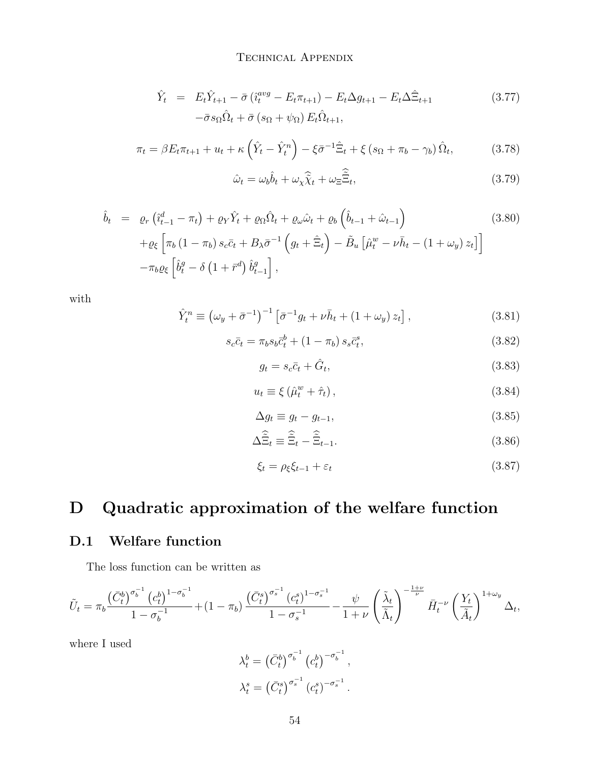$$
\begin{aligned}
\hat{Y}_t &= E_t \hat{Y}_{t+1} - \bar{\sigma}\left(\hat{\imath}_t^{avg} - E_t \pi_{t+1}\right) - E_t \Delta g_{t+1} - E_t \Delta \hat{\Xi}_{t+1} \\
&\quad - \bar{\sigma} s_\Omega \hat{\Omega}_t + \bar{\sigma}\left(s_\Omega + \psi_\Omega\right) E_t \hat{\Omega}_{t+1},
\end{aligned} \tag{3.77}
$$

$$
\pi_t = \beta E_t \pi_{t+1} + u_t + \kappa\left(\hat{Y}_t - \hat{Y}_t^n\right) - \xi \bar{\sigma}^{-1} \hat{\Xi}_t + \xi\left(s_\Omega + \pi_b - \gamma_b\right) \hat{\Omega}_t, \tag{3.78}
$$

$$
\hat{\omega}_t = \omega_b \hat{b}_t + \omega_\chi \hat{\tilde{\chi}}_t + \omega_\Xi \hat{\tilde{\Xi}}_t, \tag{3.79}
$$

$$
\begin{aligned}
\hat{b}_t &= \varrho_r\left(\hat{\imath}_{t-1}^d - \pi_t\right) + \varrho_Y \hat{Y}_t + \varrho_\Omega \hat{\Omega}_t + \varrho_\omega \hat{\omega}_t + \varrho_b\left(\hat{b}_{t-1} + \hat{\omega}_{t-1}\right) \\
&\quad + \varrho_\xi\left[\pi_b\left(1-\pi_b\right) s_c \bar{c}_t + B_\lambda \bar{\sigma}^{-1}\left(g_t + \hat{\Xi}_t\right) - \tilde{B}_u\left[\hat{\mu}_t^w - \nu \bar{h}_t - \left(1+\omega_y\right) z_t\right]\right] \\
&\quad - \pi_b \varrho_\xi\left[\hat{b}_t^g - \delta\left(1+\bar{r}^d\right) \hat{b}_{t-1}^g\right],
\end{aligned} \tag{3.80}
$$

with

$$
\hat{Y}_t^n \equiv \left(\omega_y + \bar{\sigma}^{-1}\right)^{-1}\left[\bar{\sigma}^{-1} g_t + \nu \bar{h}_t + \left(1+\omega_y\right) z_t\right], \tag{3.81}
$$

$$
s_c \bar{c}_t = \pi_b s_b \bar{c}_t^b + \left(1-\pi_b\right) s_s \bar{c}_t^s, \tag{3.82}
$$

$$
g_t = s_c \bar{c}_t + \hat{G}_t, \tag{3.83}
$$

$$
u_t \equiv \xi\left(\hat{\mu}_t^w + \hat{\tau}_t\right), \tag{3.84}
$$

$$
\Delta g_t \equiv g_t - g_{t-1}, \tag{3.85}
$$

$$
\Delta \hat{\tilde{\Xi}}_t \equiv \hat{\tilde{\Xi}}_t - \hat{\tilde{\Xi}}_{t-1}. \tag{3.86}
$$

$$
\xi_t = \rho_\xi \xi_{t-1} + \varepsilon_t \tag{3.87}
$$

# D Quadratic approximation of the welfare function

## D.1 Welfare function

The loss function can be written as

$$
\tilde{U}_t = \pi_b \frac{\left(\bar{C}_t^b\right)^{\sigma_b^{-1}}\left(c_t^b\right)^{1-\sigma_b^{-1}}}{1-\sigma_b^{-1}} + \left(1-\pi_b\right) \frac{\left(\bar{C}_t^s\right)^{\sigma_s^{-1}}\left(c_t^s\right)^{1-\sigma_s^{-1}}}{1-\sigma_s^{-1}} - \frac{\psi}{1+\nu}\left(\frac{\tilde{\lambda}_t}{\tilde{\Lambda}_t}\right)^{-\frac{1+\nu}{\nu}} \bar{H}_t^{-\nu}\left(\frac{Y_t}{\tilde{A}_t}\right)^{1+\omega_y} \Delta_t,
$$

where I used

$$
\lambda_t^b = \left(\bar{C}_t^b\right)^{\sigma_b^{-1}}\left(c_t^b\right)^{-\sigma_b^{-1}},
$$

$$
\lambda_t^s = \left(\bar{C}_t^s\right)^{\sigma_s^{-1}}\left(c_t^s\right)^{-\sigma_s^{-1}}.
$$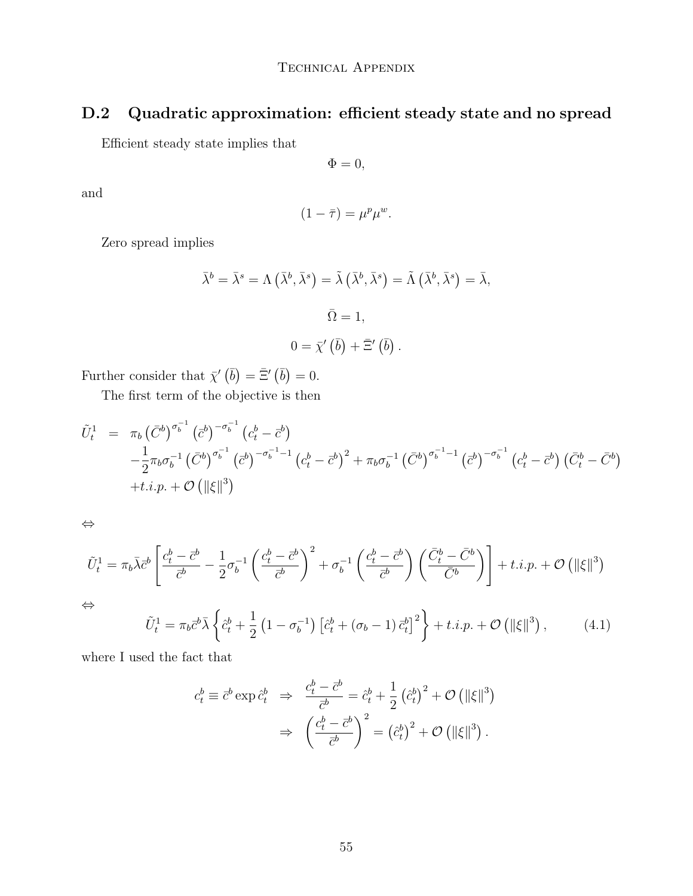## D.2 Quadratic approximation: efficient steady state and no spread

Efficient steady state implies that

$$\Phi = 0,$$

and

$$(1 - \bar{\tau}) = \mu^p \mu^w.$$

Zero spread implies

$$\bar{\lambda}^b = \bar{\lambda}^s = \Lambda\left(\bar{\lambda}^b, \bar{\lambda}^s\right) = \tilde{\lambda}\left(\bar{\lambda}^b, \bar{\lambda}^s\right) = \tilde{\Lambda}\left(\bar{\lambda}^b, \bar{\lambda}^s\right) = \bar{\lambda},$$

$$\bar{\Omega} = 1,$$

$$0 = \bar{\chi}'\left(\bar{b}\right) + \bar{\Xi}'\left(\bar{b}\right).$$

Further consider that $\bar{\chi}'\left(\bar{b}\right) = \bar{\Xi}'\left(\bar{b}\right) = 0$.

The first term of the objective is then

$$\begin{aligned}
\tilde{U}_t^1 \;=\;& \pi_b \left(\bar{C}^b\right)^{\sigma_b^{-1}} \left(\bar{c}^b\right)^{-\sigma_b^{-1}} \left(c_t^b - \bar{c}^b\right) \\
& -\frac{1}{2}\pi_b \sigma_b^{-1} \left(\bar{C}^b\right)^{\sigma_b^{-1}} \left(\bar{c}^b\right)^{-\sigma_b^{-1}-1} \left(c_t^b - \bar{c}^b\right)^2 + \pi_b \sigma_b^{-1} \left(\bar{C}^b\right)^{\sigma_b^{-1}-1} \left(\bar{c}^b\right)^{-\sigma_b^{-1}} \left(c_t^b - \bar{c}^b\right)\left(\bar{C}_t^b - \bar{C}^b\right) \\
& + t.i.p. + \mathcal{O}\left(\|\xi\|^3\right)
\end{aligned}$$

$\Leftrightarrow$

$$\tilde{U}_t^1 = \pi_b \bar{\lambda} \bar{c}^b \left[ \frac{c_t^b - \bar{c}^b}{\bar{c}^b} - \frac{1}{2}\sigma_b^{-1} \left(\frac{c_t^b - \bar{c}^b}{\bar{c}^b}\right)^2 + \sigma_b^{-1} \left(\frac{c_t^b - \bar{c}^b}{\bar{c}^b}\right)\left(\frac{\bar{C}_t^b - \bar{C}^b}{\bar{C}^b}\right) \right] + t.i.p. + \mathcal{O}\left(\|\xi\|^3\right)$$

$\Leftrightarrow$

$$\tilde{U}_t^1 = \pi_b \bar{c}^b \bar{\lambda} \left\{ \hat{c}_t^b + \frac{1}{2}\left(1 - \sigma_b^{-1}\right)\left[\hat{c}_t^b + \left(\sigma_b - 1\right)\hat{c}_t^b\right]^2 \right\} + t.i.p. + \mathcal{O}\left(\|\xi\|^3\right), \qquad (4.1)$$

where I used the fact that

$$\begin{aligned}
c_t^b \equiv \bar{c}^b \exp \hat{c}_t^b \quad \Rightarrow \quad & \frac{c_t^b - \bar{c}^b}{\bar{c}^b} = \hat{c}_t^b + \frac{1}{2}\left(\hat{c}_t^b\right)^2 + \mathcal{O}\left(\|\xi\|^3\right) \\
\Rightarrow \quad & \left(\frac{c_t^b - \bar{c}^b}{\bar{c}^b}\right)^2 = \left(\hat{c}_t^b\right)^2 + \mathcal{O}\left(\|\xi\|^3\right).
\end{aligned}$$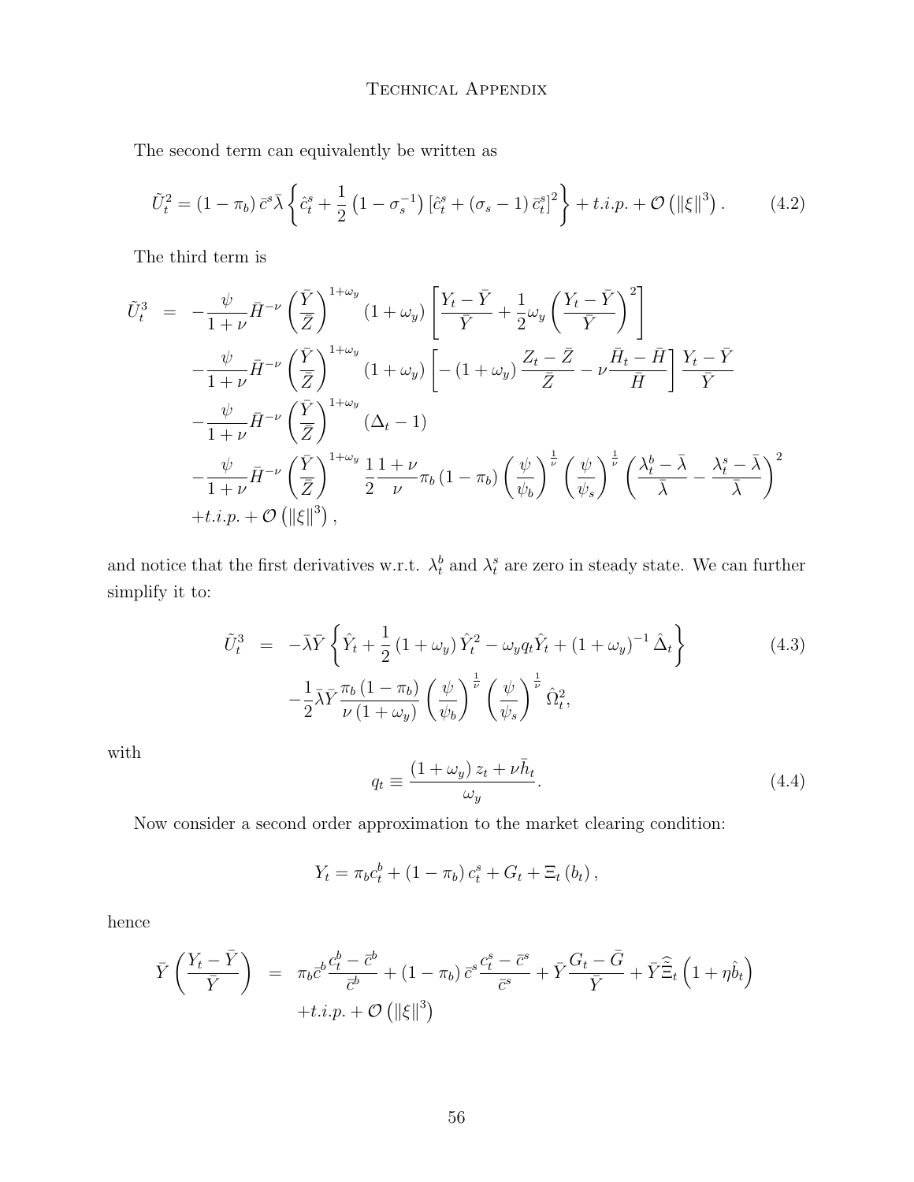The second term can equivalently be written as

$$\tilde{U}_t^2 = (1-\pi_b)\,\bar{c}^s\bar{\lambda}\left\{\hat{c}_t^s + \frac{1}{2}\left(1-\sigma_s^{-1}\right)\left[\hat{c}_t^s + (\sigma_s - 1)\,\bar{c}_t^s\right]^2\right\} + t.i.p. + \mathcal{O}\left(\|\xi\|^3\right). \tag{4.2}$$

The third term is

$$\begin{aligned}
\tilde{U}_t^3 &= -\frac{\psi}{1+\nu}\bar{H}^{-\nu}\left(\frac{\bar{Y}}{\bar{Z}}\right)^{1+\omega_y}(1+\omega_y)\left[\frac{Y_t-\bar{Y}}{\bar{Y}} + \frac{1}{2}\omega_y\left(\frac{Y_t-\bar{Y}}{\bar{Y}}\right)^2\right] \\
&\quad -\frac{\psi}{1+\nu}\bar{H}^{-\nu}\left(\frac{\bar{Y}}{\bar{Z}}\right)^{1+\omega_y}(1+\omega_y)\left[-(1+\omega_y)\frac{Z_t-\bar{Z}}{\bar{Z}} - \nu\frac{\bar{H}_t-\bar{H}}{\bar{H}}\right]\frac{Y_t-\bar{Y}}{\bar{Y}} \\
&\quad -\frac{\psi}{1+\nu}\bar{H}^{-\nu}\left(\frac{\bar{Y}}{\bar{Z}}\right)^{1+\omega_y}(\Delta_t - 1) \\
&\quad -\frac{\psi}{1+\nu}\bar{H}^{-\nu}\left(\frac{\bar{Y}}{\bar{Z}}\right)^{1+\omega_y}\frac{1}{2}\frac{1+\nu}{\nu}\pi_b(1-\pi_b)\left(\frac{\psi}{\psi_b}\right)^{\frac{1}{\nu}}\left(\frac{\psi}{\psi_s}\right)^{\frac{1}{\nu}}\left(\frac{\lambda_t^b-\bar{\lambda}}{\bar{\lambda}} - \frac{\lambda_t^s-\bar{\lambda}}{\bar{\lambda}}\right)^2 \\
&\quad + t.i.p. + \mathcal{O}\left(\|\xi\|^3\right),
\end{aligned}$$

and notice that the first derivatives w.r.t. $\lambda_t^b$ and $\lambda_t^s$ are zero in steady state. We can further simplify it to:

$$\begin{aligned}
\tilde{U}_t^3 &= -\bar{\lambda}\bar{Y}\left\{\hat{Y}_t + \frac{1}{2}(1+\omega_y)\hat{Y}_t^2 - \omega_y q_t\hat{Y}_t + (1+\omega_y)^{-1}\hat{\Delta}_t\right\} \\
&\quad -\frac{1}{2}\bar{\lambda}\bar{Y}\frac{\pi_b(1-\pi_b)}{\nu(1+\omega_y)}\left(\frac{\psi}{\psi_b}\right)^{\frac{1}{\nu}}\left(\frac{\psi}{\psi_s}\right)^{\frac{1}{\nu}}\hat{\Omega}_t^2,
\end{aligned} \tag{4.3}$$

with

$$q_t \equiv \frac{(1+\omega_y)\,z_t + \nu\bar{h}_t}{\omega_y}. \tag{4.4}$$

Now consider a second order approximation to the market clearing condition:

$$Y_t = \pi_b c_t^b + (1-\pi_b)\,c_t^s + G_t + \Xi_t(b_t),$$

hence

$$\begin{aligned}
\bar{Y}\left(\frac{Y_t-\bar{Y}}{\bar{Y}}\right) &= \pi_b\bar{c}^b\frac{c_t^b-\bar{c}^b}{\bar{c}^b} + (1-\pi_b)\,\bar{c}^s\frac{c_t^s-\bar{c}^s}{\bar{c}^s} + \bar{Y}\frac{G_t-\bar{G}}{\bar{Y}} + \bar{Y}\hat{\bar{\Xi}}_t\left(1+\eta\hat{b}_t\right) \\
&\quad + t.i.p. + \mathcal{O}\left(\|\xi\|^3\right)
\end{aligned}$$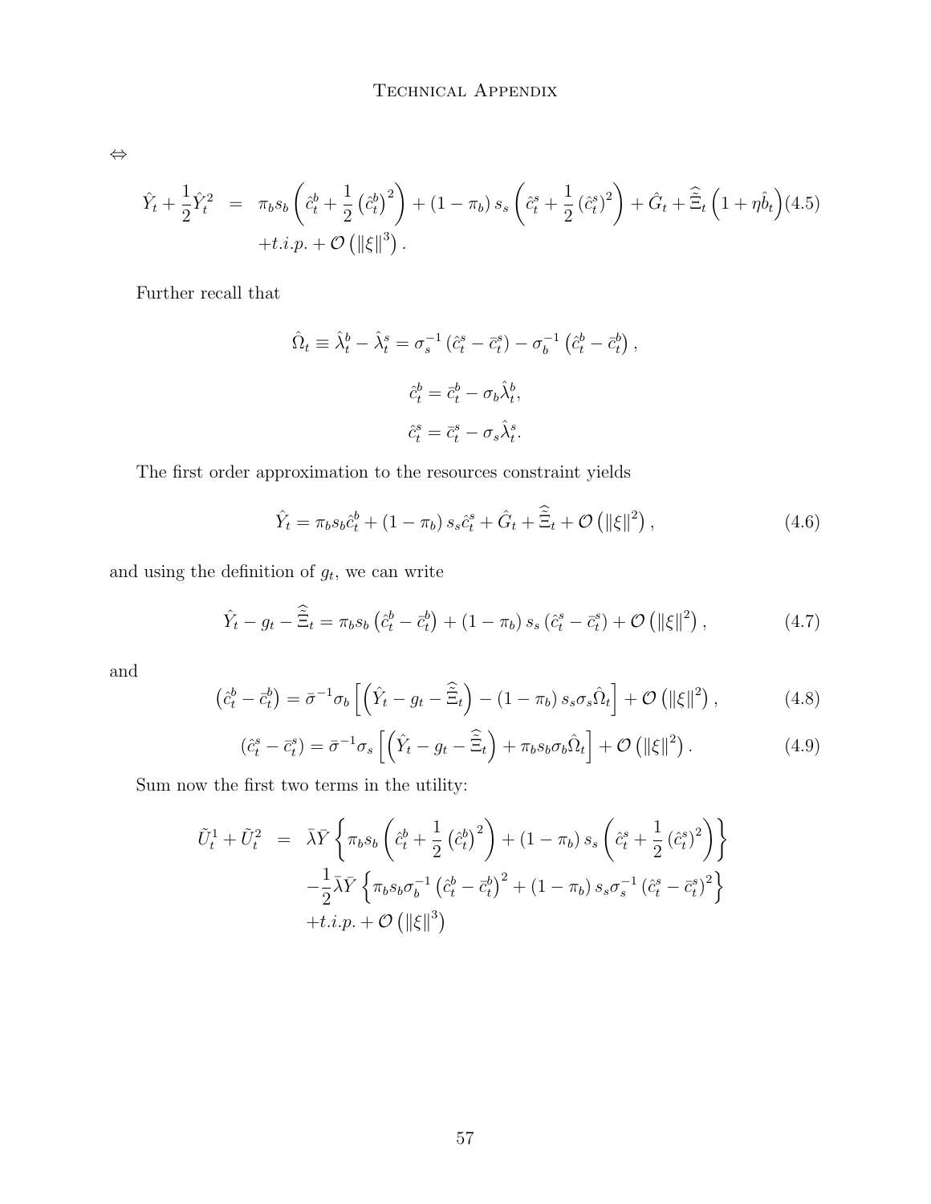$\Leftrightarrow$

$$
\begin{aligned}
\hat{Y}_t + \frac{1}{2}\hat{Y}_t^2 &= \pi_b s_b \left( \hat{c}_t^b + \frac{1}{2}\left(\hat{c}_t^b\right)^2 \right) + (1-\pi_b)\, s_s \left( \hat{c}_t^s + \frac{1}{2}\left(\hat{c}_t^s\right)^2 \right) + \hat{G}_t + \hat{\bar{\Xi}}_t \left(1 + \eta \hat{b}_t\right) \quad (4.5) \\
&\quad + t.i.p. + \mathcal{O}\left(\|\xi\|^3\right).
\end{aligned}
$$

Further recall that

$$
\hat{\Omega}_t \equiv \hat{\lambda}_t^b - \hat{\lambda}_t^s = \sigma_s^{-1}\left(\hat{c}_t^s - \bar{c}_t^s\right) - \sigma_b^{-1}\left(\hat{c}_t^b - \bar{c}_t^b\right),
$$

$$
\hat{c}_t^b = \bar{c}_t^b - \sigma_b \hat{\lambda}_t^b,
$$

$$
\hat{c}_t^s = \bar{c}_t^s - \sigma_s \hat{\lambda}_t^s.
$$

The first order approximation to the resources constraint yields

$$
\hat{Y}_t = \pi_b s_b \hat{c}_t^b + (1-\pi_b)\, s_s \hat{c}_t^s + \hat{G}_t + \hat{\bar{\Xi}}_t + \mathcal{O}\left(\|\xi\|^2\right), \tag{4.6}
$$

and using the definition of $g_t$, we can write

$$
\hat{Y}_t - g_t - \hat{\bar{\Xi}}_t = \pi_b s_b \left(\hat{c}_t^b - \bar{c}_t^b\right) + (1-\pi_b)\, s_s \left(\hat{c}_t^s - \bar{c}_t^s\right) + \mathcal{O}\left(\|\xi\|^2\right), \tag{4.7}
$$

and

$$
\left(\hat{c}_t^b - \bar{c}_t^b\right) = \bar{\sigma}^{-1}\sigma_b \left[ \left(\hat{Y}_t - g_t - \hat{\bar{\Xi}}_t\right) - (1-\pi_b)\, s_s \sigma_s \hat{\Omega}_t \right] + \mathcal{O}\left(\|\xi\|^2\right), \tag{4.8}
$$

$$
\left(\hat{c}_t^s - \bar{c}_t^s\right) = \bar{\sigma}^{-1}\sigma_s \left[ \left(\hat{Y}_t - g_t - \hat{\bar{\Xi}}_t\right) + \pi_b s_b \sigma_b \hat{\Omega}_t \right] + \mathcal{O}\left(\|\xi\|^2\right). \tag{4.9}
$$

Sum now the first two terms in the utility:

$$
\begin{aligned}
\tilde{U}_t^1 + \tilde{U}_t^2 &= \bar{\lambda}\bar{Y} \left\{ \pi_b s_b \left( \hat{c}_t^b + \frac{1}{2}\left(\hat{c}_t^b\right)^2 \right) + (1-\pi_b)\, s_s \left( \hat{c}_t^s + \frac{1}{2}\left(\hat{c}_t^s\right)^2 \right) \right\} \\
&\quad - \frac{1}{2}\bar{\lambda}\bar{Y} \left\{ \pi_b s_b \sigma_b^{-1} \left(\hat{c}_t^b - \bar{c}_t^b\right)^2 + (1-\pi_b)\, s_s \sigma_s^{-1} \left(\hat{c}_t^s - \bar{c}_t^s\right)^2 \right\} \\
&\quad + t.i.p. + \mathcal{O}\left(\|\xi\|^3\right)
\end{aligned}
$$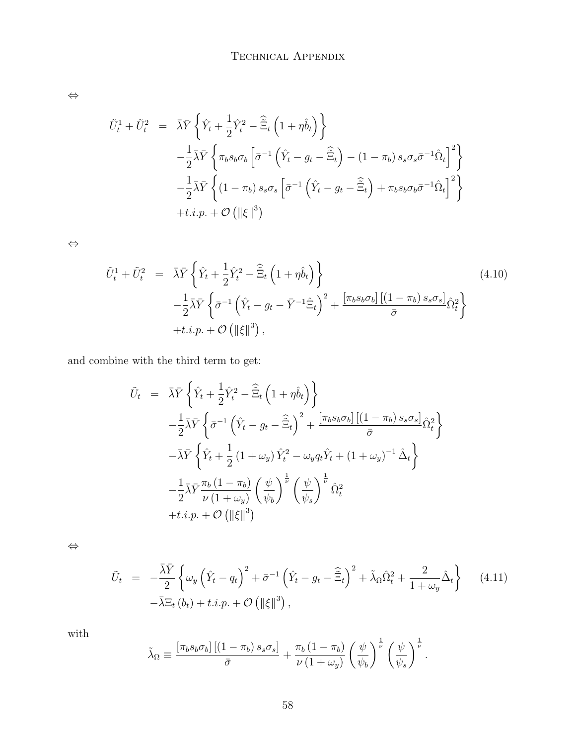$\Leftrightarrow$

$$
\begin{aligned}
\tilde{U}_t^1 + \tilde{U}_t^2 &= \bar{\lambda}\bar{Y}\left\{\hat{Y}_t + \frac{1}{2}\hat{Y}_t^2 - \hat{\bar{\Xi}}_t\left(1+\eta\hat{b}_t\right)\right\} \\
&\quad -\frac{1}{2}\bar{\lambda}\bar{Y}\left\{\pi_b s_b \sigma_b\left[\bar{\sigma}^{-1}\left(\hat{Y}_t - g_t - \hat{\bar{\Xi}}_t\right) - (1-\pi_b)\, s_s\sigma_s\bar{\sigma}^{-1}\hat{\Omega}_t\right]^2\right\} \\
&\quad -\frac{1}{2}\bar{\lambda}\bar{Y}\left\{(1-\pi_b)\, s_s\sigma_s\left[\bar{\sigma}^{-1}\left(\hat{Y}_t - g_t - \hat{\bar{\Xi}}_t\right) + \pi_b s_b\sigma_b\bar{\sigma}^{-1}\hat{\Omega}_t\right]^2\right\} \\
&\quad + t.i.p. + \mathcal{O}\left(\|\xi\|^3\right)
\end{aligned}
$$

$\Leftrightarrow$

$$
\begin{aligned}
\tilde{U}_t^1 + \tilde{U}_t^2 &= \bar{\lambda}\bar{Y}\left\{\hat{Y}_t + \frac{1}{2}\hat{Y}_t^2 - \hat{\bar{\Xi}}_t\left(1+\eta\hat{b}_t\right)\right\} \\
&\quad -\frac{1}{2}\bar{\lambda}\bar{Y}\left\{\bar{\sigma}^{-1}\left(\hat{Y}_t - g_t - \bar{Y}^{-1}\hat{\Xi}_t\right)^2 + \frac{\left[\pi_b s_b\sigma_b\right]\left[(1-\pi_b)\, s_s\sigma_s\right]}{\bar{\sigma}}\hat{\Omega}_t^2\right\} \\
&\quad + t.i.p. + \mathcal{O}\left(\|\xi\|^3\right),
\end{aligned}
\tag{4.10}
$$

and combine with the third term to get:

$$
\begin{aligned}
\tilde{U}_t &= \bar{\lambda}\bar{Y}\left\{\hat{Y}_t + \frac{1}{2}\hat{Y}_t^2 - \hat{\bar{\Xi}}_t\left(1+\eta\hat{b}_t\right)\right\} \\
&\quad -\frac{1}{2}\bar{\lambda}\bar{Y}\left\{\bar{\sigma}^{-1}\left(\hat{Y}_t - g_t - \hat{\bar{\Xi}}_t\right)^2 + \frac{\left[\pi_b s_b\sigma_b\right]\left[(1-\pi_b)\, s_s\sigma_s\right]}{\bar{\sigma}}\hat{\Omega}_t^2\right\} \\
&\quad -\bar{\lambda}\bar{Y}\left\{\hat{Y}_t + \frac{1}{2}(1+\omega_y)\,\hat{Y}_t^2 - \omega_y q_t\hat{Y}_t + (1+\omega_y)^{-1}\hat{\Delta}_t\right\} \\
&\quad -\frac{1}{2}\bar{\lambda}\bar{Y}\frac{\pi_b(1-\pi_b)}{\nu(1+\omega_y)}\left(\frac{\psi}{\psi_b}\right)^{\frac{1}{\nu}}\left(\frac{\psi}{\psi_s}\right)^{\frac{1}{\nu}}\hat{\Omega}_t^2 \\
&\quad + t.i.p. + \mathcal{O}\left(\|\xi\|^3\right)
\end{aligned}
$$

$\Leftrightarrow$

$$
\begin{aligned}
\tilde{U}_t &= -\frac{\bar{\lambda}\bar{Y}}{2}\left\{\omega_y\left(\hat{Y}_t - q_t\right)^2 + \bar{\sigma}^{-1}\left(\hat{Y}_t - g_t - \hat{\bar{\Xi}}_t\right)^2 + \tilde{\lambda}_\Omega\hat{\Omega}_t^2 + \frac{2}{1+\omega_y}\hat{\Delta}_t\right\} \\
&\quad -\bar{\lambda}\Xi_t\left(b_t\right) + t.i.p. + \mathcal{O}\left(\|\xi\|^3\right),
\end{aligned}
\tag{4.11}
$$

with

$$
\tilde{\lambda}_\Omega \equiv \frac{\left[\pi_b s_b\sigma_b\right]\left[(1-\pi_b)\, s_s\sigma_s\right]}{\bar{\sigma}} + \frac{\pi_b(1-\pi_b)}{\nu(1+\omega_y)}\left(\frac{\psi}{\psi_b}\right)^{\frac{1}{\nu}}\left(\frac{\psi}{\psi_s}\right)^{\frac{1}{\nu}}.
$$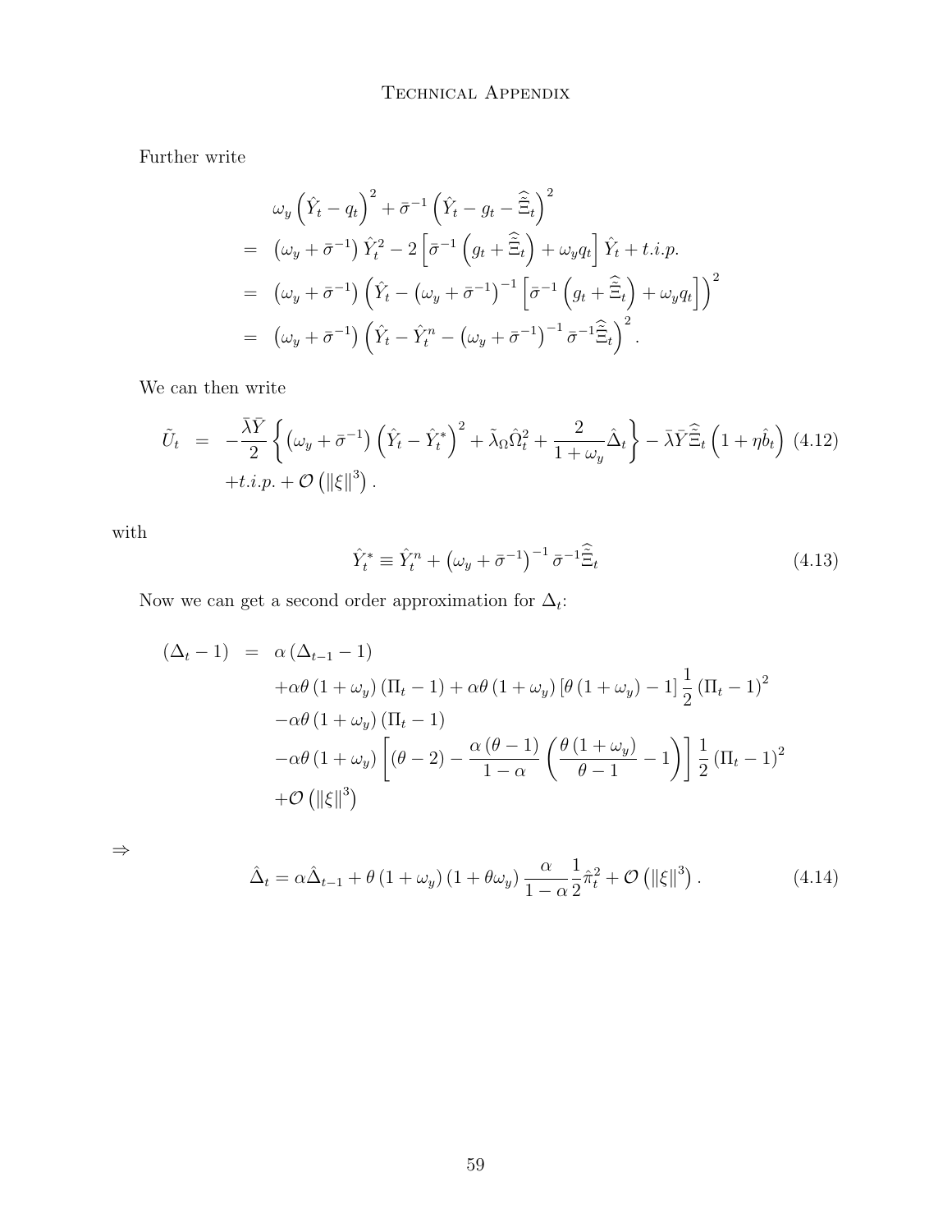Further write

$$
\begin{aligned}
& \omega_y \left(\hat{Y}_t - q_t\right)^2 + \bar{\sigma}^{-1}\left(\hat{Y}_t - g_t - \hat{\bar{\Xi}}_t\right)^2 \\
= \; & \left(\omega_y + \bar{\sigma}^{-1}\right)\hat{Y}_t^2 - 2\left[\bar{\sigma}^{-1}\left(g_t + \hat{\bar{\Xi}}_t\right) + \omega_y q_t\right]\hat{Y}_t + t.i.p. \\
= \; & \left(\omega_y + \bar{\sigma}^{-1}\right)\left(\hat{Y}_t - \left(\omega_y + \bar{\sigma}^{-1}\right)^{-1}\left[\bar{\sigma}^{-1}\left(g_t + \hat{\bar{\Xi}}_t\right) + \omega_y q_t\right]\right)^2 \\
= \; & \left(\omega_y + \bar{\sigma}^{-1}\right)\left(\hat{Y}_t - \hat{Y}_t^n - \left(\omega_y + \bar{\sigma}^{-1}\right)^{-1}\bar{\sigma}^{-1}\hat{\bar{\Xi}}_t\right)^2.
\end{aligned}
$$

We can then write

$$
\begin{aligned}
\tilde{U}_t \;=\; & -\frac{\bar{\lambda}\bar{Y}}{2}\left\{\left(\omega_y + \bar{\sigma}^{-1}\right)\left(\hat{Y}_t - \hat{Y}_t^*\right)^2 + \tilde{\lambda}_\Omega \hat{\Omega}_t^2 + \frac{2}{1+\omega_y}\hat{\Delta}_t\right\} - \bar{\lambda}\bar{Y}\hat{\bar{\Xi}}_t\left(1 + \eta\hat{b}_t\right) \\
& + t.i.p. + \mathcal{O}\left(\|\xi\|^3\right).
\end{aligned}
\tag{4.12}
$$

with

$$
\hat{Y}_t^* \equiv \hat{Y}_t^n + \left(\omega_y + \bar{\sigma}^{-1}\right)^{-1}\bar{\sigma}^{-1}\hat{\bar{\Xi}}_t \tag{4.13}
$$

Now we can get a second order approximation for $\Delta_t$:

$$
\begin{aligned}
(\Delta_t - 1) \;=\; & \alpha\left(\Delta_{t-1} - 1\right) \\
& + \alpha\theta\left(1+\omega_y\right)\left(\Pi_t - 1\right) + \alpha\theta\left(1+\omega_y\right)\left[\theta\left(1+\omega_y\right) - 1\right]\frac{1}{2}\left(\Pi_t - 1\right)^2 \\
& - \alpha\theta\left(1+\omega_y\right)\left(\Pi_t - 1\right) \\
& - \alpha\theta\left(1+\omega_y\right)\left[(\theta - 2) - \frac{\alpha(\theta-1)}{1-\alpha}\left(\frac{\theta\left(1+\omega_y\right)}{\theta - 1} - 1\right)\right]\frac{1}{2}\left(\Pi_t - 1\right)^2 \\
& + \mathcal{O}\left(\|\xi\|^3\right)
\end{aligned}
$$

$\Rightarrow$

$$
\hat{\Delta}_t = \alpha\hat{\Delta}_{t-1} + \theta\left(1+\omega_y\right)\left(1+\theta\omega_y\right)\frac{\alpha}{1-\alpha}\frac{1}{2}\hat{\pi}_t^2 + \mathcal{O}\left(\|\xi\|^3\right). \tag{4.14}
$$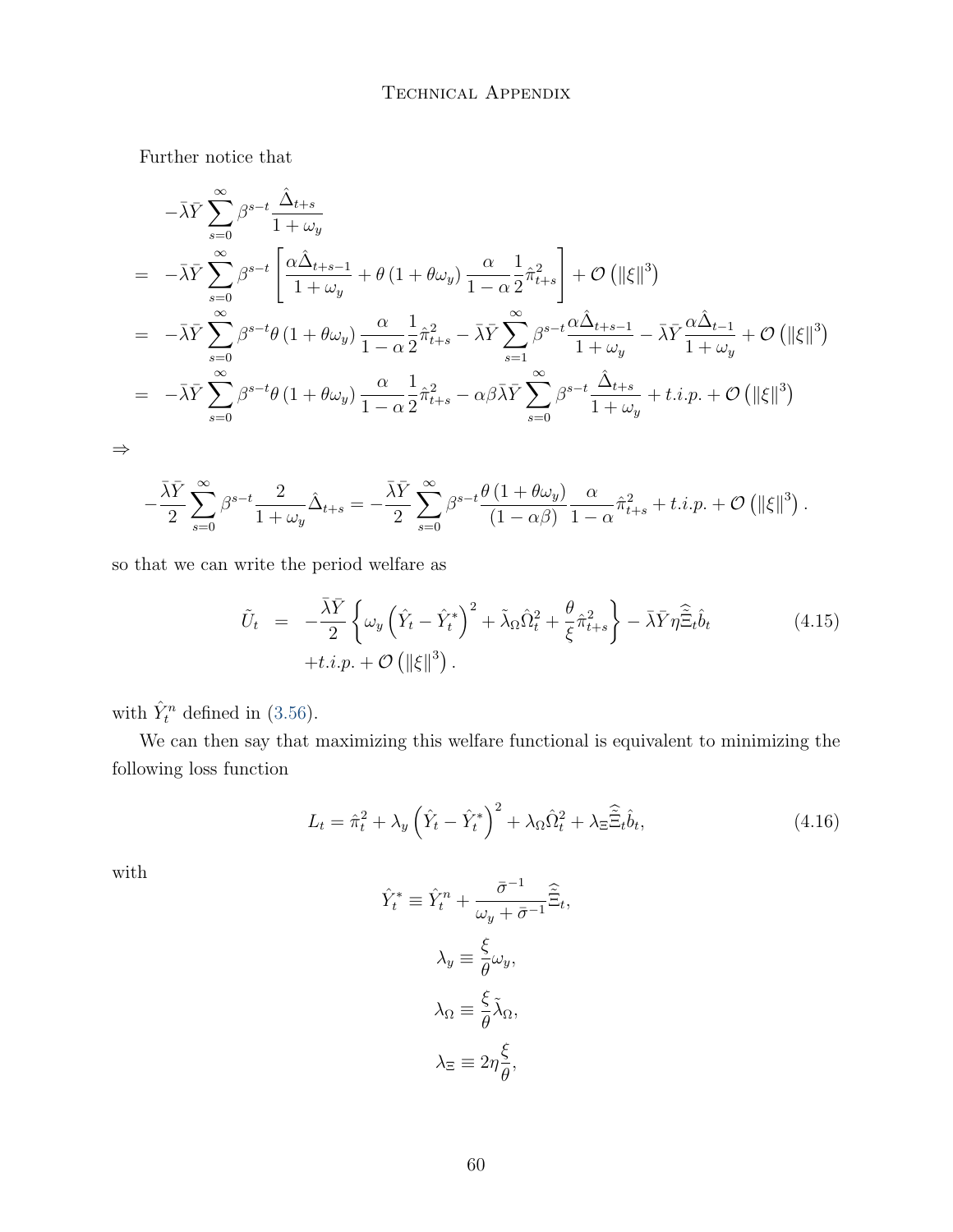Further notice that

$$
\begin{aligned}
& -\bar{\lambda}\bar{Y}\sum_{s=0}^{\infty}\beta^{s-t}\frac{\hat{\Delta}_{t+s}}{1+\omega_y} \\
= & -\bar{\lambda}\bar{Y}\sum_{s=0}^{\infty}\beta^{s-t}\left[\frac{\alpha\hat{\Delta}_{t+s-1}}{1+\omega_y}+\theta\left(1+\theta\omega_y\right)\frac{\alpha}{1-\alpha}\frac{1}{2}\hat{\pi}_{t+s}^2\right]+\mathcal{O}\left(\|\xi\|^3\right) \\
= & -\bar{\lambda}\bar{Y}\sum_{s=0}^{\infty}\beta^{s-t}\theta\left(1+\theta\omega_y\right)\frac{\alpha}{1-\alpha}\frac{1}{2}\hat{\pi}_{t+s}^2-\bar{\lambda}\bar{Y}\sum_{s=1}^{\infty}\beta^{s-t}\frac{\alpha\hat{\Delta}_{t+s-1}}{1+\omega_y}-\bar{\lambda}\bar{Y}\frac{\alpha\hat{\Delta}_{t-1}}{1+\omega_y}+\mathcal{O}\left(\|\xi\|^3\right) \\
= & -\bar{\lambda}\bar{Y}\sum_{s=0}^{\infty}\beta^{s-t}\theta\left(1+\theta\omega_y\right)\frac{\alpha}{1-\alpha}\frac{1}{2}\hat{\pi}_{t+s}^2-\alpha\beta\bar{\lambda}\bar{Y}\sum_{s=0}^{\infty}\beta^{s-t}\frac{\hat{\Delta}_{t+s}}{1+\omega_y}+t.i.p.+\mathcal{O}\left(\|\xi\|^3\right)
\end{aligned}
$$

$\Rightarrow$

$$
-\frac{\bar{\lambda}\bar{Y}}{2}\sum_{s=0}^{\infty}\beta^{s-t}\frac{2}{1+\omega_y}\hat{\Delta}_{t+s}=-\frac{\bar{\lambda}\bar{Y}}{2}\sum_{s=0}^{\infty}\beta^{s-t}\frac{\theta\left(1+\theta\omega_y\right)}{\left(1-\alpha\beta\right)}\frac{\alpha}{1-\alpha}\hat{\pi}_{t+s}^2+t.i.p.+\mathcal{O}\left(\|\xi\|^3\right).
$$

so that we can write the period welfare as

$$
\begin{aligned}
\tilde{U}_t = & -\frac{\bar{\lambda}\bar{Y}}{2}\left\{\omega_y\left(\hat{Y}_t-\hat{Y}_t^*\right)^2+\tilde{\lambda}_\Omega\hat{\Omega}_t^2+\frac{\theta}{\xi}\hat{\pi}_{t+s}^2\right\}-\bar{\lambda}\bar{Y}\eta\hat{\bar{\Xi}}_t\hat{b}_t \\
& +t.i.p.+\mathcal{O}\left(\|\xi\|^3\right).
\end{aligned}
\tag{4.15}
$$

with $\hat{Y}_t^n$ defined in (3.56).

We can then say that maximizing this welfare functional is equivalent to minimizing the following loss function

$$
L_t=\hat{\pi}_t^2+\lambda_y\left(\hat{Y}_t-\hat{Y}_t^*\right)^2+\lambda_\Omega\hat{\Omega}_t^2+\lambda_\Xi\hat{\bar{\Xi}}_t\hat{b}_t,
\tag{4.16}
$$

with

$$
\hat{Y}_t^*\equiv\hat{Y}_t^n+\frac{\bar{\sigma}^{-1}}{\omega_y+\bar{\sigma}^{-1}}\hat{\bar{\Xi}}_t,
$$

$$
\lambda_y\equiv\frac{\xi}{\theta}\omega_y,
$$

$$
\lambda_\Omega\equiv\frac{\xi}{\theta}\tilde{\lambda}_\Omega,
$$

$$
\lambda_\Xi\equiv 2\eta\frac{\xi}{\theta},
$$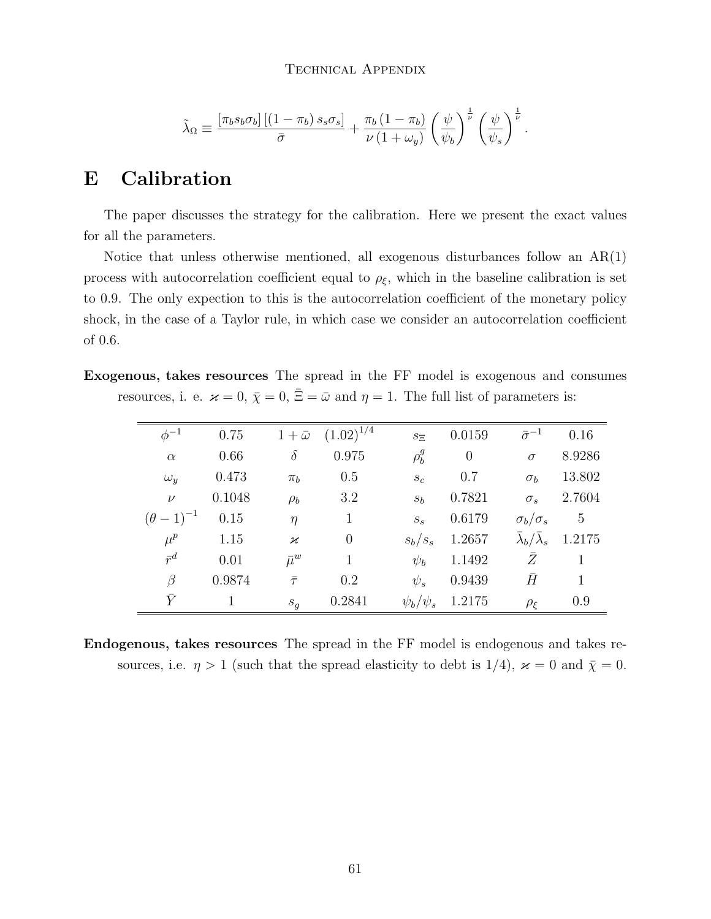$$\tilde{\lambda}_{\Omega} \equiv \frac{[\pi_b s_b \sigma_b]\left[(1-\pi_b) s_s \sigma_s\right]}{\bar{\sigma}} + \frac{\pi_b (1-\pi_b)}{\nu (1+\omega_y)} \left(\frac{\psi}{\psi_b}\right)^{\frac{1}{\nu}} \left(\frac{\psi}{\psi_s}\right)^{\frac{1}{\nu}}.$$

# E Calibration

The paper discusses the strategy for the calibration. Here we present the exact values for all the parameters.

Notice that unless otherwise mentioned, all exogenous disturbances follow an AR(1) process with autocorrelation coefficient equal to $\rho_\xi$, which in the baseline calibration is set to 0.9. The only expection to this is the autocorrelation coefficient of the monetary policy shock, in the case of a Taylor rule, in which case we consider an autocorrelation coefficient of 0.6.

**Exogenous, takes resources** The spread in the FF model is exogenous and consumes resources, i. e. $\varkappa = 0$, $\bar{\chi} = 0$, $\bar{\Xi} = \bar{\omega}$ and $\eta = 1$. The full list of parameters is:

| | | | | | | | |
|---|---|---|---|---|---|---|---|
| $\phi^{-1}$ | 0.75 | $1+\bar{\omega}$ | $(1.02)^{1/4}$ | $s_\Xi$ | 0.0159 | $\bar{\sigma}^{-1}$ | 0.16 |
| $\alpha$ | 0.66 | $\delta$ | 0.975 | $\rho_b^g$ | 0 | $\sigma$ | 8.9286 |
| $\omega_y$ | 0.473 | $\pi_b$ | 0.5 | $s_c$ | 0.7 | $\sigma_b$ | 13.802 |
| $\nu$ | 0.1048 | $\rho_b$ | 3.2 | $s_b$ | 0.7821 | $\sigma_s$ | 2.7604 |
| $(\theta-1)^{-1}$ | 0.15 | $\eta$ | 1 | $s_s$ | 0.6179 | $\sigma_b/\sigma_s$ | 5 |
| $\mu^p$ | 1.15 | $\varkappa$ | 0 | $s_b/s_s$ | 1.2657 | $\bar{\lambda}_b/\bar{\lambda}_s$ | 1.2175 |
| $\bar{r}^d$ | 0.01 | $\bar{\mu}^w$ | 1 | $\psi_b$ | 1.1492 | $\bar{Z}$ | 1 |
| $\beta$ | 0.9874 | $\bar{\tau}$ | 0.2 | $\psi_s$ | 0.9439 | $\bar{H}$ | 1 |
| $\bar{Y}$ | 1 | $s_g$ | 0.2841 | $\psi_b/\psi_s$ | 1.2175 | $\rho_\xi$ | 0.9 |

**Endogenous, takes resources** The spread in the FF model is endogenous and takes resources, i.e. $\eta > 1$ (such that the spread elasticity to debt is 1/4), $\varkappa = 0$ and $\bar{\chi} = 0$.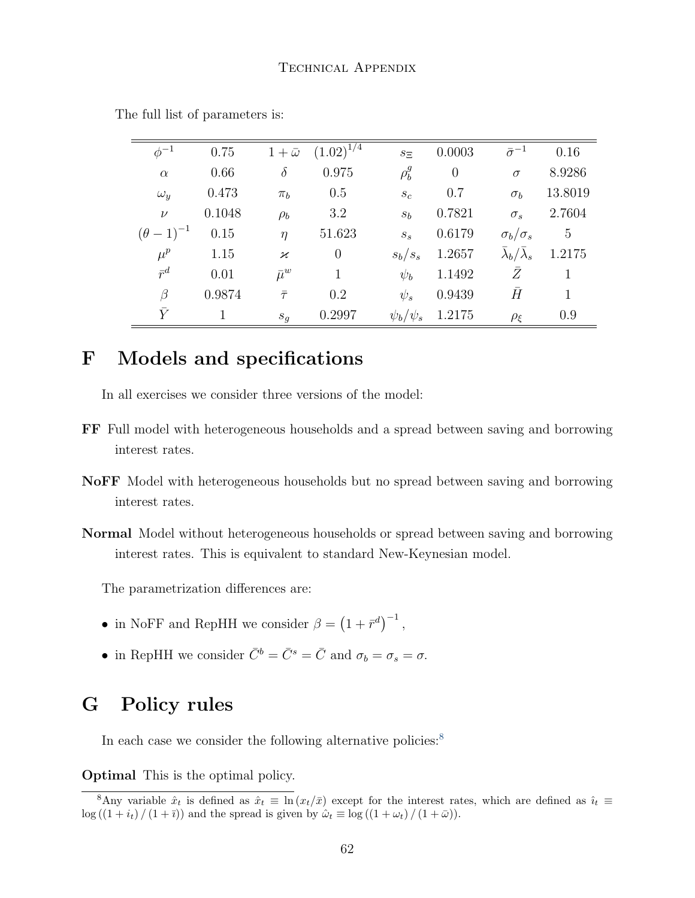The full list of parameters is:

| | | | | | | | |
|---|---|---|---|---|---|---|---|
| $\phi^{-1}$ | 0.75 | $1+\bar{\omega}$ | $(1.02)^{1/4}$ | $s_{\Xi}$ | 0.0003 | $\bar{\sigma}^{-1}$ | 0.16 |
| $\alpha$ | 0.66 | $\delta$ | 0.975 | $\rho_b^g$ | 0 | $\sigma$ | 8.9286 |
| $\omega_y$ | 0.473 | $\pi_b$ | 0.5 | $s_c$ | 0.7 | $\sigma_b$ | 13.8019 |
| $\nu$ | 0.1048 | $\rho_b$ | 3.2 | $s_b$ | 0.7821 | $\sigma_s$ | 2.7604 |
| $(\theta-1)^{-1}$ | 0.15 | $\eta$ | 51.623 | $s_s$ | 0.6179 | $\sigma_b/\sigma_s$ | 5 |
| $\mu^p$ | 1.15 | $\varkappa$ | 0 | $s_b/s_s$ | 1.2657 | $\bar{\lambda}_b/\bar{\lambda}_s$ | 1.2175 |
| $\bar{r}^d$ | 0.01 | $\bar{\mu}^w$ | 1 | $\psi_b$ | 1.1492 | $\bar{Z}$ | 1 |
| $\beta$ | 0.9874 | $\bar{\tau}$ | 0.2 | $\psi_s$ | 0.9439 | $\bar{H}$ | 1 |
| $\bar{Y}$ | 1 | $s_g$ | 0.2997 | $\psi_b/\psi_s$ | 1.2175 | $\rho_\xi$ | 0.9 |

# F Models and specifications

In all exercises we consider three versions of the model:

**FF** Full model with heterogeneous households and a spread between saving and borrowing interest rates.

**NoFF** Model with heterogeneous households but no spread between saving and borrowing interest rates.

**Normal** Model without heterogeneous households or spread between saving and borrowing interest rates. This is equivalent to standard New-Keynesian model.

The parametrization differences are:

- in NoFF and RepHH we consider $\beta = \left(1+\bar{r}^d\right)^{-1}$,
- in RepHH we consider $\bar{C}^b = \bar{C}^s = \bar{C}$ and $\sigma_b = \sigma_s = \sigma$.

# G Policy rules

In each case we consider the following alternative policies:[8]

**Optimal** This is the optimal policy.

[8] Any variable $\hat{x}_t$ is defined as $\hat{x}_t \equiv \ln(x_t/\bar{x})$ except for the interest rates, which are defined as $\hat{\imath}_t \equiv \log\left((1+i_t)/(1+\bar{\imath})\right)$ and the spread is given by $\hat{\omega}_t \equiv \log\left((1+\omega_t)/(1+\bar{\omega})\right)$.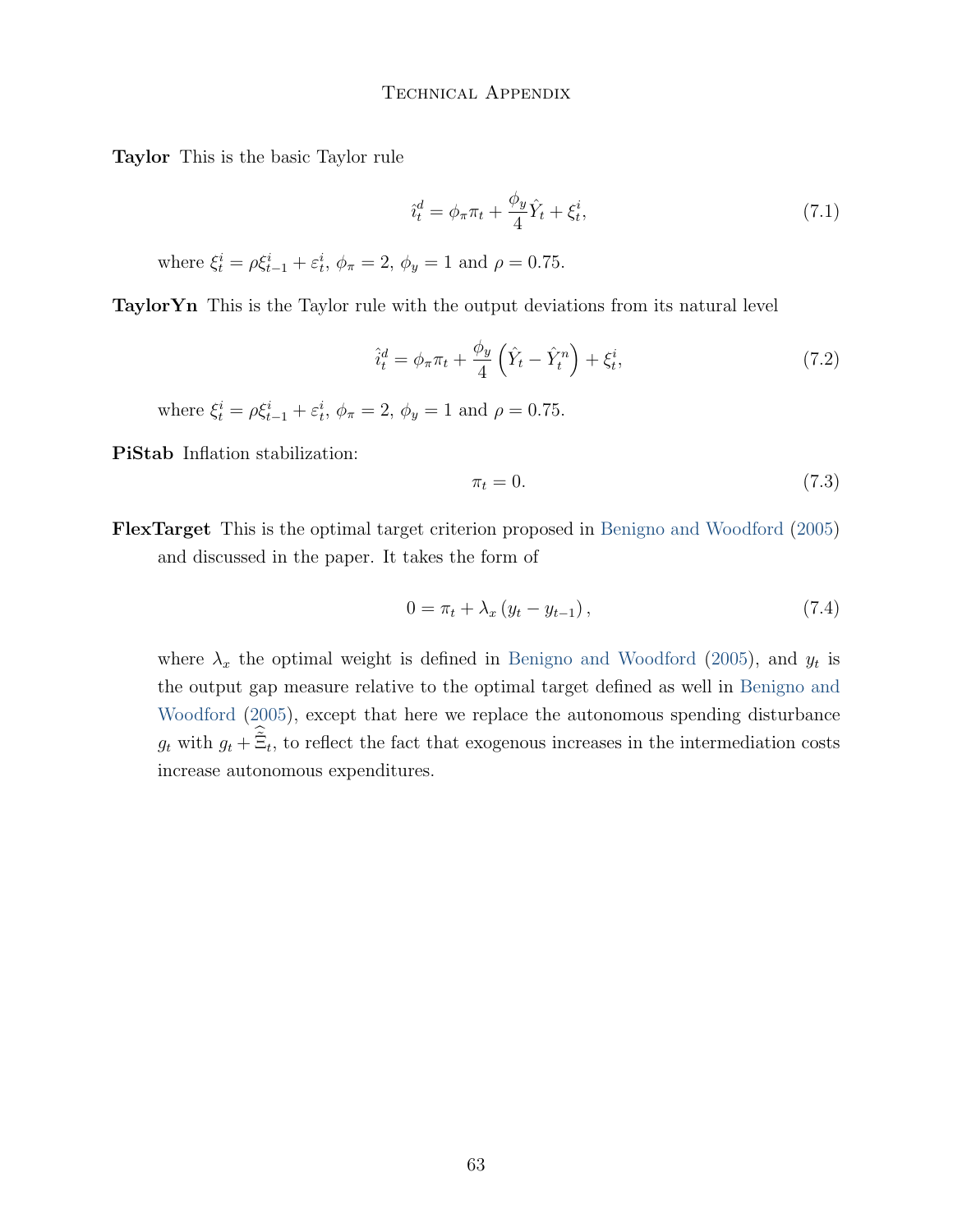**Taylor** This is the basic Taylor rule

$$\hat{\imath}_t^d = \phi_\pi \pi_t + \frac{\phi_y}{4} \hat{Y}_t + \xi_t^i, \tag{7.1}$$

where $\xi_t^i = \rho \xi_{t-1}^i + \varepsilon_t^i$, $\phi_\pi = 2$, $\phi_y = 1$ and $\rho = 0.75$.

**TaylorYn** This is the Taylor rule with the output deviations from its natural level

$$\hat{\imath}_t^d = \phi_\pi \pi_t + \frac{\phi_y}{4} \left( \hat{Y}_t - \hat{Y}_t^n \right) + \xi_t^i, \tag{7.2}$$

where $\xi_t^i = \rho \xi_{t-1}^i + \varepsilon_t^i$, $\phi_\pi = 2$, $\phi_y = 1$ and $\rho = 0.75$.

**PiStab** Inflation stabilization:

$$\pi_t = 0. \tag{7.3}$$

**FlexTarget** This is the optimal target criterion proposed in Benigno and Woodford (2005) and discussed in the paper. It takes the form of

$$0 = \pi_t + \lambda_x \left( y_t - y_{t-1} \right), \tag{7.4}$$

where $\lambda_x$ the optimal weight is defined in Benigno and Woodford (2005), and $y_t$ is the output gap measure relative to the optimal target defined as well in Benigno and Woodford (2005), except that here we replace the autonomous spending disturbance $g_t$ with $g_t + \hat{\tilde{\Xi}}_t$, to reflect the fact that exogenous increases in the intermediation costs increase autonomous expenditures.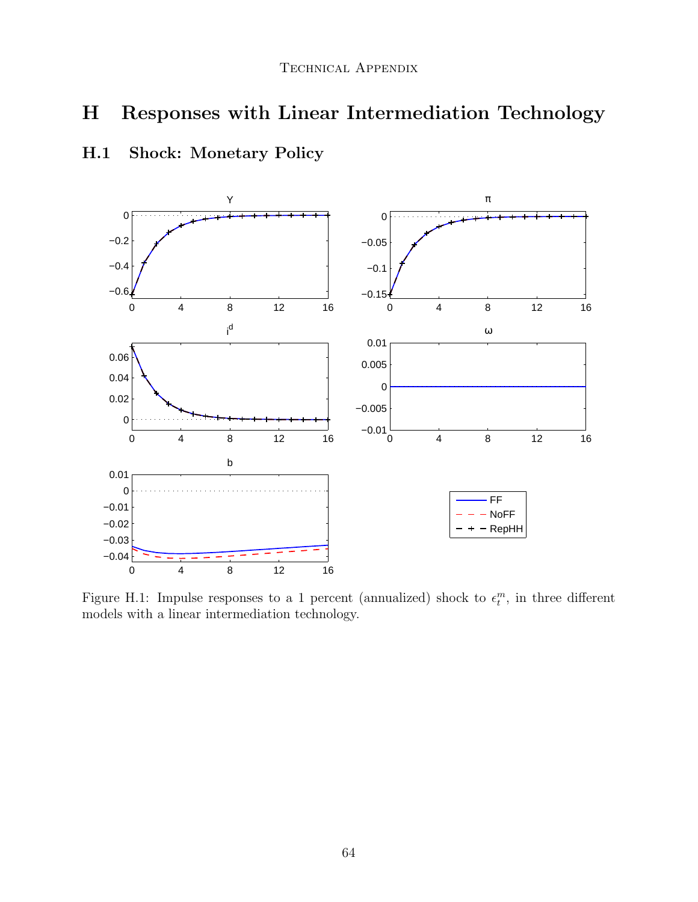# H Responses with Linear Intermediation Technology

## H.1 Shock: Monetary Policy

Figure H.1: Impulse responses to a 1 percent (annualized) shock to $\epsilon_t^m$, in three different models with a linear intermediation technology.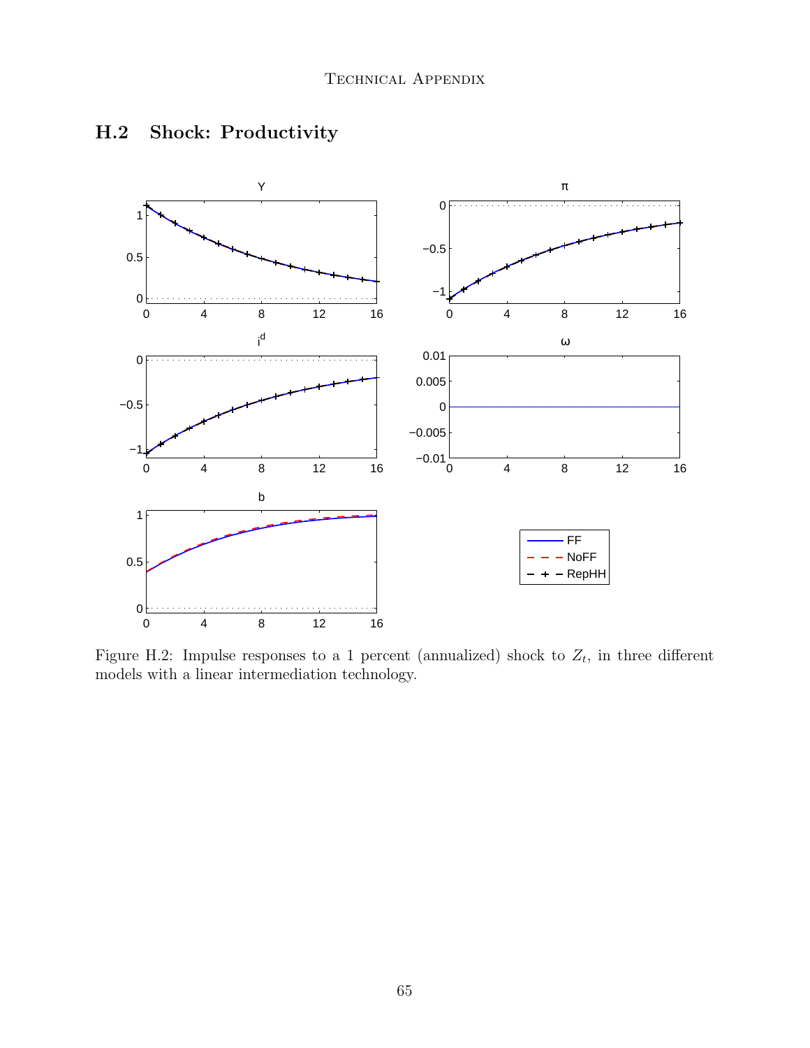## H.2 Shock: Productivity

Figure H.2: Impulse responses to a 1 percent (annualized) shock to $Z_t$, in three different models with a linear intermediation technology.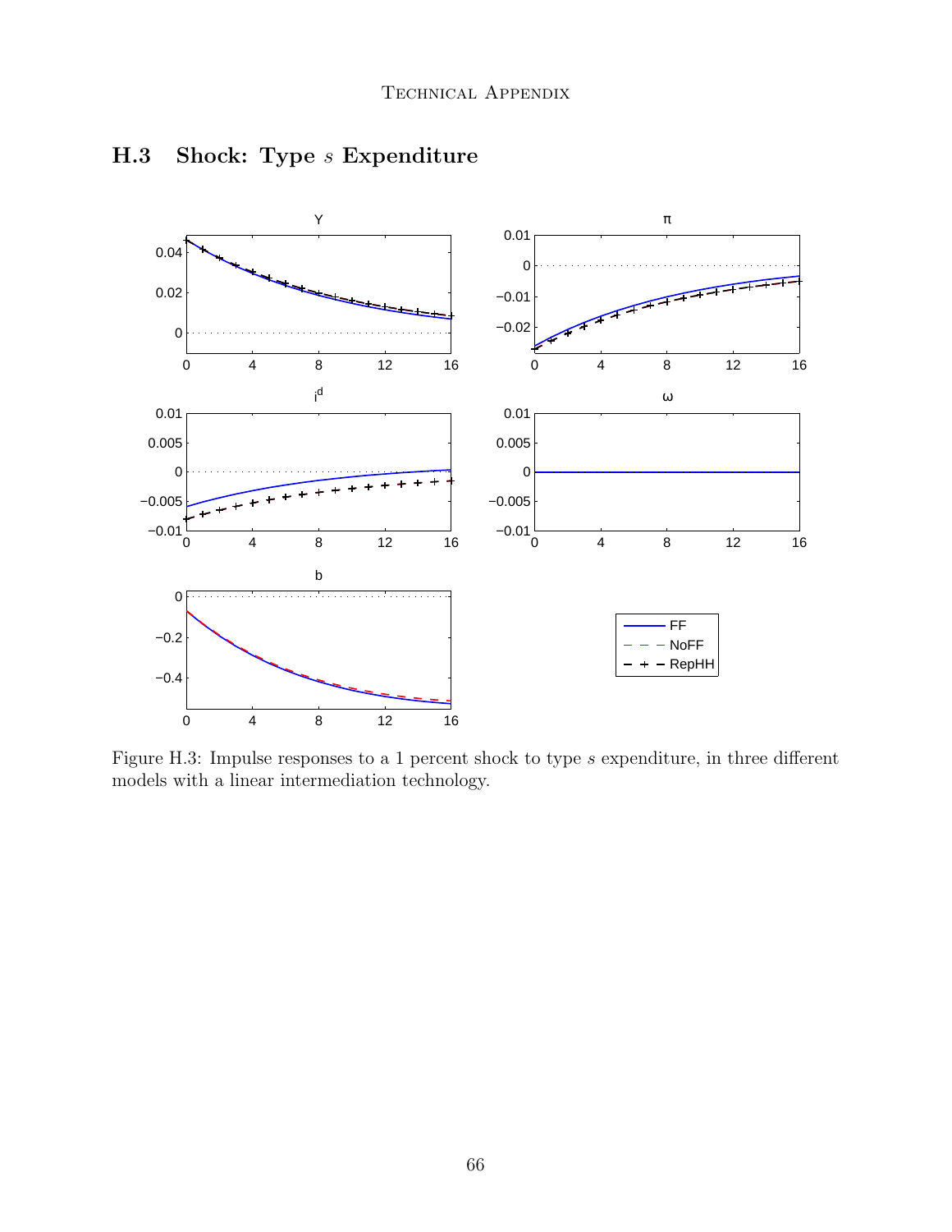## H.3 Shock: Type $s$ Expenditure

Figure H.3: Impulse responses to a 1 percent shock to type $s$ expenditure, in three different models with a linear intermediation technology.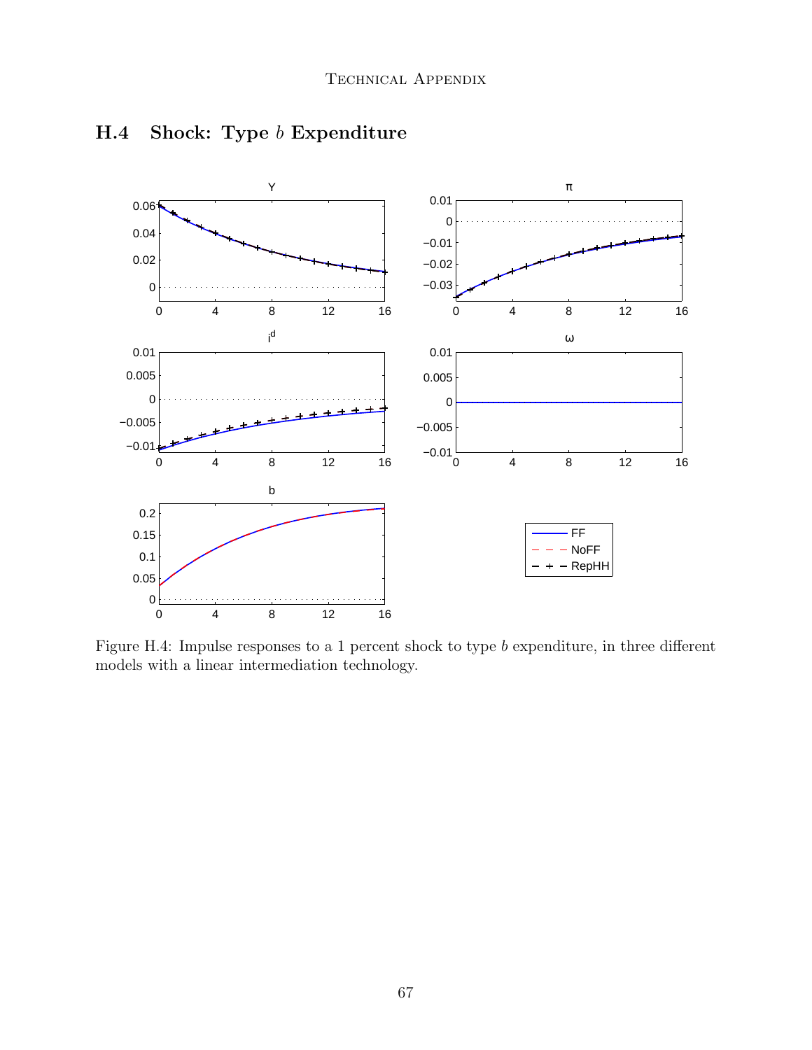## H.4 Shock: Type $b$ Expenditure

Figure H.4: Impulse responses to a 1 percent shock to type $b$ expenditure, in three different models with a linear intermediation technology.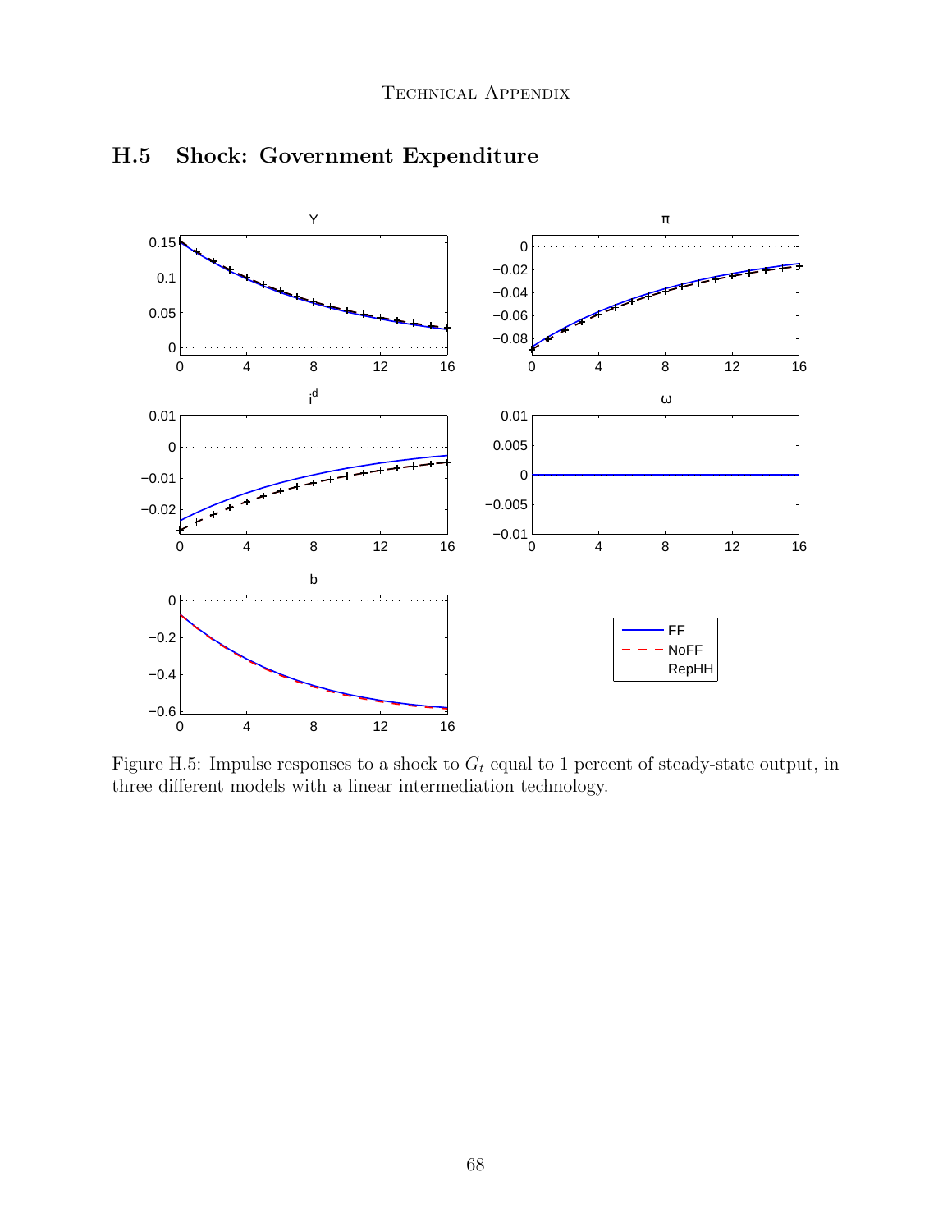## H.5 Shock: Government Expenditure

Figure H.5: Impulse responses to a shock to $G_t$ equal to 1 percent of steady-state output, in three different models with a linear intermediation technology.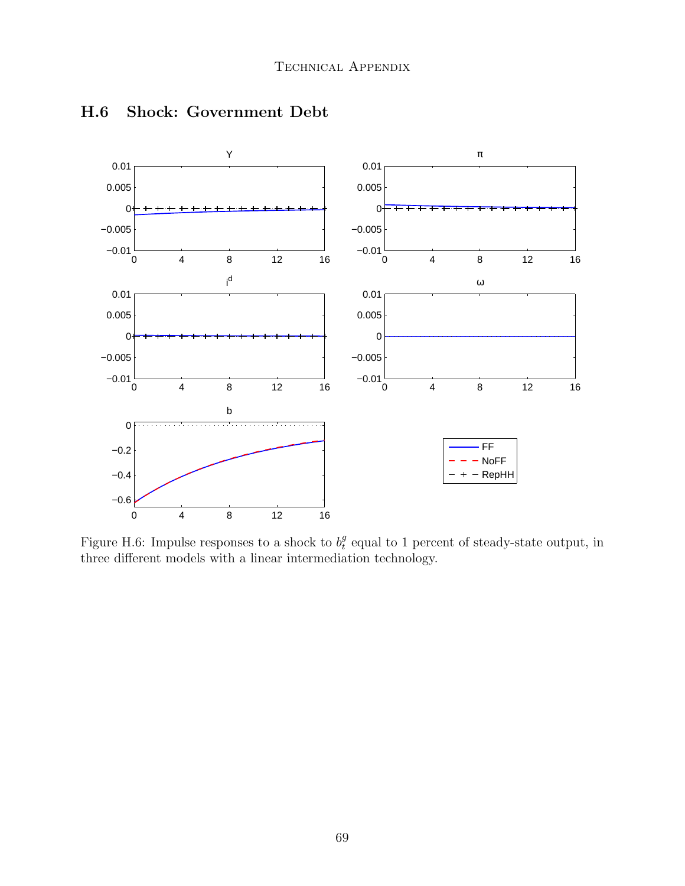## H.6 Shock: Government Debt

Figure H.6: Impulse responses to a shock to $b_t^g$ equal to 1 percent of steady-state output, in three different models with a linear intermediation technology.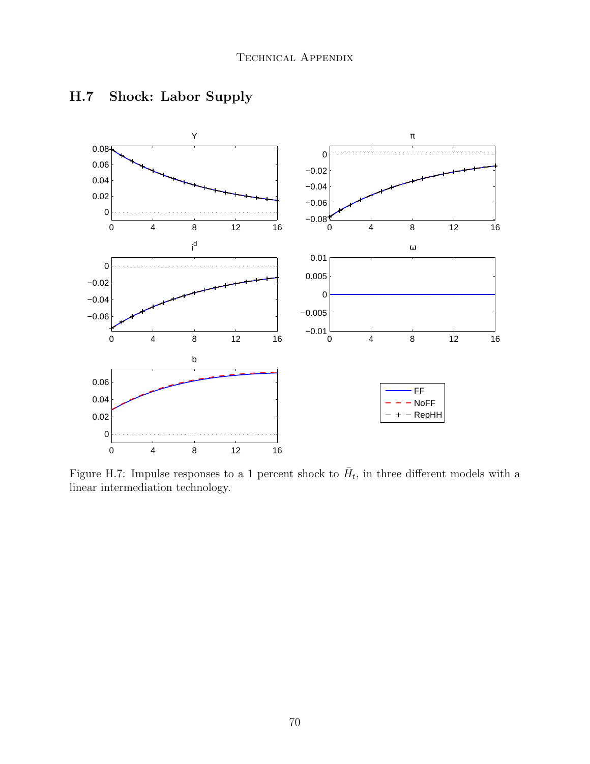## H.7 Shock: Labor Supply

Figure H.7: Impulse responses to a 1 percent shock to $\bar{H}_t$, in three different models with a linear intermediation technology.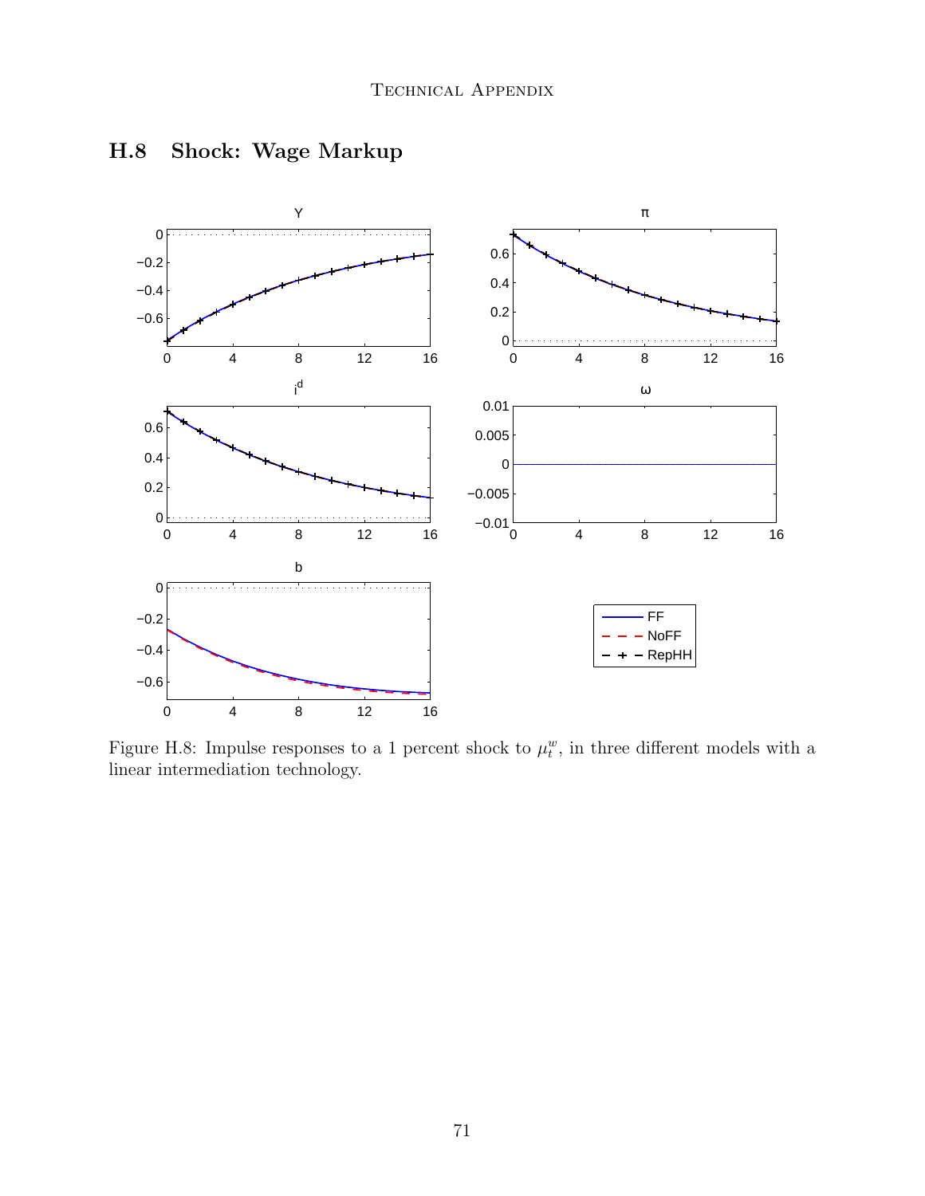## H.8 Shock: Wage Markup

Figure H.8: Impulse responses to a 1 percent shock to $\mu_t^w$, in three different models with a linear intermediation technology.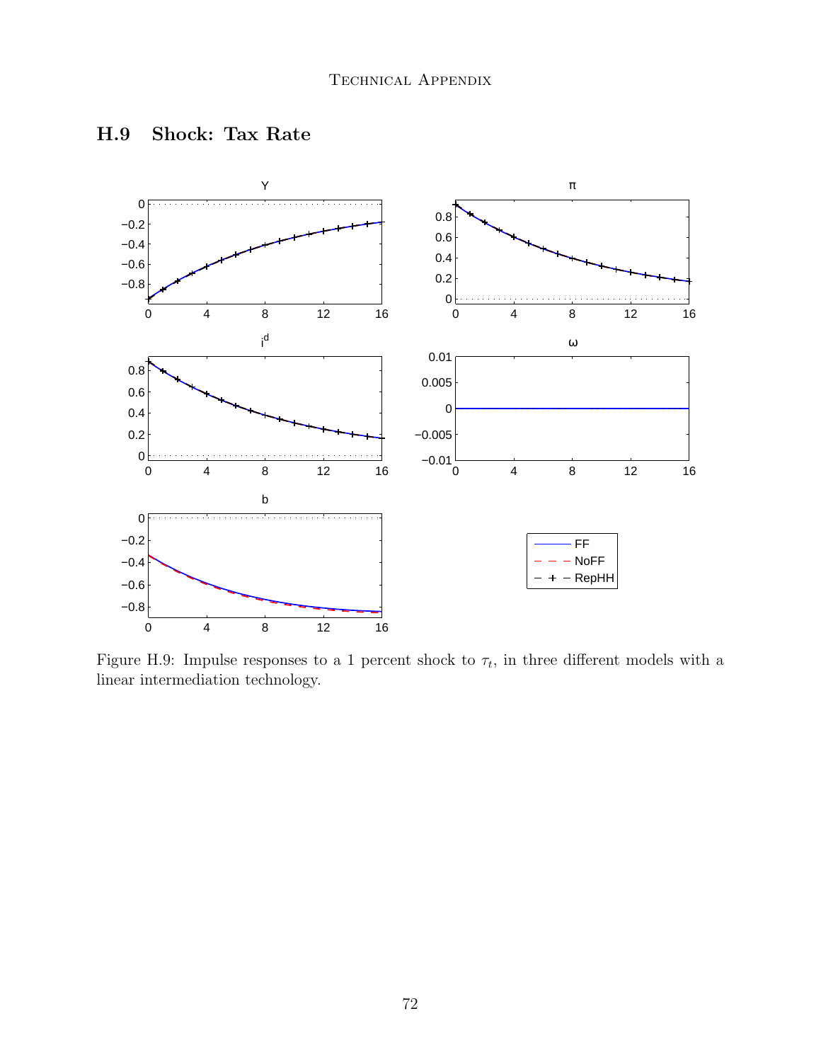## H.9 Shock: Tax Rate

Figure H.9: Impulse responses to a 1 percent shock to $\tau_t$, in three different models with a linear intermediation technology.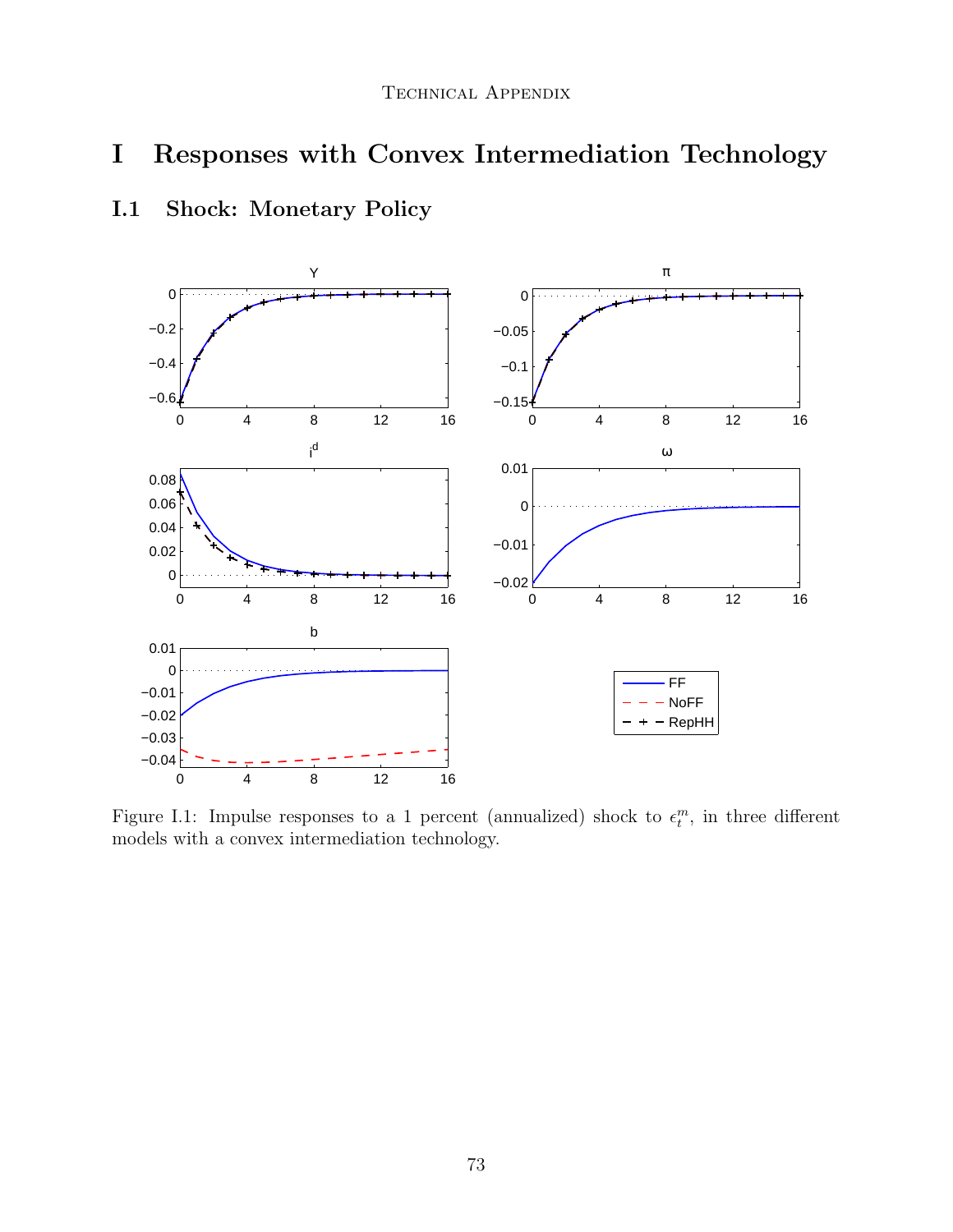# I Responses with Convex Intermediation Technology

## I.1 Shock: Monetary Policy

Figure I.1: Impulse responses to a 1 percent (annualized) shock to $\epsilon_t^m$, in three different models with a convex intermediation technology.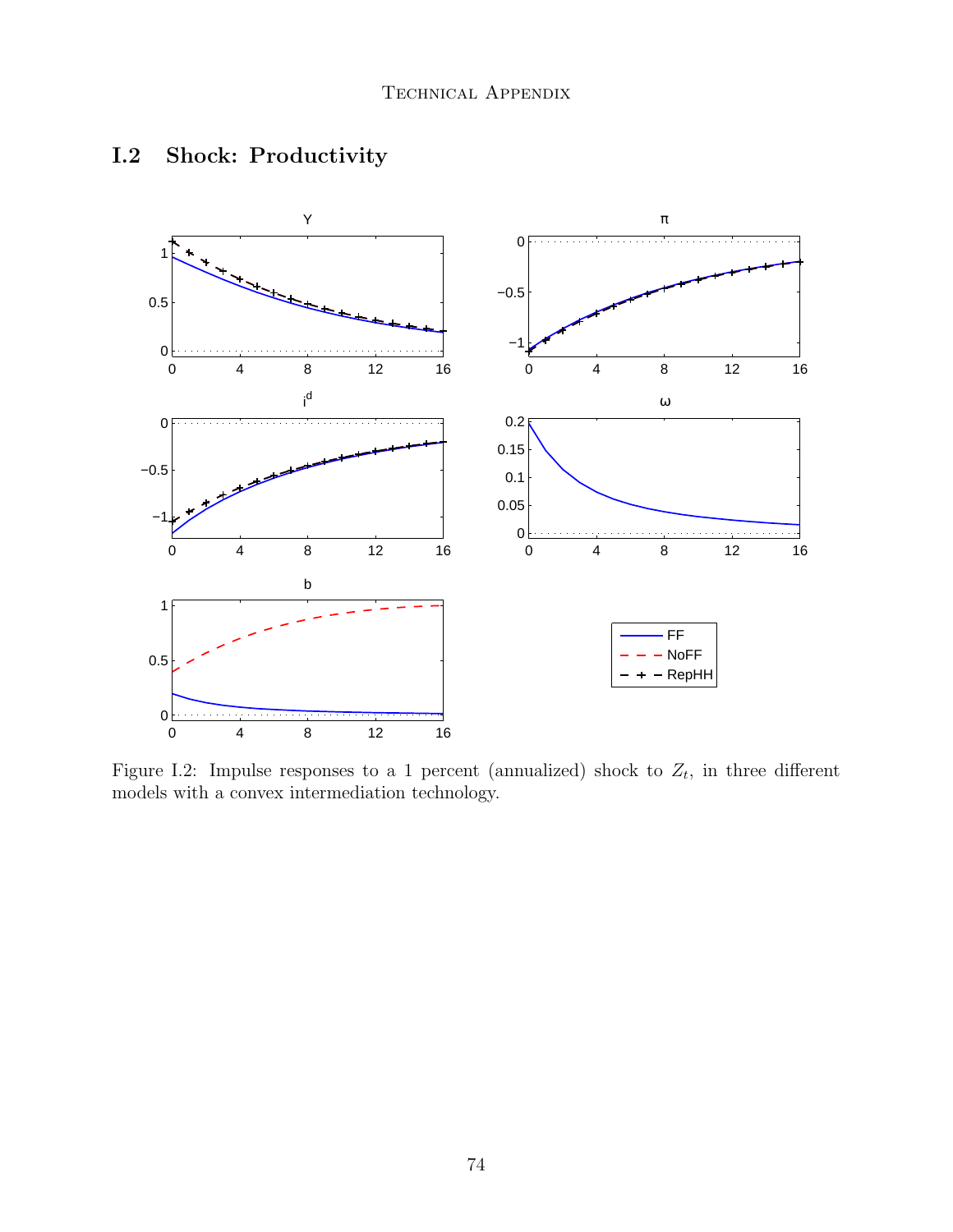## I.2 Shock: Productivity

Figure I.2: Impulse responses to a 1 percent (annualized) shock to $Z_t$, in three different models with a convex intermediation technology.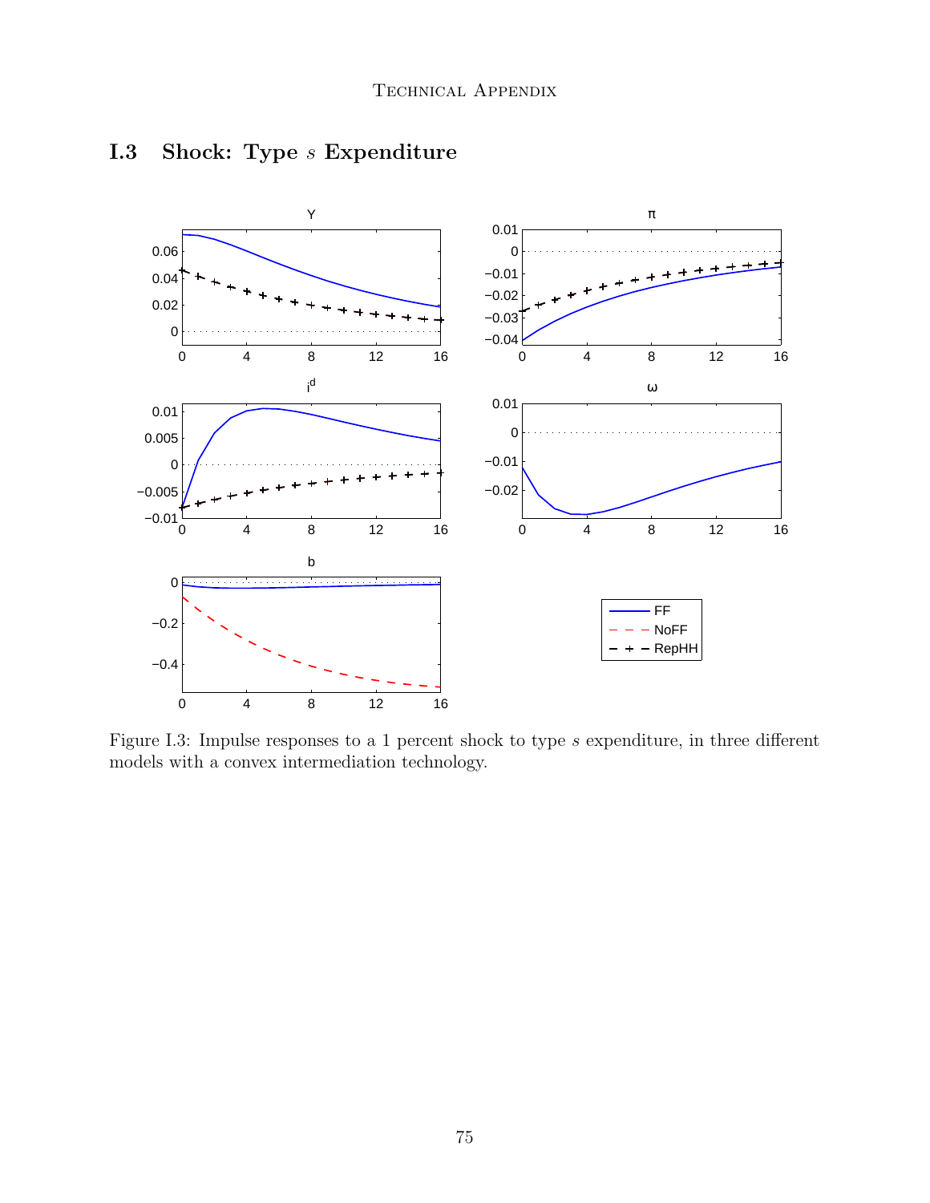## I.3 Shock: Type $s$ Expenditure

Figure I.3: Impulse responses to a 1 percent shock to type $s$ expenditure, in three different models with a convex intermediation technology.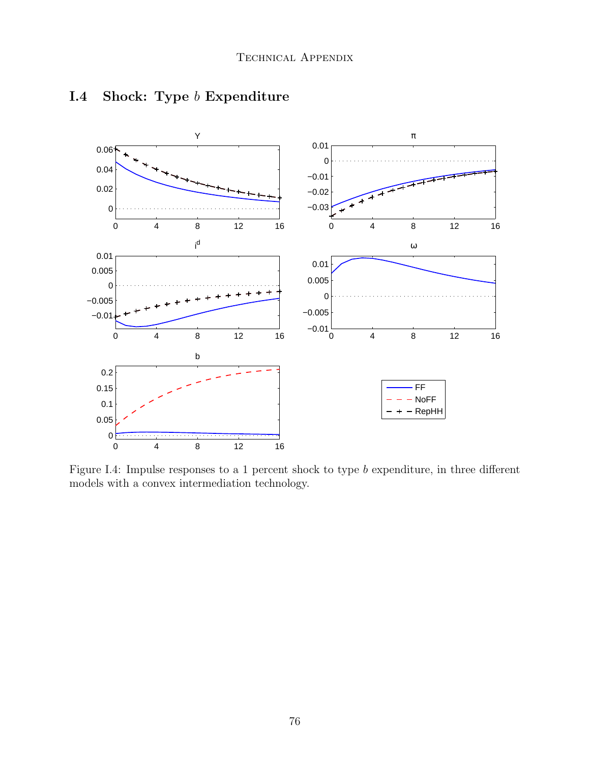## I.4 Shock: Type $b$ Expenditure

Figure I.4: Impulse responses to a 1 percent shock to type $b$ expenditure, in three different models with a convex intermediation technology.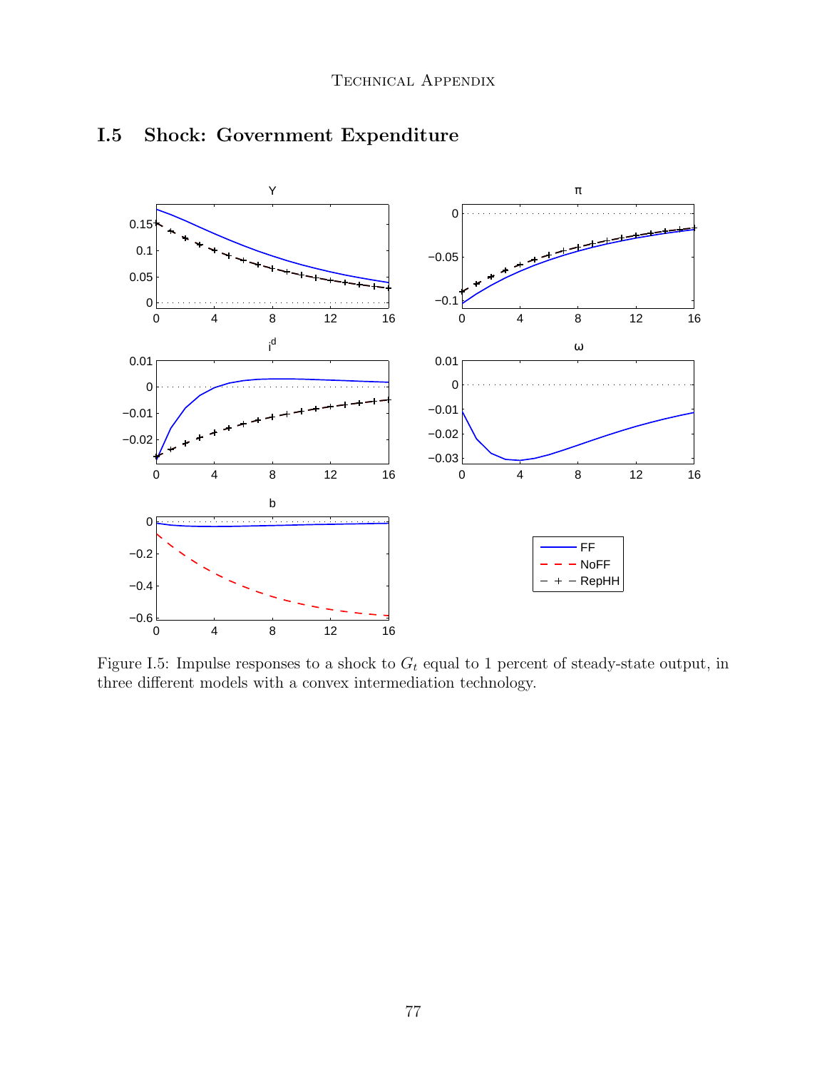## I.5 Shock: Government Expenditure

Figure I.5: Impulse responses to a shock to $G_t$ equal to 1 percent of steady-state output, in three different models with a convex intermediation technology.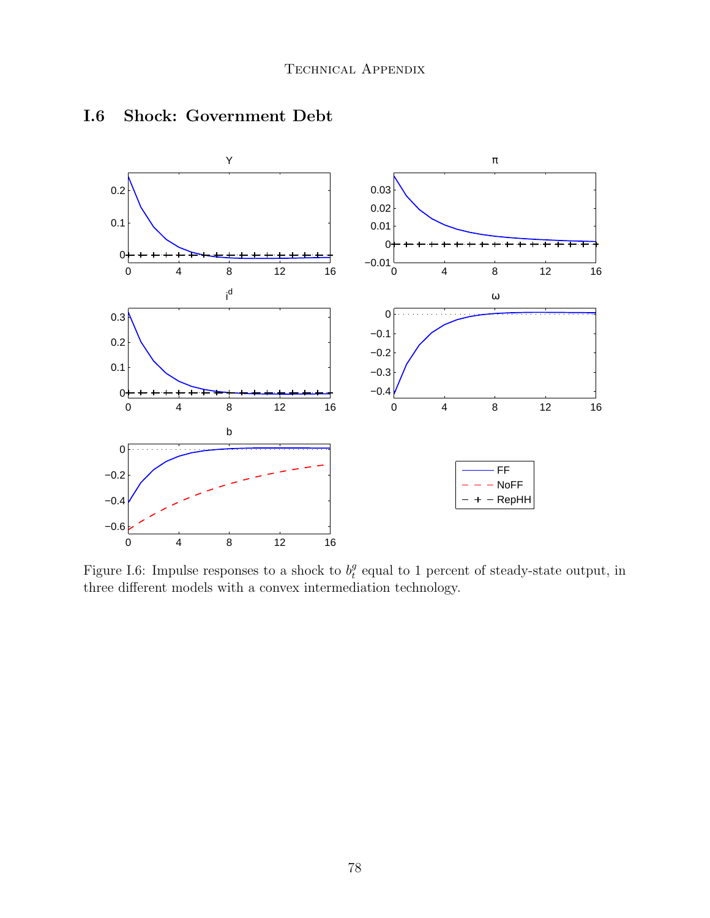## I.6 Shock: Government Debt

Figure I.6: Impulse responses to a shock to $b_t^g$ equal to 1 percent of steady-state output, in three different models with a convex intermediation technology.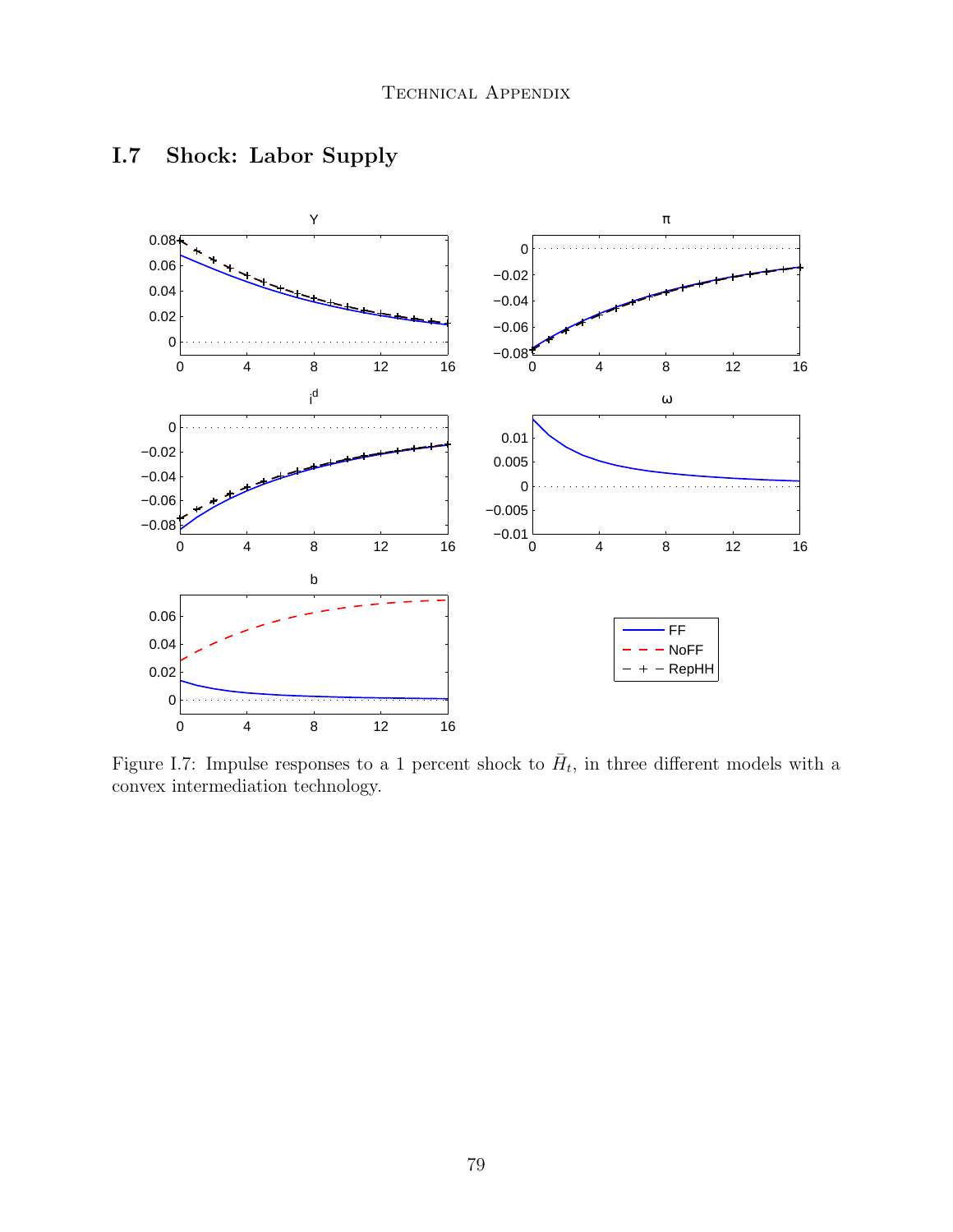## I.7 Shock: Labor Supply

Figure I.7: Impulse responses to a 1 percent shock to $\bar{H}_t$, in three different models with a convex intermediation technology.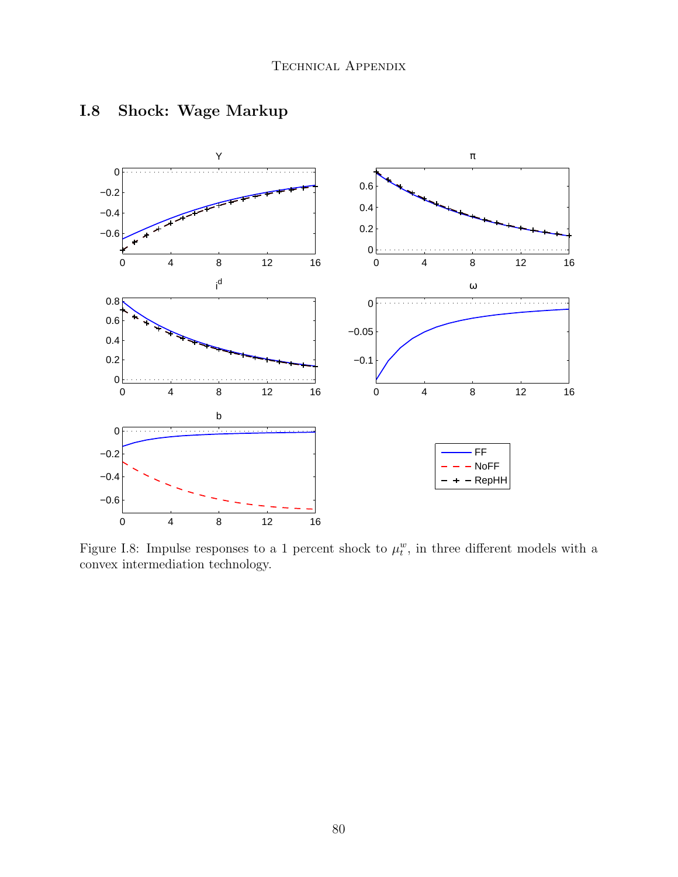## I.8 Shock: Wage Markup

Figure I.8: Impulse responses to a 1 percent shock to $\mu_t^w$, in three different models with a convex intermediation technology.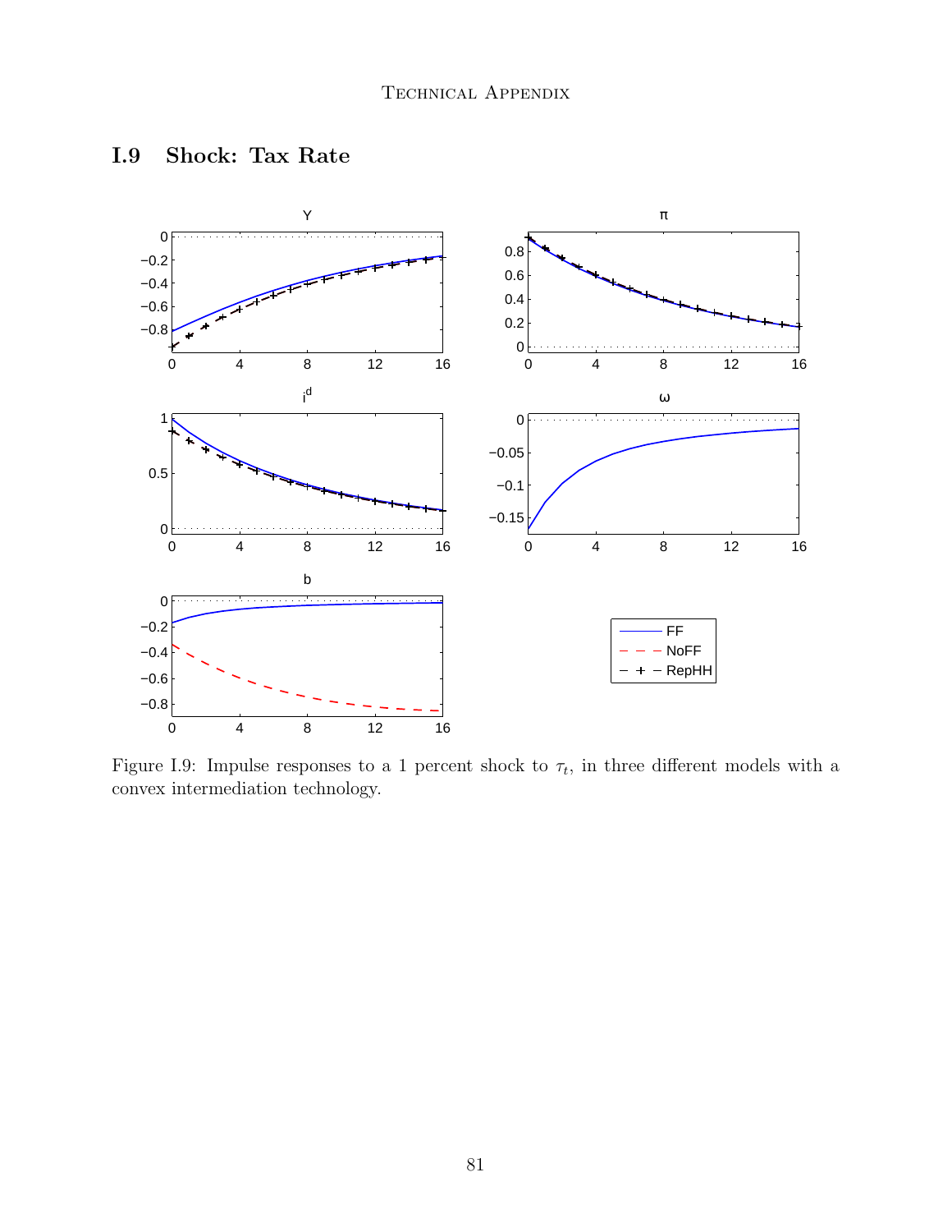## I.9 Shock: Tax Rate

Figure I.9: Impulse responses to a 1 percent shock to $\tau_t$, in three different models with a convex intermediation technology.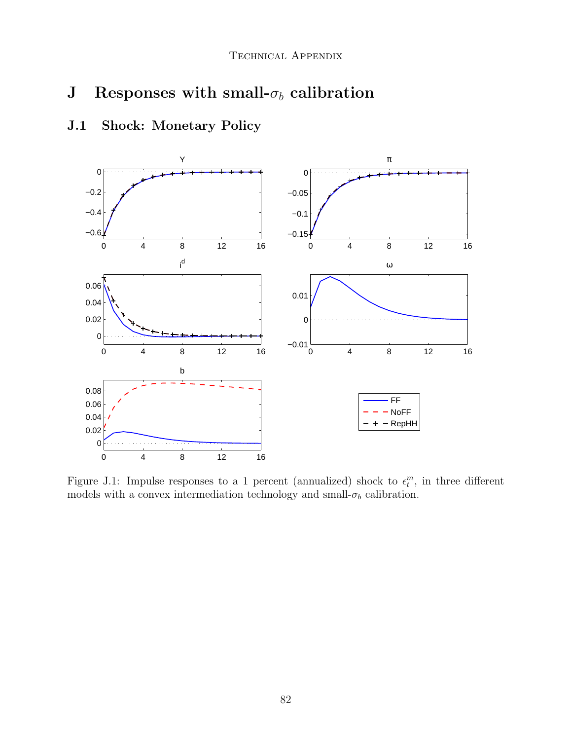# J Responses with small-$\sigma_b$ calibration

## J.1 Shock: Monetary Policy

Figure J.1: Impulse responses to a 1 percent (annualized) shock to $\epsilon_t^m$, in three different models with a convex intermediation technology and small-$\sigma_b$ calibration.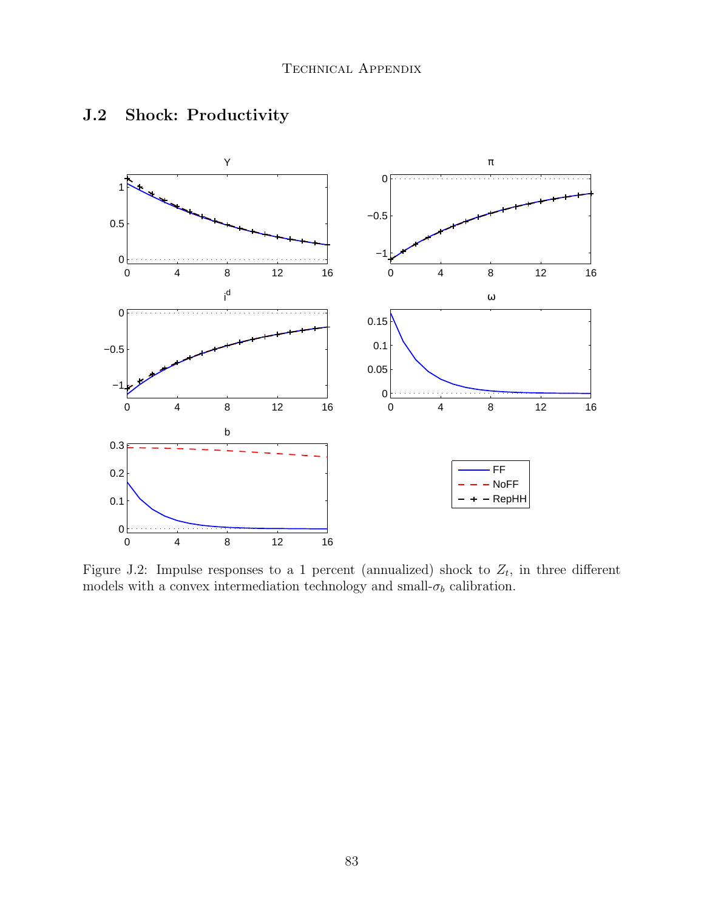## J.2 Shock: Productivity

Figure J.2: Impulse responses to a 1 percent (annualized) shock to $Z_t$, in three different models with a convex intermediation technology and small-$\sigma_b$ calibration.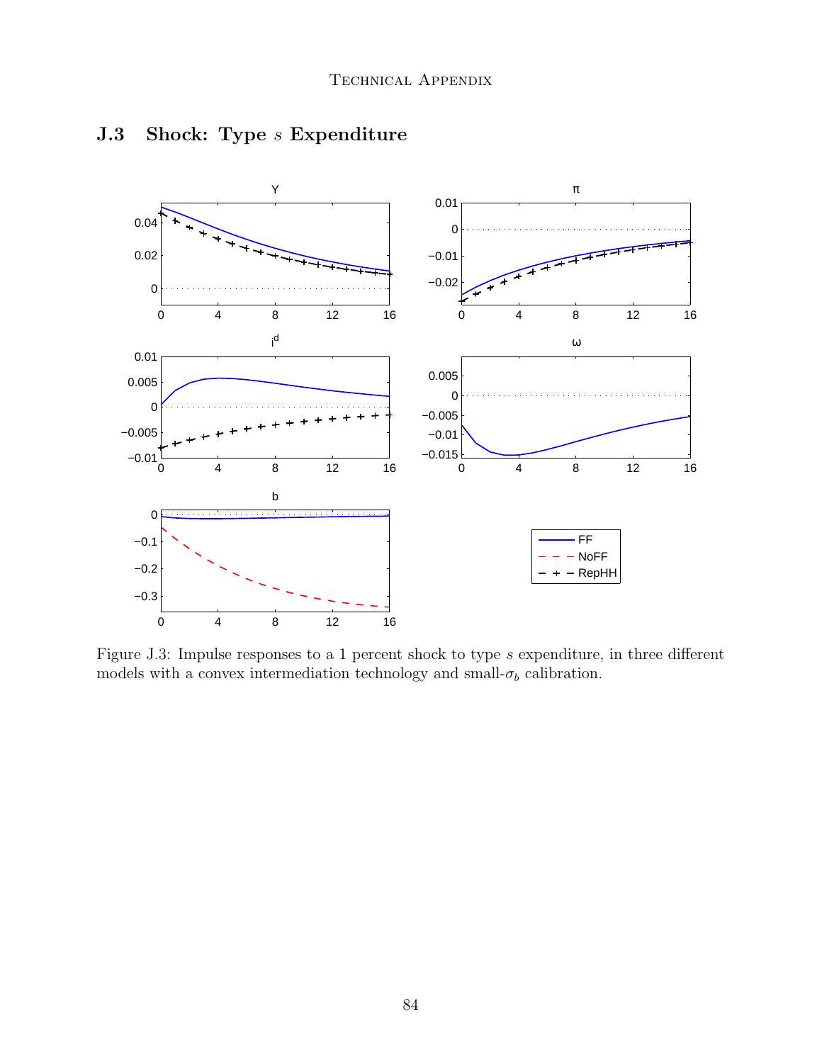## J.3 Shock: Type $s$ Expenditure

Figure J.3: Impulse responses to a 1 percent shock to type $s$ expenditure, in three different models with a convex intermediation technology and small-$\sigma_b$ calibration.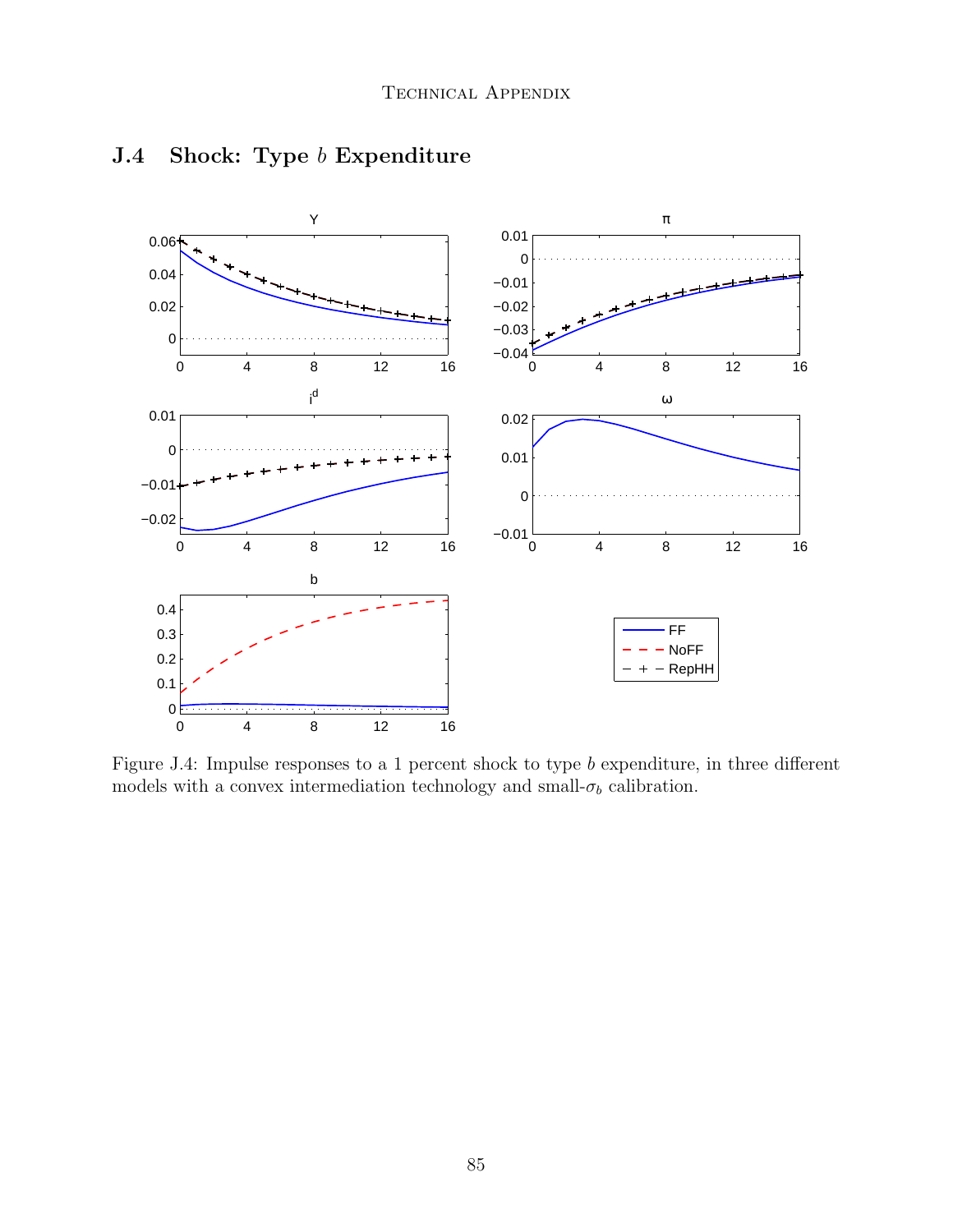## J.4 Shock: Type $b$ Expenditure

Figure J.4: Impulse responses to a 1 percent shock to type $b$ expenditure, in three different models with a convex intermediation technology and small-$\sigma_b$ calibration.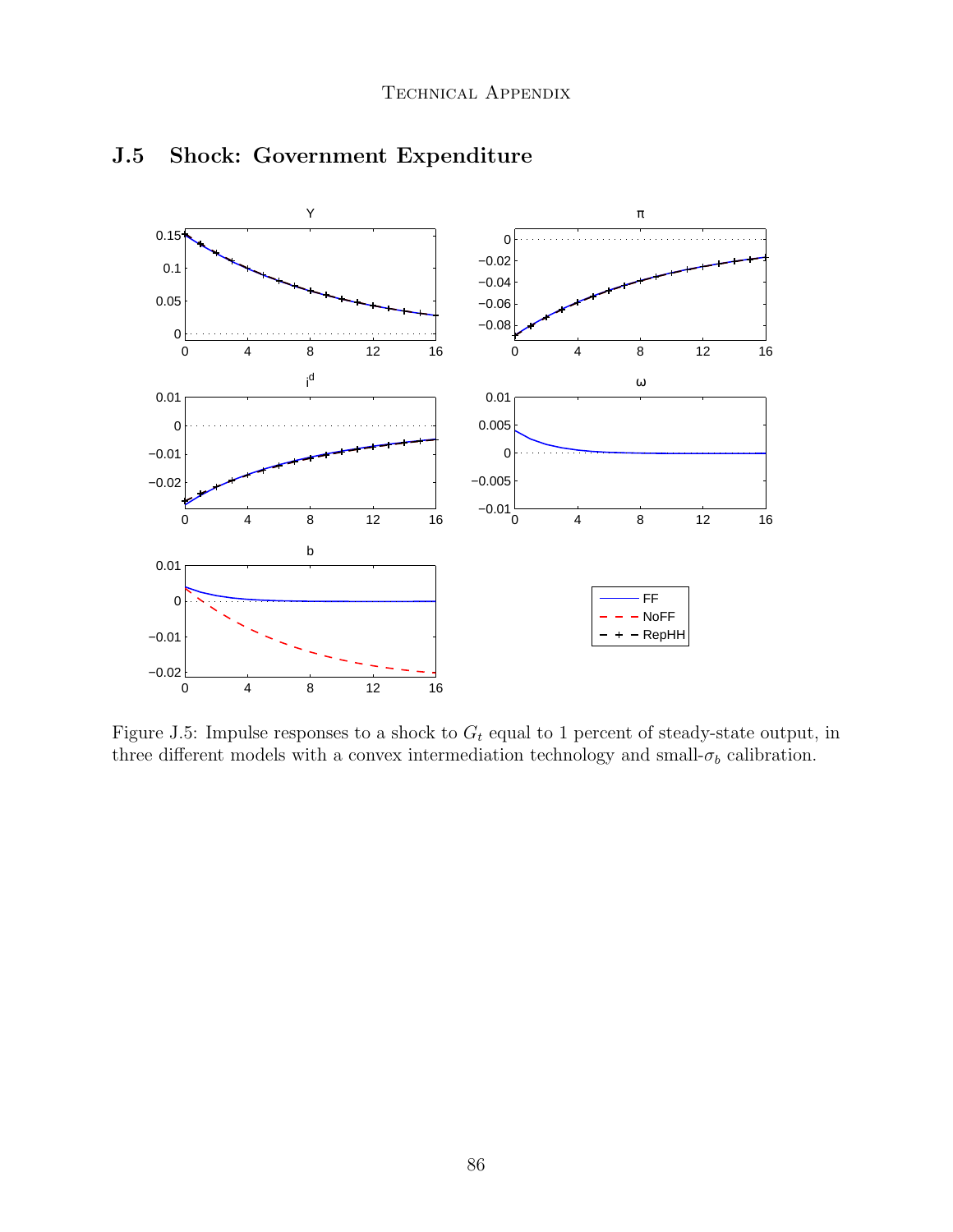## J.5 Shock: Government Expenditure

Figure J.5: Impulse responses to a shock to $G_t$ equal to 1 percent of steady-state output, in three different models with a convex intermediation technology and small-$\sigma_b$ calibration.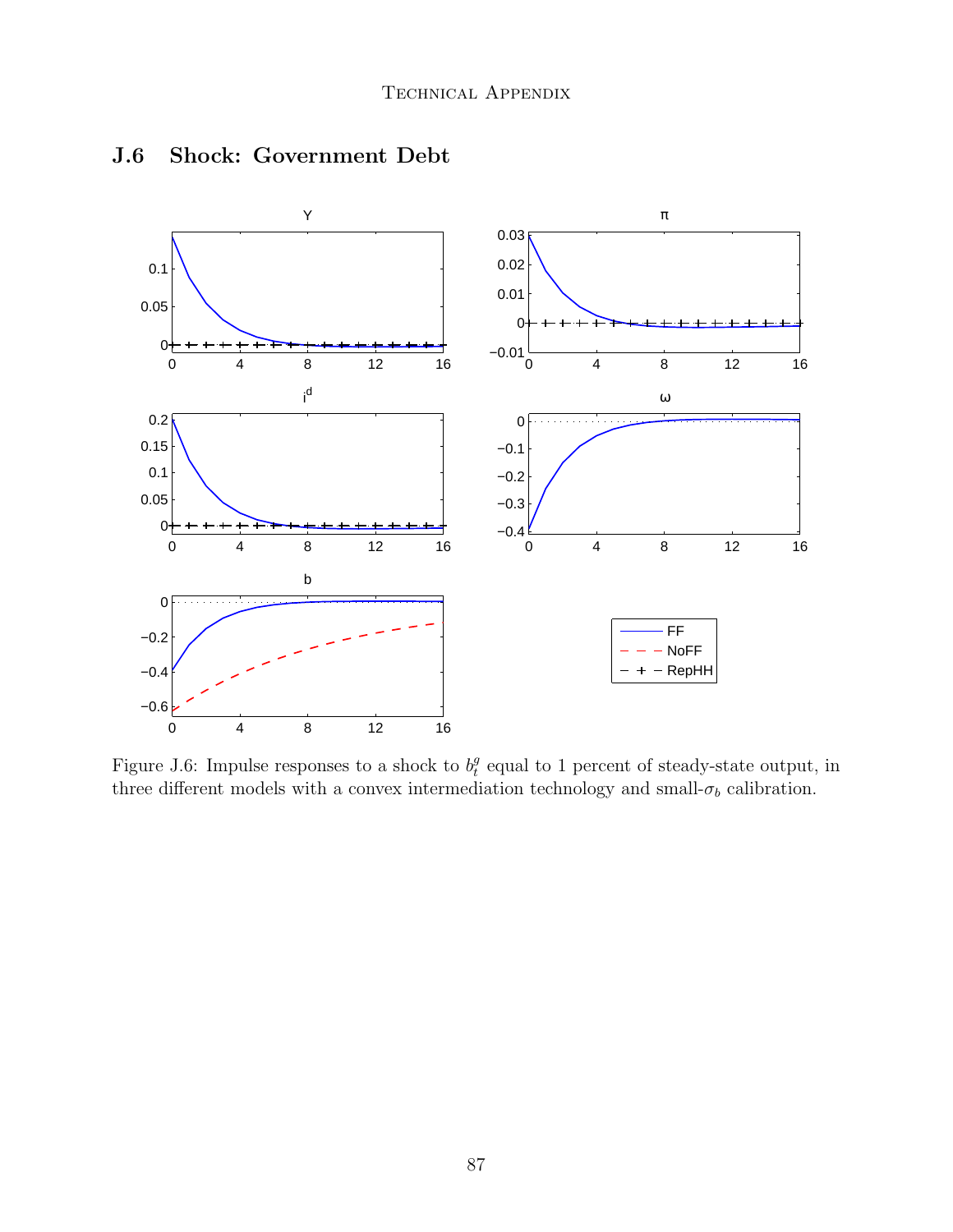## J.6 Shock: Government Debt

Figure J.6: Impulse responses to a shock to $b_t^g$ equal to 1 percent of steady-state output, in three different models with a convex intermediation technology and small-$\sigma_b$ calibration.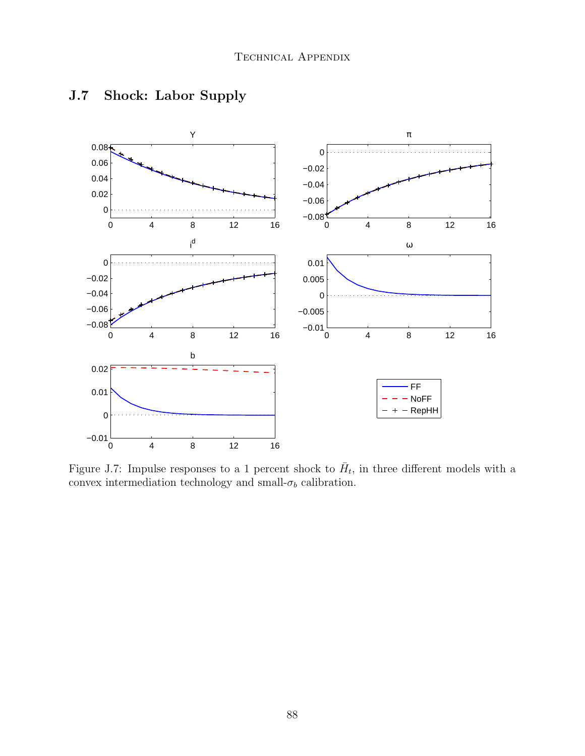## J.7 Shock: Labor Supply

Figure J.7: Impulse responses to a 1 percent shock to $\bar{H}_t$, in three different models with a convex intermediation technology and small-$\sigma_b$ calibration.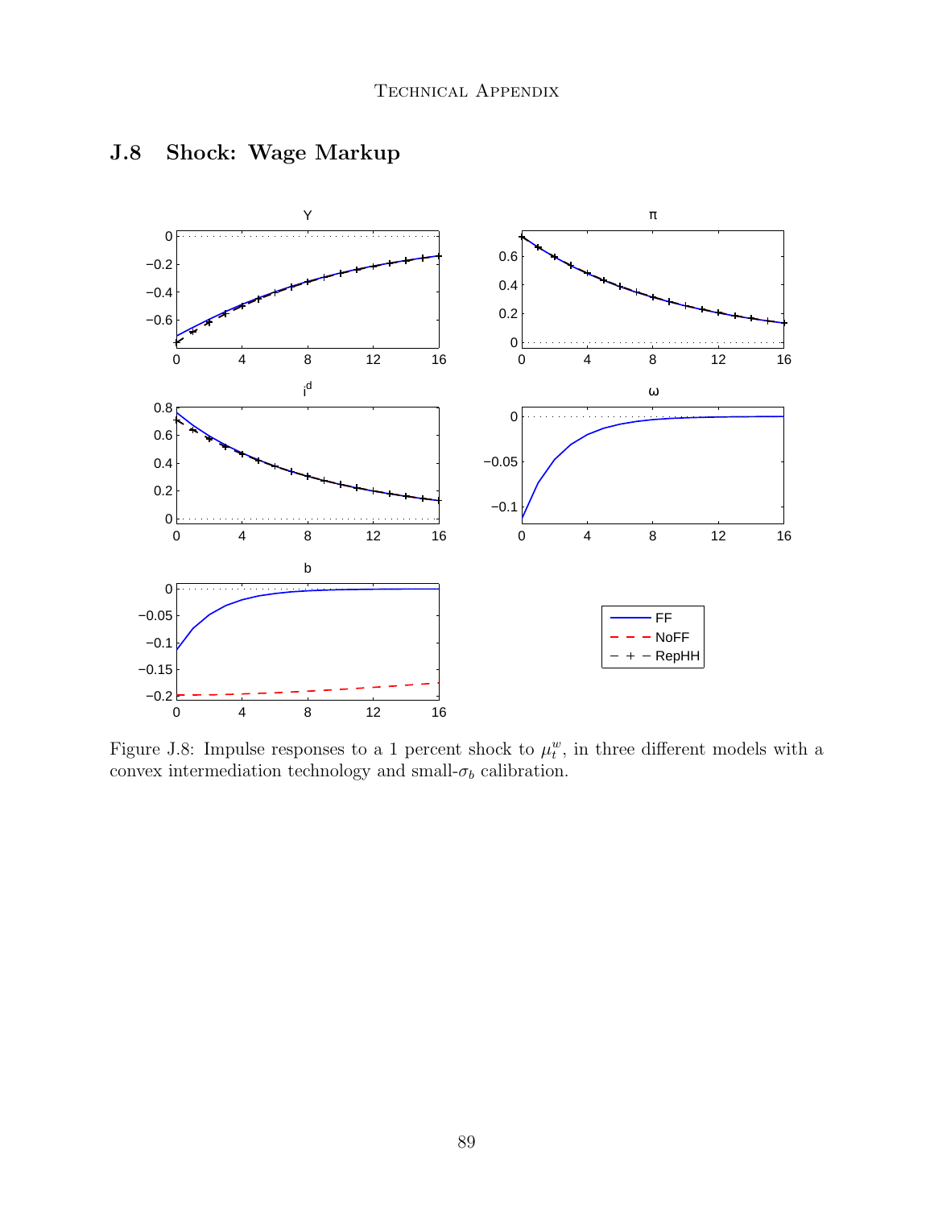## J.8 Shock: Wage Markup

Figure J.8: Impulse responses to a 1 percent shock to $\mu_t^w$, in three different models with a convex intermediation technology and small-$\sigma_b$ calibration.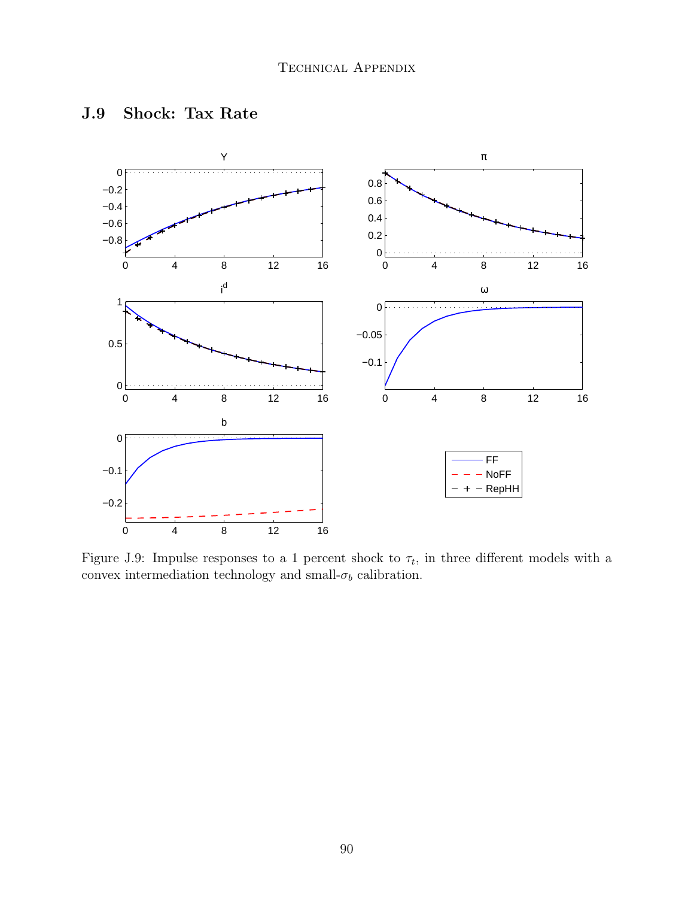## J.9 Shock: Tax Rate

Figure J.9: Impulse responses to a 1 percent shock to $\tau_t$, in three different models with a convex intermediation technology and small-$\sigma_b$ calibration.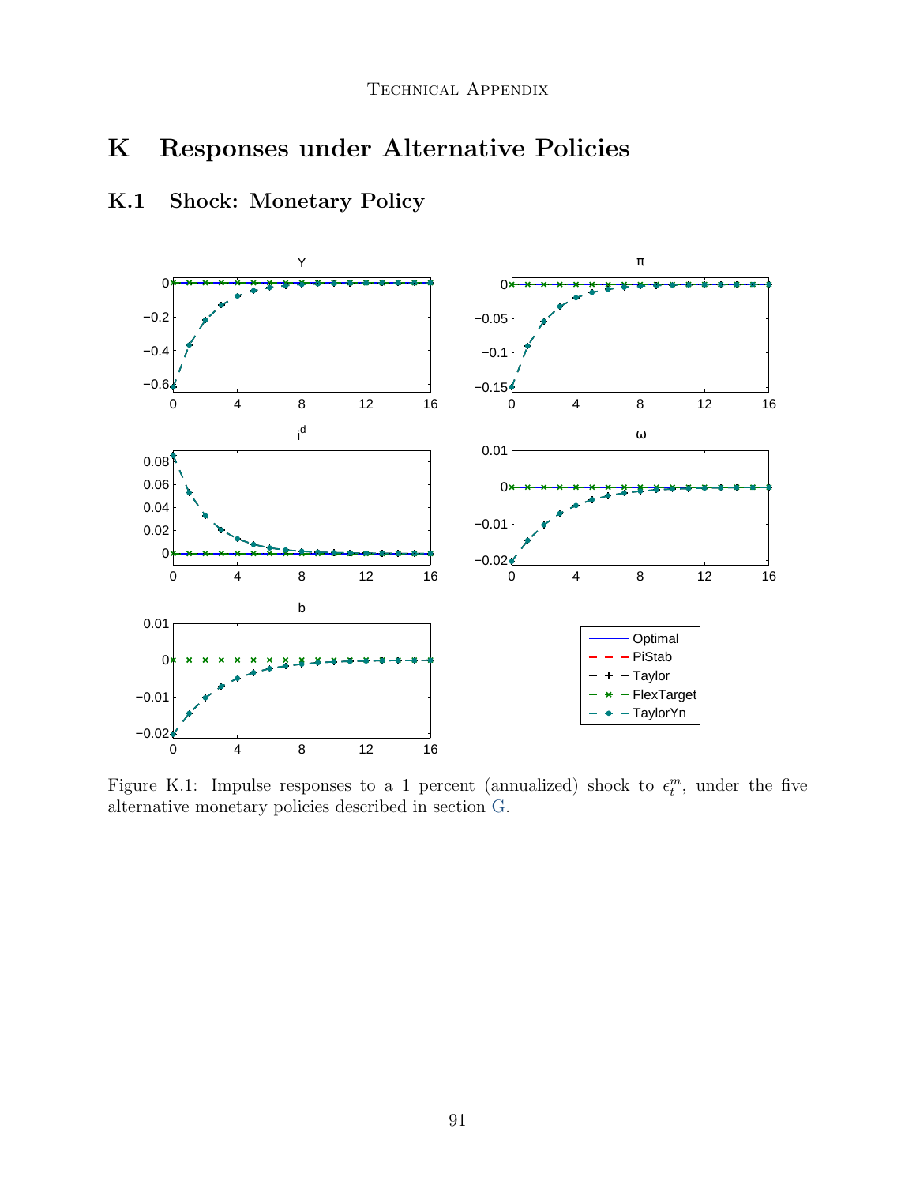# K Responses under Alternative Policies

## K.1 Shock: Monetary Policy

Figure K.1: Impulse responses to a 1 percent (annualized) shock to $\epsilon_t^m$, under the five alternative monetary policies described in section G.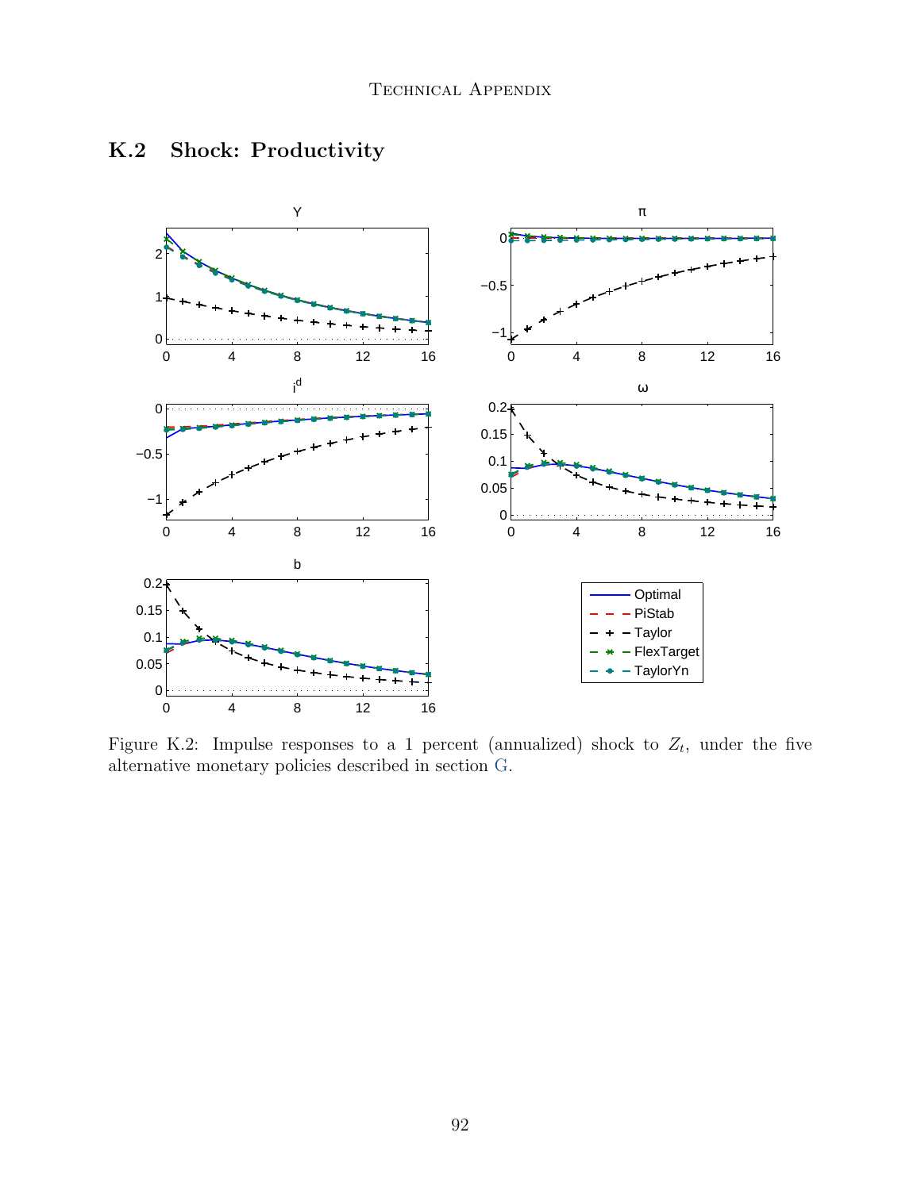## K.2 Shock: Productivity

Figure K.2: Impulse responses to a 1 percent (annualized) shock to $Z_t$, under the five alternative monetary policies described in section G.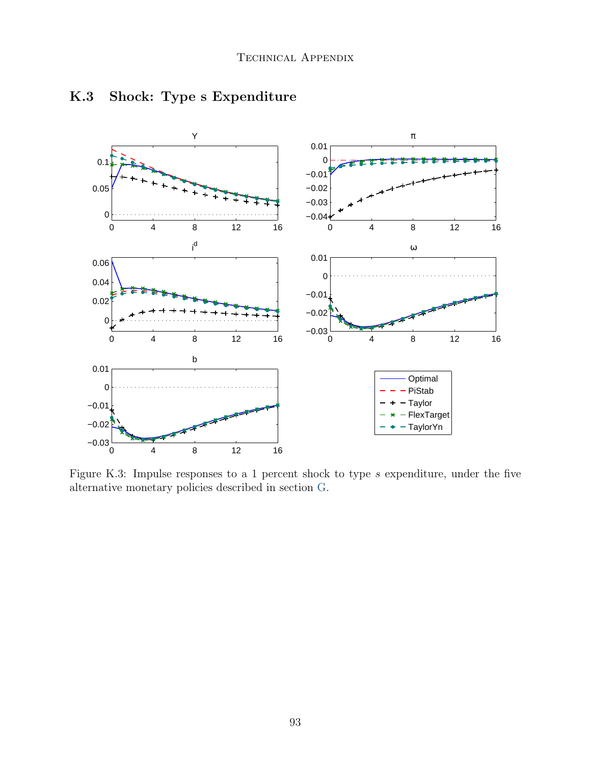## K.3 Shock: Type s Expenditure

Figure K.3: Impulse responses to a 1 percent shock to type $s$ expenditure, under the five alternative monetary policies described in section G.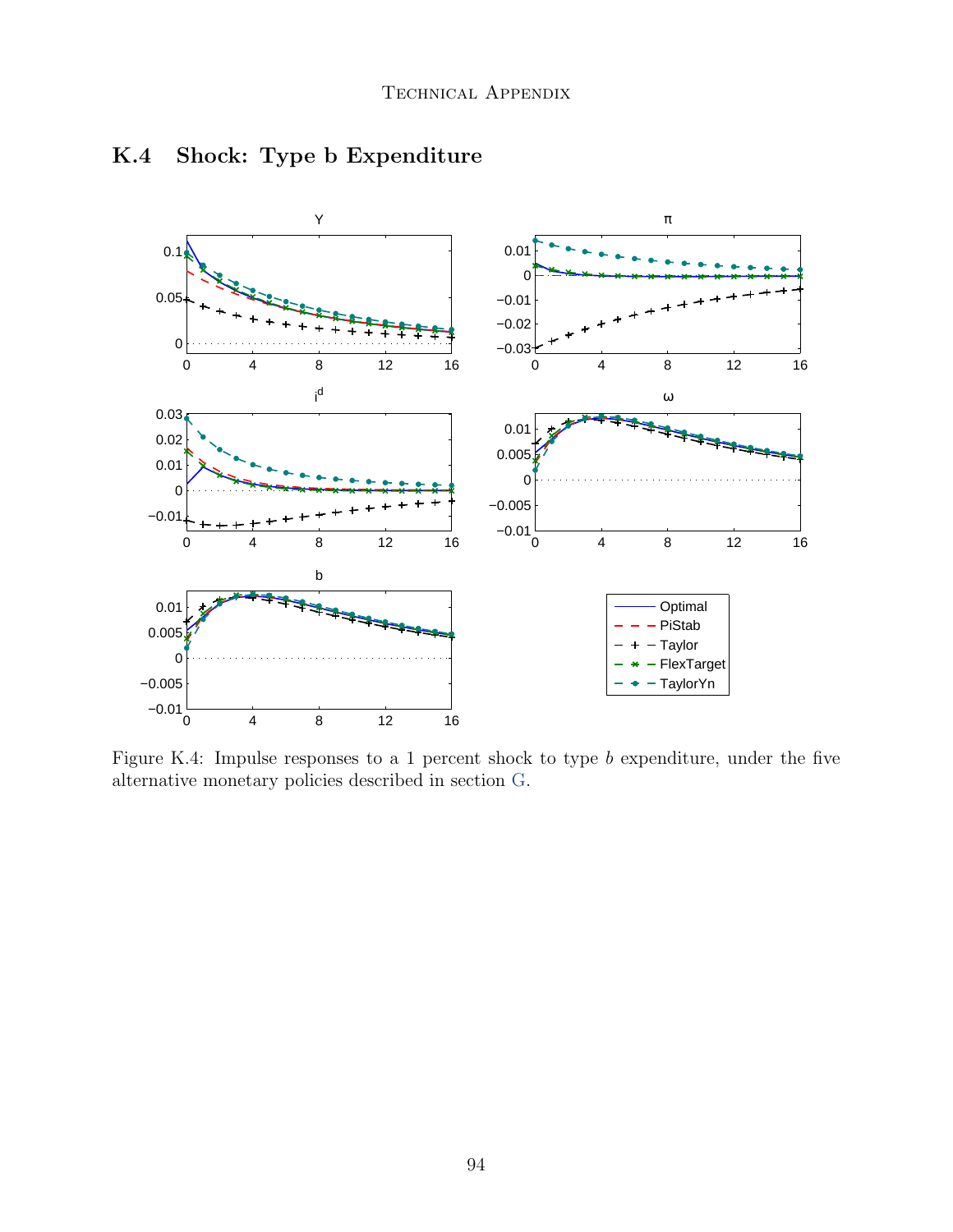## K.4 Shock: Type b Expenditure

Figure K.4: Impulse responses to a 1 percent shock to type $b$ expenditure, under the five alternative monetary policies described in section G.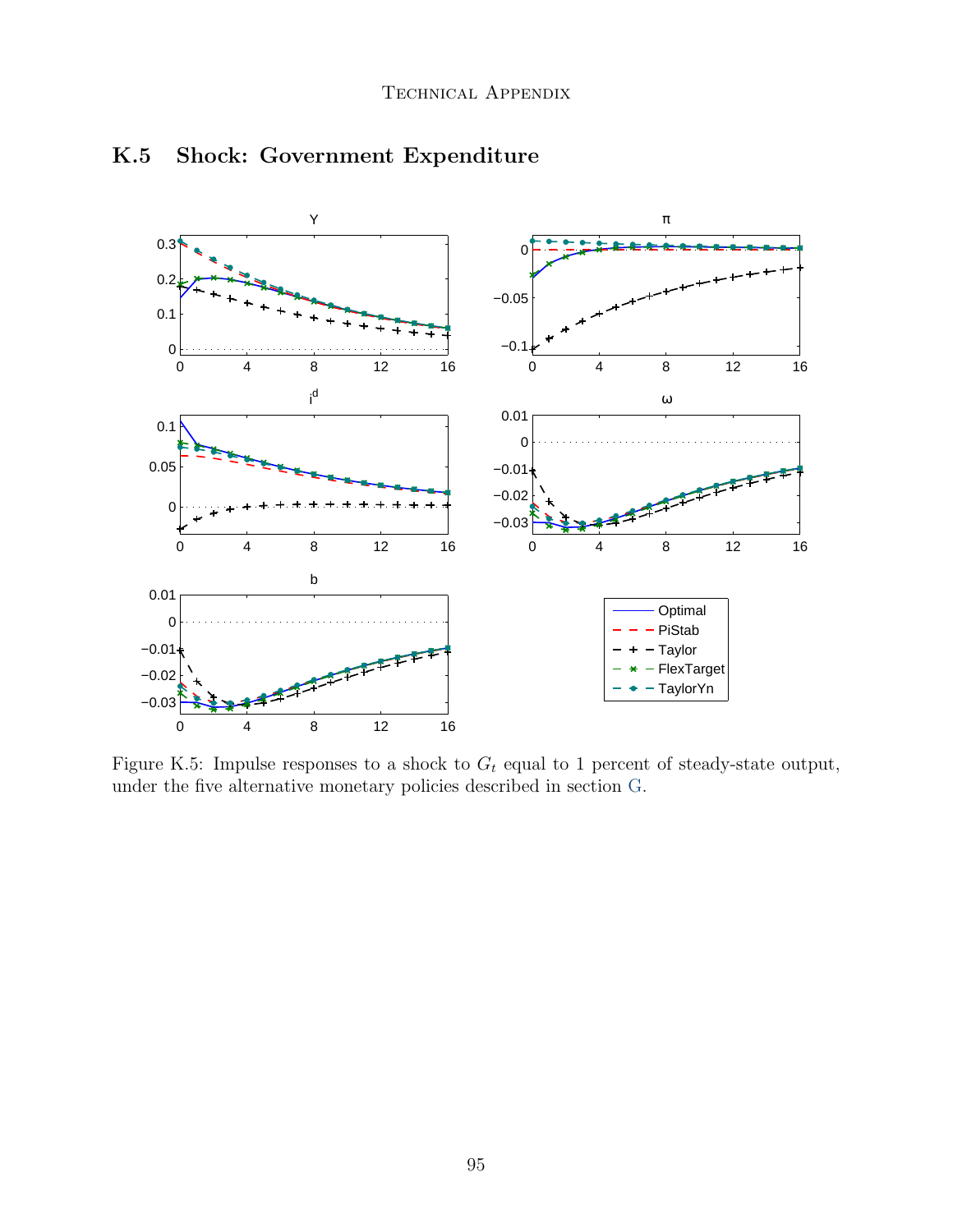## K.5 Shock: Government Expenditure

Figure K.5: Impulse responses to a shock to $G_t$ equal to 1 percent of steady-state output, under the five alternative monetary policies described in section G.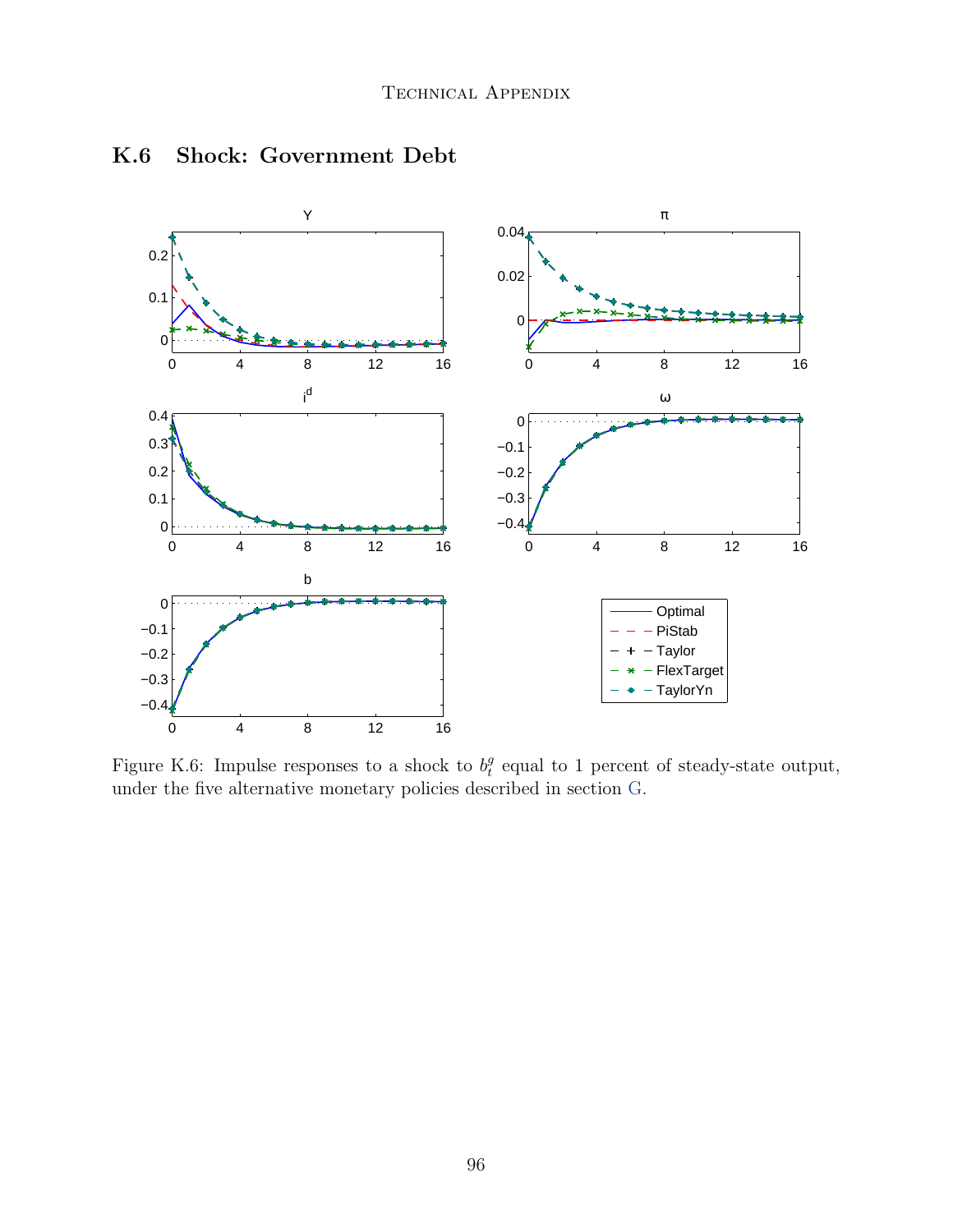## K.6 Shock: Government Debt

Figure K.6: Impulse responses to a shock to $b_t^g$ equal to 1 percent of steady-state output, under the five alternative monetary policies described in section G.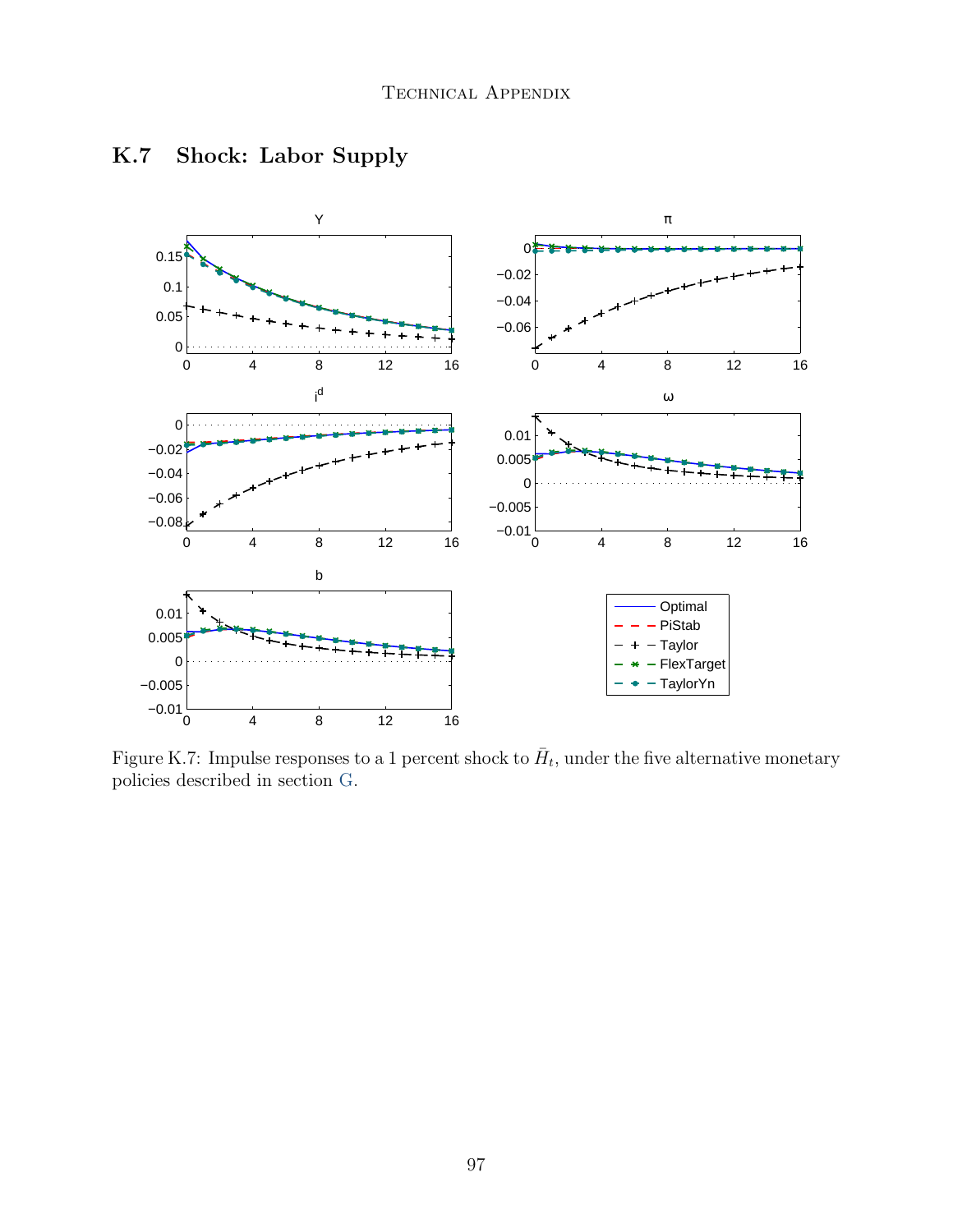## K.7 Shock: Labor Supply

Figure K.7: Impulse responses to a 1 percent shock to $\bar{H}_t$, under the five alternative monetary policies described in section G.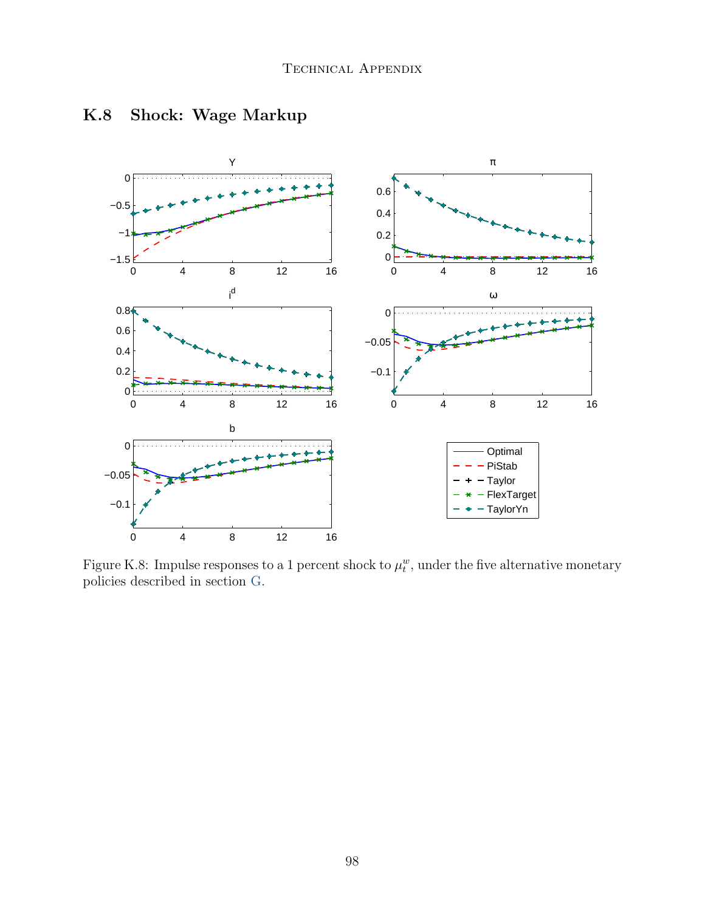## K.8 Shock: Wage Markup

Figure K.8: Impulse responses to a 1 percent shock to $\mu_t^w$, under the five alternative monetary policies described in section G.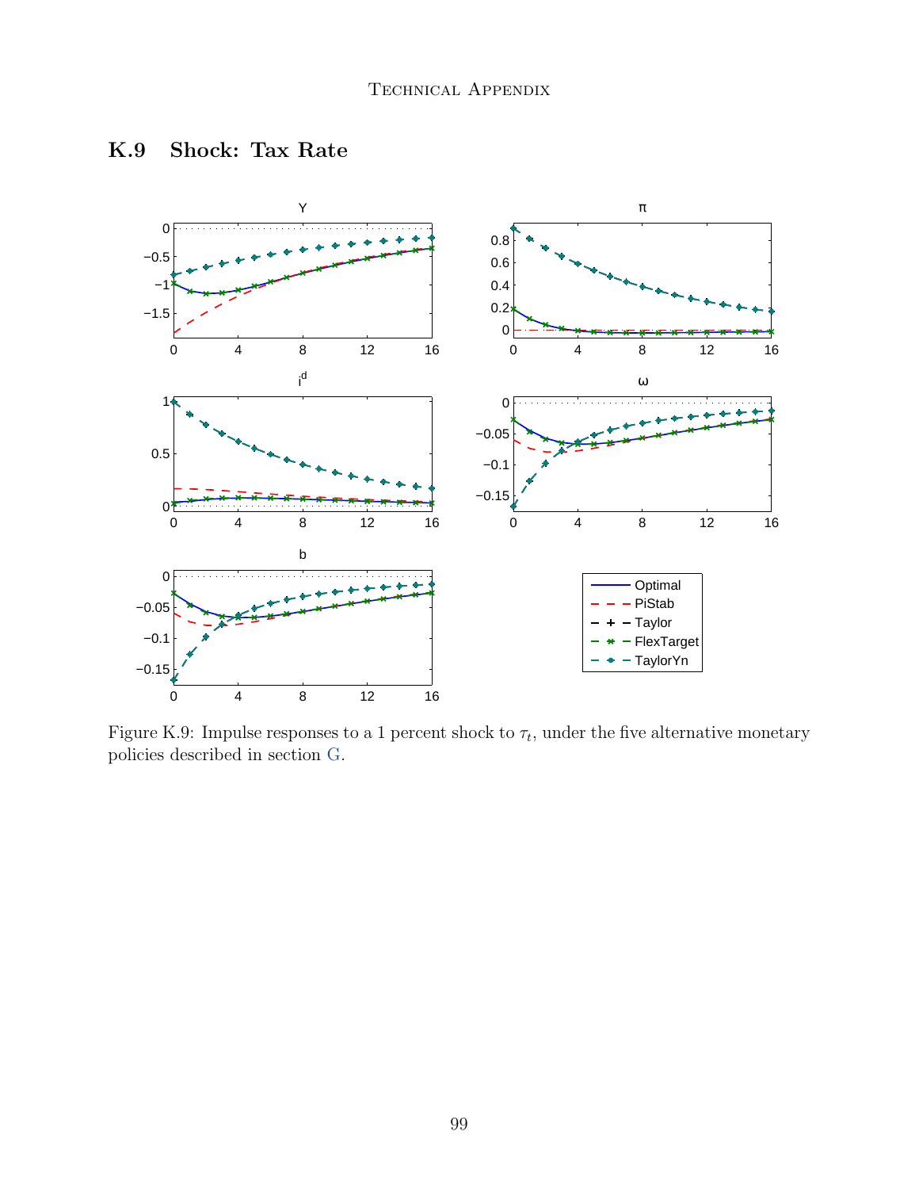## K.9 Shock: Tax Rate

Figure K.9: Impulse responses to a 1 percent shock to $\tau_t$, under the five alternative monetary policies described in section G.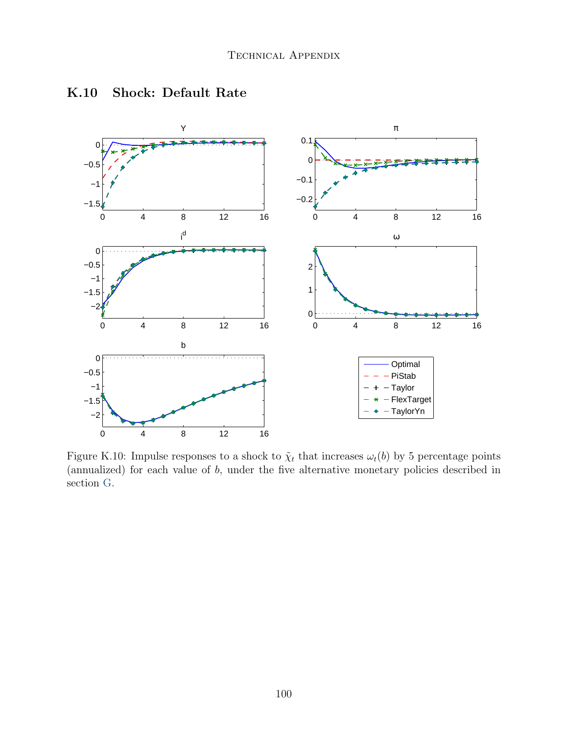## K.10 Shock: Default Rate

Figure K.10: Impulse responses to a shock to $\tilde{\chi}_t$ that increases $\omega_t(b)$ by 5 percentage points (annualized) for each value of $b$, under the five alternative monetary policies described in section G.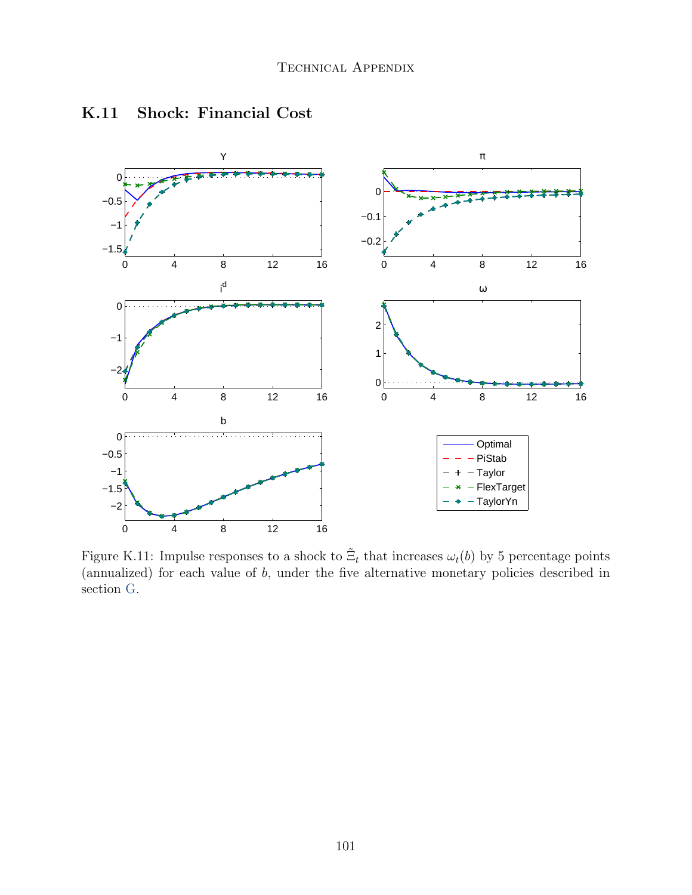## K.11 Shock: Financial Cost

Figure K.11: Impulse responses to a shock to $\tilde{\Xi}_t$ that increases $\omega_t(b)$ by 5 percentage points (annualized) for each value of $b$, under the five alternative monetary policies described in section G.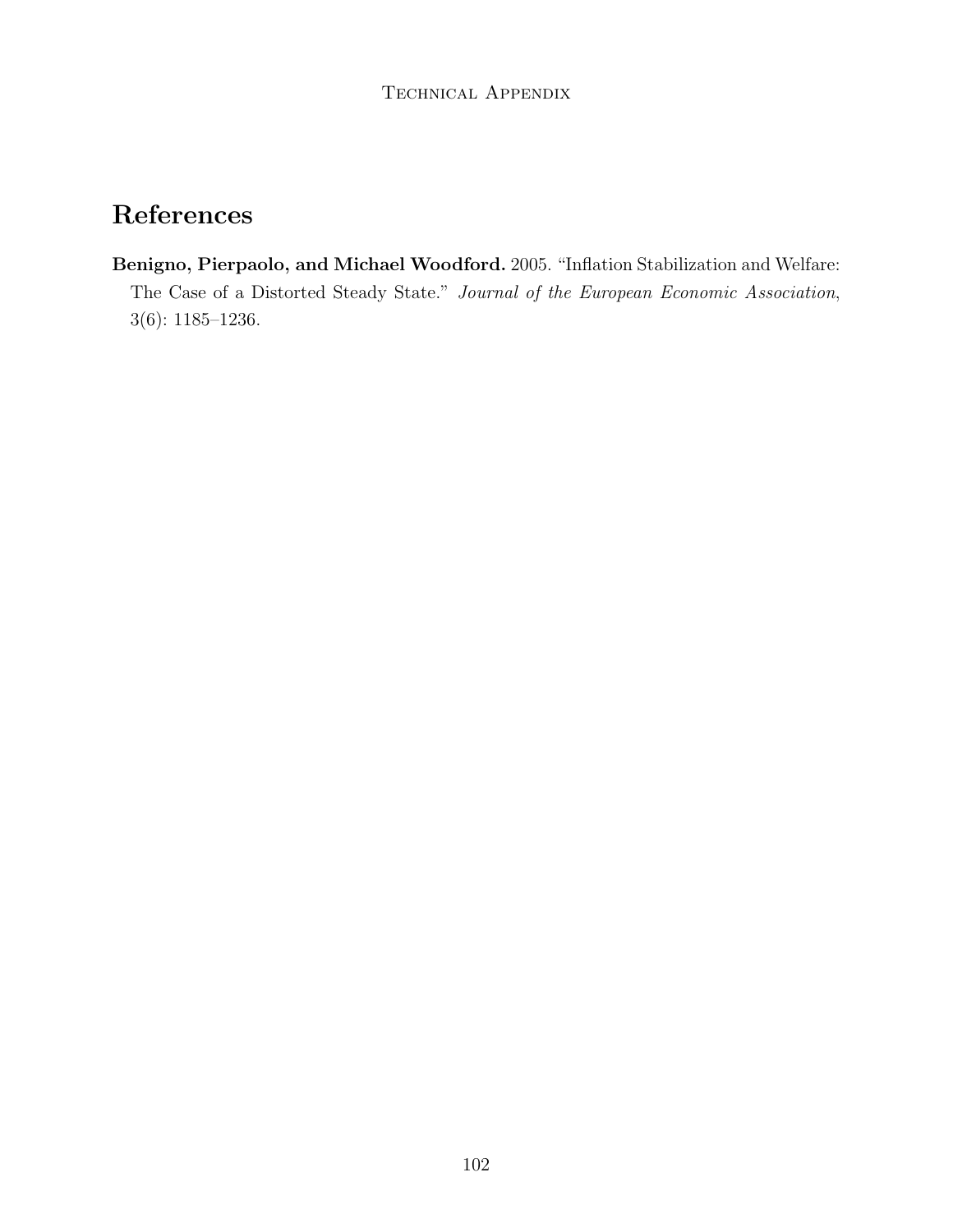# References

**Benigno, Pierpaolo, and Michael Woodford.** 2005. "Inflation Stabilization and Welfare: The Case of a Distorted Steady State." *Journal of the European Economic Association*, 3(6): 1185–1236.